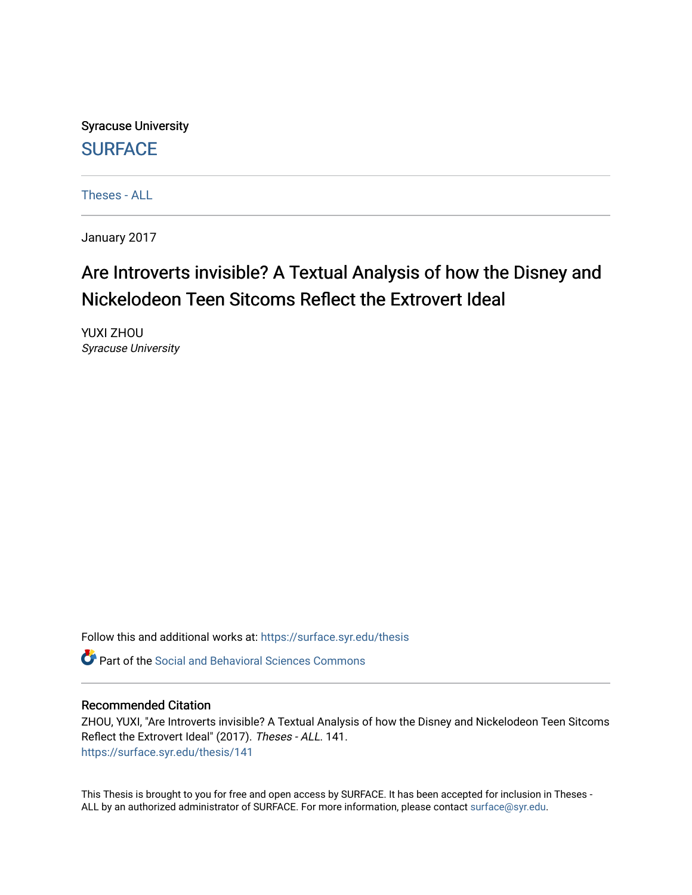Syracuse University

**SURFACE**

Theses - ALL

January 2017

# Are Introverts invisible? A Textual Analysis of how the Disney and Nickelodeon Teen Sitcoms Reflect the Extrovert Ideal

YUXI ZHOU
*Syracuse University*

Follow this and additional works at: https://surface.syr.edu/thesis

Part of the Social and Behavioral Sciences Commons

## Recommended Citation

ZHOU, YUXI, "Are Introverts invisible? A Textual Analysis of how the Disney and Nickelodeon Teen Sitcoms Reflect the Extrovert Ideal" (2017). *Theses - ALL*. 141.
https://surface.syr.edu/thesis/141

This Thesis is brought to you for free and open access by SURFACE. It has been accepted for inclusion in Theses - ALL by an authorized administrator of SURFACE. For more information, please contact surface@syr.edu.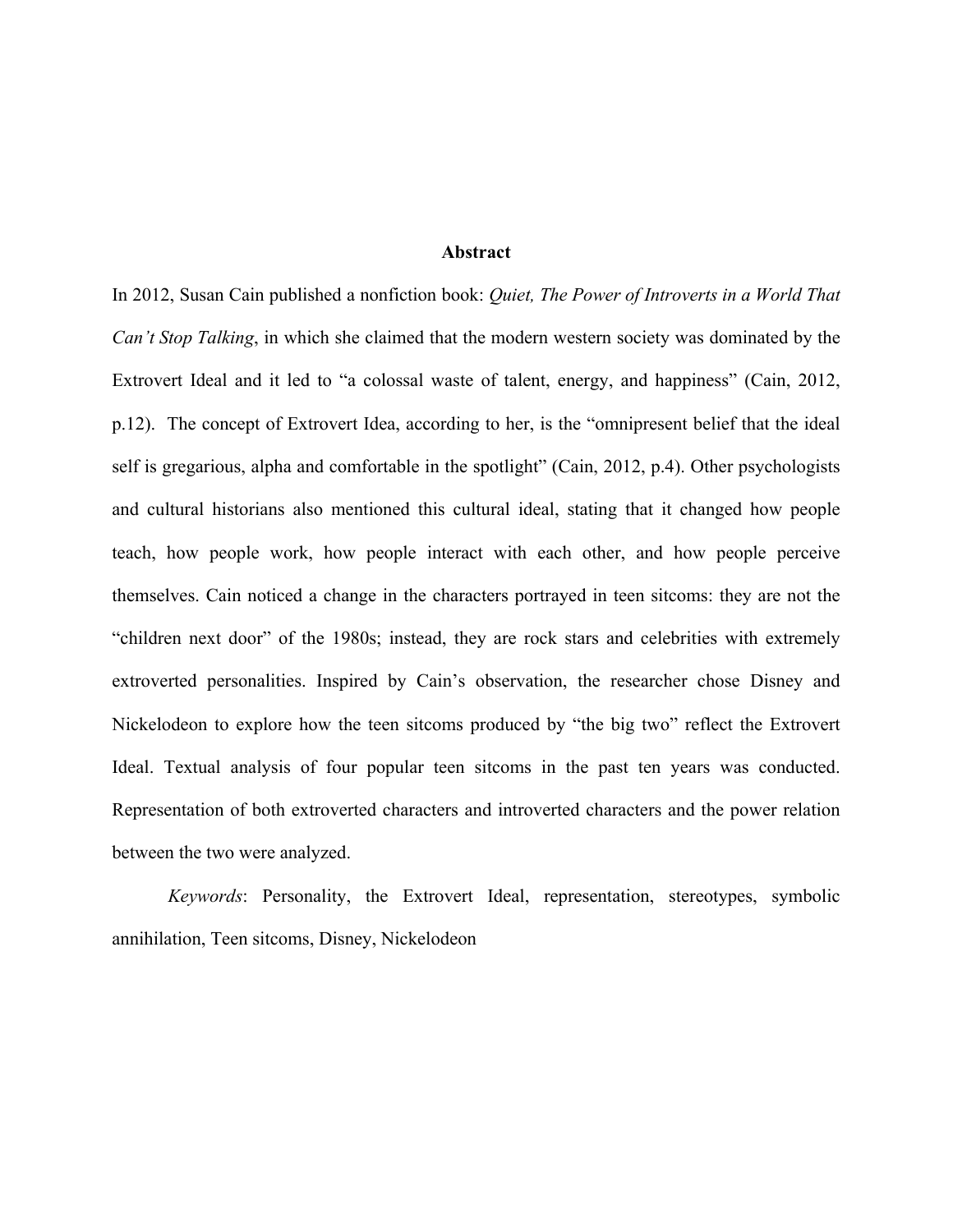# Abstract

In 2012, Susan Cain published a nonfiction book: *Quiet, The Power of Introverts in a World That Can't Stop Talking*, in which she claimed that the modern western society was dominated by the Extrovert Ideal and it led to "a colossal waste of talent, energy, and happiness" (Cain, 2012, p.12). The concept of Extrovert Idea, according to her, is the "omnipresent belief that the ideal self is gregarious, alpha and comfortable in the spotlight" (Cain, 2012, p.4). Other psychologists and cultural historians also mentioned this cultural ideal, stating that it changed how people teach, how people work, how people interact with each other, and how people perceive themselves. Cain noticed a change in the characters portrayed in teen sitcoms: they are not the "children next door" of the 1980s; instead, they are rock stars and celebrities with extremely extroverted personalities. Inspired by Cain's observation, the researcher chose Disney and Nickelodeon to explore how the teen sitcoms produced by "the big two" reflect the Extrovert Ideal. Textual analysis of four popular teen sitcoms in the past ten years was conducted. Representation of both extroverted characters and introverted characters and the power relation between the two were analyzed.

*Keywords*: Personality, the Extrovert Ideal, representation, stereotypes, symbolic annihilation, Teen sitcoms, Disney, Nickelodeon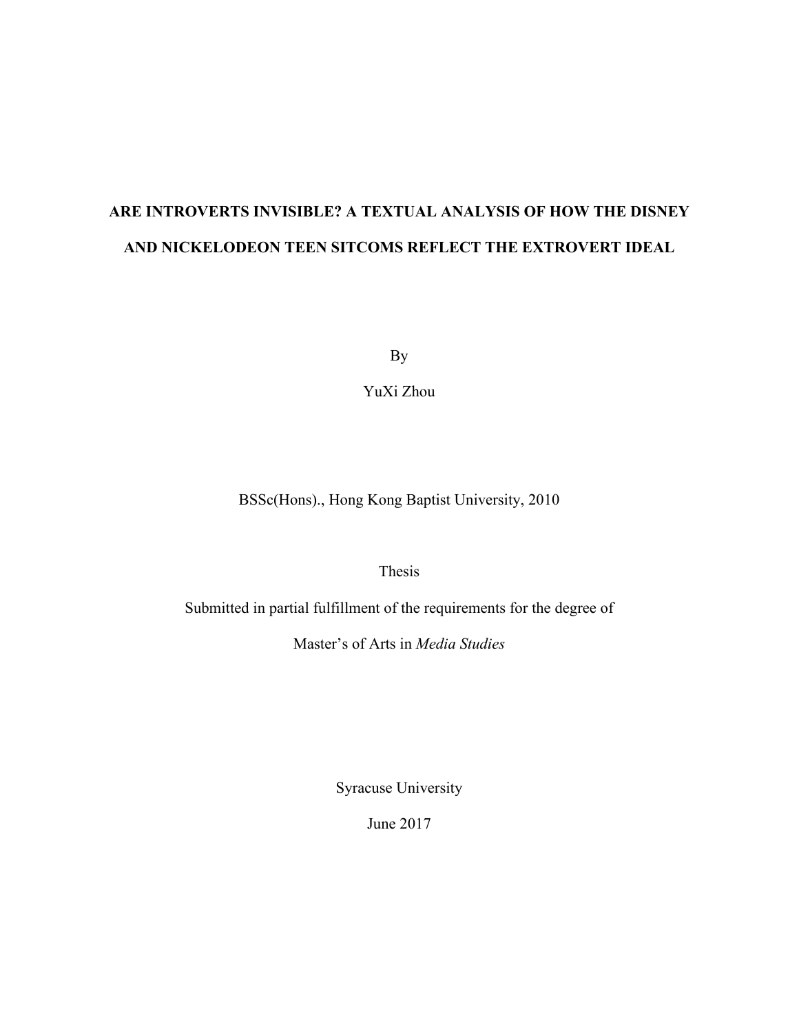# ARE INTROVERTS INVISIBLE? A TEXTUAL ANALYSIS OF HOW THE DISNEY AND NICKELODEON TEEN SITCOMS REFLECT THE EXTROVERT IDEAL

By

YuXi Zhou

BSSc(Hons)., Hong Kong Baptist University, 2010

Thesis

Submitted in partial fulfillment of the requirements for the degree of

Master's of Arts in *Media Studies*

Syracuse University

June 2017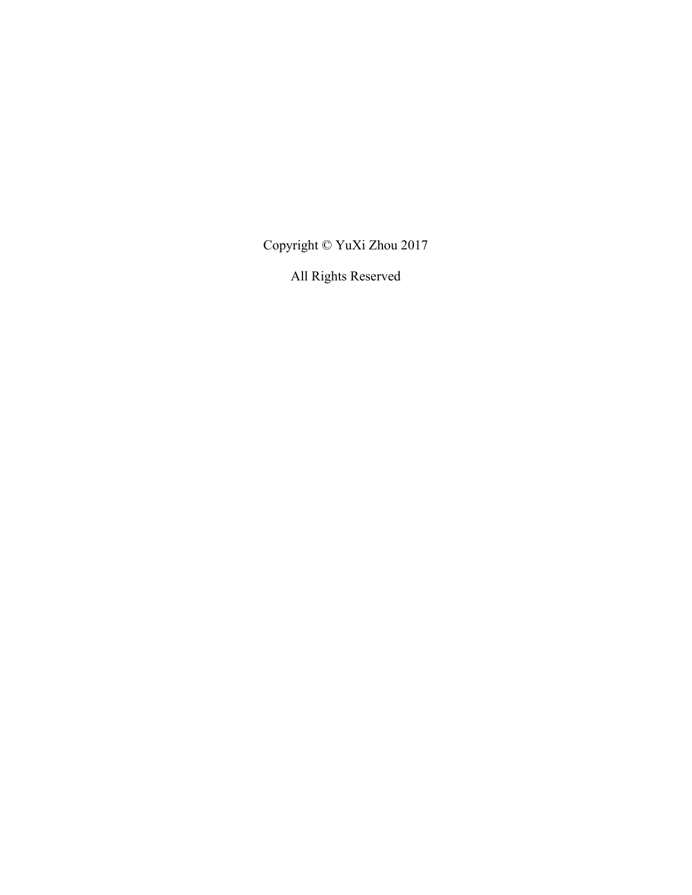Copyright © YuXi Zhou 2017

All Rights Reserved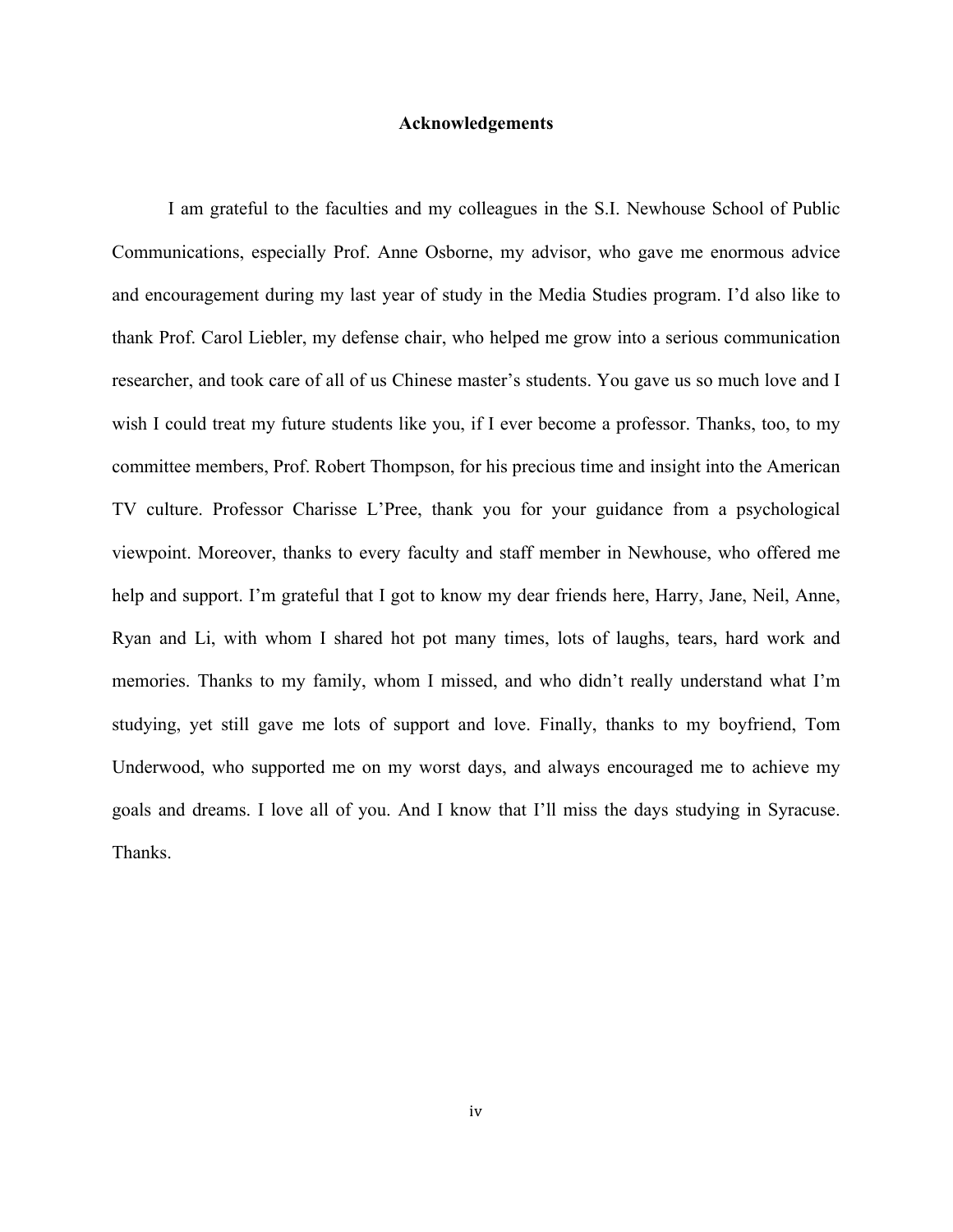# Acknowledgements

I am grateful to the faculties and my colleagues in the S.I. Newhouse School of Public Communications, especially Prof. Anne Osborne, my advisor, who gave me enormous advice and encouragement during my last year of study in the Media Studies program. I'd also like to thank Prof. Carol Liebler, my defense chair, who helped me grow into a serious communication researcher, and took care of all of us Chinese master's students. You gave us so much love and I wish I could treat my future students like you, if I ever become a professor. Thanks, too, to my committee members, Prof. Robert Thompson, for his precious time and insight into the American TV culture. Professor Charisse L'Pree, thank you for your guidance from a psychological viewpoint. Moreover, thanks to every faculty and staff member in Newhouse, who offered me help and support. I'm grateful that I got to know my dear friends here, Harry, Jane, Neil, Anne, Ryan and Li, with whom I shared hot pot many times, lots of laughs, tears, hard work and memories. Thanks to my family, whom I missed, and who didn't really understand what I'm studying, yet still gave me lots of support and love. Finally, thanks to my boyfriend, Tom Underwood, who supported me on my worst days, and always encouraged me to achieve my goals and dreams. I love all of you. And I know that I'll miss the days studying in Syracuse. Thanks.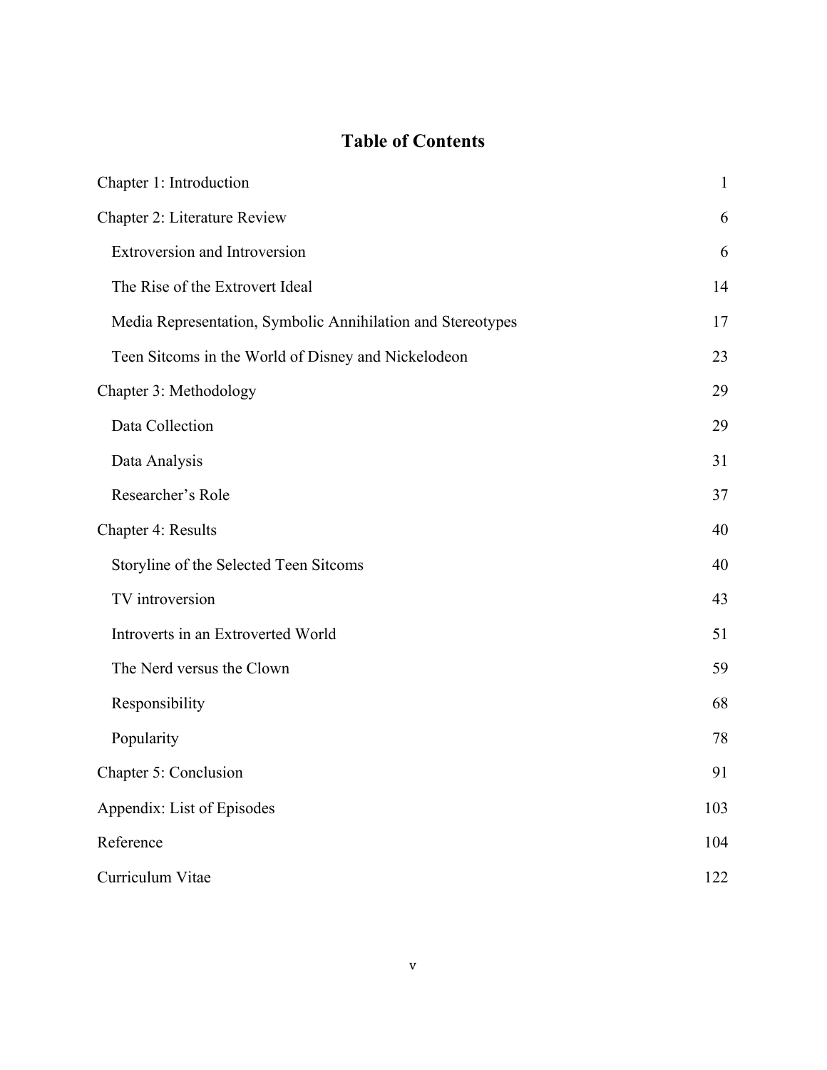# Table of Contents

| | |
|---|---|
| Chapter 1: Introduction | 1 |
| Chapter 2: Literature Review | 6 |
| Extroversion and Introversion | 6 |
| The Rise of the Extrovert Ideal | 14 |
| Media Representation, Symbolic Annihilation and Stereotypes | 17 |
| Teen Sitcoms in the World of Disney and Nickelodeon | 23 |
| Chapter 3: Methodology | 29 |
| Data Collection | 29 |
| Data Analysis | 31 |
| Researcher's Role | 37 |
| Chapter 4: Results | 40 |
| Storyline of the Selected Teen Sitcoms | 40 |
| TV introversion | 43 |
| Introverts in an Extroverted World | 51 |
| The Nerd versus the Clown | 59 |
| Responsibility | 68 |
| Popularity | 78 |
| Chapter 5: Conclusion | 91 |
| Appendix: List of Episodes | 103 |
| Reference | 104 |
| Curriculum Vitae | 122 |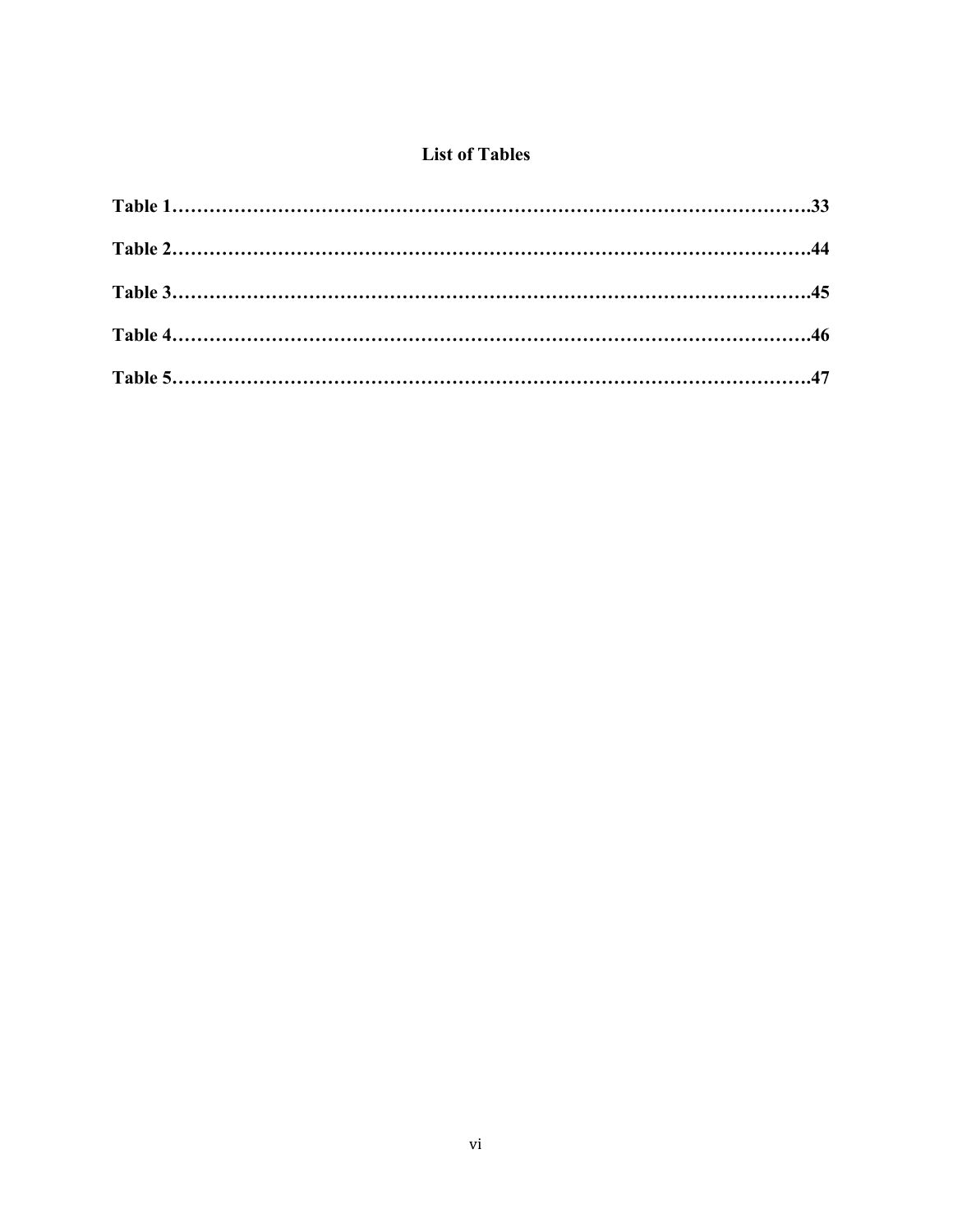# List of Tables

**Table 1……………………………………………………………………………………….33**

**Table 2……………………………………………………………………………………….44**

**Table 3……………………………………………………………………………………….45**

**Table 4……………………………………………………………………………………….46**

**Table 5……………………………………………………………………………………….47**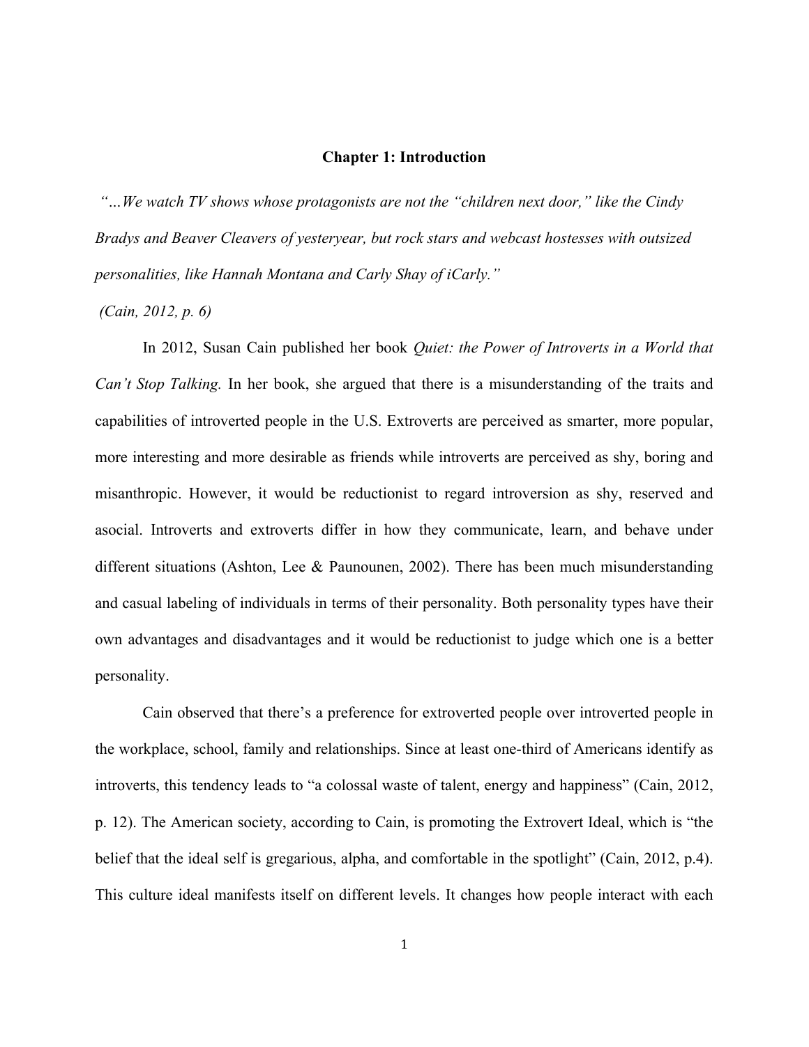# Chapter 1: Introduction

*"…We watch TV shows whose protagonists are not the "children next door," like the Cindy Bradys and Beaver Cleavers of yesteryear, but rock stars and webcast hostesses with outsized personalities, like Hannah Montana and Carly Shay of iCarly."*

*(Cain, 2012, p. 6)*

In 2012, Susan Cain published her book *Quiet: the Power of Introverts in a World that Can't Stop Talking.* In her book, she argued that there is a misunderstanding of the traits and capabilities of introverted people in the U.S. Extroverts are perceived as smarter, more popular, more interesting and more desirable as friends while introverts are perceived as shy, boring and misanthropic. However, it would be reductionist to regard introversion as shy, reserved and asocial. Introverts and extroverts differ in how they communicate, learn, and behave under different situations (Ashton, Lee & Paunounen, 2002). There has been much misunderstanding and casual labeling of individuals in terms of their personality. Both personality types have their own advantages and disadvantages and it would be reductionist to judge which one is a better personality.

Cain observed that there's a preference for extroverted people over introverted people in the workplace, school, family and relationships. Since at least one-third of Americans identify as introverts, this tendency leads to "a colossal waste of talent, energy and happiness" (Cain, 2012, p. 12). The American society, according to Cain, is promoting the Extrovert Ideal, which is "the belief that the ideal self is gregarious, alpha, and comfortable in the spotlight" (Cain, 2012, p.4). This culture ideal manifests itself on different levels. It changes how people interact with each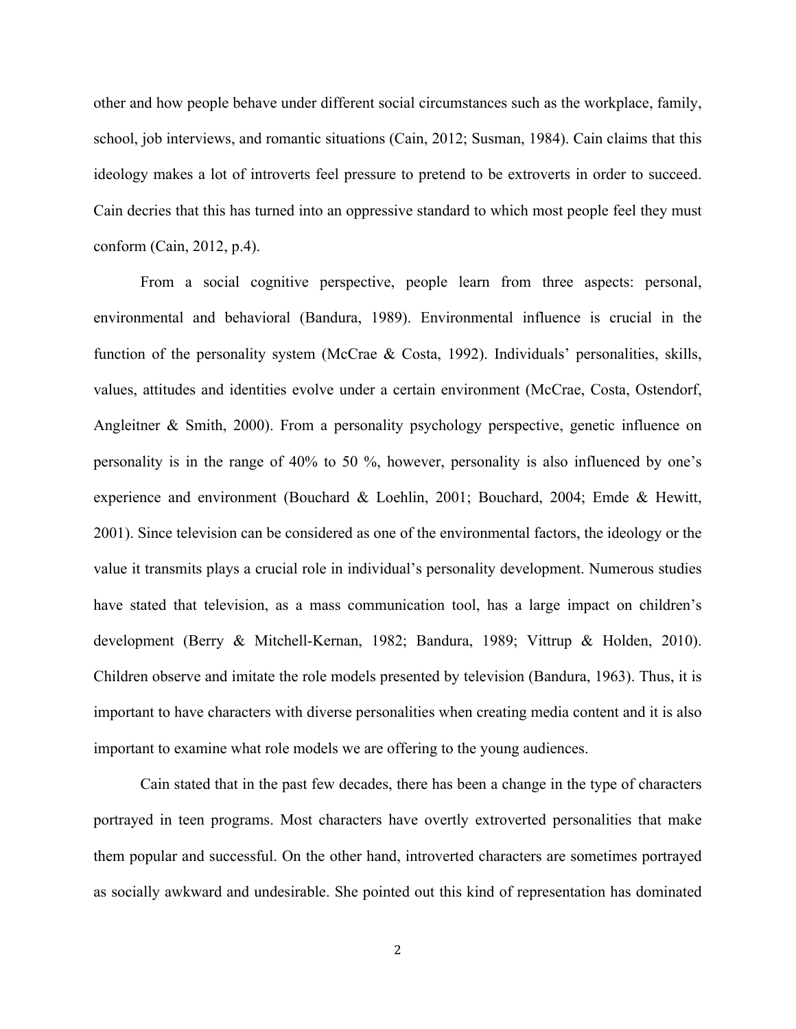other and how people behave under different social circumstances such as the workplace, family, school, job interviews, and romantic situations (Cain, 2012; Susman, 1984). Cain claims that this ideology makes a lot of introverts feel pressure to pretend to be extroverts in order to succeed. Cain decries that this has turned into an oppressive standard to which most people feel they must conform (Cain, 2012, p.4).

From a social cognitive perspective, people learn from three aspects: personal, environmental and behavioral (Bandura, 1989). Environmental influence is crucial in the function of the personality system (McCrae & Costa, 1992). Individuals' personalities, skills, values, attitudes and identities evolve under a certain environment (McCrae, Costa, Ostendorf, Angleitner & Smith, 2000). From a personality psychology perspective, genetic influence on personality is in the range of 40% to 50 %, however, personality is also influenced by one's experience and environment (Bouchard & Loehlin, 2001; Bouchard, 2004; Emde & Hewitt, 2001). Since television can be considered as one of the environmental factors, the ideology or the value it transmits plays a crucial role in individual's personality development. Numerous studies have stated that television, as a mass communication tool, has a large impact on children's development (Berry & Mitchell-Kernan, 1982; Bandura, 1989; Vittrup & Holden, 2010). Children observe and imitate the role models presented by television (Bandura, 1963). Thus, it is important to have characters with diverse personalities when creating media content and it is also important to examine what role models we are offering to the young audiences.

Cain stated that in the past few decades, there has been a change in the type of characters portrayed in teen programs. Most characters have overtly extroverted personalities that make them popular and successful. On the other hand, introverted characters are sometimes portrayed as socially awkward and undesirable. She pointed out this kind of representation has dominated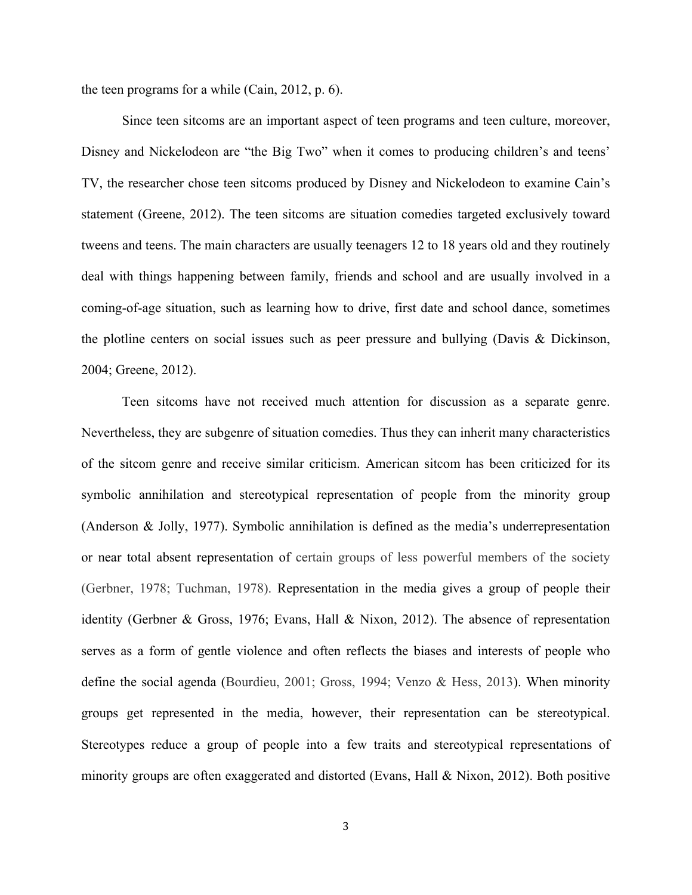the teen programs for a while (Cain, 2012, p. 6).

Since teen sitcoms are an important aspect of teen programs and teen culture, moreover, Disney and Nickelodeon are "the Big Two" when it comes to producing children's and teens' TV, the researcher chose teen sitcoms produced by Disney and Nickelodeon to examine Cain's statement (Greene, 2012). The teen sitcoms are situation comedies targeted exclusively toward tweens and teens. The main characters are usually teenagers 12 to 18 years old and they routinely deal with things happening between family, friends and school and are usually involved in a coming-of-age situation, such as learning how to drive, first date and school dance, sometimes the plotline centers on social issues such as peer pressure and bullying (Davis & Dickinson, 2004; Greene, 2012).

Teen sitcoms have not received much attention for discussion as a separate genre. Nevertheless, they are subgenre of situation comedies. Thus they can inherit many characteristics of the sitcom genre and receive similar criticism. American sitcom has been criticized for its symbolic annihilation and stereotypical representation of people from the minority group (Anderson & Jolly, 1977). Symbolic annihilation is defined as the media's underrepresentation or near total absent representation of certain groups of less powerful members of the society (Gerbner, 1978; Tuchman, 1978). Representation in the media gives a group of people their identity (Gerbner & Gross, 1976; Evans, Hall & Nixon, 2012). The absence of representation serves as a form of gentle violence and often reflects the biases and interests of people who define the social agenda (Bourdieu, 2001; Gross, 1994; Venzo & Hess, 2013). When minority groups get represented in the media, however, their representation can be stereotypical. Stereotypes reduce a group of people into a few traits and stereotypical representations of minority groups are often exaggerated and distorted (Evans, Hall & Nixon, 2012). Both positive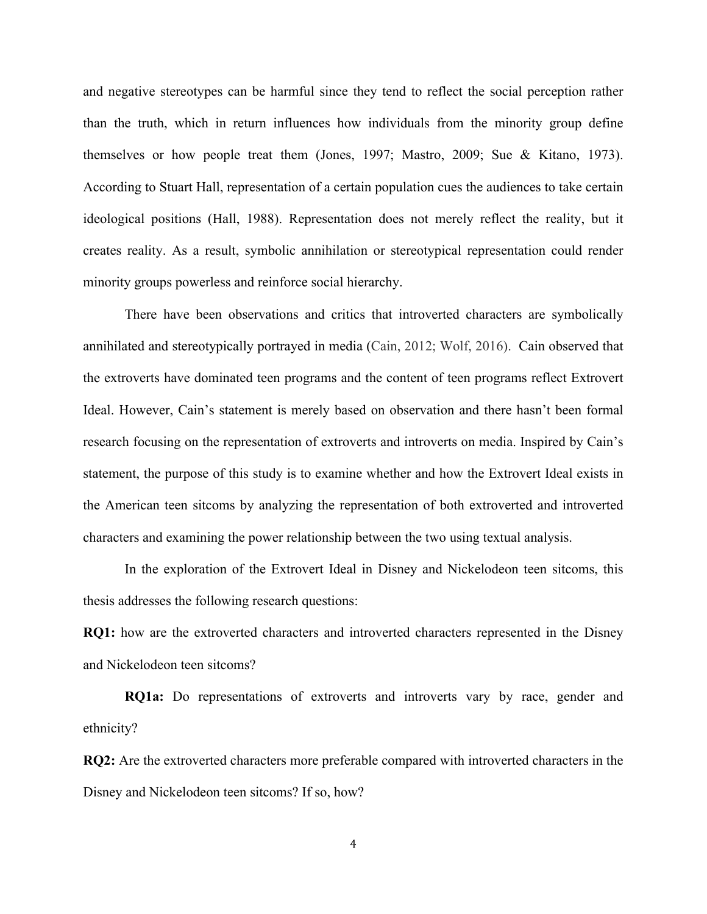and negative stereotypes can be harmful since they tend to reflect the social perception rather than the truth, which in return influences how individuals from the minority group define themselves or how people treat them (Jones, 1997; Mastro, 2009; Sue & Kitano, 1973). According to Stuart Hall, representation of a certain population cues the audiences to take certain ideological positions (Hall, 1988). Representation does not merely reflect the reality, but it creates reality. As a result, symbolic annihilation or stereotypical representation could render minority groups powerless and reinforce social hierarchy.

There have been observations and critics that introverted characters are symbolically annihilated and stereotypically portrayed in media (Cain, 2012; Wolf, 2016). Cain observed that the extroverts have dominated teen programs and the content of teen programs reflect Extrovert Ideal. However, Cain's statement is merely based on observation and there hasn't been formal research focusing on the representation of extroverts and introverts on media. Inspired by Cain's statement, the purpose of this study is to examine whether and how the Extrovert Ideal exists in the American teen sitcoms by analyzing the representation of both extroverted and introverted characters and examining the power relationship between the two using textual analysis.

In the exploration of the Extrovert Ideal in Disney and Nickelodeon teen sitcoms, this thesis addresses the following research questions:

**RQ1:** how are the extroverted characters and introverted characters represented in the Disney and Nickelodeon teen sitcoms?

**RQ1a:** Do representations of extroverts and introverts vary by race, gender and ethnicity?

**RQ2:** Are the extroverted characters more preferable compared with introverted characters in the Disney and Nickelodeon teen sitcoms? If so, how?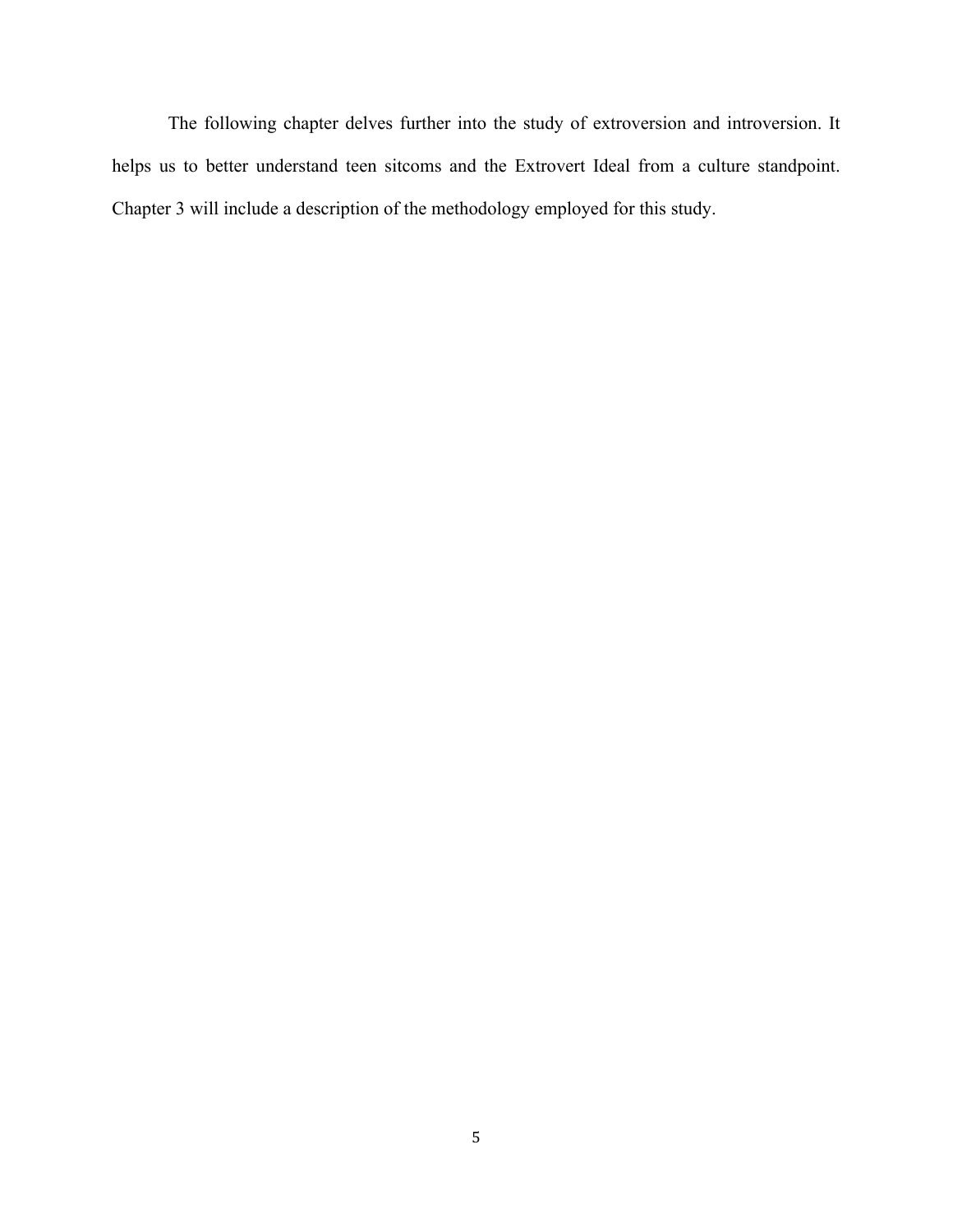The following chapter delves further into the study of extroversion and introversion. It helps us to better understand teen sitcoms and the Extrovert Ideal from a culture standpoint. Chapter 3 will include a description of the methodology employed for this study.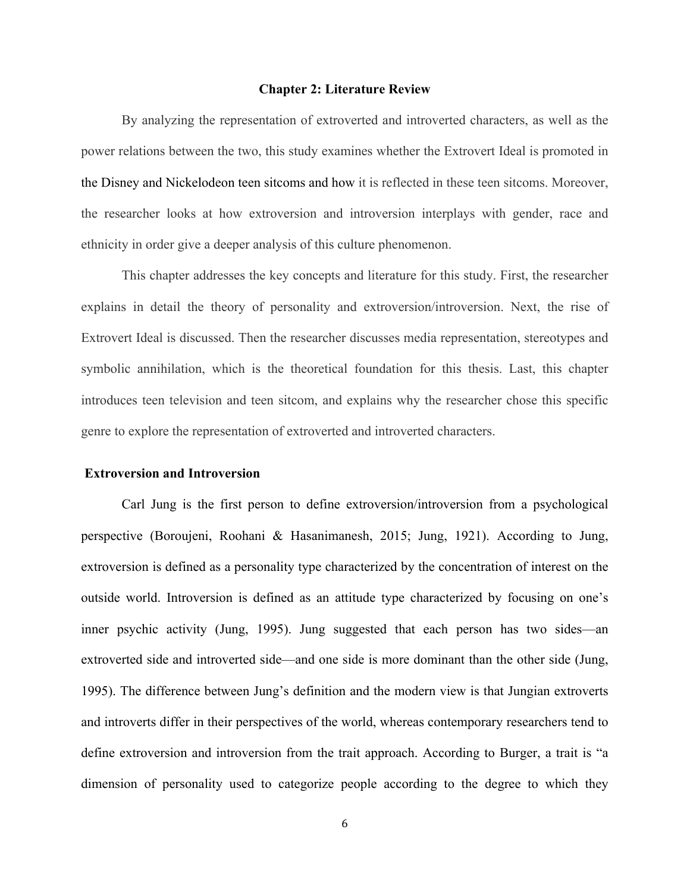## Chapter 2: Literature Review

By analyzing the representation of extroverted and introverted characters, as well as the power relations between the two, this study examines whether the Extrovert Ideal is promoted in the Disney and Nickelodeon teen sitcoms and how it is reflected in these teen sitcoms. Moreover, the researcher looks at how extroversion and introversion interplays with gender, race and ethnicity in order give a deeper analysis of this culture phenomenon.

This chapter addresses the key concepts and literature for this study. First, the researcher explains in detail the theory of personality and extroversion/introversion. Next, the rise of Extrovert Ideal is discussed. Then the researcher discusses media representation, stereotypes and symbolic annihilation, which is the theoretical foundation for this thesis. Last, this chapter introduces teen television and teen sitcom, and explains why the researcher chose this specific genre to explore the representation of extroverted and introverted characters.

### Extroversion and Introversion

Carl Jung is the first person to define extroversion/introversion from a psychological perspective (Boroujeni, Roohani & Hasanimanesh, 2015; Jung, 1921). According to Jung, extroversion is defined as a personality type characterized by the concentration of interest on the outside world. Introversion is defined as an attitude type characterized by focusing on one's inner psychic activity (Jung, 1995). Jung suggested that each person has two sides—an extroverted side and introverted side—and one side is more dominant than the other side (Jung, 1995). The difference between Jung's definition and the modern view is that Jungian extroverts and introverts differ in their perspectives of the world, whereas contemporary researchers tend to define extroversion and introversion from the trait approach. According to Burger, a trait is "a dimension of personality used to categorize people according to the degree to which they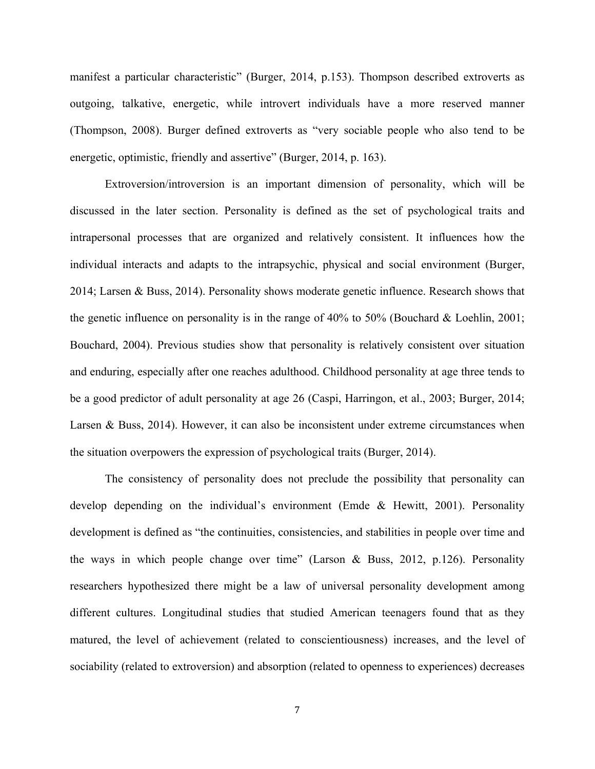manifest a particular characteristic" (Burger, 2014, p.153). Thompson described extroverts as outgoing, talkative, energetic, while introvert individuals have a more reserved manner (Thompson, 2008). Burger defined extroverts as "very sociable people who also tend to be energetic, optimistic, friendly and assertive" (Burger, 2014, p. 163).

Extroversion/introversion is an important dimension of personality, which will be discussed in the later section. Personality is defined as the set of psychological traits and intrapersonal processes that are organized and relatively consistent. It influences how the individual interacts and adapts to the intrapsychic, physical and social environment (Burger, 2014; Larsen & Buss, 2014). Personality shows moderate genetic influence. Research shows that the genetic influence on personality is in the range of 40% to 50% (Bouchard & Loehlin, 2001; Bouchard, 2004). Previous studies show that personality is relatively consistent over situation and enduring, especially after one reaches adulthood. Childhood personality at age three tends to be a good predictor of adult personality at age 26 (Caspi, Harringon, et al., 2003; Burger, 2014; Larsen & Buss, 2014). However, it can also be inconsistent under extreme circumstances when the situation overpowers the expression of psychological traits (Burger, 2014).

The consistency of personality does not preclude the possibility that personality can develop depending on the individual's environment (Emde & Hewitt, 2001). Personality development is defined as "the continuities, consistencies, and stabilities in people over time and the ways in which people change over time" (Larson & Buss, 2012, p.126). Personality researchers hypothesized there might be a law of universal personality development among different cultures. Longitudinal studies that studied American teenagers found that as they matured, the level of achievement (related to conscientiousness) increases, and the level of sociability (related to extroversion) and absorption (related to openness to experiences) decreases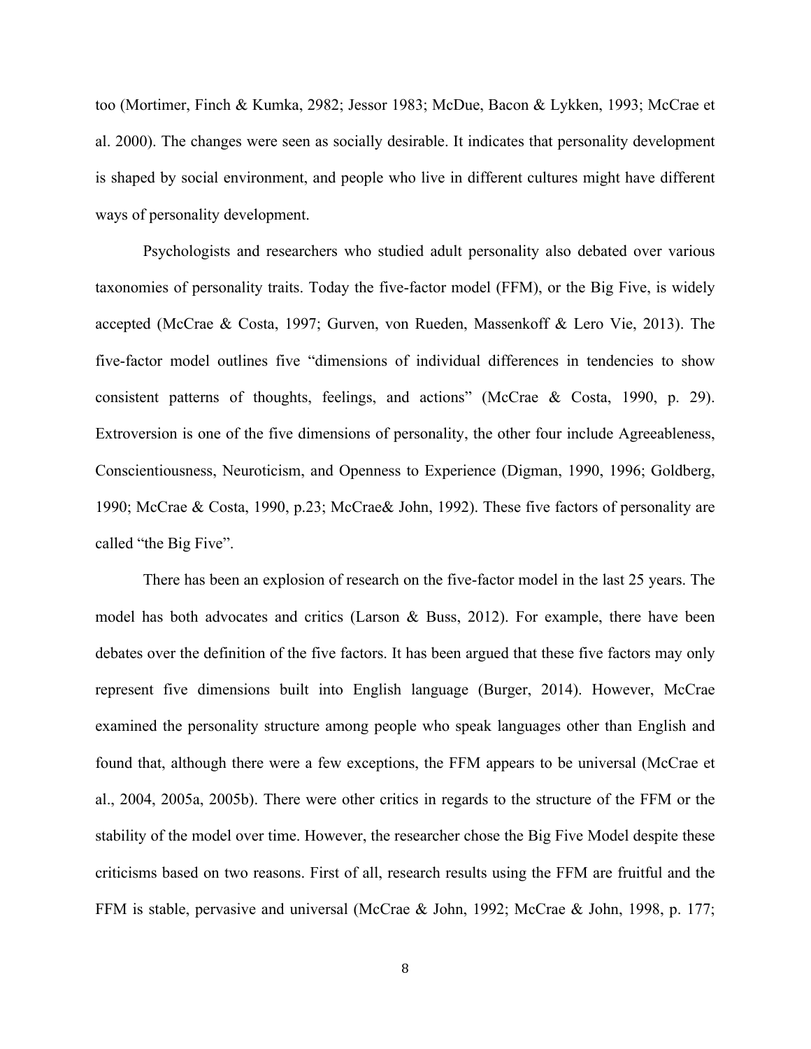too (Mortimer, Finch & Kumka, 2982; Jessor 1983; McDue, Bacon & Lykken, 1993; McCrae et al. 2000). The changes were seen as socially desirable. It indicates that personality development is shaped by social environment, and people who live in different cultures might have different ways of personality development.

Psychologists and researchers who studied adult personality also debated over various taxonomies of personality traits. Today the five-factor model (FFM), or the Big Five, is widely accepted (McCrae & Costa, 1997; Gurven, von Rueden, Massenkoff & Lero Vie, 2013). The five-factor model outlines five "dimensions of individual differences in tendencies to show consistent patterns of thoughts, feelings, and actions" (McCrae & Costa, 1990, p. 29). Extroversion is one of the five dimensions of personality, the other four include Agreeableness, Conscientiousness, Neuroticism, and Openness to Experience (Digman, 1990, 1996; Goldberg, 1990; McCrae & Costa, 1990, p.23; McCrae& John, 1992). These five factors of personality are called "the Big Five".

There has been an explosion of research on the five-factor model in the last 25 years. The model has both advocates and critics (Larson & Buss, 2012). For example, there have been debates over the definition of the five factors. It has been argued that these five factors may only represent five dimensions built into English language (Burger, 2014). However, McCrae examined the personality structure among people who speak languages other than English and found that, although there were a few exceptions, the FFM appears to be universal (McCrae et al., 2004, 2005a, 2005b). There were other critics in regards to the structure of the FFM or the stability of the model over time. However, the researcher chose the Big Five Model despite these criticisms based on two reasons. First of all, research results using the FFM are fruitful and the FFM is stable, pervasive and universal (McCrae & John, 1992; McCrae & John, 1998, p. 177;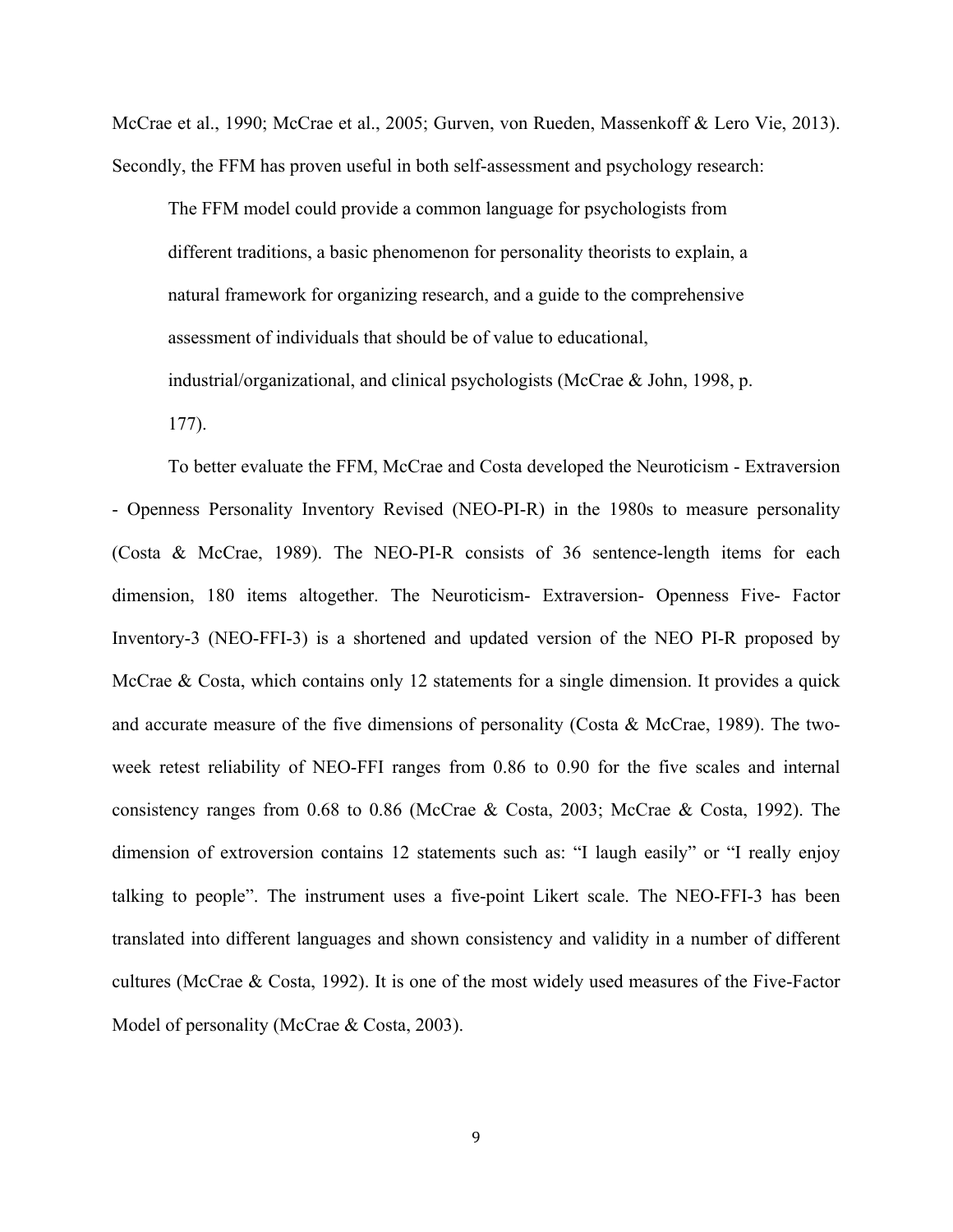McCrae et al., 1990; McCrae et al., 2005; Gurven, von Rueden, Massenkoff & Lero Vie, 2013). Secondly, the FFM has proven useful in both self-assessment and psychology research:

> The FFM model could provide a common language for psychologists from different traditions, a basic phenomenon for personality theorists to explain, a natural framework for organizing research, and a guide to the comprehensive assessment of individuals that should be of value to educational, industrial/organizational, and clinical psychologists (McCrae & John, 1998, p. 177).

To better evaluate the FFM, McCrae and Costa developed the Neuroticism - Extraversion - Openness Personality Inventory Revised (NEO-PI-R) in the 1980s to measure personality (Costa & McCrae, 1989). The NEO-PI-R consists of 36 sentence-length items for each dimension, 180 items altogether. The Neuroticism- Extraversion- Openness Five- Factor Inventory-3 (NEO-FFI-3) is a shortened and updated version of the NEO PI-R proposed by McCrae & Costa, which contains only 12 statements for a single dimension. It provides a quick and accurate measure of the five dimensions of personality (Costa & McCrae, 1989). The two-week retest reliability of NEO-FFI ranges from 0.86 to 0.90 for the five scales and internal consistency ranges from 0.68 to 0.86 (McCrae & Costa, 2003; McCrae & Costa, 1992). The dimension of extroversion contains 12 statements such as: "I laugh easily" or "I really enjoy talking to people". The instrument uses a five-point Likert scale. The NEO-FFI-3 has been translated into different languages and shown consistency and validity in a number of different cultures (McCrae & Costa, 1992). It is one of the most widely used measures of the Five-Factor Model of personality (McCrae & Costa, 2003).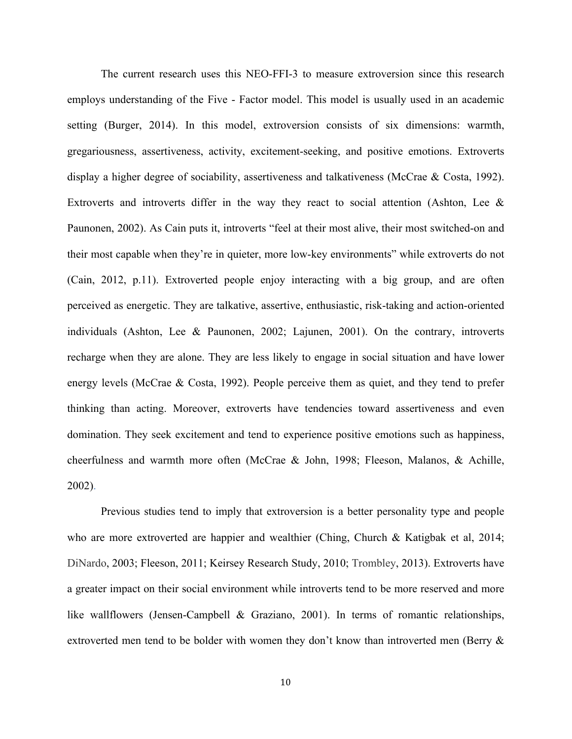The current research uses this NEO-FFI-3 to measure extroversion since this research employs understanding of the Five - Factor model. This model is usually used in an academic setting (Burger, 2014). In this model, extroversion consists of six dimensions: warmth, gregariousness, assertiveness, activity, excitement-seeking, and positive emotions. Extroverts display a higher degree of sociability, assertiveness and talkativeness (McCrae & Costa, 1992). Extroverts and introverts differ in the way they react to social attention (Ashton, Lee & Paunonen, 2002). As Cain puts it, introverts "feel at their most alive, their most switched-on and their most capable when they're in quieter, more low-key environments" while extroverts do not (Cain, 2012, p.11). Extroverted people enjoy interacting with a big group, and are often perceived as energetic. They are talkative, assertive, enthusiastic, risk-taking and action-oriented individuals (Ashton, Lee & Paunonen, 2002; Lajunen, 2001). On the contrary, introverts recharge when they are alone. They are less likely to engage in social situation and have lower energy levels (McCrae & Costa, 1992). People perceive them as quiet, and they tend to prefer thinking than acting. Moreover, extroverts have tendencies toward assertiveness and even domination. They seek excitement and tend to experience positive emotions such as happiness, cheerfulness and warmth more often (McCrae & John, 1998; Fleeson, Malanos, & Achille, 2002).

Previous studies tend to imply that extroversion is a better personality type and people who are more extroverted are happier and wealthier (Ching, Church & Katigbak et al, 2014; DiNardo, 2003; Fleeson, 2011; Keirsey Research Study, 2010; Trombley, 2013). Extroverts have a greater impact on their social environment while introverts tend to be more reserved and more like wallflowers (Jensen-Campbell & Graziano, 2001). In terms of romantic relationships, extroverted men tend to be bolder with women they don't know than introverted men (Berry &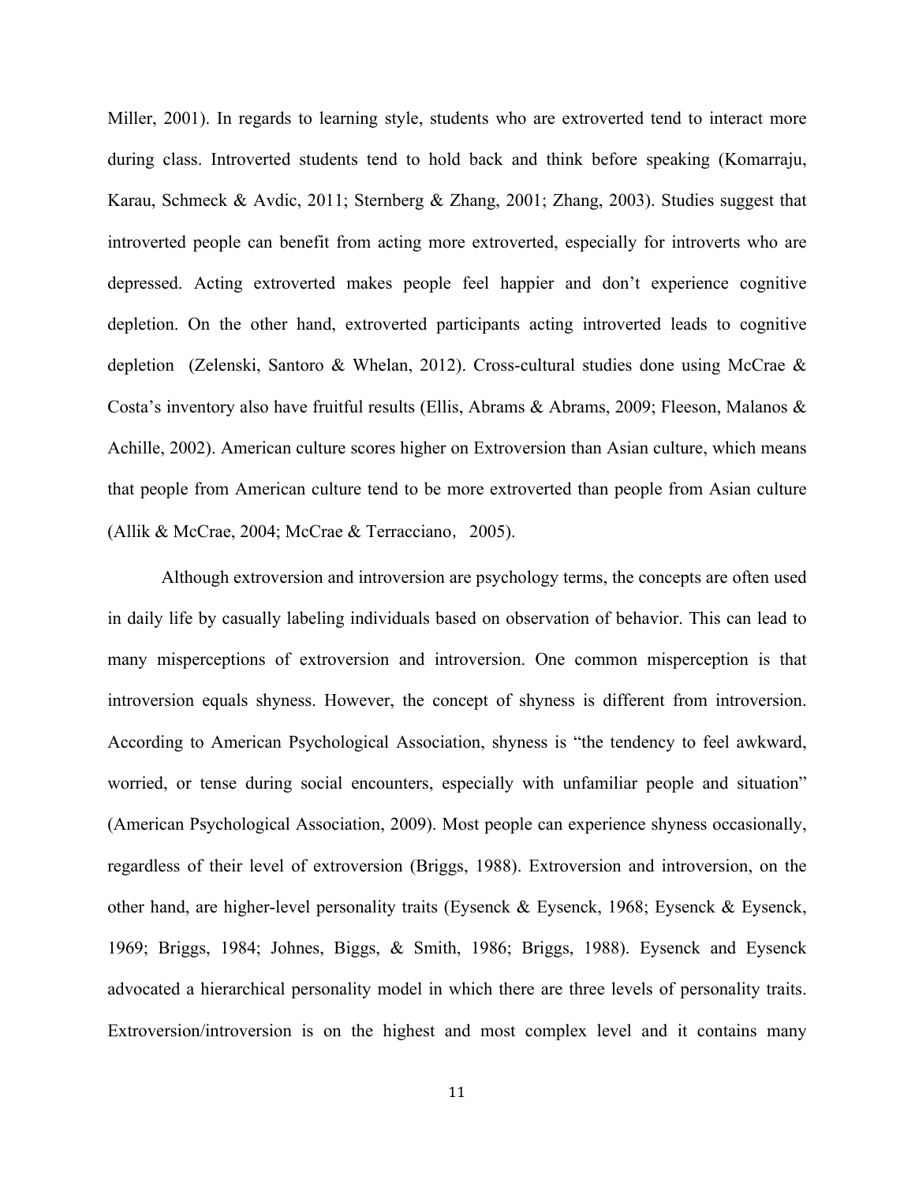Miller, 2001). In regards to learning style, students who are extroverted tend to interact more during class. Introverted students tend to hold back and think before speaking (Komarraju, Karau, Schmeck & Avdic, 2011; Sternberg & Zhang, 2001; Zhang, 2003). Studies suggest that introverted people can benefit from acting more extroverted, especially for introverts who are depressed. Acting extroverted makes people feel happier and don't experience cognitive depletion. On the other hand, extroverted participants acting introverted leads to cognitive depletion (Zelenski, Santoro & Whelan, 2012). Cross-cultural studies done using McCrae & Costa's inventory also have fruitful results (Ellis, Abrams & Abrams, 2009; Fleeson, Malanos & Achille, 2002). American culture scores higher on Extroversion than Asian culture, which means that people from American culture tend to be more extroverted than people from Asian culture (Allik & McCrae, 2004; McCrae & Terracciano，2005).

Although extroversion and introversion are psychology terms, the concepts are often used in daily life by casually labeling individuals based on observation of behavior. This can lead to many misperceptions of extroversion and introversion. One common misperception is that introversion equals shyness. However, the concept of shyness is different from introversion. According to American Psychological Association, shyness is "the tendency to feel awkward, worried, or tense during social encounters, especially with unfamiliar people and situation" (American Psychological Association, 2009). Most people can experience shyness occasionally, regardless of their level of extroversion (Briggs, 1988). Extroversion and introversion, on the other hand, are higher-level personality traits (Eysenck & Eysenck, 1968; Eysenck & Eysenck, 1969; Briggs, 1984; Johnes, Biggs, & Smith, 1986; Briggs, 1988). Eysenck and Eysenck advocated a hierarchical personality model in which there are three levels of personality traits. Extroversion/introversion is on the highest and most complex level and it contains many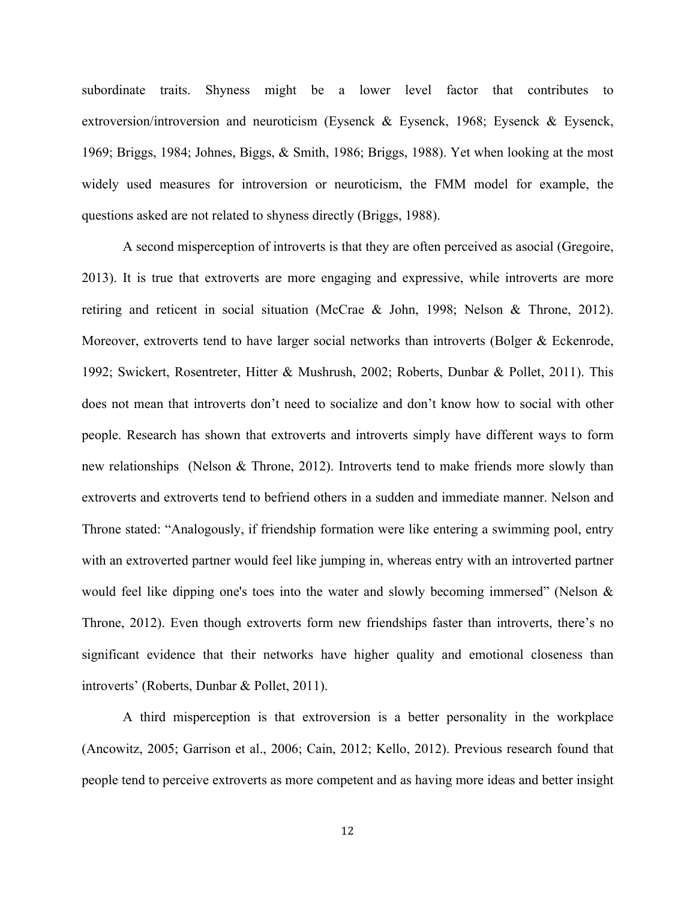subordinate traits. Shyness might be a lower level factor that contributes to extroversion/introversion and neuroticism (Eysenck & Eysenck, 1968; Eysenck & Eysenck, 1969; Briggs, 1984; Johnes, Biggs, & Smith, 1986; Briggs, 1988). Yet when looking at the most widely used measures for introversion or neuroticism, the FMM model for example, the questions asked are not related to shyness directly (Briggs, 1988).

A second misperception of introverts is that they are often perceived as asocial (Gregoire, 2013). It is true that extroverts are more engaging and expressive, while introverts are more retiring and reticent in social situation (McCrae & John, 1998; Nelson & Throne, 2012). Moreover, extroverts tend to have larger social networks than introverts (Bolger & Eckenrode, 1992; Swickert, Rosentreter, Hitter & Mushrush, 2002; Roberts, Dunbar & Pollet, 2011). This does not mean that introverts don't need to socialize and don't know how to social with other people. Research has shown that extroverts and introverts simply have different ways to form new relationships (Nelson & Throne, 2012). Introverts tend to make friends more slowly than extroverts and extroverts tend to befriend others in a sudden and immediate manner. Nelson and Throne stated: "Analogously, if friendship formation were like entering a swimming pool, entry with an extroverted partner would feel like jumping in, whereas entry with an introverted partner would feel like dipping one's toes into the water and slowly becoming immersed" (Nelson & Throne, 2012). Even though extroverts form new friendships faster than introverts, there's no significant evidence that their networks have higher quality and emotional closeness than introverts' (Roberts, Dunbar & Pollet, 2011).

A third misperception is that extroversion is a better personality in the workplace (Ancowitz, 2005; Garrison et al., 2006; Cain, 2012; Kello, 2012). Previous research found that people tend to perceive extroverts as more competent and as having more ideas and better insight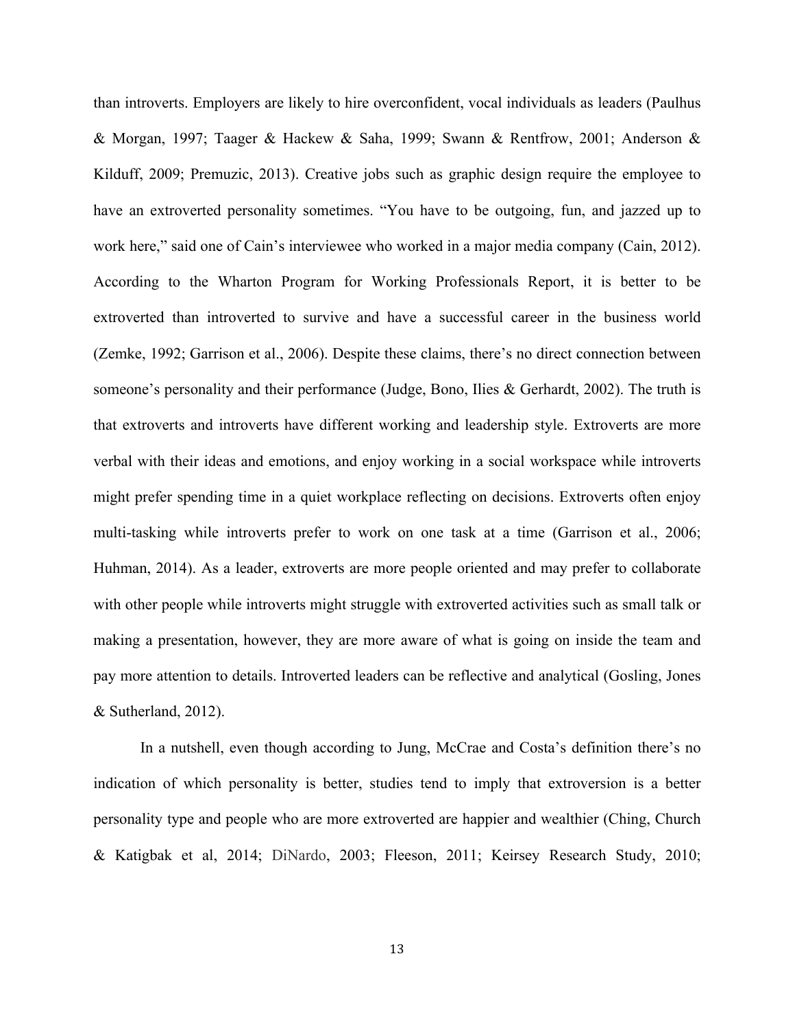than introverts. Employers are likely to hire overconfident, vocal individuals as leaders (Paulhus & Morgan, 1997; Taager & Hackew & Saha, 1999; Swann & Rentfrow, 2001; Anderson & Kilduff, 2009; Premuzic, 2013). Creative jobs such as graphic design require the employee to have an extroverted personality sometimes. "You have to be outgoing, fun, and jazzed up to work here," said one of Cain's interviewee who worked in a major media company (Cain, 2012). According to the Wharton Program for Working Professionals Report, it is better to be extroverted than introverted to survive and have a successful career in the business world (Zemke, 1992; Garrison et al., 2006). Despite these claims, there's no direct connection between someone's personality and their performance (Judge, Bono, Ilies & Gerhardt, 2002). The truth is that extroverts and introverts have different working and leadership style. Extroverts are more verbal with their ideas and emotions, and enjoy working in a social workspace while introverts might prefer spending time in a quiet workplace reflecting on decisions. Extroverts often enjoy multi-tasking while introverts prefer to work on one task at a time (Garrison et al., 2006; Huhman, 2014). As a leader, extroverts are more people oriented and may prefer to collaborate with other people while introverts might struggle with extroverted activities such as small talk or making a presentation, however, they are more aware of what is going on inside the team and pay more attention to details. Introverted leaders can be reflective and analytical (Gosling, Jones & Sutherland, 2012).

In a nutshell, even though according to Jung, McCrae and Costa's definition there's no indication of which personality is better, studies tend to imply that extroversion is a better personality type and people who are more extroverted are happier and wealthier (Ching, Church & Katigbak et al, 2014; DiNardo, 2003; Fleeson, 2011; Keirsey Research Study, 2010;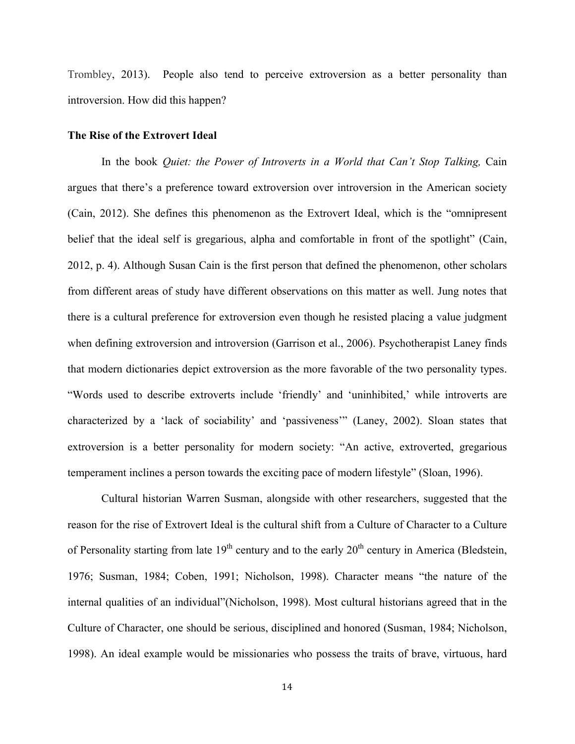Trombley, 2013). People also tend to perceive extroversion as a better personality than introversion. How did this happen?

**The Rise of the Extrovert Ideal**

In the book *Quiet: the Power of Introverts in a World that Can't Stop Talking,* Cain argues that there's a preference toward extroversion over introversion in the American society (Cain, 2012). She defines this phenomenon as the Extrovert Ideal, which is the "omnipresent belief that the ideal self is gregarious, alpha and comfortable in front of the spotlight" (Cain, 2012, p. 4). Although Susan Cain is the first person that defined the phenomenon, other scholars from different areas of study have different observations on this matter as well. Jung notes that there is a cultural preference for extroversion even though he resisted placing a value judgment when defining extroversion and introversion (Garrison et al., 2006). Psychotherapist Laney finds that modern dictionaries depict extroversion as the more favorable of the two personality types. "Words used to describe extroverts include 'friendly' and 'uninhibited,' while introverts are characterized by a 'lack of sociability' and 'passiveness'" (Laney, 2002). Sloan states that extroversion is a better personality for modern society: "An active, extroverted, gregarious temperament inclines a person towards the exciting pace of modern lifestyle" (Sloan, 1996).

Cultural historian Warren Susman, alongside with other researchers, suggested that the reason for the rise of Extrovert Ideal is the cultural shift from a Culture of Character to a Culture of Personality starting from late 19th century and to the early 20th century in America (Bledstein, 1976; Susman, 1984; Coben, 1991; Nicholson, 1998). Character means "the nature of the internal qualities of an individual"(Nicholson, 1998). Most cultural historians agreed that in the Culture of Character, one should be serious, disciplined and honored (Susman, 1984; Nicholson, 1998). An ideal example would be missionaries who possess the traits of brave, virtuous, hard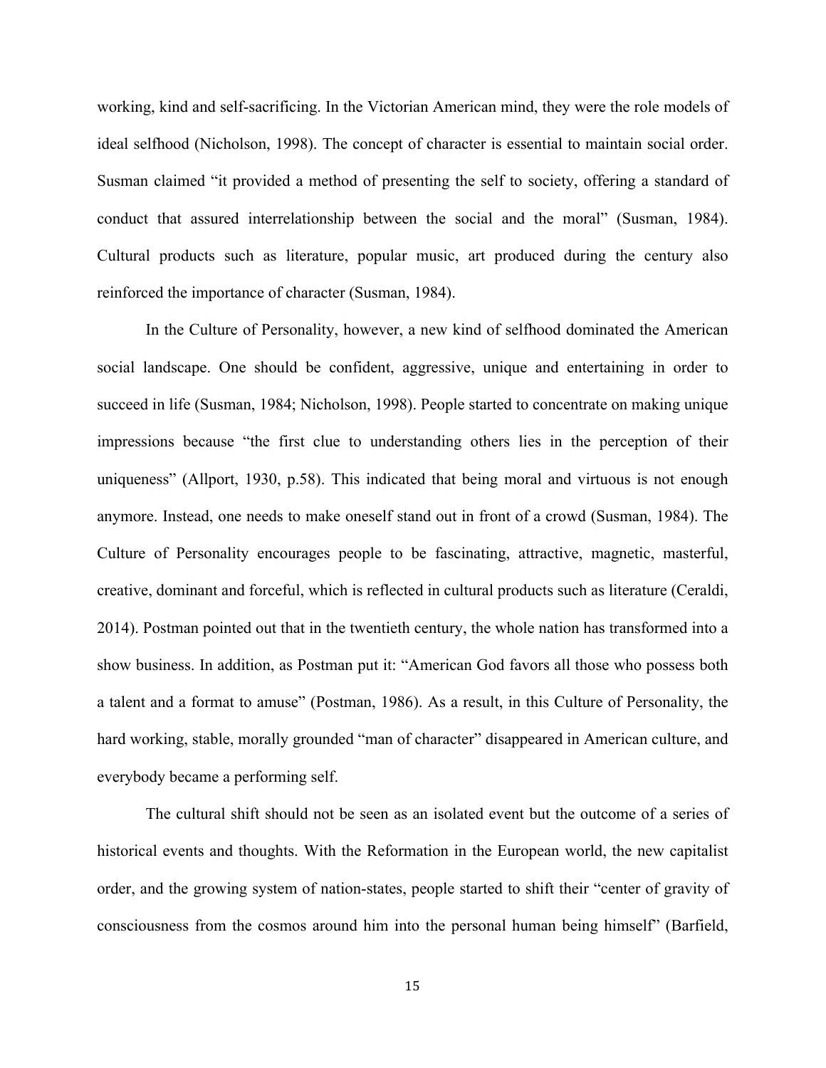working, kind and self-sacrificing. In the Victorian American mind, they were the role models of ideal selfhood (Nicholson, 1998). The concept of character is essential to maintain social order. Susman claimed "it provided a method of presenting the self to society, offering a standard of conduct that assured interrelationship between the social and the moral" (Susman, 1984). Cultural products such as literature, popular music, art produced during the century also reinforced the importance of character (Susman, 1984).

In the Culture of Personality, however, a new kind of selfhood dominated the American social landscape. One should be confident, aggressive, unique and entertaining in order to succeed in life (Susman, 1984; Nicholson, 1998). People started to concentrate on making unique impressions because "the first clue to understanding others lies in the perception of their uniqueness" (Allport, 1930, p.58). This indicated that being moral and virtuous is not enough anymore. Instead, one needs to make oneself stand out in front of a crowd (Susman, 1984). The Culture of Personality encourages people to be fascinating, attractive, magnetic, masterful, creative, dominant and forceful, which is reflected in cultural products such as literature (Ceraldi, 2014). Postman pointed out that in the twentieth century, the whole nation has transformed into a show business. In addition, as Postman put it: "American God favors all those who possess both a talent and a format to amuse" (Postman, 1986). As a result, in this Culture of Personality, the hard working, stable, morally grounded "man of character" disappeared in American culture, and everybody became a performing self.

The cultural shift should not be seen as an isolated event but the outcome of a series of historical events and thoughts. With the Reformation in the European world, the new capitalist order, and the growing system of nation-states, people started to shift their "center of gravity of consciousness from the cosmos around him into the personal human being himself" (Barfield,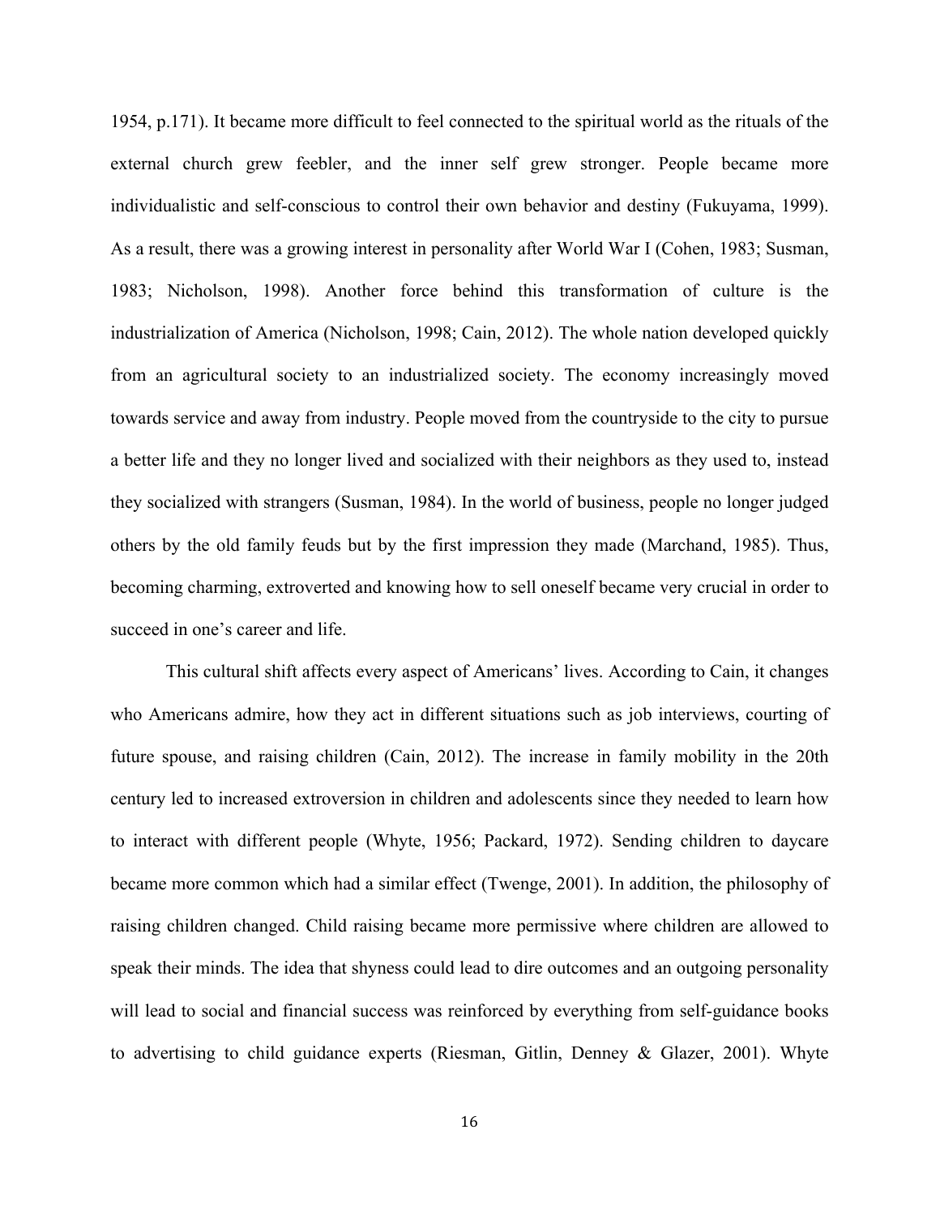1954, p.171). It became more difficult to feel connected to the spiritual world as the rituals of the external church grew feebler, and the inner self grew stronger. People became more individualistic and self-conscious to control their own behavior and destiny (Fukuyama, 1999). As a result, there was a growing interest in personality after World War I (Cohen, 1983; Susman, 1983; Nicholson, 1998). Another force behind this transformation of culture is the industrialization of America (Nicholson, 1998; Cain, 2012). The whole nation developed quickly from an agricultural society to an industrialized society. The economy increasingly moved towards service and away from industry. People moved from the countryside to the city to pursue a better life and they no longer lived and socialized with their neighbors as they used to, instead they socialized with strangers (Susman, 1984). In the world of business, people no longer judged others by the old family feuds but by the first impression they made (Marchand, 1985). Thus, becoming charming, extroverted and knowing how to sell oneself became very crucial in order to succeed in one's career and life.

This cultural shift affects every aspect of Americans' lives. According to Cain, it changes who Americans admire, how they act in different situations such as job interviews, courting of future spouse, and raising children (Cain, 2012). The increase in family mobility in the 20th century led to increased extroversion in children and adolescents since they needed to learn how to interact with different people (Whyte, 1956; Packard, 1972). Sending children to daycare became more common which had a similar effect (Twenge, 2001). In addition, the philosophy of raising children changed. Child raising became more permissive where children are allowed to speak their minds. The idea that shyness could lead to dire outcomes and an outgoing personality will lead to social and financial success was reinforced by everything from self-guidance books to advertising to child guidance experts (Riesman, Gitlin, Denney & Glazer, 2001). Whyte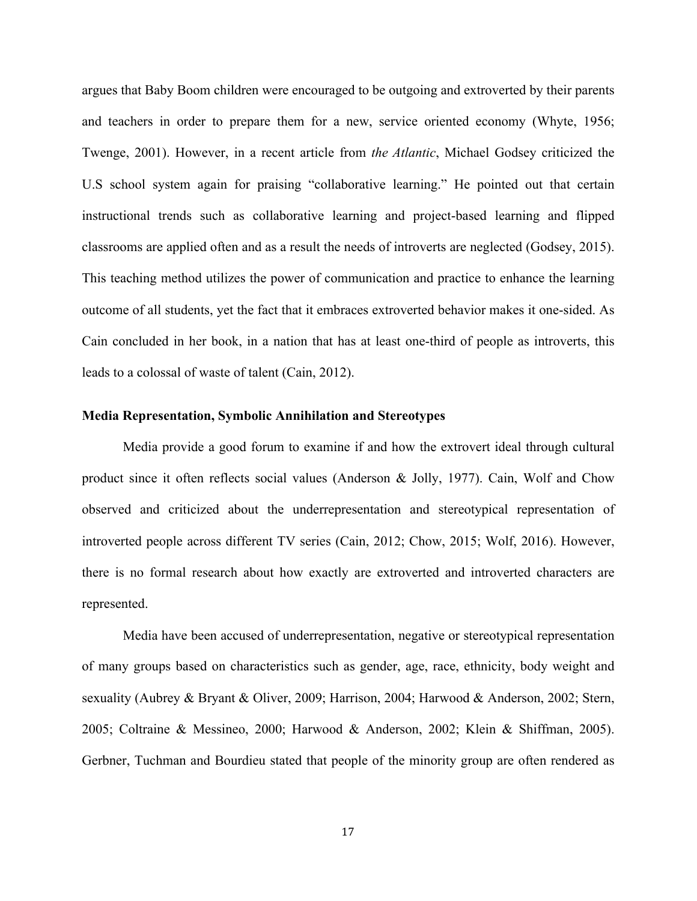argues that Baby Boom children were encouraged to be outgoing and extroverted by their parents and teachers in order to prepare them for a new, service oriented economy (Whyte, 1956; Twenge, 2001). However, in a recent article from *the Atlantic*, Michael Godsey criticized the U.S school system again for praising "collaborative learning." He pointed out that certain instructional trends such as collaborative learning and project-based learning and flipped classrooms are applied often and as a result the needs of introverts are neglected (Godsey, 2015). This teaching method utilizes the power of communication and practice to enhance the learning outcome of all students, yet the fact that it embraces extroverted behavior makes it one-sided. As Cain concluded in her book, in a nation that has at least one-third of people as introverts, this leads to a colossal of waste of talent (Cain, 2012).

### Media Representation, Symbolic Annihilation and Stereotypes

Media provide a good forum to examine if and how the extrovert ideal through cultural product since it often reflects social values (Anderson & Jolly, 1977). Cain, Wolf and Chow observed and criticized about the underrepresentation and stereotypical representation of introverted people across different TV series (Cain, 2012; Chow, 2015; Wolf, 2016). However, there is no formal research about how exactly are extroverted and introverted characters are represented.

Media have been accused of underrepresentation, negative or stereotypical representation of many groups based on characteristics such as gender, age, race, ethnicity, body weight and sexuality (Aubrey & Bryant & Oliver, 2009; Harrison, 2004; Harwood & Anderson, 2002; Stern, 2005; Coltraine & Messineo, 2000; Harwood & Anderson, 2002; Klein & Shiffman, 2005). Gerbner, Tuchman and Bourdieu stated that people of the minority group are often rendered as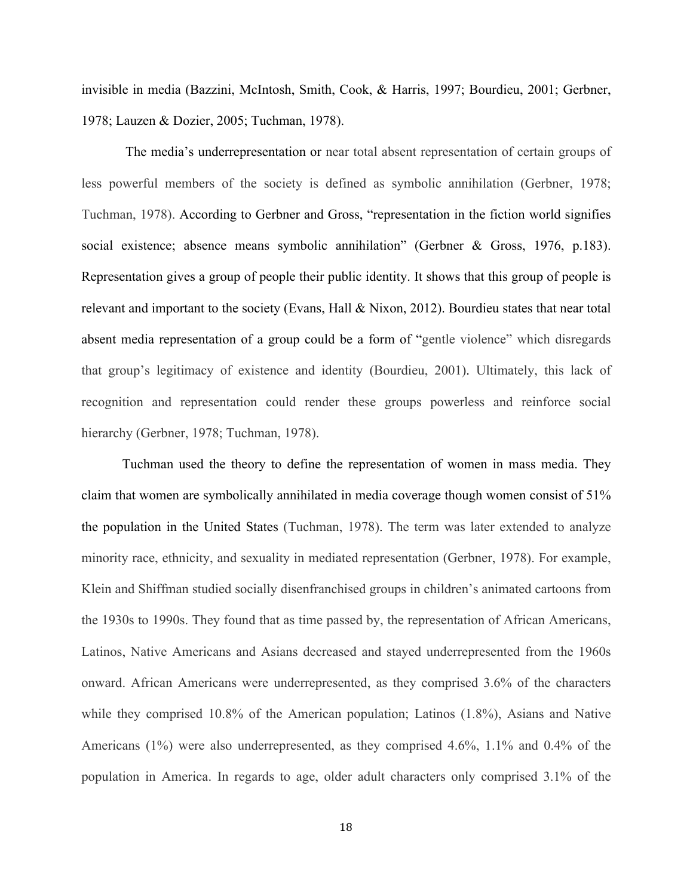invisible in media (Bazzini, McIntosh, Smith, Cook, & Harris, 1997; Bourdieu, 2001; Gerbner, 1978; Lauzen & Dozier, 2005; Tuchman, 1978).

The media's underrepresentation or near total absent representation of certain groups of less powerful members of the society is defined as symbolic annihilation (Gerbner, 1978; Tuchman, 1978). According to Gerbner and Gross, "representation in the fiction world signifies social existence; absence means symbolic annihilation" (Gerbner & Gross, 1976, p.183). Representation gives a group of people their public identity. It shows that this group of people is relevant and important to the society (Evans, Hall & Nixon, 2012). Bourdieu states that near total absent media representation of a group could be a form of "gentle violence" which disregards that group's legitimacy of existence and identity (Bourdieu, 2001). Ultimately, this lack of recognition and representation could render these groups powerless and reinforce social hierarchy (Gerbner, 1978; Tuchman, 1978).

Tuchman used the theory to define the representation of women in mass media. They claim that women are symbolically annihilated in media coverage though women consist of 51% the population in the United States (Tuchman, 1978). The term was later extended to analyze minority race, ethnicity, and sexuality in mediated representation (Gerbner, 1978). For example, Klein and Shiffman studied socially disenfranchised groups in children's animated cartoons from the 1930s to 1990s. They found that as time passed by, the representation of African Americans, Latinos, Native Americans and Asians decreased and stayed underrepresented from the 1960s onward. African Americans were underrepresented, as they comprised 3.6% of the characters while they comprised 10.8% of the American population; Latinos (1.8%), Asians and Native Americans (1%) were also underrepresented, as they comprised 4.6%, 1.1% and 0.4% of the population in America. In regards to age, older adult characters only comprised 3.1% of the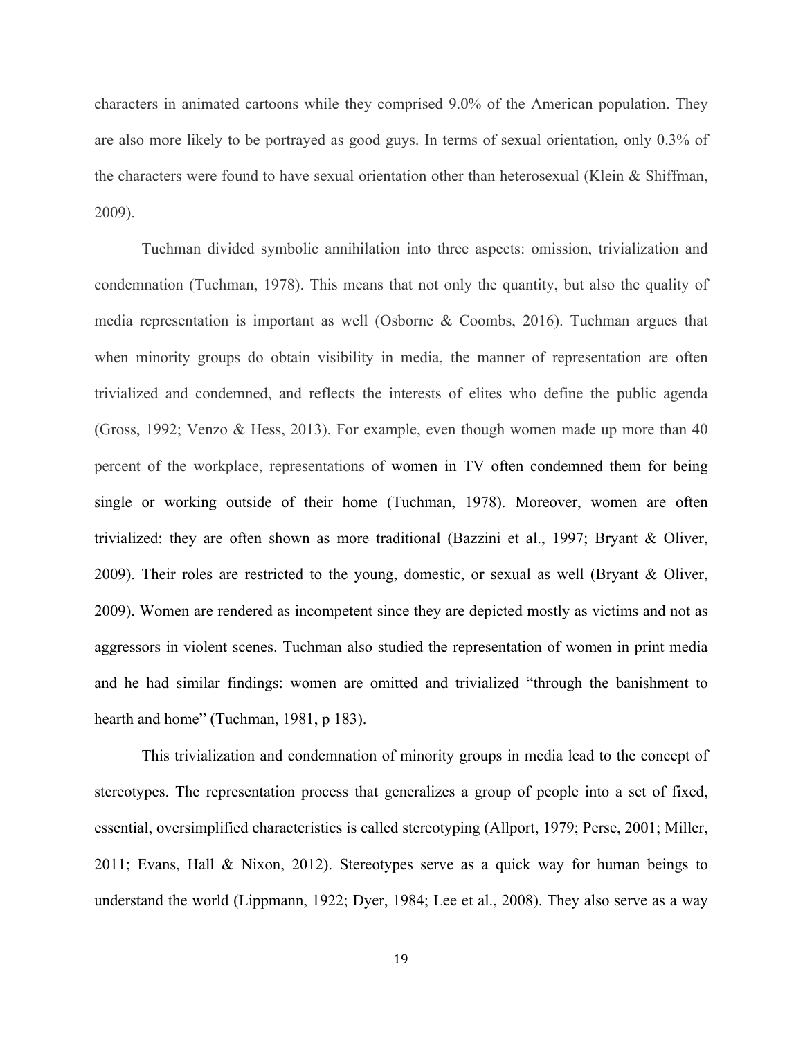characters in animated cartoons while they comprised 9.0% of the American population. They are also more likely to be portrayed as good guys. In terms of sexual orientation, only 0.3% of the characters were found to have sexual orientation other than heterosexual (Klein & Shiffman, 2009).

Tuchman divided symbolic annihilation into three aspects: omission, trivialization and condemnation (Tuchman, 1978). This means that not only the quantity, but also the quality of media representation is important as well (Osborne & Coombs, 2016). Tuchman argues that when minority groups do obtain visibility in media, the manner of representation are often trivialized and condemned, and reflects the interests of elites who define the public agenda (Gross, 1992; Venzo & Hess, 2013). For example, even though women made up more than 40 percent of the workplace, representations of women in TV often condemned them for being single or working outside of their home (Tuchman, 1978). Moreover, women are often trivialized: they are often shown as more traditional (Bazzini et al., 1997; Bryant & Oliver, 2009). Their roles are restricted to the young, domestic, or sexual as well (Bryant & Oliver, 2009). Women are rendered as incompetent since they are depicted mostly as victims and not as aggressors in violent scenes. Tuchman also studied the representation of women in print media and he had similar findings: women are omitted and trivialized "through the banishment to hearth and home" (Tuchman, 1981, p 183).

This trivialization and condemnation of minority groups in media lead to the concept of stereotypes. The representation process that generalizes a group of people into a set of fixed, essential, oversimplified characteristics is called stereotyping (Allport, 1979; Perse, 2001; Miller, 2011; Evans, Hall & Nixon, 2012). Stereotypes serve as a quick way for human beings to understand the world (Lippmann, 1922; Dyer, 1984; Lee et al., 2008). They also serve as a way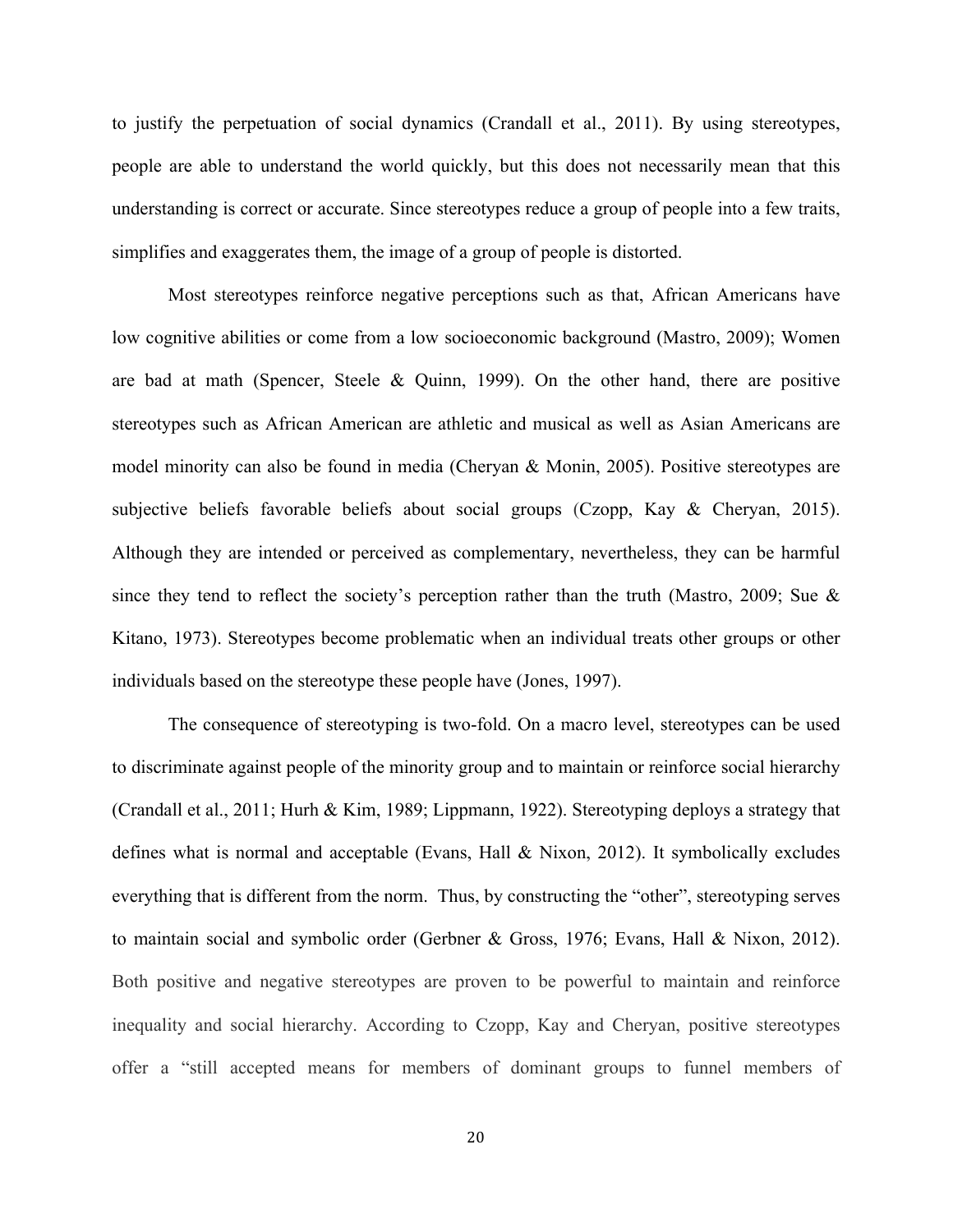to justify the perpetuation of social dynamics (Crandall et al., 2011). By using stereotypes, people are able to understand the world quickly, but this does not necessarily mean that this understanding is correct or accurate. Since stereotypes reduce a group of people into a few traits, simplifies and exaggerates them, the image of a group of people is distorted.

Most stereotypes reinforce negative perceptions such as that, African Americans have low cognitive abilities or come from a low socioeconomic background (Mastro, 2009); Women are bad at math (Spencer, Steele & Quinn, 1999). On the other hand, there are positive stereotypes such as African American are athletic and musical as well as Asian Americans are model minority can also be found in media (Cheryan & Monin, 2005). Positive stereotypes are subjective beliefs favorable beliefs about social groups (Czopp, Kay & Cheryan, 2015). Although they are intended or perceived as complementary, nevertheless, they can be harmful since they tend to reflect the society's perception rather than the truth (Mastro, 2009; Sue & Kitano, 1973). Stereotypes become problematic when an individual treats other groups or other individuals based on the stereotype these people have (Jones, 1997).

The consequence of stereotyping is two-fold. On a macro level, stereotypes can be used to discriminate against people of the minority group and to maintain or reinforce social hierarchy (Crandall et al., 2011; Hurh & Kim, 1989; Lippmann, 1922). Stereotyping deploys a strategy that defines what is normal and acceptable (Evans, Hall & Nixon, 2012). It symbolically excludes everything that is different from the norm. Thus, by constructing the "other", stereotyping serves to maintain social and symbolic order (Gerbner & Gross, 1976; Evans, Hall & Nixon, 2012). Both positive and negative stereotypes are proven to be powerful to maintain and reinforce inequality and social hierarchy. According to Czopp, Kay and Cheryan, positive stereotypes offer a "still accepted means for members of dominant groups to funnel members of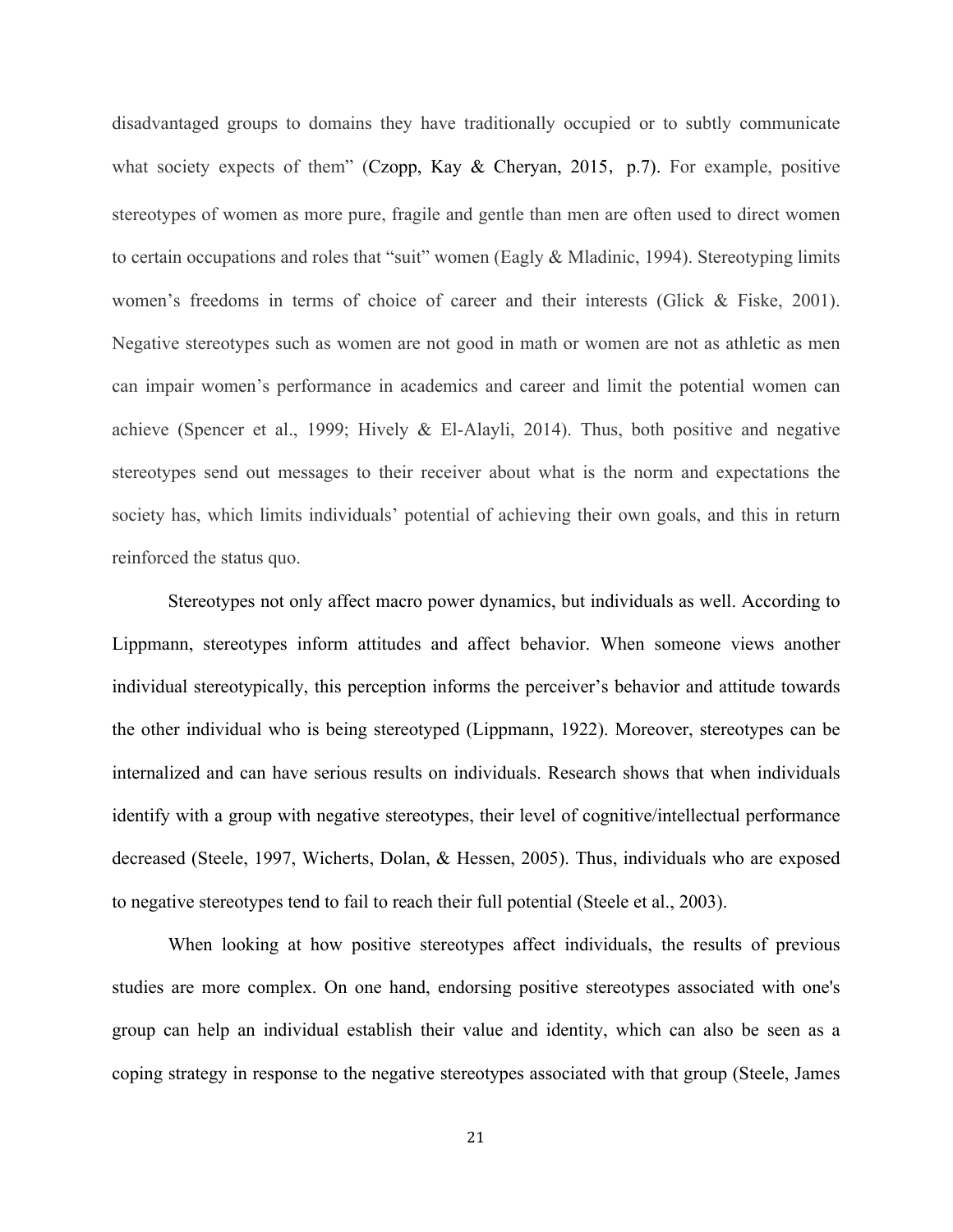disadvantaged groups to domains they have traditionally occupied or to subtly communicate what society expects of them" (Czopp, Kay & Cheryan, 2015，p.7). For example, positive stereotypes of women as more pure, fragile and gentle than men are often used to direct women to certain occupations and roles that "suit" women (Eagly & Mladinic, 1994). Stereotyping limits women's freedoms in terms of choice of career and their interests (Glick & Fiske, 2001). Negative stereotypes such as women are not good in math or women are not as athletic as men can impair women's performance in academics and career and limit the potential women can achieve (Spencer et al., 1999; Hively & El-Alayli, 2014). Thus, both positive and negative stereotypes send out messages to their receiver about what is the norm and expectations the society has, which limits individuals' potential of achieving their own goals, and this in return reinforced the status quo.

Stereotypes not only affect macro power dynamics, but individuals as well. According to Lippmann, stereotypes inform attitudes and affect behavior. When someone views another individual stereotypically, this perception informs the perceiver's behavior and attitude towards the other individual who is being stereotyped (Lippmann, 1922). Moreover, stereotypes can be internalized and can have serious results on individuals. Research shows that when individuals identify with a group with negative stereotypes, their level of cognitive/intellectual performance decreased (Steele, 1997, Wicherts, Dolan, & Hessen, 2005). Thus, individuals who are exposed to negative stereotypes tend to fail to reach their full potential (Steele et al., 2003).

When looking at how positive stereotypes affect individuals, the results of previous studies are more complex. On one hand, endorsing positive stereotypes associated with one's group can help an individual establish their value and identity, which can also be seen as a coping strategy in response to the negative stereotypes associated with that group (Steele, James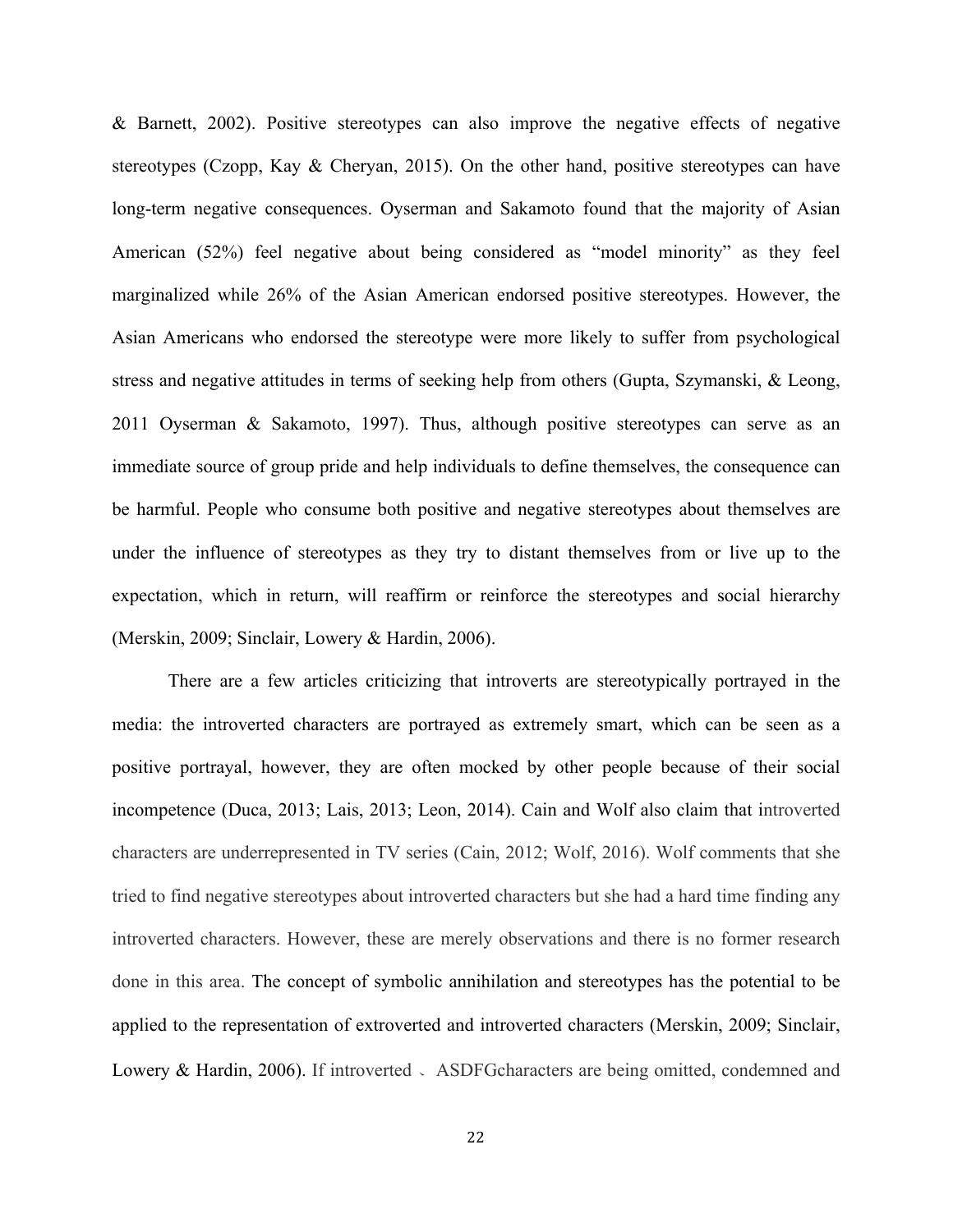& Barnett, 2002). Positive stereotypes can also improve the negative effects of negative stereotypes (Czopp, Kay & Cheryan, 2015). On the other hand, positive stereotypes can have long-term negative consequences. Oyserman and Sakamoto found that the majority of Asian American (52%) feel negative about being considered as "model minority" as they feel marginalized while 26% of the Asian American endorsed positive stereotypes. However, the Asian Americans who endorsed the stereotype were more likely to suffer from psychological stress and negative attitudes in terms of seeking help from others (Gupta, Szymanski, & Leong, 2011 Oyserman & Sakamoto, 1997). Thus, although positive stereotypes can serve as an immediate source of group pride and help individuals to define themselves, the consequence can be harmful. People who consume both positive and negative stereotypes about themselves are under the influence of stereotypes as they try to distant themselves from or live up to the expectation, which in return, will reaffirm or reinforce the stereotypes and social hierarchy (Merskin, 2009; Sinclair, Lowery & Hardin, 2006).

There are a few articles criticizing that introverts are stereotypically portrayed in the media: the introverted characters are portrayed as extremely smart, which can be seen as a positive portrayal, however, they are often mocked by other people because of their social incompetence (Duca, 2013; Lais, 2013; Leon, 2014). Cain and Wolf also claim that introverted characters are underrepresented in TV series (Cain, 2012; Wolf, 2016). Wolf comments that she tried to find negative stereotypes about introverted characters but she had a hard time finding any introverted characters. However, these are merely observations and there is no former research done in this area. The concept of symbolic annihilation and stereotypes has the potential to be applied to the representation of extroverted and introverted characters (Merskin, 2009; Sinclair, Lowery & Hardin, 2006). If introverted 、ASDFGcharacters are being omitted, condemned and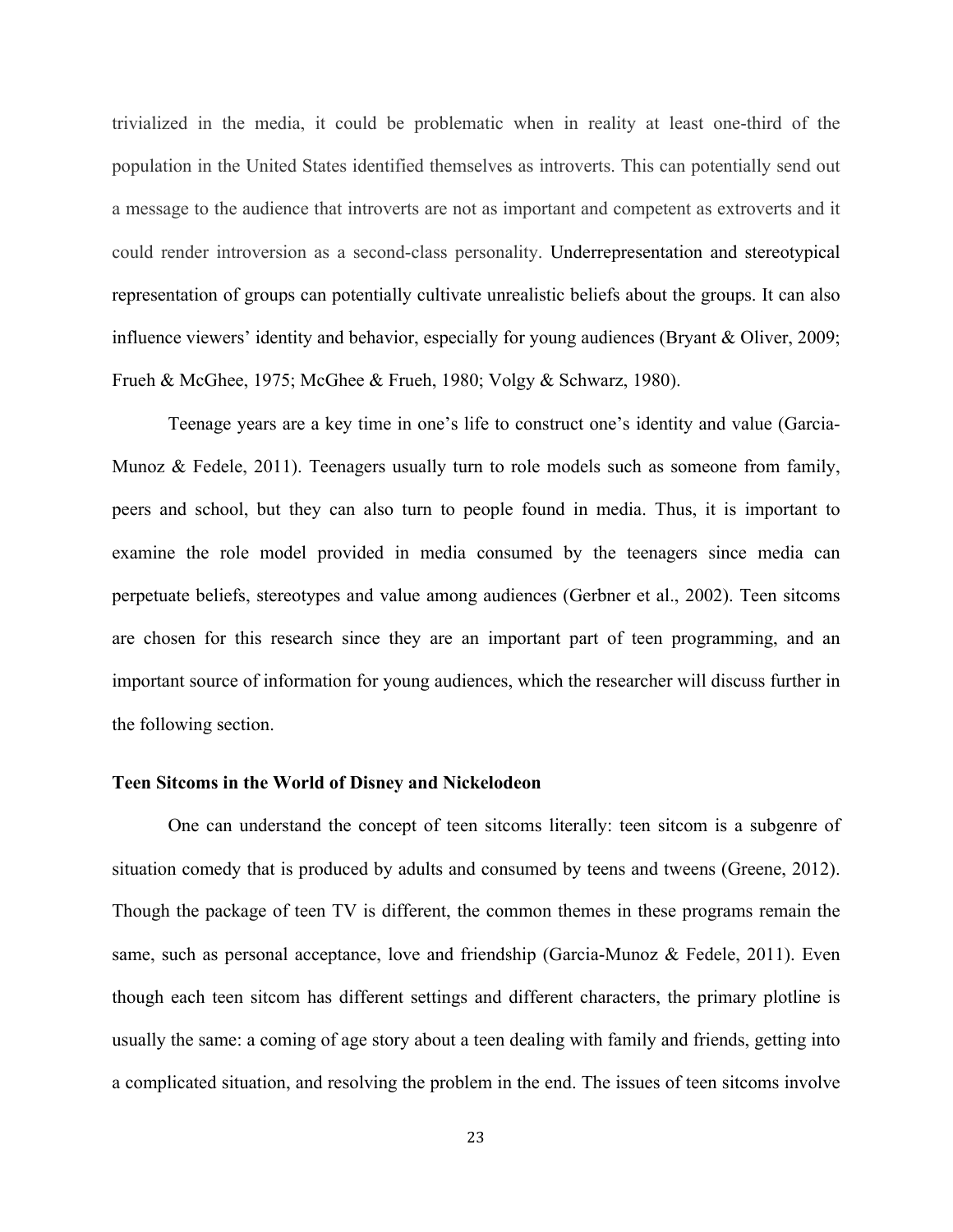trivialized in the media, it could be problematic when in reality at least one-third of the population in the United States identified themselves as introverts. This can potentially send out a message to the audience that introverts are not as important and competent as extroverts and it could render introversion as a second-class personality. Underrepresentation and stereotypical representation of groups can potentially cultivate unrealistic beliefs about the groups. It can also influence viewers' identity and behavior, especially for young audiences (Bryant & Oliver, 2009; Frueh & McGhee, 1975; McGhee & Frueh, 1980; Volgy & Schwarz, 1980).

Teenage years are a key time in one's life to construct one's identity and value (Garcia-Munoz & Fedele, 2011). Teenagers usually turn to role models such as someone from family, peers and school, but they can also turn to people found in media. Thus, it is important to examine the role model provided in media consumed by the teenagers since media can perpetuate beliefs, stereotypes and value among audiences (Gerbner et al., 2002). Teen sitcoms are chosen for this research since they are an important part of teen programming, and an important source of information for young audiences, which the researcher will discuss further in the following section.

**Teen Sitcoms in the World of Disney and Nickelodeon**

One can understand the concept of teen sitcoms literally: teen sitcom is a subgenre of situation comedy that is produced by adults and consumed by teens and tweens (Greene, 2012). Though the package of teen TV is different, the common themes in these programs remain the same, such as personal acceptance, love and friendship (Garcia-Munoz & Fedele, 2011). Even though each teen sitcom has different settings and different characters, the primary plotline is usually the same: a coming of age story about a teen dealing with family and friends, getting into a complicated situation, and resolving the problem in the end. The issues of teen sitcoms involve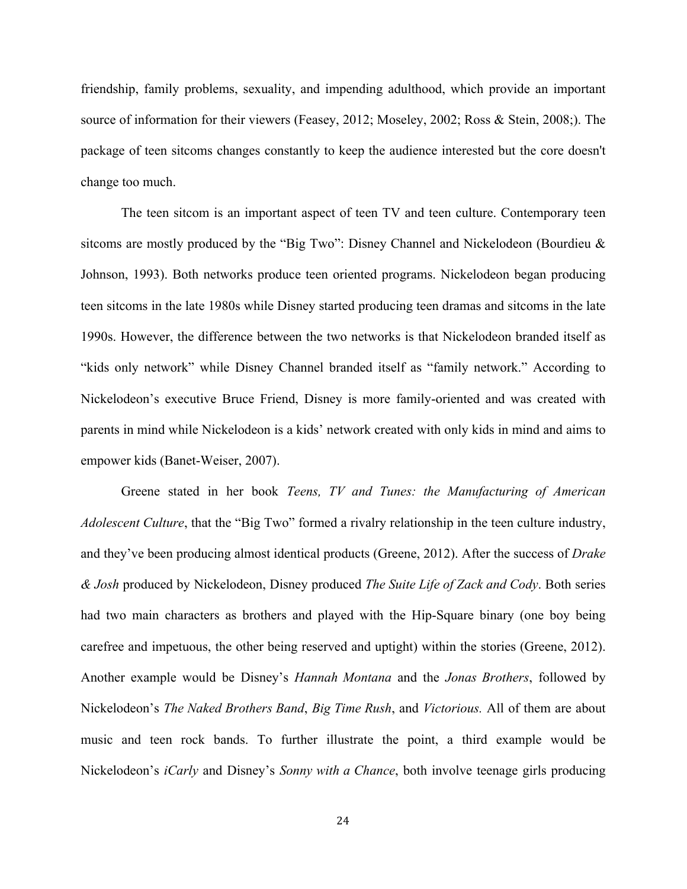friendship, family problems, sexuality, and impending adulthood, which provide an important source of information for their viewers (Feasey, 2012; Moseley, 2002; Ross & Stein, 2008;). The package of teen sitcoms changes constantly to keep the audience interested but the core doesn't change too much.

The teen sitcom is an important aspect of teen TV and teen culture. Contemporary teen sitcoms are mostly produced by the "Big Two": Disney Channel and Nickelodeon (Bourdieu & Johnson, 1993). Both networks produce teen oriented programs. Nickelodeon began producing teen sitcoms in the late 1980s while Disney started producing teen dramas and sitcoms in the late 1990s. However, the difference between the two networks is that Nickelodeon branded itself as "kids only network" while Disney Channel branded itself as "family network." According to Nickelodeon's executive Bruce Friend, Disney is more family-oriented and was created with parents in mind while Nickelodeon is a kids' network created with only kids in mind and aims to empower kids (Banet-Weiser, 2007).

Greene stated in her book *Teens, TV and Tunes: the Manufacturing of American Adolescent Culture*, that the "Big Two" formed a rivalry relationship in the teen culture industry, and they've been producing almost identical products (Greene, 2012). After the success of *Drake & Josh* produced by Nickelodeon, Disney produced *The Suite Life of Zack and Cody*. Both series had two main characters as brothers and played with the Hip-Square binary (one boy being carefree and impetuous, the other being reserved and uptight) within the stories (Greene, 2012). Another example would be Disney's *Hannah Montana* and the *Jonas Brothers*, followed by Nickelodeon's *The Naked Brothers Band*, *Big Time Rush*, and *Victorious.* All of them are about music and teen rock bands. To further illustrate the point, a third example would be Nickelodeon's *iCarly* and Disney's *Sonny with a Chance*, both involve teenage girls producing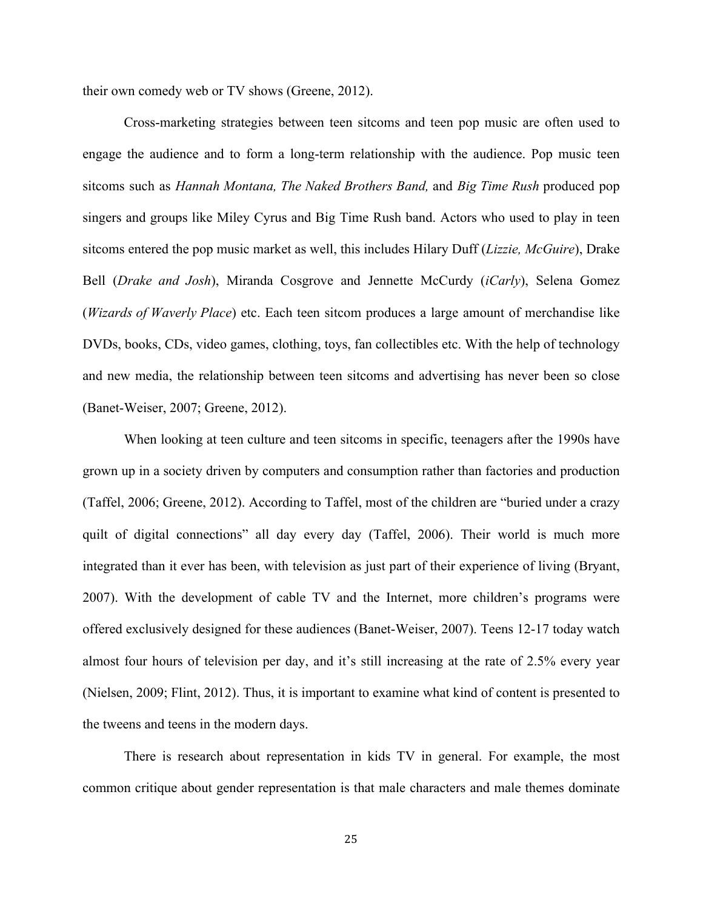their own comedy web or TV shows (Greene, 2012).

Cross-marketing strategies between teen sitcoms and teen pop music are often used to engage the audience and to form a long-term relationship with the audience. Pop music teen sitcoms such as *Hannah Montana, The Naked Brothers Band,* and *Big Time Rush* produced pop singers and groups like Miley Cyrus and Big Time Rush band. Actors who used to play in teen sitcoms entered the pop music market as well, this includes Hilary Duff (*Lizzie, McGuire*), Drake Bell (*Drake and Josh*), Miranda Cosgrove and Jennette McCurdy (*iCarly*), Selena Gomez (*Wizards of Waverly Place*) etc. Each teen sitcom produces a large amount of merchandise like DVDs, books, CDs, video games, clothing, toys, fan collectibles etc. With the help of technology and new media, the relationship between teen sitcoms and advertising has never been so close (Banet-Weiser, 2007; Greene, 2012).

When looking at teen culture and teen sitcoms in specific, teenagers after the 1990s have grown up in a society driven by computers and consumption rather than factories and production (Taffel, 2006; Greene, 2012). According to Taffel, most of the children are "buried under a crazy quilt of digital connections" all day every day (Taffel, 2006). Their world is much more integrated than it ever has been, with television as just part of their experience of living (Bryant, 2007). With the development of cable TV and the Internet, more children's programs were offered exclusively designed for these audiences (Banet-Weiser, 2007). Teens 12-17 today watch almost four hours of television per day, and it's still increasing at the rate of 2.5% every year (Nielsen, 2009; Flint, 2012). Thus, it is important to examine what kind of content is presented to the tweens and teens in the modern days.

There is research about representation in kids TV in general. For example, the most common critique about gender representation is that male characters and male themes dominate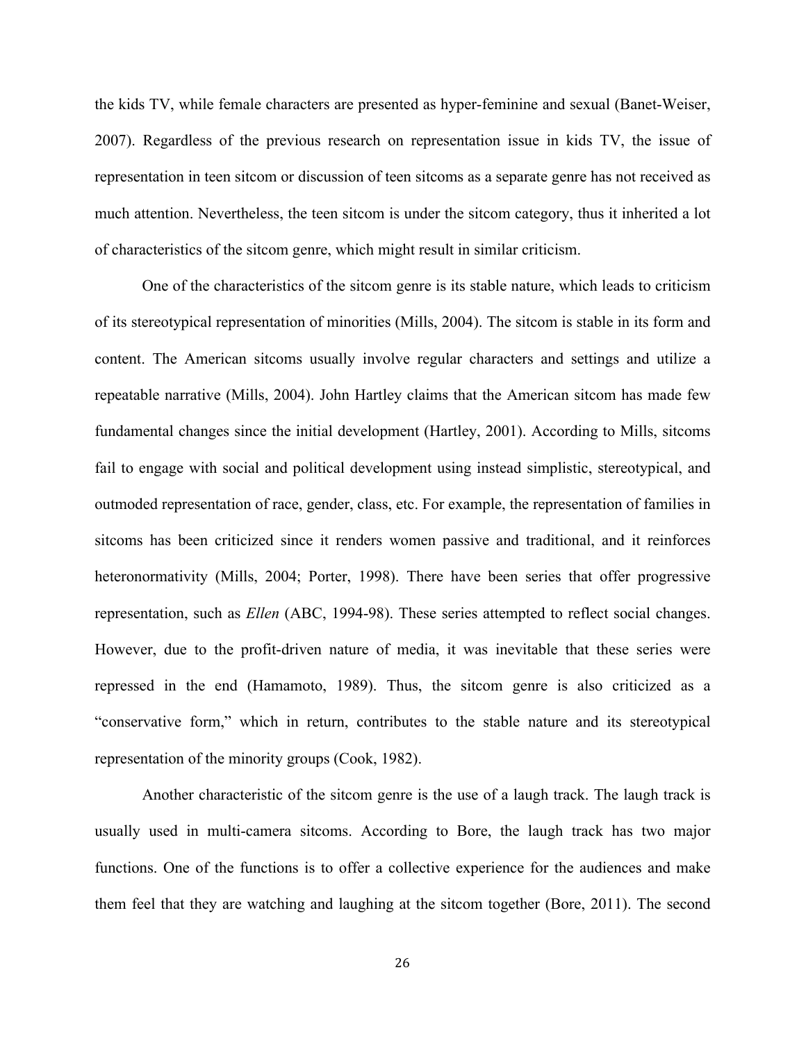the kids TV, while female characters are presented as hyper-feminine and sexual (Banet-Weiser, 2007). Regardless of the previous research on representation issue in kids TV, the issue of representation in teen sitcom or discussion of teen sitcoms as a separate genre has not received as much attention. Nevertheless, the teen sitcom is under the sitcom category, thus it inherited a lot of characteristics of the sitcom genre, which might result in similar criticism.

One of the characteristics of the sitcom genre is its stable nature, which leads to criticism of its stereotypical representation of minorities (Mills, 2004). The sitcom is stable in its form and content. The American sitcoms usually involve regular characters and settings and utilize a repeatable narrative (Mills, 2004). John Hartley claims that the American sitcom has made few fundamental changes since the initial development (Hartley, 2001). According to Mills, sitcoms fail to engage with social and political development using instead simplistic, stereotypical, and outmoded representation of race, gender, class, etc. For example, the representation of families in sitcoms has been criticized since it renders women passive and traditional, and it reinforces heteronormativity (Mills, 2004; Porter, 1998). There have been series that offer progressive representation, such as *Ellen* (ABC, 1994-98). These series attempted to reflect social changes. However, due to the profit-driven nature of media, it was inevitable that these series were repressed in the end (Hamamoto, 1989). Thus, the sitcom genre is also criticized as a "conservative form," which in return, contributes to the stable nature and its stereotypical representation of the minority groups (Cook, 1982).

Another characteristic of the sitcom genre is the use of a laugh track. The laugh track is usually used in multi-camera sitcoms. According to Bore, the laugh track has two major functions. One of the functions is to offer a collective experience for the audiences and make them feel that they are watching and laughing at the sitcom together (Bore, 2011). The second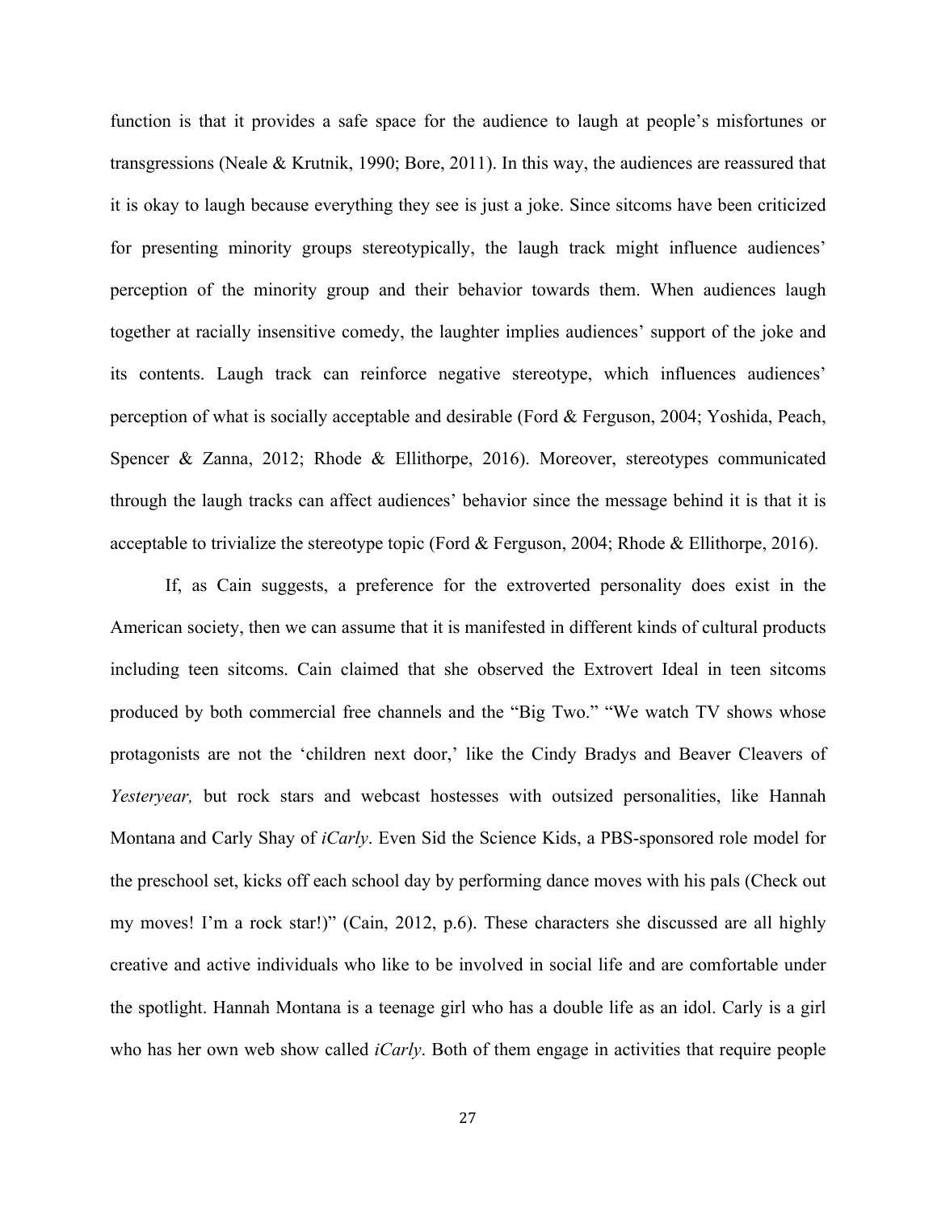function is that it provides a safe space for the audience to laugh at people's misfortunes or transgressions (Neale & Krutnik, 1990; Bore, 2011). In this way, the audiences are reassured that it is okay to laugh because everything they see is just a joke. Since sitcoms have been criticized for presenting minority groups stereotypically, the laugh track might influence audiences' perception of the minority group and their behavior towards them. When audiences laugh together at racially insensitive comedy, the laughter implies audiences' support of the joke and its contents. Laugh track can reinforce negative stereotype, which influences audiences' perception of what is socially acceptable and desirable (Ford & Ferguson, 2004; Yoshida, Peach, Spencer & Zanna, 2012; Rhode & Ellithorpe, 2016). Moreover, stereotypes communicated through the laugh tracks can affect audiences' behavior since the message behind it is that it is acceptable to trivialize the stereotype topic (Ford & Ferguson, 2004; Rhode & Ellithorpe, 2016).

If, as Cain suggests, a preference for the extroverted personality does exist in the American society, then we can assume that it is manifested in different kinds of cultural products including teen sitcoms. Cain claimed that she observed the Extrovert Ideal in teen sitcoms produced by both commercial free channels and the "Big Two." "We watch TV shows whose protagonists are not the 'children next door,' like the Cindy Bradys and Beaver Cleavers of *Yesteryear,* but rock stars and webcast hostesses with outsized personalities, like Hannah Montana and Carly Shay of *iCarly*. Even Sid the Science Kids, a PBS-sponsored role model for the preschool set, kicks off each school day by performing dance moves with his pals (Check out my moves! I'm a rock star!)" (Cain, 2012, p.6). These characters she discussed are all highly creative and active individuals who like to be involved in social life and are comfortable under the spotlight. Hannah Montana is a teenage girl who has a double life as an idol. Carly is a girl who has her own web show called *iCarly*. Both of them engage in activities that require people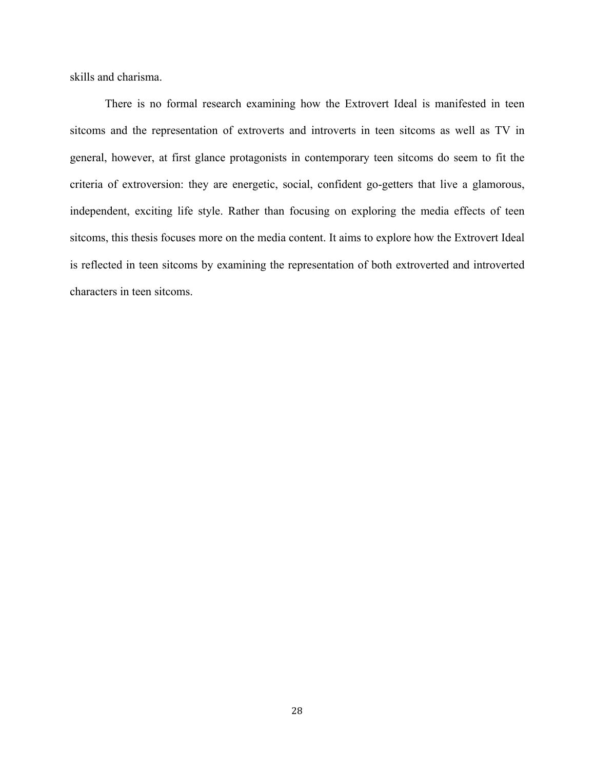skills and charisma.

There is no formal research examining how the Extrovert Ideal is manifested in teen sitcoms and the representation of extroverts and introverts in teen sitcoms as well as TV in general, however, at first glance protagonists in contemporary teen sitcoms do seem to fit the criteria of extroversion: they are energetic, social, confident go-getters that live a glamorous, independent, exciting life style. Rather than focusing on exploring the media effects of teen sitcoms, this thesis focuses more on the media content. It aims to explore how the Extrovert Ideal is reflected in teen sitcoms by examining the representation of both extroverted and introverted characters in teen sitcoms.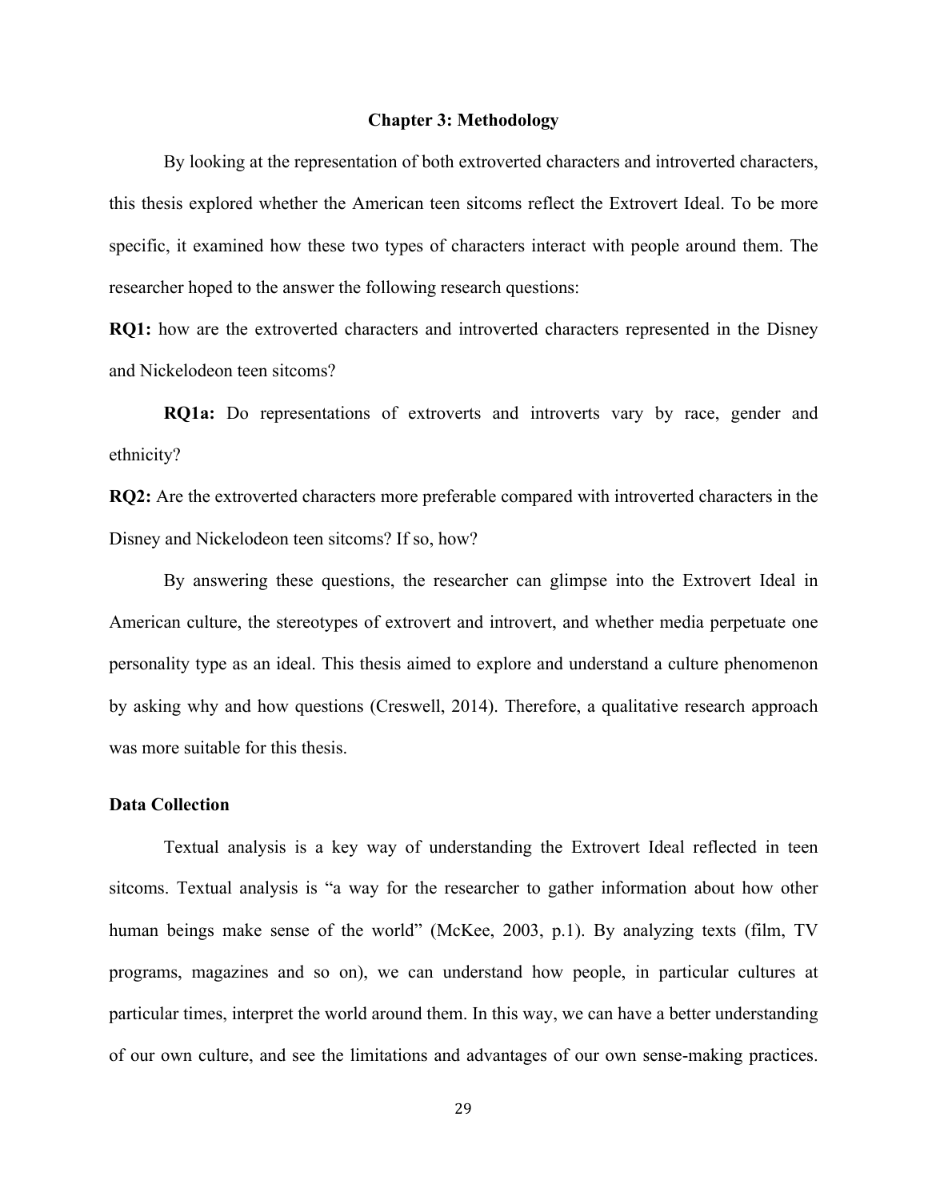# Chapter 3: Methodology

By looking at the representation of both extroverted characters and introverted characters, this thesis explored whether the American teen sitcoms reflect the Extrovert Ideal. To be more specific, it examined how these two types of characters interact with people around them. The researcher hoped to the answer the following research questions:

**RQ1:** how are the extroverted characters and introverted characters represented in the Disney and Nickelodeon teen sitcoms?

**RQ1a:** Do representations of extroverts and introverts vary by race, gender and ethnicity?

**RQ2:** Are the extroverted characters more preferable compared with introverted characters in the Disney and Nickelodeon teen sitcoms? If so, how?

By answering these questions, the researcher can glimpse into the Extrovert Ideal in American culture, the stereotypes of extrovert and introvert, and whether media perpetuate one personality type as an ideal. This thesis aimed to explore and understand a culture phenomenon by asking why and how questions (Creswell, 2014). Therefore, a qualitative research approach was more suitable for this thesis.

## Data Collection

Textual analysis is a key way of understanding the Extrovert Ideal reflected in teen sitcoms. Textual analysis is "a way for the researcher to gather information about how other human beings make sense of the world" (McKee, 2003, p.1). By analyzing texts (film, TV programs, magazines and so on), we can understand how people, in particular cultures at particular times, interpret the world around them. In this way, we can have a better understanding of our own culture, and see the limitations and advantages of our own sense-making practices.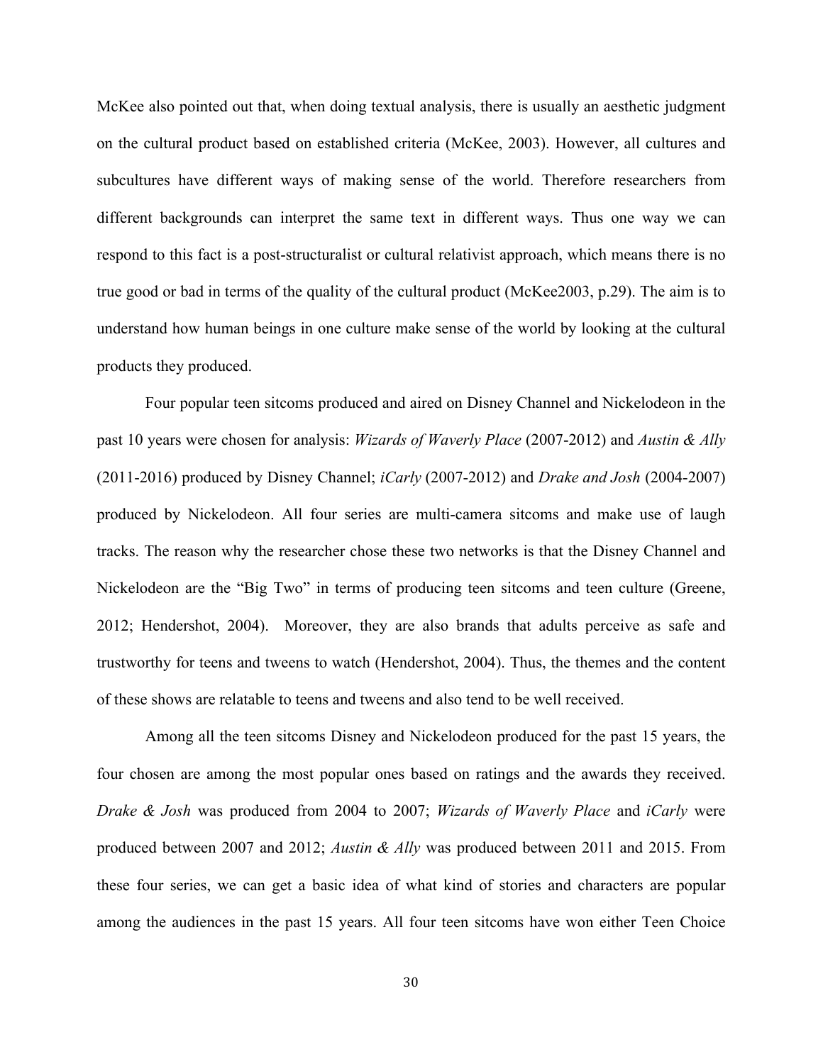McKee also pointed out that, when doing textual analysis, there is usually an aesthetic judgment on the cultural product based on established criteria (McKee, 2003). However, all cultures and subcultures have different ways of making sense of the world. Therefore researchers from different backgrounds can interpret the same text in different ways. Thus one way we can respond to this fact is a post-structuralist or cultural relativist approach, which means there is no true good or bad in terms of the quality of the cultural product (McKee2003, p.29). The aim is to understand how human beings in one culture make sense of the world by looking at the cultural products they produced.

Four popular teen sitcoms produced and aired on Disney Channel and Nickelodeon in the past 10 years were chosen for analysis: *Wizards of Waverly Place* (2007-2012) and *Austin & Ally* (2011-2016) produced by Disney Channel; *iCarly* (2007-2012) and *Drake and Josh* (2004-2007) produced by Nickelodeon. All four series are multi-camera sitcoms and make use of laugh tracks. The reason why the researcher chose these two networks is that the Disney Channel and Nickelodeon are the "Big Two" in terms of producing teen sitcoms and teen culture (Greene, 2012; Hendershot, 2004). Moreover, they are also brands that adults perceive as safe and trustworthy for teens and tweens to watch (Hendershot, 2004). Thus, the themes and the content of these shows are relatable to teens and tweens and also tend to be well received.

Among all the teen sitcoms Disney and Nickelodeon produced for the past 15 years, the four chosen are among the most popular ones based on ratings and the awards they received. *Drake & Josh* was produced from 2004 to 2007; *Wizards of Waverly Place* and *iCarly* were produced between 2007 and 2012; *Austin & Ally* was produced between 2011 and 2015. From these four series, we can get a basic idea of what kind of stories and characters are popular among the audiences in the past 15 years. All four teen sitcoms have won either Teen Choice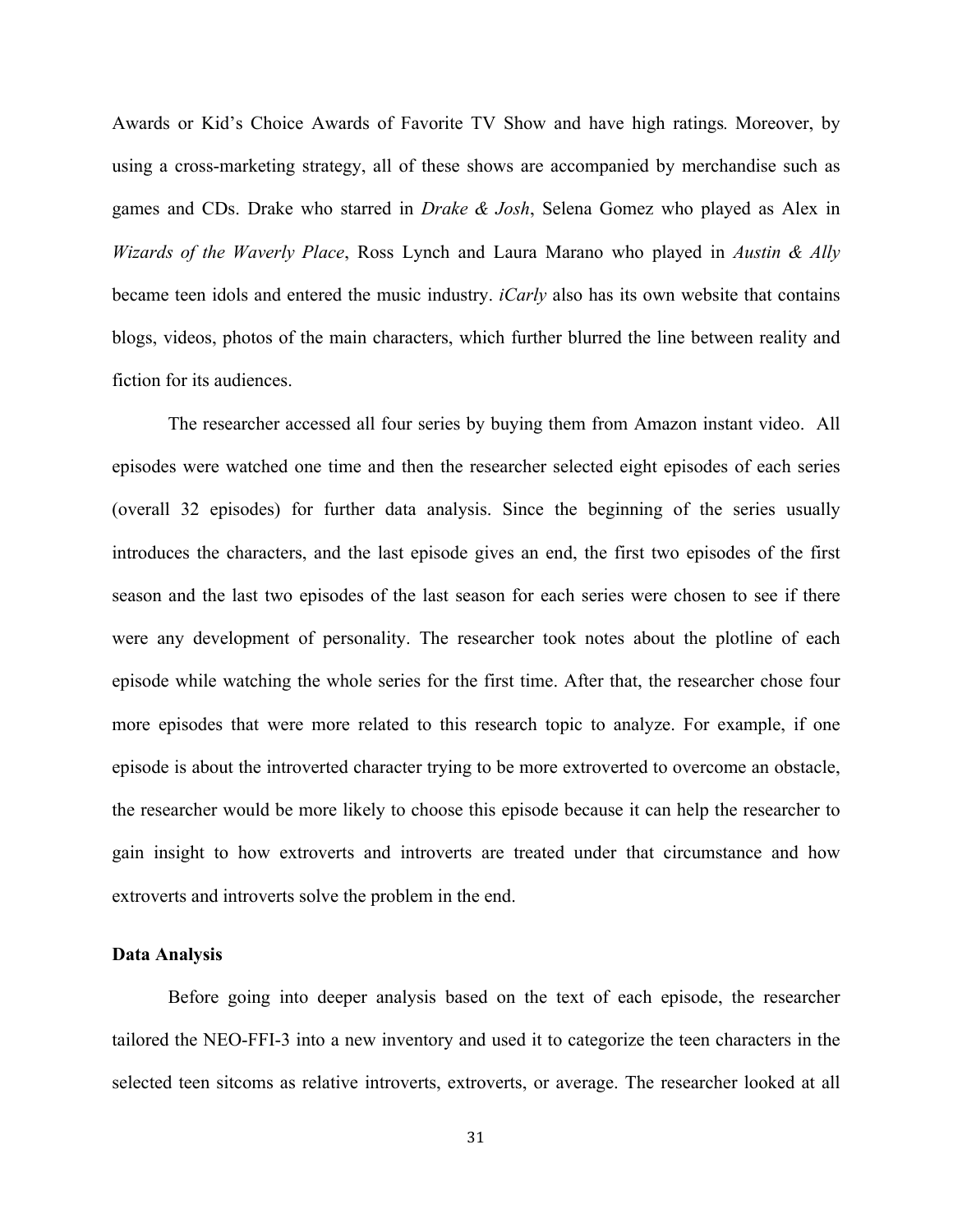Awards or Kid's Choice Awards of Favorite TV Show and have high ratings. Moreover, by using a cross-marketing strategy, all of these shows are accompanied by merchandise such as games and CDs. Drake who starred in *Drake & Josh*, Selena Gomez who played as Alex in *Wizards of the Waverly Place*, Ross Lynch and Laura Marano who played in *Austin & Ally* became teen idols and entered the music industry. *iCarly* also has its own website that contains blogs, videos, photos of the main characters, which further blurred the line between reality and fiction for its audiences.

The researcher accessed all four series by buying them from Amazon instant video. All episodes were watched one time and then the researcher selected eight episodes of each series (overall 32 episodes) for further data analysis. Since the beginning of the series usually introduces the characters, and the last episode gives an end, the first two episodes of the first season and the last two episodes of the last season for each series were chosen to see if there were any development of personality. The researcher took notes about the plotline of each episode while watching the whole series for the first time. After that, the researcher chose four more episodes that were more related to this research topic to analyze. For example, if one episode is about the introverted character trying to be more extroverted to overcome an obstacle, the researcher would be more likely to choose this episode because it can help the researcher to gain insight to how extroverts and introverts are treated under that circumstance and how extroverts and introverts solve the problem in the end.

**Data Analysis**

Before going into deeper analysis based on the text of each episode, the researcher tailored the NEO-FFI-3 into a new inventory and used it to categorize the teen characters in the selected teen sitcoms as relative introverts, extroverts, or average. The researcher looked at all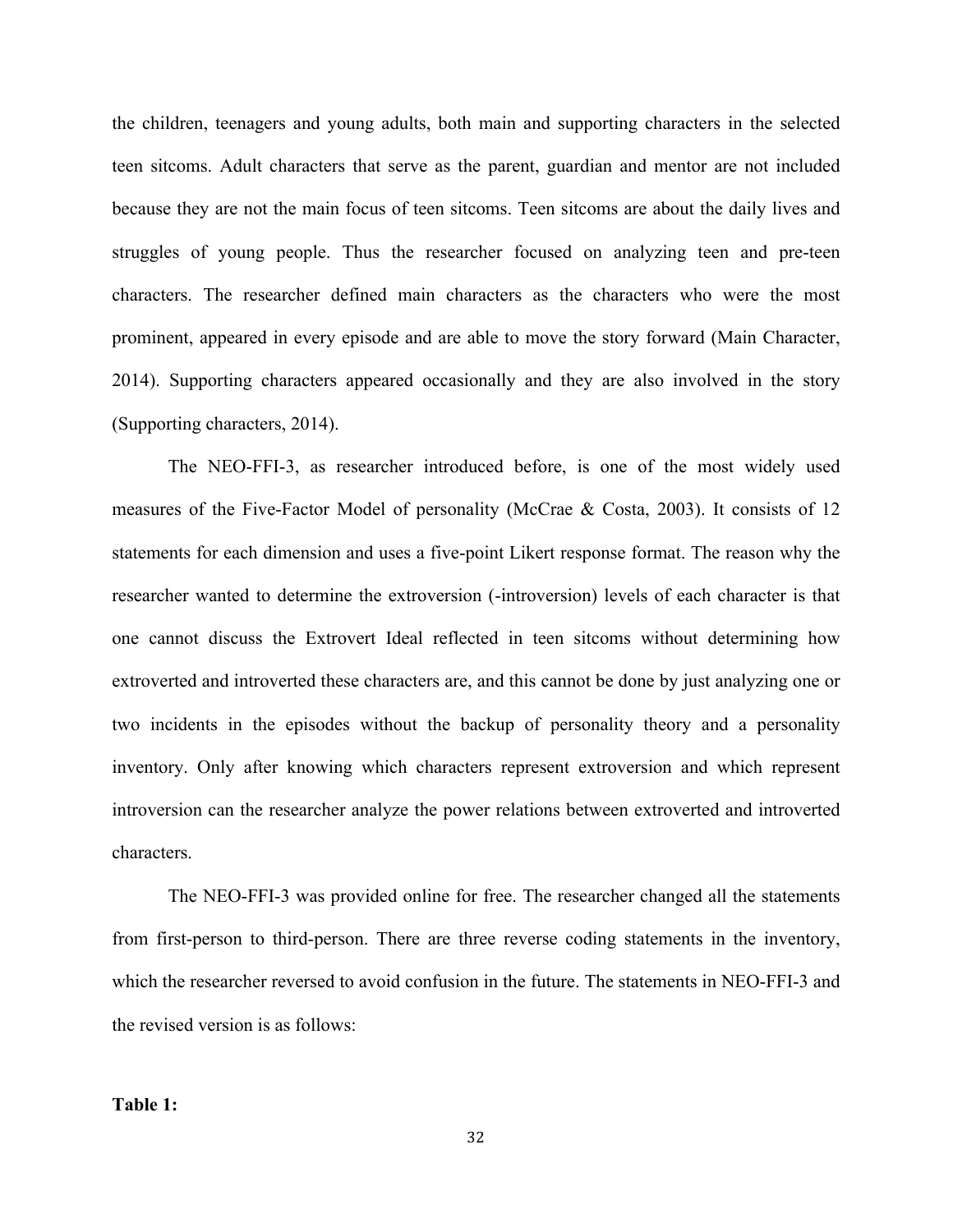the children, teenagers and young adults, both main and supporting characters in the selected teen sitcoms. Adult characters that serve as the parent, guardian and mentor are not included because they are not the main focus of teen sitcoms. Teen sitcoms are about the daily lives and struggles of young people. Thus the researcher focused on analyzing teen and pre-teen characters. The researcher defined main characters as the characters who were the most prominent, appeared in every episode and are able to move the story forward (Main Character, 2014). Supporting characters appeared occasionally and they are also involved in the story (Supporting characters, 2014).

The NEO-FFI-3, as researcher introduced before, is one of the most widely used measures of the Five-Factor Model of personality (McCrae & Costa, 2003). It consists of 12 statements for each dimension and uses a five-point Likert response format. The reason why the researcher wanted to determine the extroversion (-introversion) levels of each character is that one cannot discuss the Extrovert Ideal reflected in teen sitcoms without determining how extroverted and introverted these characters are, and this cannot be done by just analyzing one or two incidents in the episodes without the backup of personality theory and a personality inventory. Only after knowing which characters represent extroversion and which represent introversion can the researcher analyze the power relations between extroverted and introverted characters.

The NEO-FFI-3 was provided online for free. The researcher changed all the statements from first-person to third-person. There are three reverse coding statements in the inventory, which the researcher reversed to avoid confusion in the future. The statements in NEO-FFI-3 and the revised version is as follows:

**Table 1:**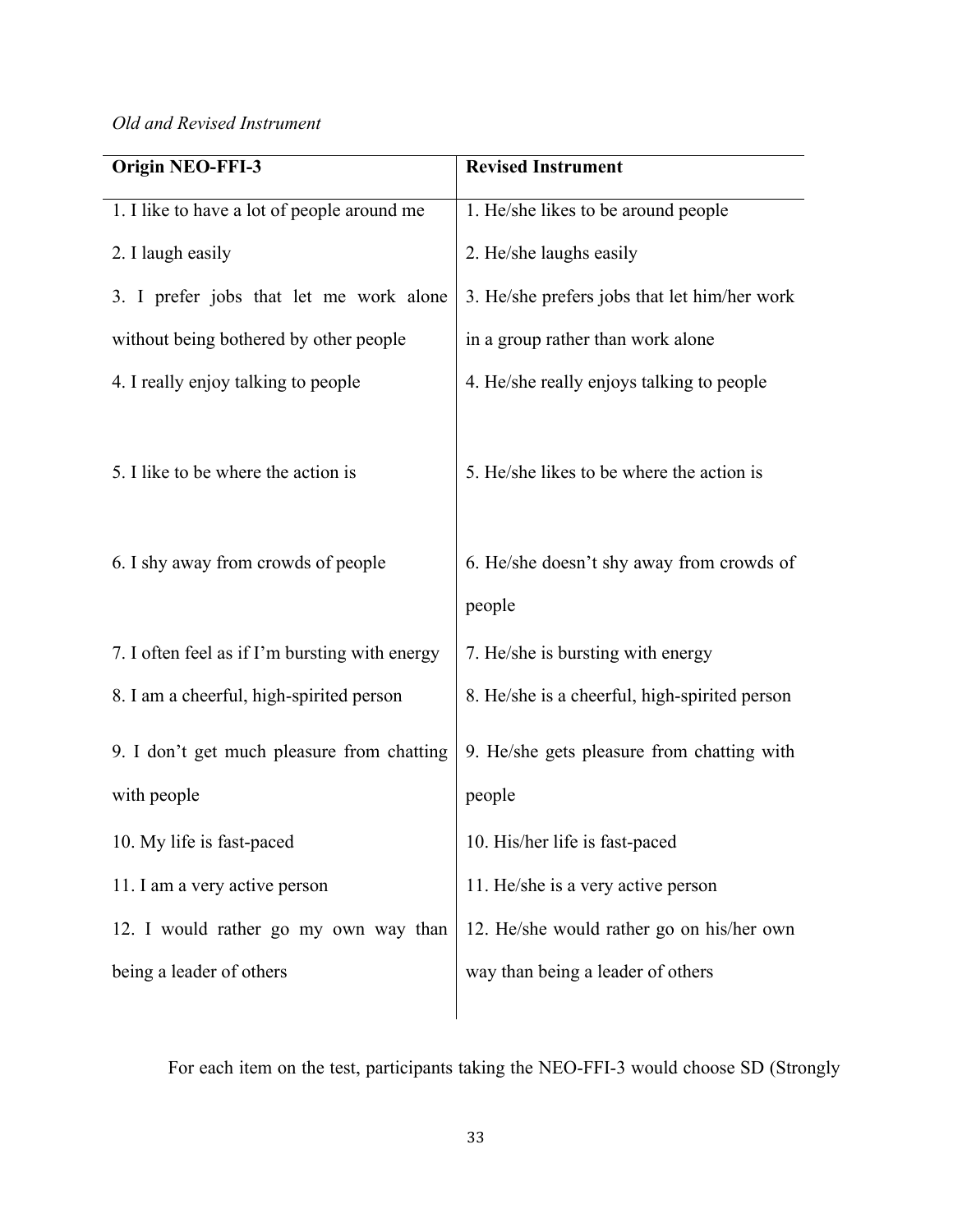*Old and Revised Instrument*

| Origin NEO-FFI-3 | Revised Instrument |
| --- | --- |
| 1. I like to have a lot of people around me | 1. He/she likes to be around people |
| 2. I laugh easily | 2. He/she laughs easily |
| 3. I prefer jobs that let me work alone without being bothered by other people | 3. He/she prefers jobs that let him/her work in a group rather than work alone |
| 4. I really enjoy talking to people | 4. He/she really enjoys talking to people |
| 5. I like to be where the action is | 5. He/she likes to be where the action is |
| 6. I shy away from crowds of people | 6. He/she doesn't shy away from crowds of people |
| 7. I often feel as if I'm bursting with energy | 7. He/she is bursting with energy |
| 8. I am a cheerful, high-spirited person | 8. He/she is a cheerful, high-spirited person |
| 9. I don't get much pleasure from chatting with people | 9. He/she gets pleasure from chatting with people |
| 10. My life is fast-paced | 10. His/her life is fast-paced |
| 11. I am a very active person | 11. He/she is a very active person |
| 12. I would rather go my own way than being a leader of others | 12. He/she would rather go on his/her own way than being a leader of others |

For each item on the test, participants taking the NEO-FFI-3 would choose SD (Strongly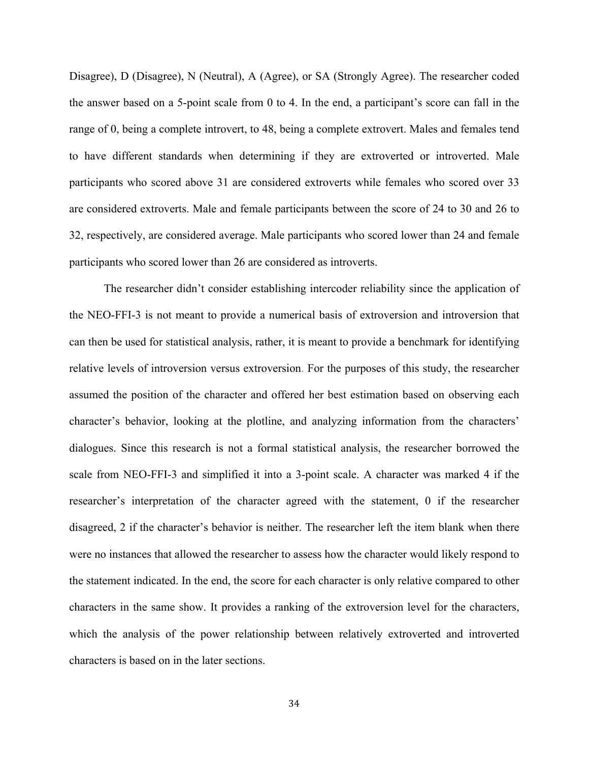Disagree), D (Disagree), N (Neutral), A (Agree), or SA (Strongly Agree). The researcher coded the answer based on a 5-point scale from 0 to 4. In the end, a participant's score can fall in the range of 0, being a complete introvert, to 48, being a complete extrovert. Males and females tend to have different standards when determining if they are extroverted or introverted. Male participants who scored above 31 are considered extroverts while females who scored over 33 are considered extroverts. Male and female participants between the score of 24 to 30 and 26 to 32, respectively, are considered average. Male participants who scored lower than 24 and female participants who scored lower than 26 are considered as introverts.

The researcher didn't consider establishing intercoder reliability since the application of the NEO-FFI-3 is not meant to provide a numerical basis of extroversion and introversion that can then be used for statistical analysis, rather, it is meant to provide a benchmark for identifying relative levels of introversion versus extroversion. For the purposes of this study, the researcher assumed the position of the character and offered her best estimation based on observing each character's behavior, looking at the plotline, and analyzing information from the characters' dialogues. Since this research is not a formal statistical analysis, the researcher borrowed the scale from NEO-FFI-3 and simplified it into a 3-point scale. A character was marked 4 if the researcher's interpretation of the character agreed with the statement, 0 if the researcher disagreed, 2 if the character's behavior is neither. The researcher left the item blank when there were no instances that allowed the researcher to assess how the character would likely respond to the statement indicated. In the end, the score for each character is only relative compared to other characters in the same show. It provides a ranking of the extroversion level for the characters, which the analysis of the power relationship between relatively extroverted and introverted characters is based on in the later sections.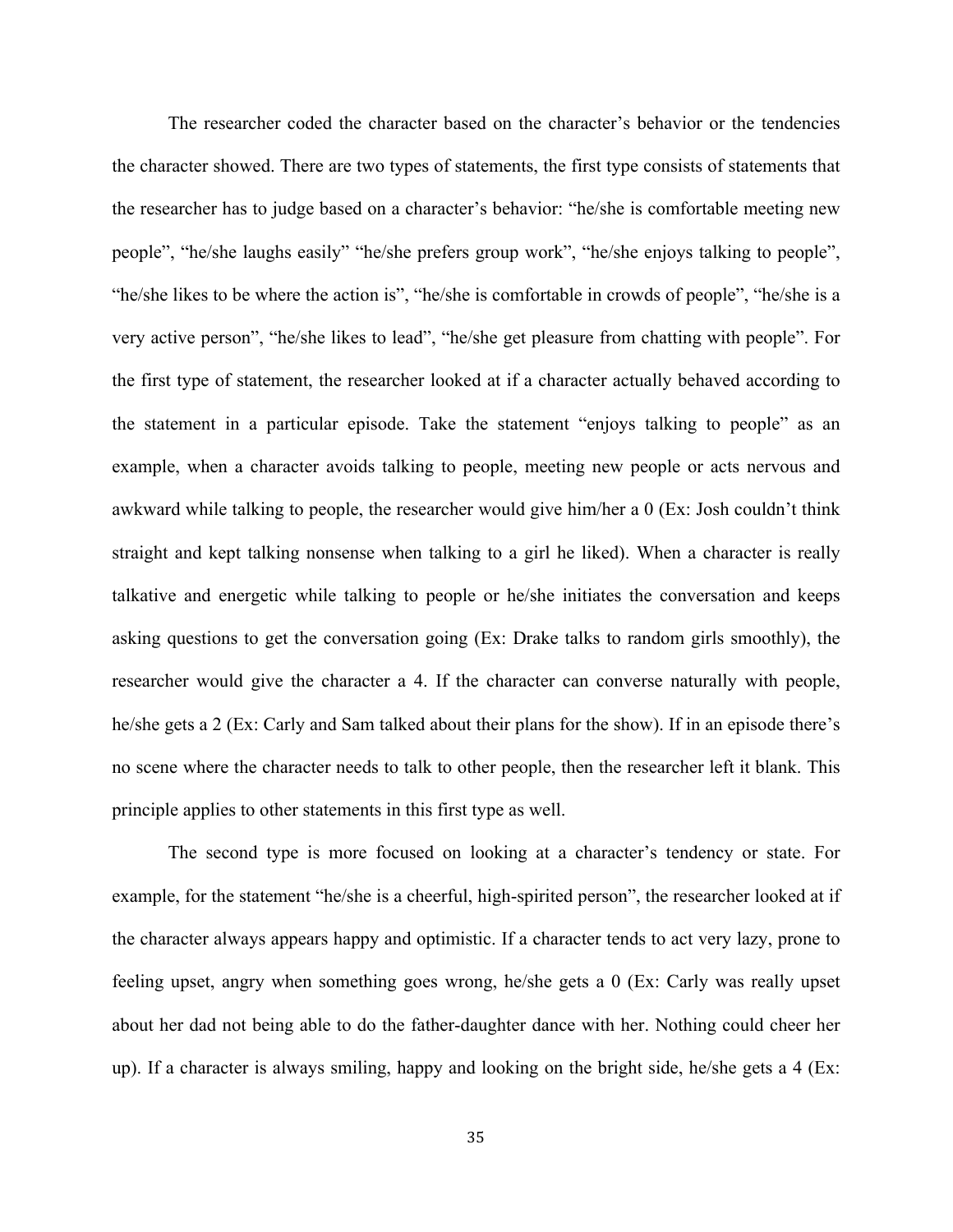The researcher coded the character based on the character's behavior or the tendencies the character showed. There are two types of statements, the first type consists of statements that the researcher has to judge based on a character's behavior: "he/she is comfortable meeting new people", "he/she laughs easily" "he/she prefers group work", "he/she enjoys talking to people", "he/she likes to be where the action is", "he/she is comfortable in crowds of people", "he/she is a very active person", "he/she likes to lead", "he/she get pleasure from chatting with people". For the first type of statement, the researcher looked at if a character actually behaved according to the statement in a particular episode. Take the statement "enjoys talking to people" as an example, when a character avoids talking to people, meeting new people or acts nervous and awkward while talking to people, the researcher would give him/her a 0 (Ex: Josh couldn't think straight and kept talking nonsense when talking to a girl he liked). When a character is really talkative and energetic while talking to people or he/she initiates the conversation and keeps asking questions to get the conversation going (Ex: Drake talks to random girls smoothly), the researcher would give the character a 4. If the character can converse naturally with people, he/she gets a 2 (Ex: Carly and Sam talked about their plans for the show). If in an episode there's no scene where the character needs to talk to other people, then the researcher left it blank. This principle applies to other statements in this first type as well.

The second type is more focused on looking at a character's tendency or state. For example, for the statement "he/she is a cheerful, high-spirited person", the researcher looked at if the character always appears happy and optimistic. If a character tends to act very lazy, prone to feeling upset, angry when something goes wrong, he/she gets a 0 (Ex: Carly was really upset about her dad not being able to do the father-daughter dance with her. Nothing could cheer her up). If a character is always smiling, happy and looking on the bright side, he/she gets a 4 (Ex: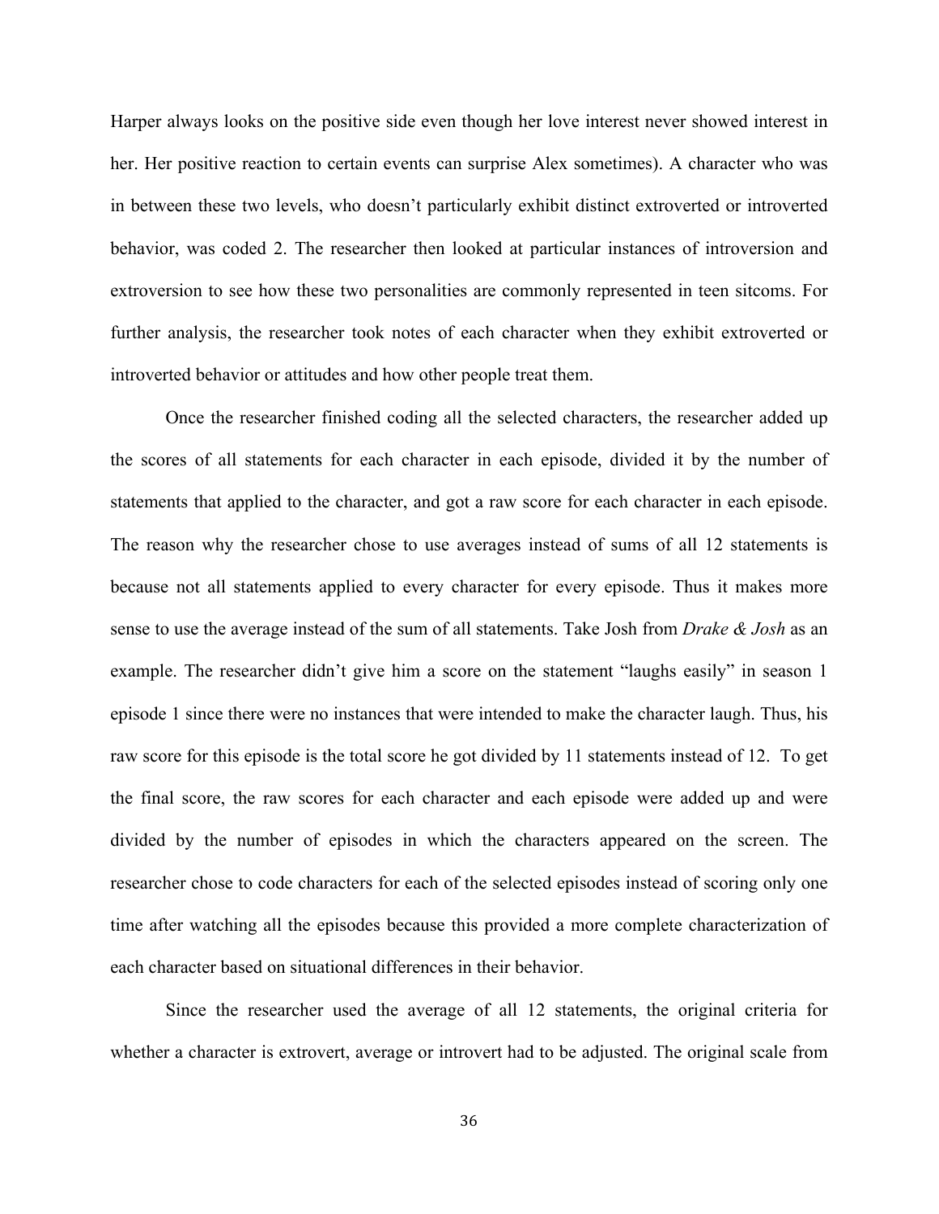Harper always looks on the positive side even though her love interest never showed interest in her. Her positive reaction to certain events can surprise Alex sometimes). A character who was in between these two levels, who doesn't particularly exhibit distinct extroverted or introverted behavior, was coded 2. The researcher then looked at particular instances of introversion and extroversion to see how these two personalities are commonly represented in teen sitcoms. For further analysis, the researcher took notes of each character when they exhibit extroverted or introverted behavior or attitudes and how other people treat them.

Once the researcher finished coding all the selected characters, the researcher added up the scores of all statements for each character in each episode, divided it by the number of statements that applied to the character, and got a raw score for each character in each episode. The reason why the researcher chose to use averages instead of sums of all 12 statements is because not all statements applied to every character for every episode. Thus it makes more sense to use the average instead of the sum of all statements. Take Josh from *Drake & Josh* as an example. The researcher didn't give him a score on the statement "laughs easily" in season 1 episode 1 since there were no instances that were intended to make the character laugh. Thus, his raw score for this episode is the total score he got divided by 11 statements instead of 12. To get the final score, the raw scores for each character and each episode were added up and were divided by the number of episodes in which the characters appeared on the screen. The researcher chose to code characters for each of the selected episodes instead of scoring only one time after watching all the episodes because this provided a more complete characterization of each character based on situational differences in their behavior.

Since the researcher used the average of all 12 statements, the original criteria for whether a character is extrovert, average or introvert had to be adjusted. The original scale from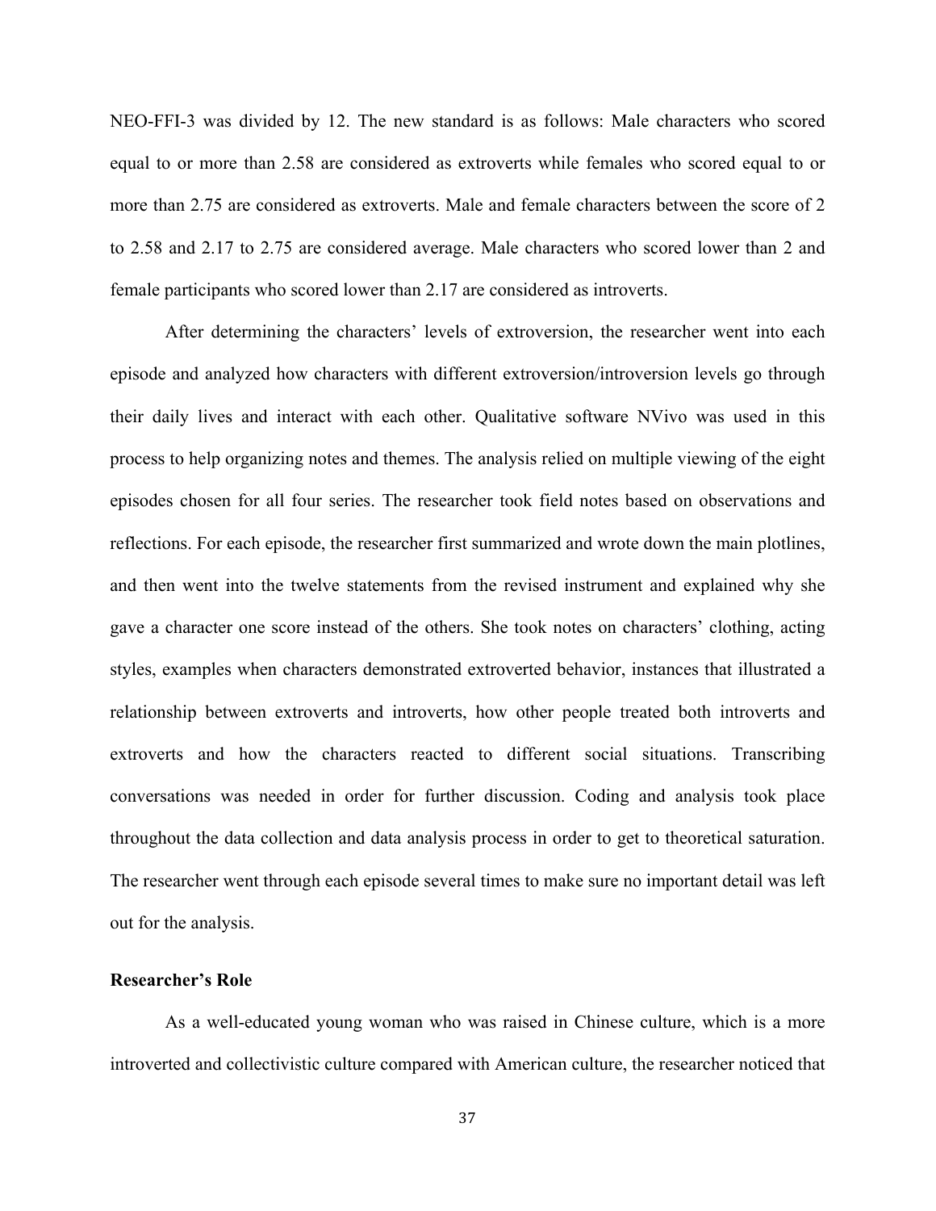NEO-FFI-3 was divided by 12. The new standard is as follows: Male characters who scored equal to or more than 2.58 are considered as extroverts while females who scored equal to or more than 2.75 are considered as extroverts. Male and female characters between the score of 2 to 2.58 and 2.17 to 2.75 are considered average. Male characters who scored lower than 2 and female participants who scored lower than 2.17 are considered as introverts.

After determining the characters' levels of extroversion, the researcher went into each episode and analyzed how characters with different extroversion/introversion levels go through their daily lives and interact with each other. Qualitative software NVivo was used in this process to help organizing notes and themes. The analysis relied on multiple viewing of the eight episodes chosen for all four series. The researcher took field notes based on observations and reflections. For each episode, the researcher first summarized and wrote down the main plotlines, and then went into the twelve statements from the revised instrument and explained why she gave a character one score instead of the others. She took notes on characters' clothing, acting styles, examples when characters demonstrated extroverted behavior, instances that illustrated a relationship between extroverts and introverts, how other people treated both introverts and extroverts and how the characters reacted to different social situations. Transcribing conversations was needed in order for further discussion. Coding and analysis took place throughout the data collection and data analysis process in order to get to theoretical saturation. The researcher went through each episode several times to make sure no important detail was left out for the analysis.

**Researcher's Role**

As a well-educated young woman who was raised in Chinese culture, which is a more introverted and collectivistic culture compared with American culture, the researcher noticed that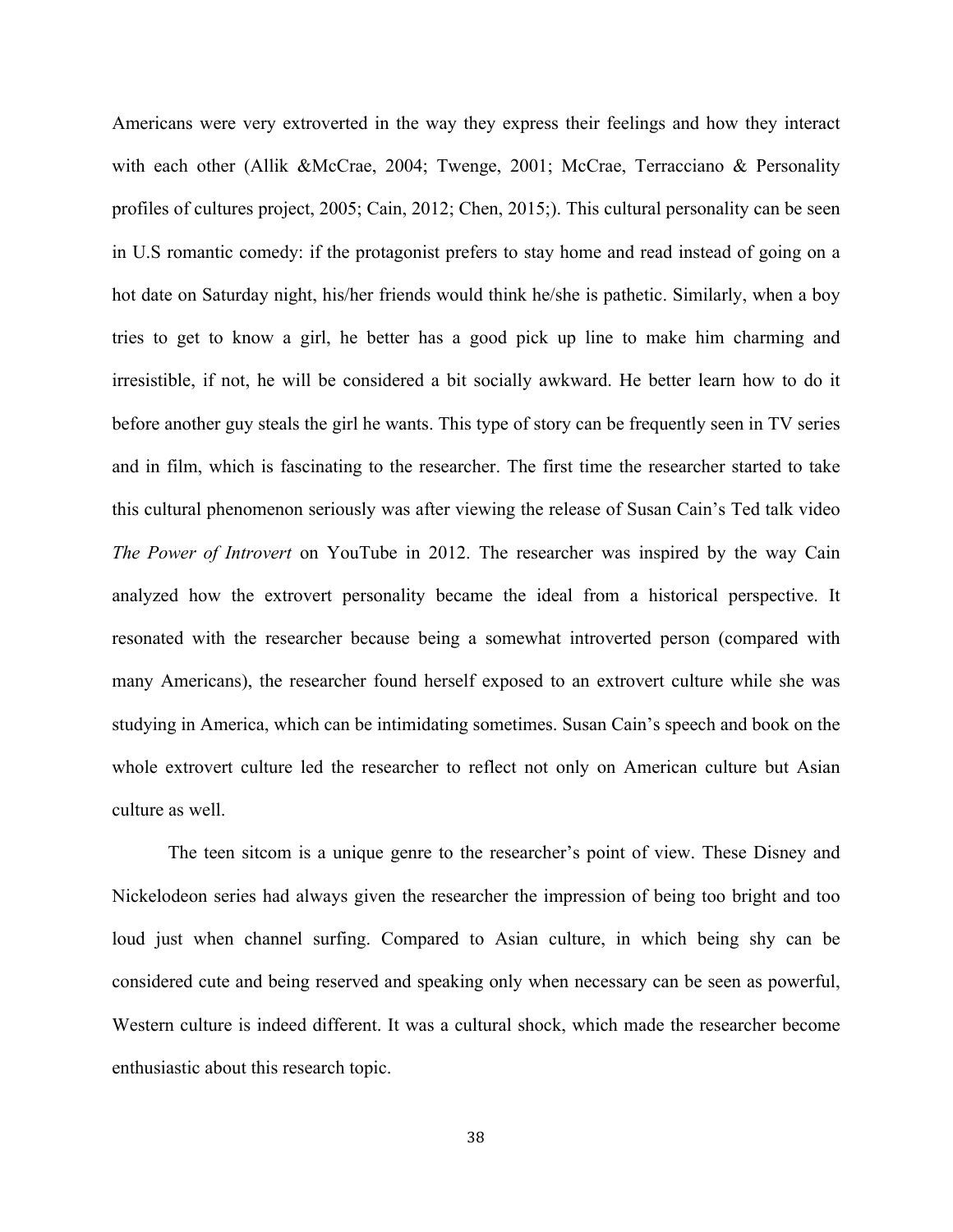Americans were very extroverted in the way they express their feelings and how they interact with each other (Allik &McCrae, 2004; Twenge, 2001; McCrae, Terracciano & Personality profiles of cultures project, 2005; Cain, 2012; Chen, 2015;). This cultural personality can be seen in U.S romantic comedy: if the protagonist prefers to stay home and read instead of going on a hot date on Saturday night, his/her friends would think he/she is pathetic. Similarly, when a boy tries to get to know a girl, he better has a good pick up line to make him charming and irresistible, if not, he will be considered a bit socially awkward. He better learn how to do it before another guy steals the girl he wants. This type of story can be frequently seen in TV series and in film, which is fascinating to the researcher. The first time the researcher started to take this cultural phenomenon seriously was after viewing the release of Susan Cain's Ted talk video *The Power of Introvert* on YouTube in 2012. The researcher was inspired by the way Cain analyzed how the extrovert personality became the ideal from a historical perspective. It resonated with the researcher because being a somewhat introverted person (compared with many Americans), the researcher found herself exposed to an extrovert culture while she was studying in America, which can be intimidating sometimes. Susan Cain's speech and book on the whole extrovert culture led the researcher to reflect not only on American culture but Asian culture as well.

The teen sitcom is a unique genre to the researcher's point of view. These Disney and Nickelodeon series had always given the researcher the impression of being too bright and too loud just when channel surfing. Compared to Asian culture, in which being shy can be considered cute and being reserved and speaking only when necessary can be seen as powerful, Western culture is indeed different. It was a cultural shock, which made the researcher become enthusiastic about this research topic.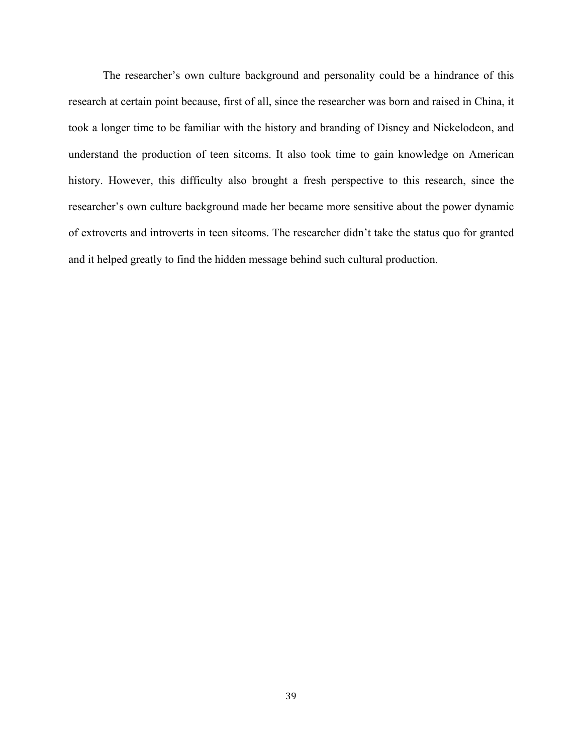The researcher's own culture background and personality could be a hindrance of this research at certain point because, first of all, since the researcher was born and raised in China, it took a longer time to be familiar with the history and branding of Disney and Nickelodeon, and understand the production of teen sitcoms. It also took time to gain knowledge on American history. However, this difficulty also brought a fresh perspective to this research, since the researcher's own culture background made her became more sensitive about the power dynamic of extroverts and introverts in teen sitcoms. The researcher didn't take the status quo for granted and it helped greatly to find the hidden message behind such cultural production.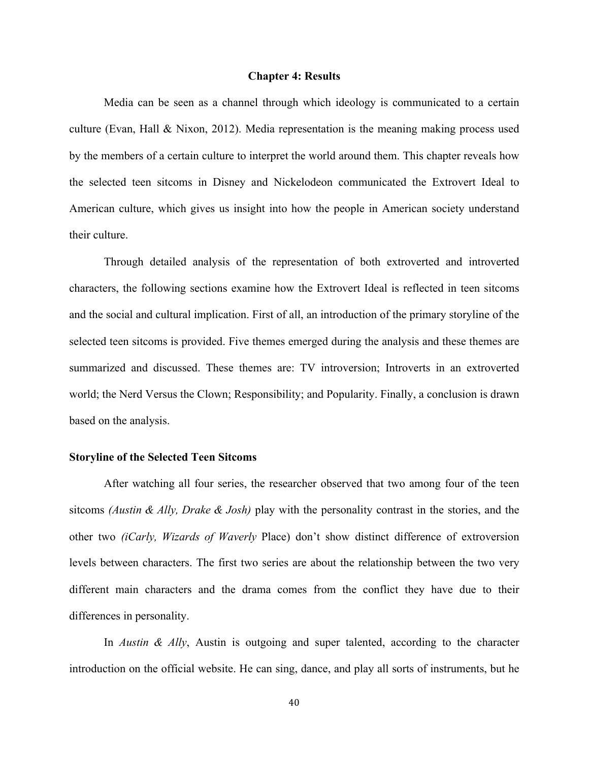# Chapter 4: Results

Media can be seen as a channel through which ideology is communicated to a certain culture (Evan, Hall & Nixon, 2012). Media representation is the meaning making process used by the members of a certain culture to interpret the world around them. This chapter reveals how the selected teen sitcoms in Disney and Nickelodeon communicated the Extrovert Ideal to American culture, which gives us insight into how the people in American society understand their culture.

Through detailed analysis of the representation of both extroverted and introverted characters, the following sections examine how the Extrovert Ideal is reflected in teen sitcoms and the social and cultural implication. First of all, an introduction of the primary storyline of the selected teen sitcoms is provided. Five themes emerged during the analysis and these themes are summarized and discussed. These themes are: TV introversion; Introverts in an extroverted world; the Nerd Versus the Clown; Responsibility; and Popularity. Finally, a conclusion is drawn based on the analysis.

## Storyline of the Selected Teen Sitcoms

After watching all four series, the researcher observed that two among four of the teen sitcoms *(Austin & Ally, Drake & Josh)* play with the personality contrast in the stories, and the other two *(iCarly, Wizards of Waverly* Place) don't show distinct difference of extroversion levels between characters. The first two series are about the relationship between the two very different main characters and the drama comes from the conflict they have due to their differences in personality.

In *Austin & Ally*, Austin is outgoing and super talented, according to the character introduction on the official website. He can sing, dance, and play all sorts of instruments, but he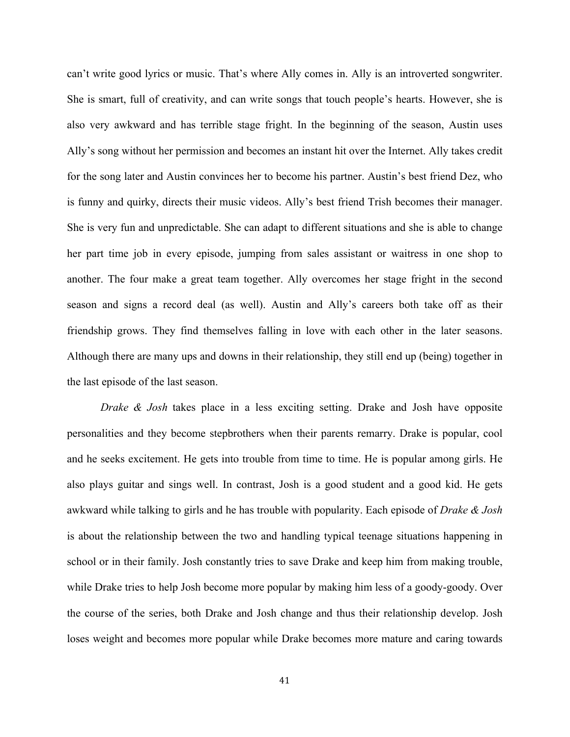can't write good lyrics or music. That's where Ally comes in. Ally is an introverted songwriter. She is smart, full of creativity, and can write songs that touch people's hearts. However, she is also very awkward and has terrible stage fright. In the beginning of the season, Austin uses Ally's song without her permission and becomes an instant hit over the Internet. Ally takes credit for the song later and Austin convinces her to become his partner. Austin's best friend Dez, who is funny and quirky, directs their music videos. Ally's best friend Trish becomes their manager. She is very fun and unpredictable. She can adapt to different situations and she is able to change her part time job in every episode, jumping from sales assistant or waitress in one shop to another. The four make a great team together. Ally overcomes her stage fright in the second season and signs a record deal (as well). Austin and Ally's careers both take off as their friendship grows. They find themselves falling in love with each other in the later seasons. Although there are many ups and downs in their relationship, they still end up (being) together in the last episode of the last season.

*Drake & Josh* takes place in a less exciting setting. Drake and Josh have opposite personalities and they become stepbrothers when their parents remarry. Drake is popular, cool and he seeks excitement. He gets into trouble from time to time. He is popular among girls. He also plays guitar and sings well. In contrast, Josh is a good student and a good kid. He gets awkward while talking to girls and he has trouble with popularity. Each episode of *Drake & Josh* is about the relationship between the two and handling typical teenage situations happening in school or in their family. Josh constantly tries to save Drake and keep him from making trouble, while Drake tries to help Josh become more popular by making him less of a goody-goody. Over the course of the series, both Drake and Josh change and thus their relationship develop. Josh loses weight and becomes more popular while Drake becomes more mature and caring towards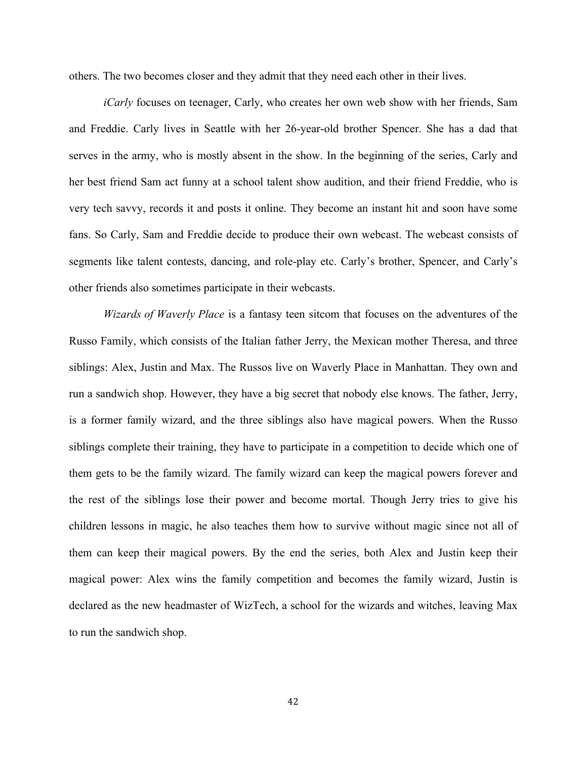others. The two becomes closer and they admit that they need each other in their lives.

*iCarly* focuses on teenager, Carly, who creates her own web show with her friends, Sam and Freddie. Carly lives in Seattle with her 26-year-old brother Spencer. She has a dad that serves in the army, who is mostly absent in the show. In the beginning of the series, Carly and her best friend Sam act funny at a school talent show audition, and their friend Freddie, who is very tech savvy, records it and posts it online. They become an instant hit and soon have some fans. So Carly, Sam and Freddie decide to produce their own webcast. The webcast consists of segments like talent contests, dancing, and role-play etc. Carly's brother, Spencer, and Carly's other friends also sometimes participate in their webcasts.

*Wizards of Waverly Place* is a fantasy teen sitcom that focuses on the adventures of the Russo Family, which consists of the Italian father Jerry, the Mexican mother Theresa, and three siblings: Alex, Justin and Max. The Russos live on Waverly Place in Manhattan. They own and run a sandwich shop. However, they have a big secret that nobody else knows. The father, Jerry, is a former family wizard, and the three siblings also have magical powers. When the Russo siblings complete their training, they have to participate in a competition to decide which one of them gets to be the family wizard. The family wizard can keep the magical powers forever and the rest of the siblings lose their power and become mortal. Though Jerry tries to give his children lessons in magic, he also teaches them how to survive without magic since not all of them can keep their magical powers. By the end the series, both Alex and Justin keep their magical power: Alex wins the family competition and becomes the family wizard, Justin is declared as the new headmaster of WizTech, a school for the wizards and witches, leaving Max to run the sandwich shop.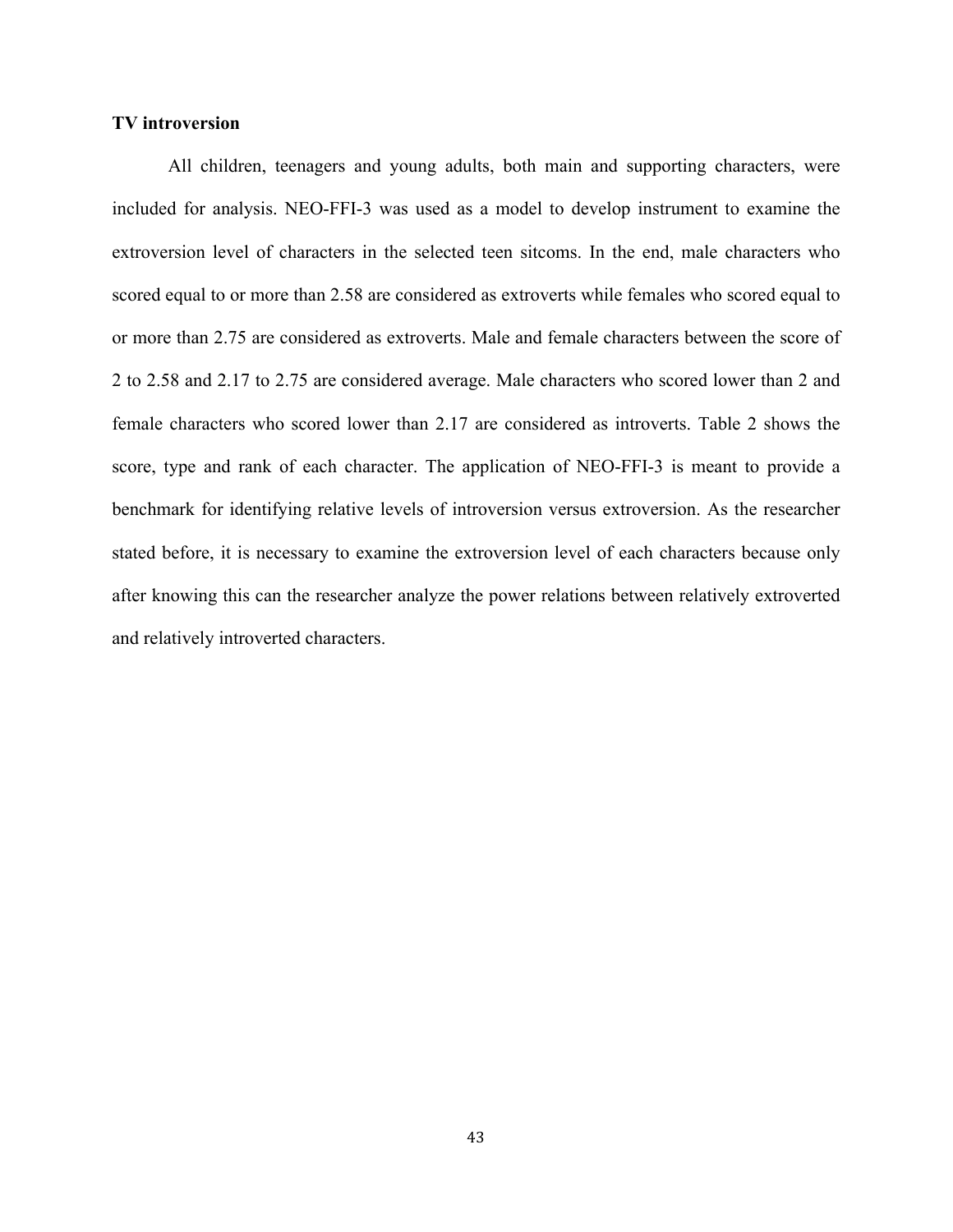**TV introversion**

All children, teenagers and young adults, both main and supporting characters, were included for analysis. NEO-FFI-3 was used as a model to develop instrument to examine the extroversion level of characters in the selected teen sitcoms. In the end, male characters who scored equal to or more than 2.58 are considered as extroverts while females who scored equal to or more than 2.75 are considered as extroverts. Male and female characters between the score of 2 to 2.58 and 2.17 to 2.75 are considered average. Male characters who scored lower than 2 and female characters who scored lower than 2.17 are considered as introverts. Table 2 shows the score, type and rank of each character. The application of NEO-FFI-3 is meant to provide a benchmark for identifying relative levels of introversion versus extroversion. As the researcher stated before, it is necessary to examine the extroversion level of each characters because only after knowing this can the researcher analyze the power relations between relatively extroverted and relatively introverted characters.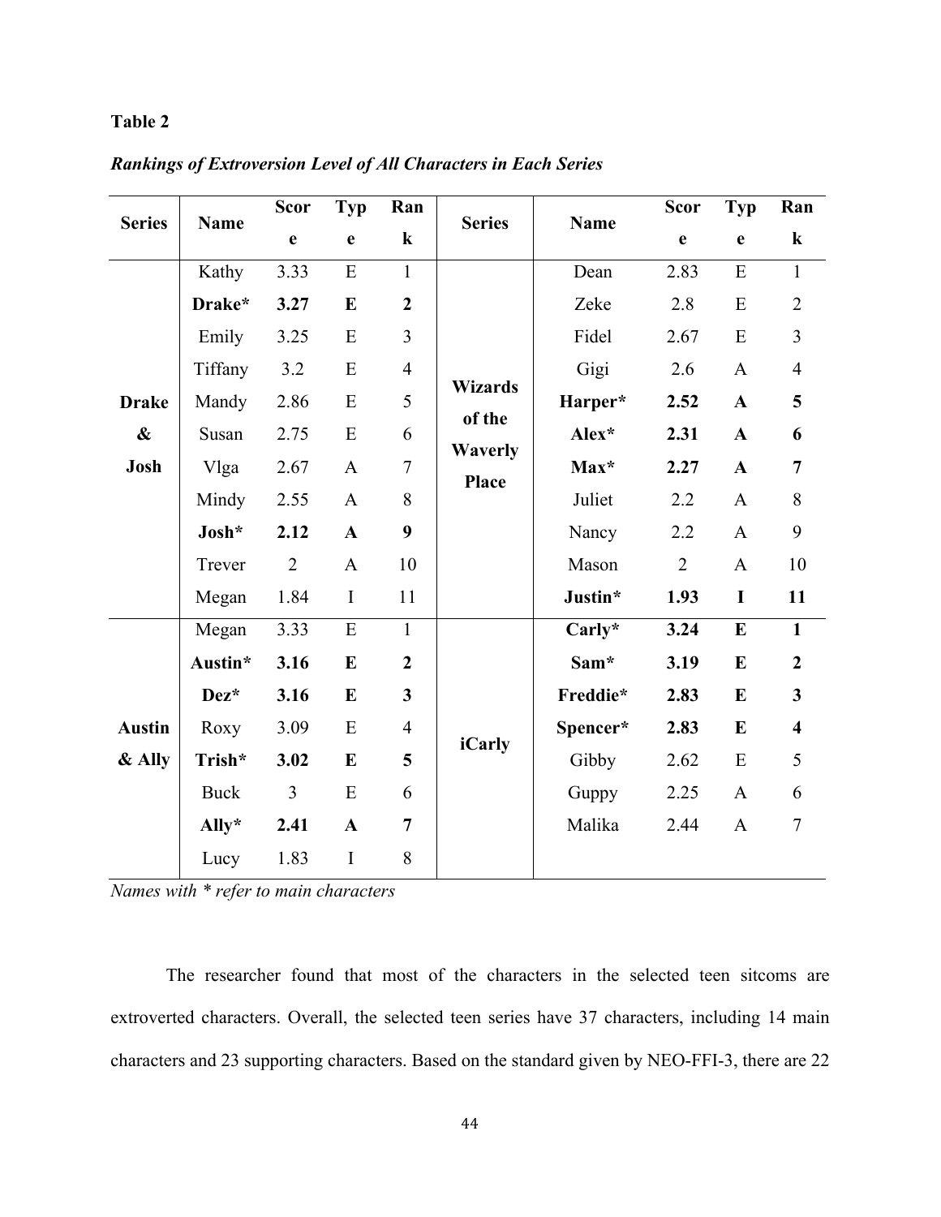**Table 2**

***Rankings of Extroversion Level of All Characters in Each Series***

| Series | Name | Score | Type | Rank | Series | Name | Score | Type | Rank |
|---|---|---|---|---|---|---|---|---|---|
| **Drake & Josh** | Kathy | 3.33 | E | 1 | **Wizards of the Waverly Place** | Dean | 2.83 | E | 1 |
| | **Drake*** | **3.27** | **E** | **2** | | Zeke | 2.8 | E | 2 |
| | Emily | 3.25 | E | 3 | | Fidel | 2.67 | E | 3 |
| | Tiffany | 3.2 | E | 4 | | Gigi | 2.6 | A | 4 |
| | Mandy | 2.86 | E | 5 | | **Harper*** | **2.52** | **A** | **5** |
| | Susan | 2.75 | E | 6 | | **Alex*** | **2.31** | **A** | **6** |
| | Vlga | 2.67 | A | 7 | | **Max*** | **2.27** | **A** | **7** |
| | Mindy | 2.55 | A | 8 | | Juliet | 2.2 | A | 8 |
| | **Josh*** | **2.12** | **A** | **9** | | Nancy | 2.2 | A | 9 |
| | Trever | 2 | A | 10 | | Mason | 2 | A | 10 |
| | Megan | 1.84 | I | 11 | | **Justin*** | **1.93** | **I** | **11** |
| **Austin & Ally** | Megan | 3.33 | E | 1 | **iCarly** | **Carly*** | **3.24** | **E** | **1** |
| | **Austin*** | **3.16** | **E** | **2** | | **Sam*** | **3.19** | **E** | **2** |
| | **Dez*** | **3.16** | **E** | **3** | | **Freddie*** | **2.83** | **E** | **3** |
| | Roxy | 3.09 | E | 4 | | **Spencer*** | **2.83** | **E** | **4** |
| | **Trish*** | **3.02** | **E** | **5** | | Gibby | 2.62 | E | 5 |
| | Buck | 3 | E | 6 | | Guppy | 2.25 | A | 6 |
| | **Ally*** | **2.41** | **A** | **7** | | Malika | 2.44 | A | 7 |
| | Lucy | 1.83 | I | 8 | | | | | |

*Names with * refer to main characters*

The researcher found that most of the characters in the selected teen sitcoms are extroverted characters. Overall, the selected teen series have 37 characters, including 14 main characters and 23 supporting characters. Based on the standard given by NEO-FFI-3, there are 22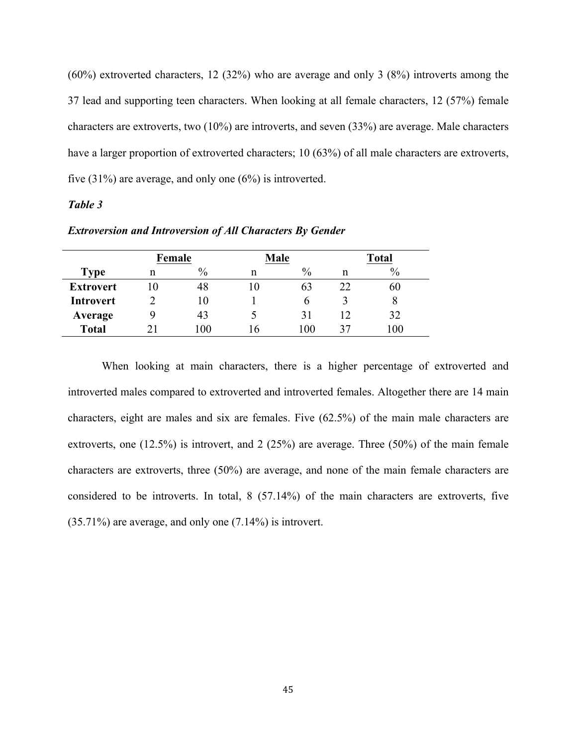(60%) extroverted characters, 12 (32%) who are average and only 3 (8%) introverts among the 37 lead and supporting teen characters. When looking at all female characters, 12 (57%) female characters are extroverts, two (10%) are introverts, and seven (33%) are average. Male characters have a larger proportion of extroverted characters; 10 (63%) of all male characters are extroverts, five (31%) are average, and only one (6%) is introverted.

***Table 3***

***Extroversion and Introversion of All Characters By Gender***

| | Female | | Male | | Total | |
|---|---|---|---|---|---|---|
| **Type** | n | % | n | % | n | % |
| **Extrovert** | 10 | 48 | 10 | 63 | 22 | 60 |
| **Introvert** | 2 | 10 | 1 | 6 | 3 | 8 |
| **Average** | 9 | 43 | 5 | 31 | 12 | 32 |
| **Total** | 21 | 100 | 16 | 100 | 37 | 100 |

When looking at main characters, there is a higher percentage of extroverted and introverted males compared to extroverted and introverted females. Altogether there are 14 main characters, eight are males and six are females. Five (62.5%) of the main male characters are extroverts, one (12.5%) is introvert, and 2 (25%) are average. Three (50%) of the main female characters are extroverts, three (50%) are average, and none of the main female characters are considered to be introverts. In total, 8 (57.14%) of the main characters are extroverts, five (35.71%) are average, and only one (7.14%) is introvert.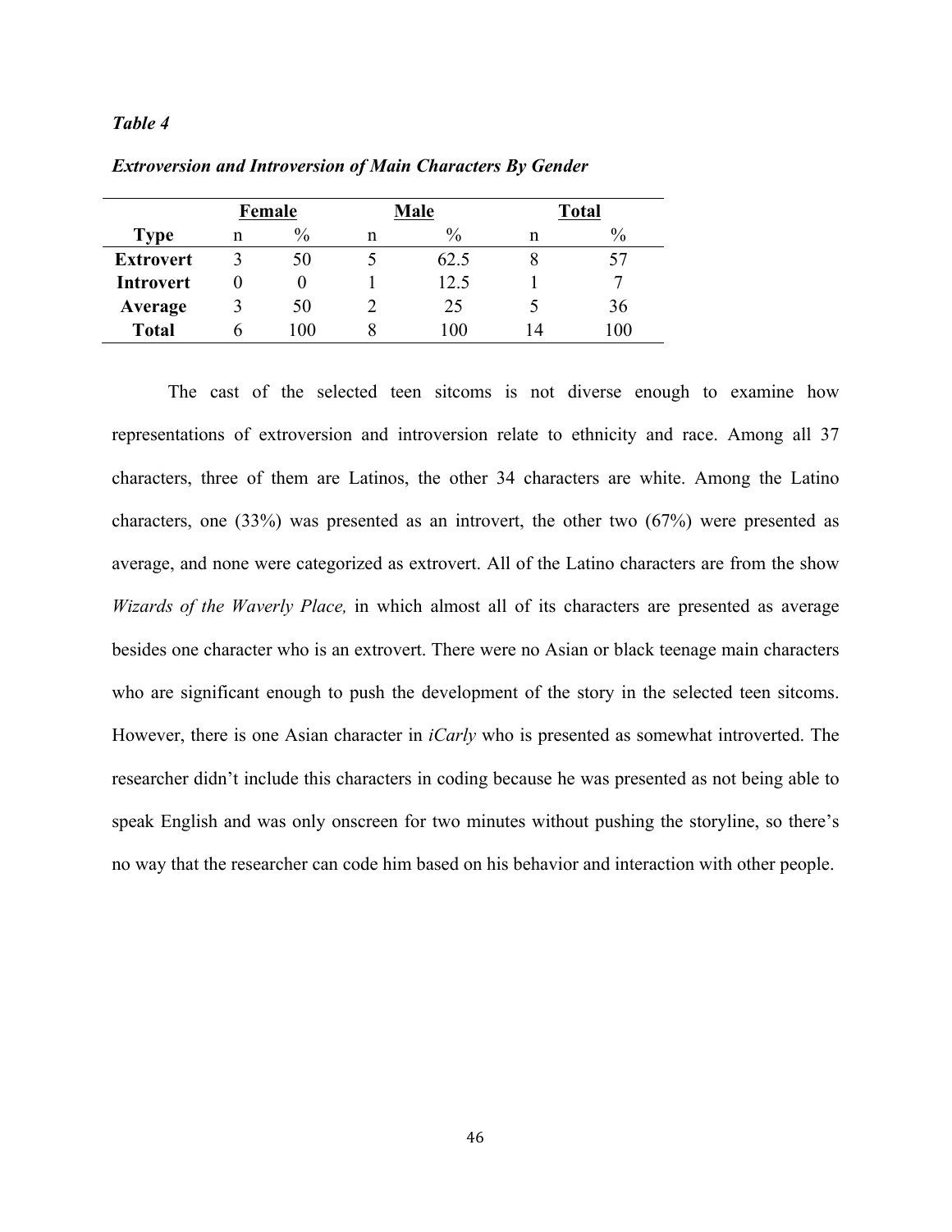*Table 4*

***Extroversion and Introversion of Main Characters By Gender***

| | Female | | Male | | Total | |
|---|---|---|---|---|---|---|
| **Type** | n | % | n | % | n | % |
| **Extrovert** | 3 | 50 | 5 | 62.5 | 8 | 57 |
| **Introvert** | 0 | 0 | 1 | 12.5 | 1 | 7 |
| **Average** | 3 | 50 | 2 | 25 | 5 | 36 |
| **Total** | 6 | 100 | 8 | 100 | 14 | 100 |

The cast of the selected teen sitcoms is not diverse enough to examine how representations of extroversion and introversion relate to ethnicity and race. Among all 37 characters, three of them are Latinos, the other 34 characters are white. Among the Latino characters, one (33%) was presented as an introvert, the other two (67%) were presented as average, and none were categorized as extrovert. All of the Latino characters are from the show *Wizards of the Waverly Place,* in which almost all of its characters are presented as average besides one character who is an extrovert. There were no Asian or black teenage main characters who are significant enough to push the development of the story in the selected teen sitcoms. However, there is one Asian character in *iCarly* who is presented as somewhat introverted. The researcher didn't include this characters in coding because he was presented as not being able to speak English and was only onscreen for two minutes without pushing the storyline, so there's no way that the researcher can code him based on his behavior and interaction with other people.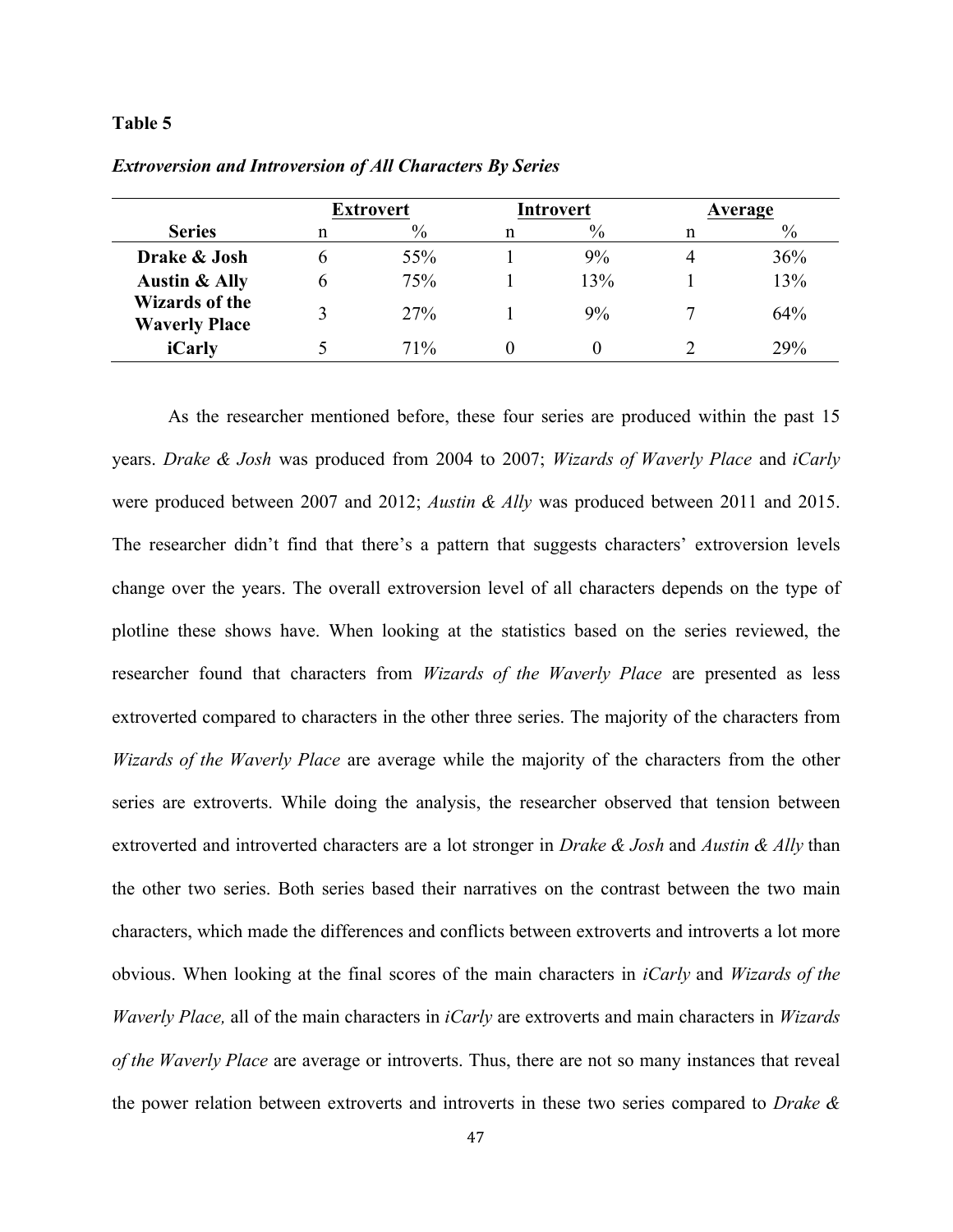**Table 5**

***Extroversion and Introversion of All Characters By Series***

| | Extrovert | | Introvert | | Average | |
|---|---|---|---|---|---|---|
| **Series** | n | % | n | % | n | % |
| **Drake & Josh** | 6 | 55% | 1 | 9% | 4 | 36% |
| **Austin & Ally** | 6 | 75% | 1 | 13% | 1 | 13% |
| **Wizards of the Waverly Place** | 3 | 27% | 1 | 9% | 7 | 64% |
| **iCarly** | 5 | 71% | 0 | 0 | 2 | 29% |

As the researcher mentioned before, these four series are produced within the past 15 years. *Drake & Josh* was produced from 2004 to 2007; *Wizards of Waverly Place* and *iCarly* were produced between 2007 and 2012; *Austin & Ally* was produced between 2011 and 2015. The researcher didn't find that there's a pattern that suggests characters' extroversion levels change over the years. The overall extroversion level of all characters depends on the type of plotline these shows have. When looking at the statistics based on the series reviewed, the researcher found that characters from *Wizards of the Waverly Place* are presented as less extroverted compared to characters in the other three series. The majority of the characters from *Wizards of the Waverly Place* are average while the majority of the characters from the other series are extroverts. While doing the analysis, the researcher observed that tension between extroverted and introverted characters are a lot stronger in *Drake & Josh* and *Austin & Ally* than the other two series. Both series based their narratives on the contrast between the two main characters, which made the differences and conflicts between extroverts and introverts a lot more obvious. When looking at the final scores of the main characters in *iCarly* and *Wizards of the Waverly Place,* all of the main characters in *iCarly* are extroverts and main characters in *Wizards of the Waverly Place* are average or introverts. Thus, there are not so many instances that reveal the power relation between extroverts and introverts in these two series compared to *Drake &*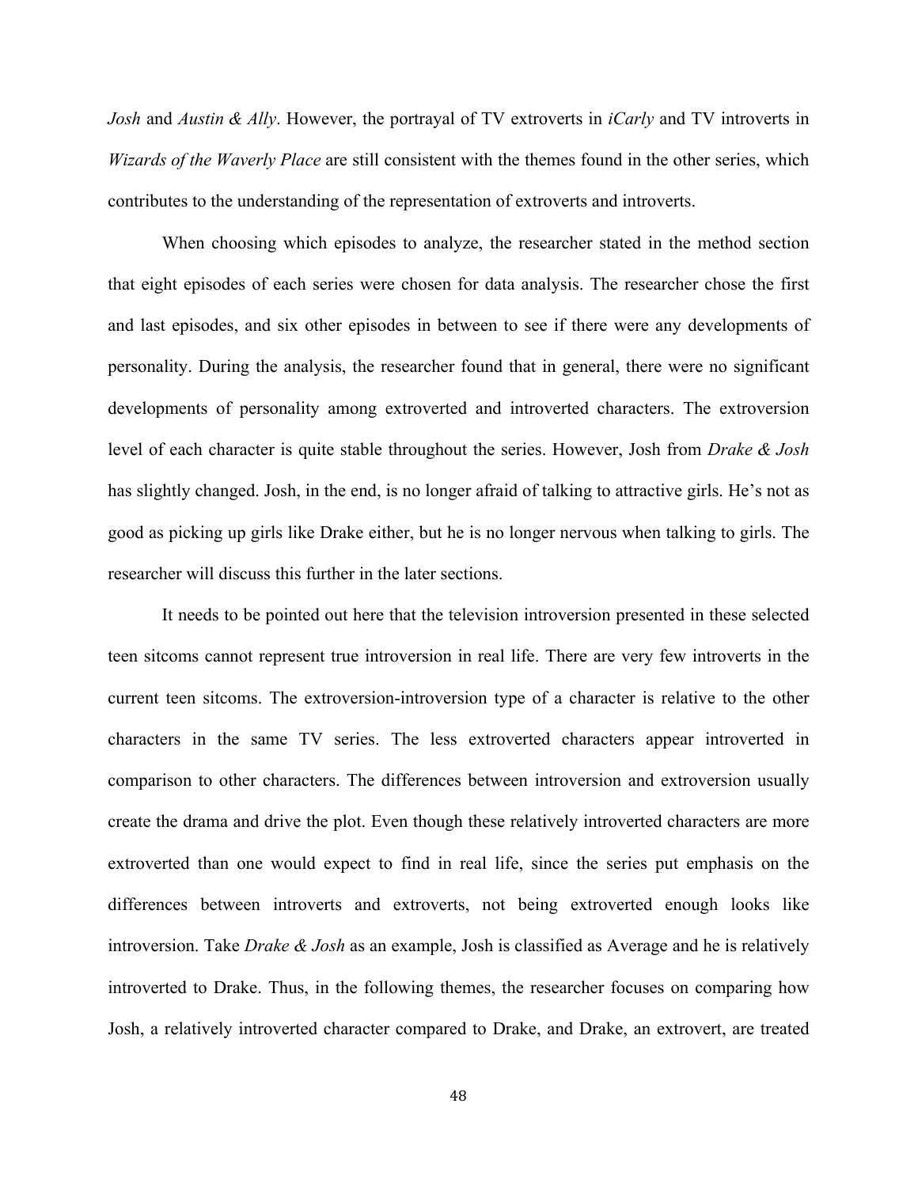*Josh* and *Austin & Ally*. However, the portrayal of TV extroverts in *iCarly* and TV introverts in *Wizards of the Waverly Place* are still consistent with the themes found in the other series, which contributes to the understanding of the representation of extroverts and introverts.

When choosing which episodes to analyze, the researcher stated in the method section that eight episodes of each series were chosen for data analysis. The researcher chose the first and last episodes, and six other episodes in between to see if there were any developments of personality. During the analysis, the researcher found that in general, there were no significant developments of personality among extroverted and introverted characters. The extroversion level of each character is quite stable throughout the series. However, Josh from *Drake & Josh* has slightly changed. Josh, in the end, is no longer afraid of talking to attractive girls. He's not as good as picking up girls like Drake either, but he is no longer nervous when talking to girls. The researcher will discuss this further in the later sections.

It needs to be pointed out here that the television introversion presented in these selected teen sitcoms cannot represent true introversion in real life. There are very few introverts in the current teen sitcoms. The extroversion-introversion type of a character is relative to the other characters in the same TV series. The less extroverted characters appear introverted in comparison to other characters. The differences between introversion and extroversion usually create the drama and drive the plot. Even though these relatively introverted characters are more extroverted than one would expect to find in real life, since the series put emphasis on the differences between introverts and extroverts, not being extroverted enough looks like introversion. Take *Drake & Josh* as an example, Josh is classified as Average and he is relatively introverted to Drake. Thus, in the following themes, the researcher focuses on comparing how Josh, a relatively introverted character compared to Drake, and Drake, an extrovert, are treated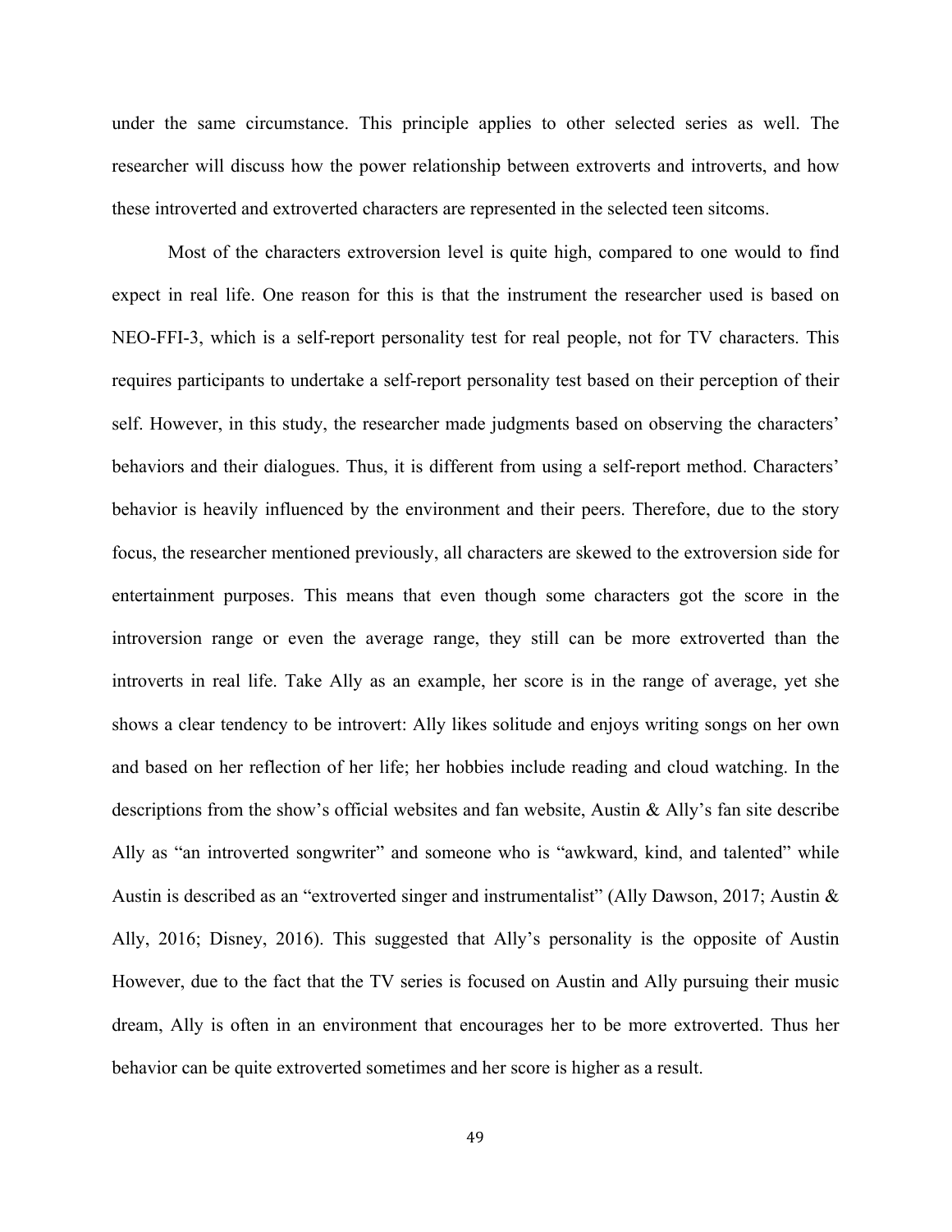under the same circumstance. This principle applies to other selected series as well. The researcher will discuss how the power relationship between extroverts and introverts, and how these introverted and extroverted characters are represented in the selected teen sitcoms.

Most of the characters extroversion level is quite high, compared to one would to find expect in real life. One reason for this is that the instrument the researcher used is based on NEO-FFI-3, which is a self-report personality test for real people, not for TV characters. This requires participants to undertake a self-report personality test based on their perception of their self. However, in this study, the researcher made judgments based on observing the characters' behaviors and their dialogues. Thus, it is different from using a self-report method. Characters' behavior is heavily influenced by the environment and their peers. Therefore, due to the story focus, the researcher mentioned previously, all characters are skewed to the extroversion side for entertainment purposes. This means that even though some characters got the score in the introversion range or even the average range, they still can be more extroverted than the introverts in real life. Take Ally as an example, her score is in the range of average, yet she shows a clear tendency to be introvert: Ally likes solitude and enjoys writing songs on her own and based on her reflection of her life; her hobbies include reading and cloud watching. In the descriptions from the show's official websites and fan website, Austin & Ally's fan site describe Ally as "an introverted songwriter" and someone who is "awkward, kind, and talented" while Austin is described as an "extroverted singer and instrumentalist" (Ally Dawson, 2017; Austin & Ally, 2016; Disney, 2016). This suggested that Ally's personality is the opposite of Austin However, due to the fact that the TV series is focused on Austin and Ally pursuing their music dream, Ally is often in an environment that encourages her to be more extroverted. Thus her behavior can be quite extroverted sometimes and her score is higher as a result.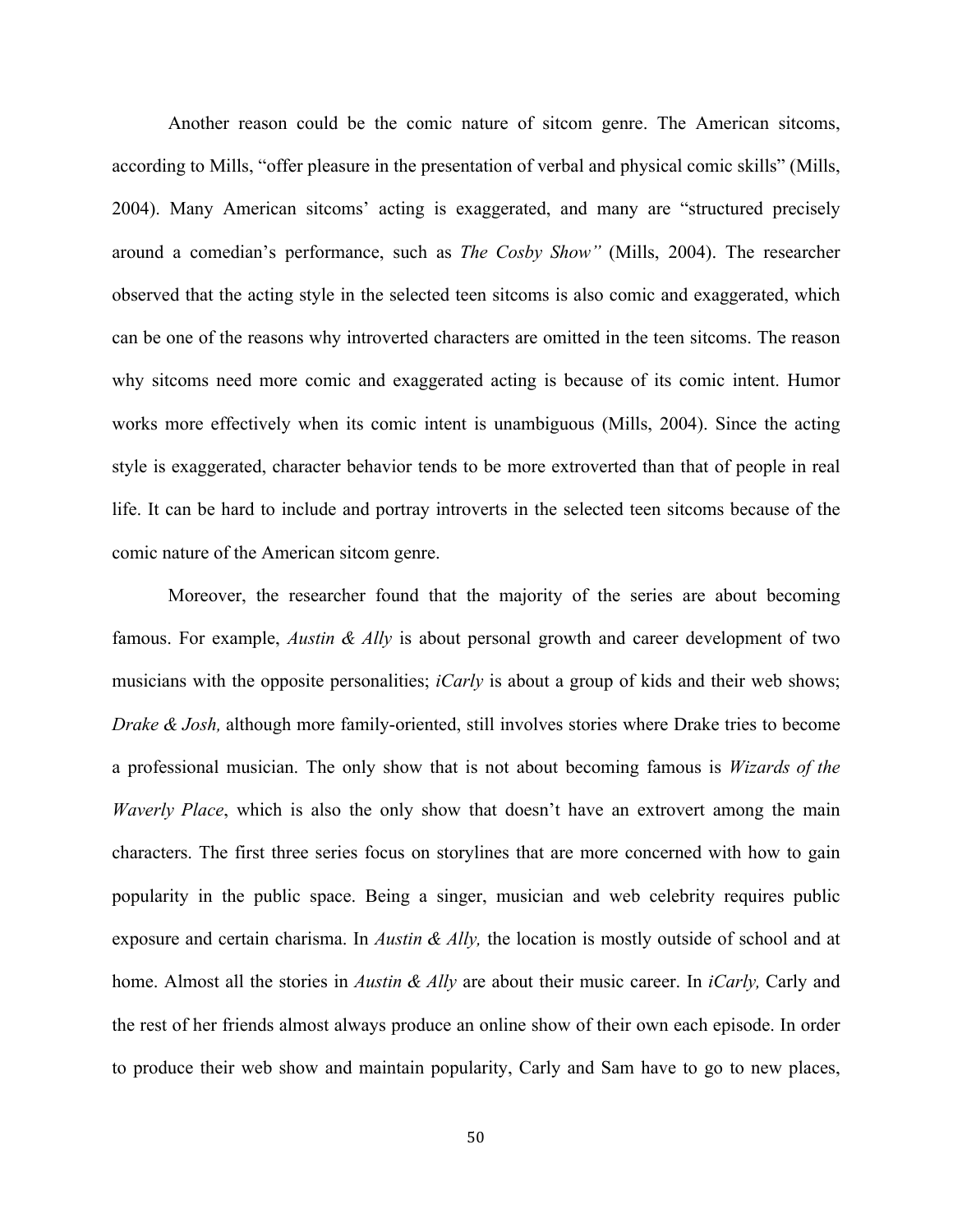Another reason could be the comic nature of sitcom genre. The American sitcoms, according to Mills, "offer pleasure in the presentation of verbal and physical comic skills" (Mills, 2004). Many American sitcoms' acting is exaggerated, and many are "structured precisely around a comedian's performance, such as *The Cosby Show"* (Mills, 2004). The researcher observed that the acting style in the selected teen sitcoms is also comic and exaggerated, which can be one of the reasons why introverted characters are omitted in the teen sitcoms. The reason why sitcoms need more comic and exaggerated acting is because of its comic intent. Humor works more effectively when its comic intent is unambiguous (Mills, 2004). Since the acting style is exaggerated, character behavior tends to be more extroverted than that of people in real life. It can be hard to include and portray introverts in the selected teen sitcoms because of the comic nature of the American sitcom genre.

Moreover, the researcher found that the majority of the series are about becoming famous. For example, *Austin & Ally* is about personal growth and career development of two musicians with the opposite personalities; *iCarly* is about a group of kids and their web shows; *Drake & Josh,* although more family-oriented, still involves stories where Drake tries to become a professional musician. The only show that is not about becoming famous is *Wizards of the Waverly Place*, which is also the only show that doesn't have an extrovert among the main characters. The first three series focus on storylines that are more concerned with how to gain popularity in the public space. Being a singer, musician and web celebrity requires public exposure and certain charisma. In *Austin & Ally,* the location is mostly outside of school and at home. Almost all the stories in *Austin & Ally* are about their music career. In *iCarly,* Carly and the rest of her friends almost always produce an online show of their own each episode. In order to produce their web show and maintain popularity, Carly and Sam have to go to new places,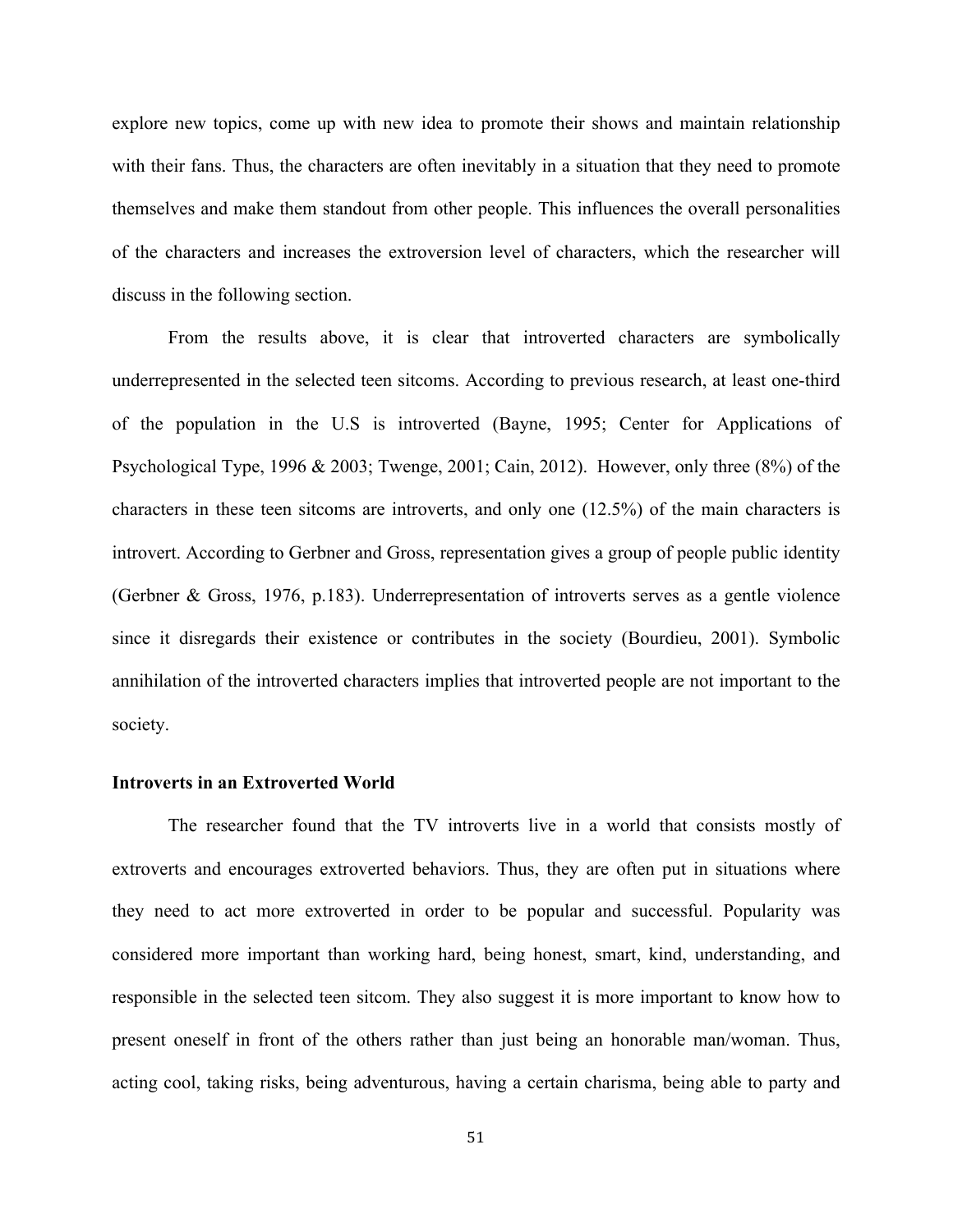explore new topics, come up with new idea to promote their shows and maintain relationship with their fans. Thus, the characters are often inevitably in a situation that they need to promote themselves and make them standout from other people. This influences the overall personalities of the characters and increases the extroversion level of characters, which the researcher will discuss in the following section.

From the results above, it is clear that introverted characters are symbolically underrepresented in the selected teen sitcoms. According to previous research, at least one-third of the population in the U.S is introverted (Bayne, 1995; Center for Applications of Psychological Type, 1996 & 2003; Twenge, 2001; Cain, 2012). However, only three (8%) of the characters in these teen sitcoms are introverts, and only one (12.5%) of the main characters is introvert. According to Gerbner and Gross, representation gives a group of people public identity (Gerbner & Gross, 1976, p.183). Underrepresentation of introverts serves as a gentle violence since it disregards their existence or contributes in the society (Bourdieu, 2001). Symbolic annihilation of the introverted characters implies that introverted people are not important to the society.

**Introverts in an Extroverted World**

The researcher found that the TV introverts live in a world that consists mostly of extroverts and encourages extroverted behaviors. Thus, they are often put in situations where they need to act more extroverted in order to be popular and successful. Popularity was considered more important than working hard, being honest, smart, kind, understanding, and responsible in the selected teen sitcom. They also suggest it is more important to know how to present oneself in front of the others rather than just being an honorable man/woman. Thus, acting cool, taking risks, being adventurous, having a certain charisma, being able to party and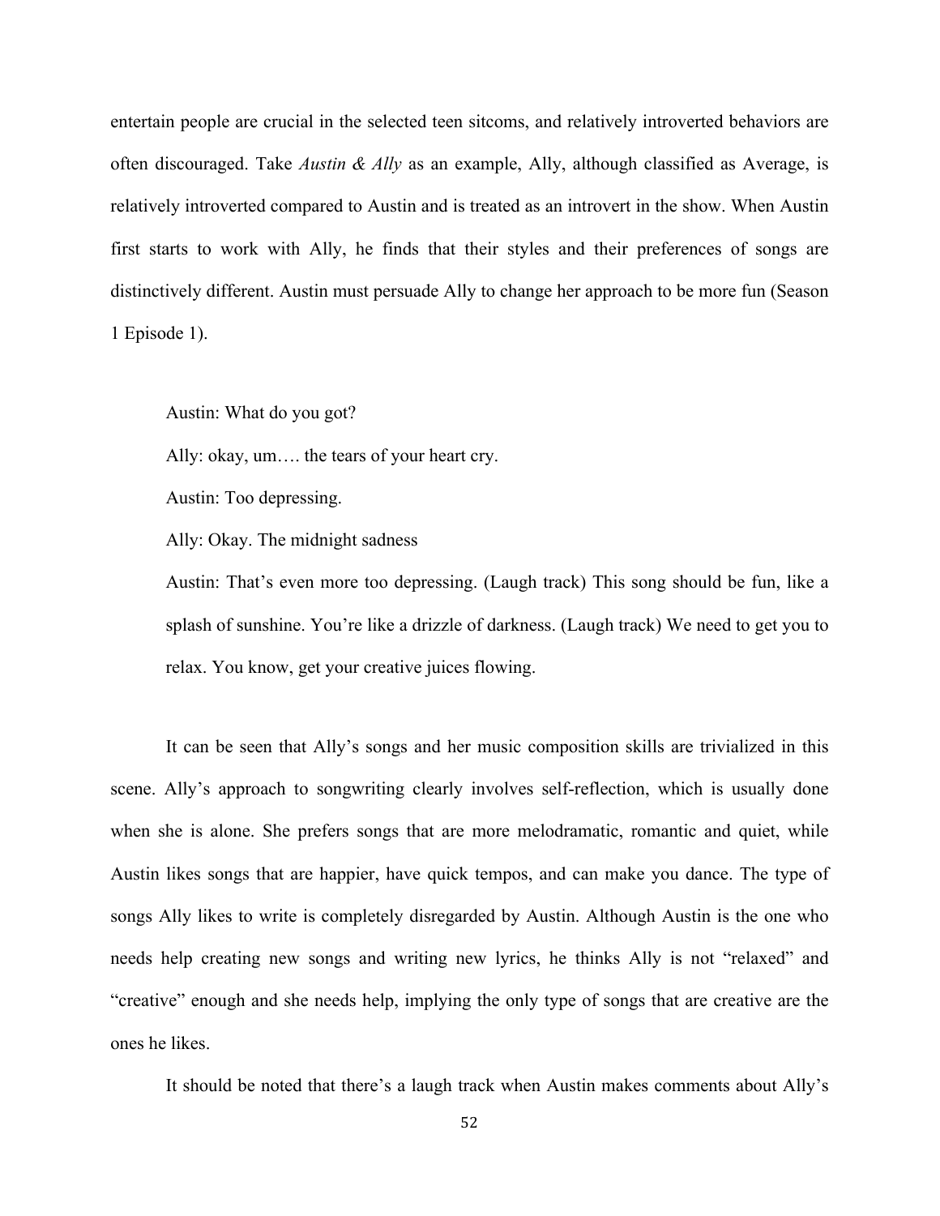entertain people are crucial in the selected teen sitcoms, and relatively introverted behaviors are often discouraged. Take *Austin & Ally* as an example, Ally, although classified as Average, is relatively introverted compared to Austin and is treated as an introvert in the show. When Austin first starts to work with Ally, he finds that their styles and their preferences of songs are distinctively different. Austin must persuade Ally to change her approach to be more fun (Season 1 Episode 1).

> Austin: What do you got?
>
> Ally: okay, um…. the tears of your heart cry.
>
> Austin: Too depressing.
>
> Ally: Okay. The midnight sadness
>
> Austin: That's even more too depressing. (Laugh track) This song should be fun, like a splash of sunshine. You're like a drizzle of darkness. (Laugh track) We need to get you to relax. You know, get your creative juices flowing.

It can be seen that Ally's songs and her music composition skills are trivialized in this scene. Ally's approach to songwriting clearly involves self-reflection, which is usually done when she is alone. She prefers songs that are more melodramatic, romantic and quiet, while Austin likes songs that are happier, have quick tempos, and can make you dance. The type of songs Ally likes to write is completely disregarded by Austin. Although Austin is the one who needs help creating new songs and writing new lyrics, he thinks Ally is not "relaxed" and "creative" enough and she needs help, implying the only type of songs that are creative are the ones he likes.

It should be noted that there's a laugh track when Austin makes comments about Ally's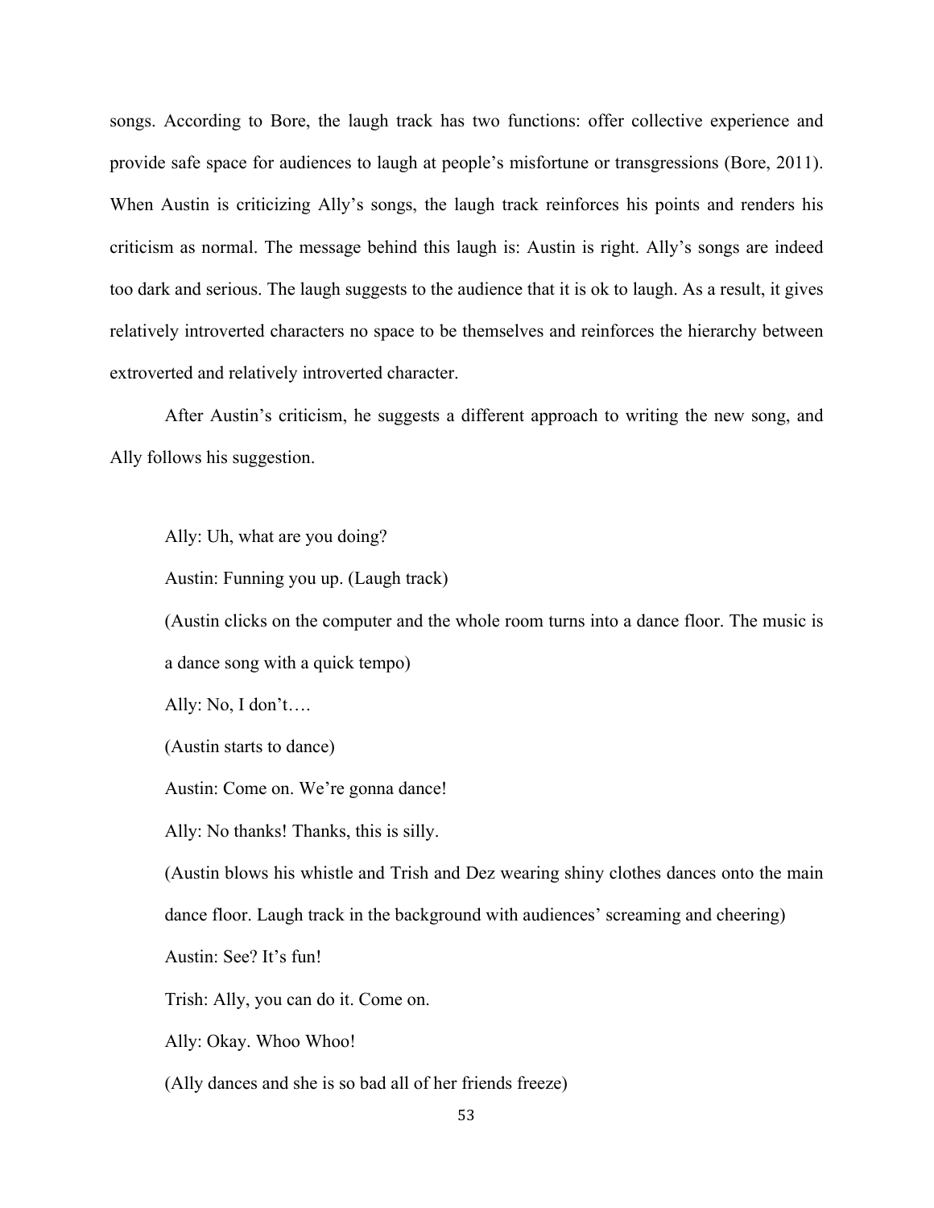songs. According to Bore, the laugh track has two functions: offer collective experience and provide safe space for audiences to laugh at people's misfortune or transgressions (Bore, 2011). When Austin is criticizing Ally's songs, the laugh track reinforces his points and renders his criticism as normal. The message behind this laugh is: Austin is right. Ally's songs are indeed too dark and serious. The laugh suggests to the audience that it is ok to laugh. As a result, it gives relatively introverted characters no space to be themselves and reinforces the hierarchy between extroverted and relatively introverted character.

After Austin's criticism, he suggests a different approach to writing the new song, and Ally follows his suggestion.

> Ally: Uh, what are you doing?
>
> Austin: Funning you up. (Laugh track)
>
> (Austin clicks on the computer and the whole room turns into a dance floor. The music is a dance song with a quick tempo)
>
> Ally: No, I don't….
>
> (Austin starts to dance)
>
> Austin: Come on. We're gonna dance!
>
> Ally: No thanks! Thanks, this is silly.
>
> (Austin blows his whistle and Trish and Dez wearing shiny clothes dances onto the main dance floor. Laugh track in the background with audiences' screaming and cheering)
>
> Austin: See? It's fun!
>
> Trish: Ally, you can do it. Come on.
>
> Ally: Okay. Whoo Whoo!
>
> (Ally dances and she is so bad all of her friends freeze)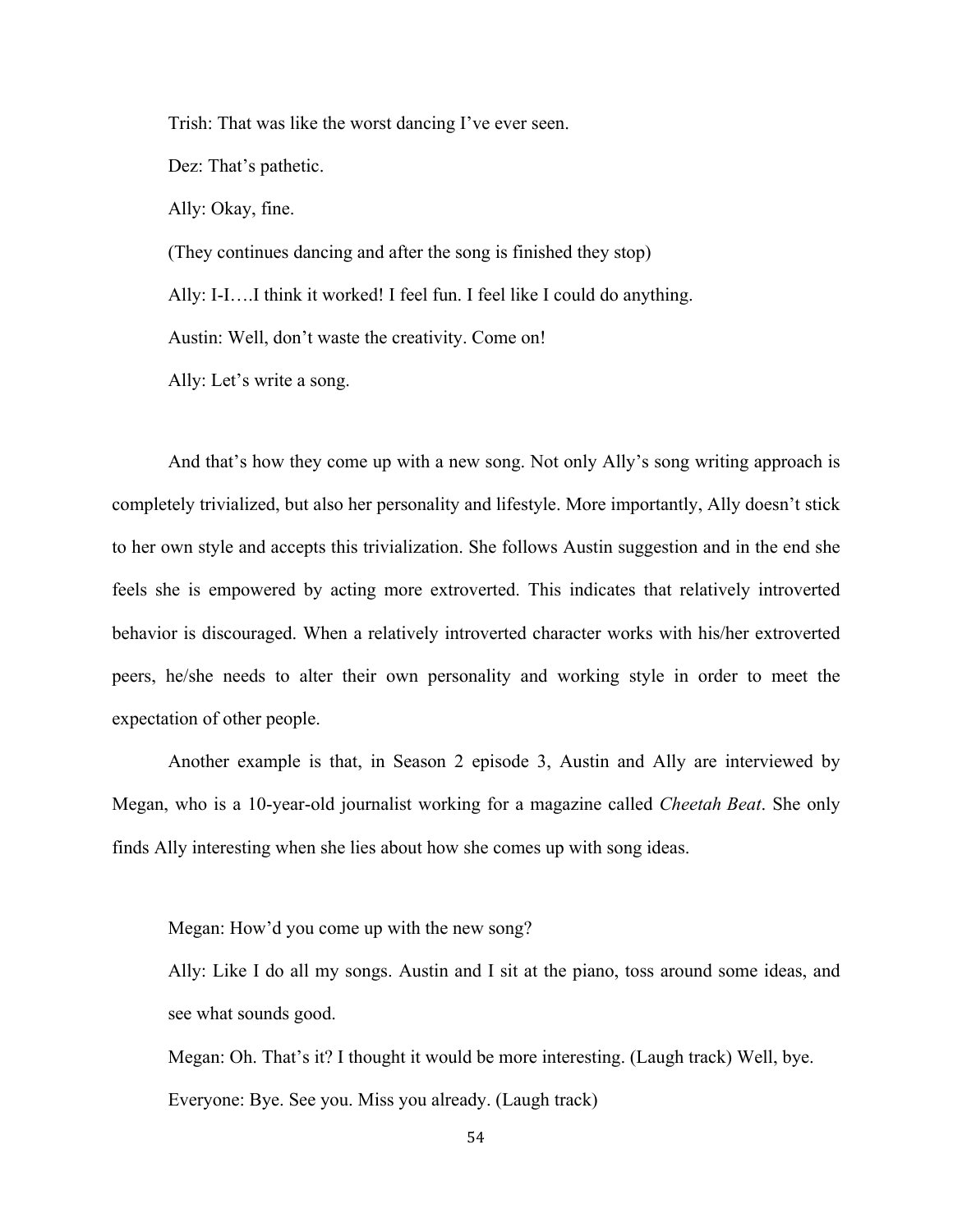Trish: That was like the worst dancing I've ever seen.

Dez: That's pathetic.

Ally: Okay, fine.

(They continues dancing and after the song is finished they stop)

Ally: I-I….I think it worked! I feel fun. I feel like I could do anything.

Austin: Well, don't waste the creativity. Come on!

Ally: Let's write a song.

And that's how they come up with a new song. Not only Ally's song writing approach is completely trivialized, but also her personality and lifestyle. More importantly, Ally doesn't stick to her own style and accepts this trivialization. She follows Austin suggestion and in the end she feels she is empowered by acting more extroverted. This indicates that relatively introverted behavior is discouraged. When a relatively introverted character works with his/her extroverted peers, he/she needs to alter their own personality and working style in order to meet the expectation of other people.

Another example is that, in Season 2 episode 3, Austin and Ally are interviewed by Megan, who is a 10-year-old journalist working for a magazine called *Cheetah Beat*. She only finds Ally interesting when she lies about how she comes up with song ideas.

Megan: How'd you come up with the new song?

Ally: Like I do all my songs. Austin and I sit at the piano, toss around some ideas, and see what sounds good.

Megan: Oh. That's it? I thought it would be more interesting. (Laugh track) Well, bye.

Everyone: Bye. See you. Miss you already. (Laugh track)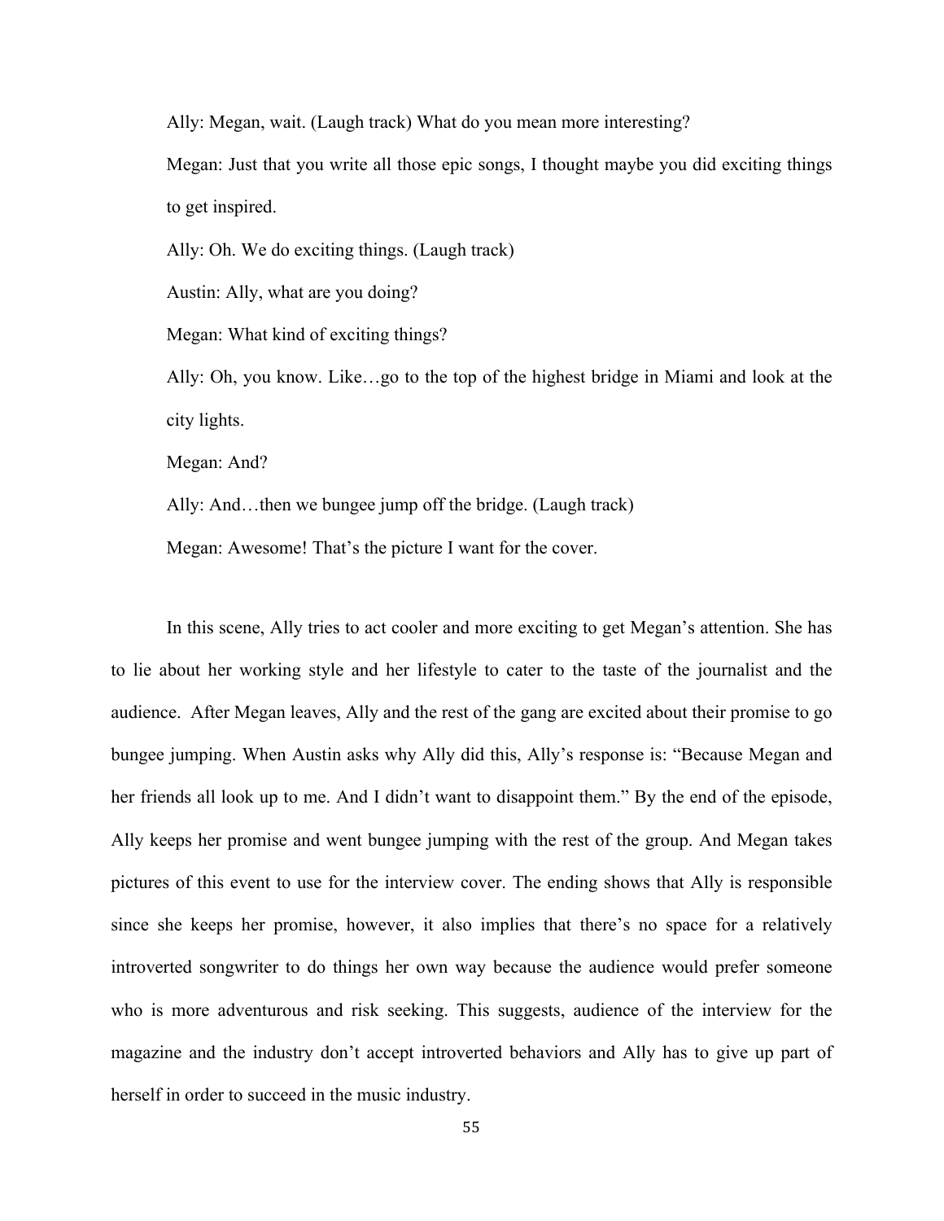Ally: Megan, wait. (Laugh track) What do you mean more interesting?

Megan: Just that you write all those epic songs, I thought maybe you did exciting things to get inspired.

Ally: Oh. We do exciting things. (Laugh track)

Austin: Ally, what are you doing?

Megan: What kind of exciting things?

Ally: Oh, you know. Like…go to the top of the highest bridge in Miami and look at the city lights.

Megan: And?

Ally: And…then we bungee jump off the bridge. (Laugh track)

Megan: Awesome! That's the picture I want for the cover.

In this scene, Ally tries to act cooler and more exciting to get Megan's attention. She has to lie about her working style and her lifestyle to cater to the taste of the journalist and the audience. After Megan leaves, Ally and the rest of the gang are excited about their promise to go bungee jumping. When Austin asks why Ally did this, Ally's response is: "Because Megan and her friends all look up to me. And I didn't want to disappoint them." By the end of the episode, Ally keeps her promise and went bungee jumping with the rest of the group. And Megan takes pictures of this event to use for the interview cover. The ending shows that Ally is responsible since she keeps her promise, however, it also implies that there's no space for a relatively introverted songwriter to do things her own way because the audience would prefer someone who is more adventurous and risk seeking. This suggests, audience of the interview for the magazine and the industry don't accept introverted behaviors and Ally has to give up part of herself in order to succeed in the music industry.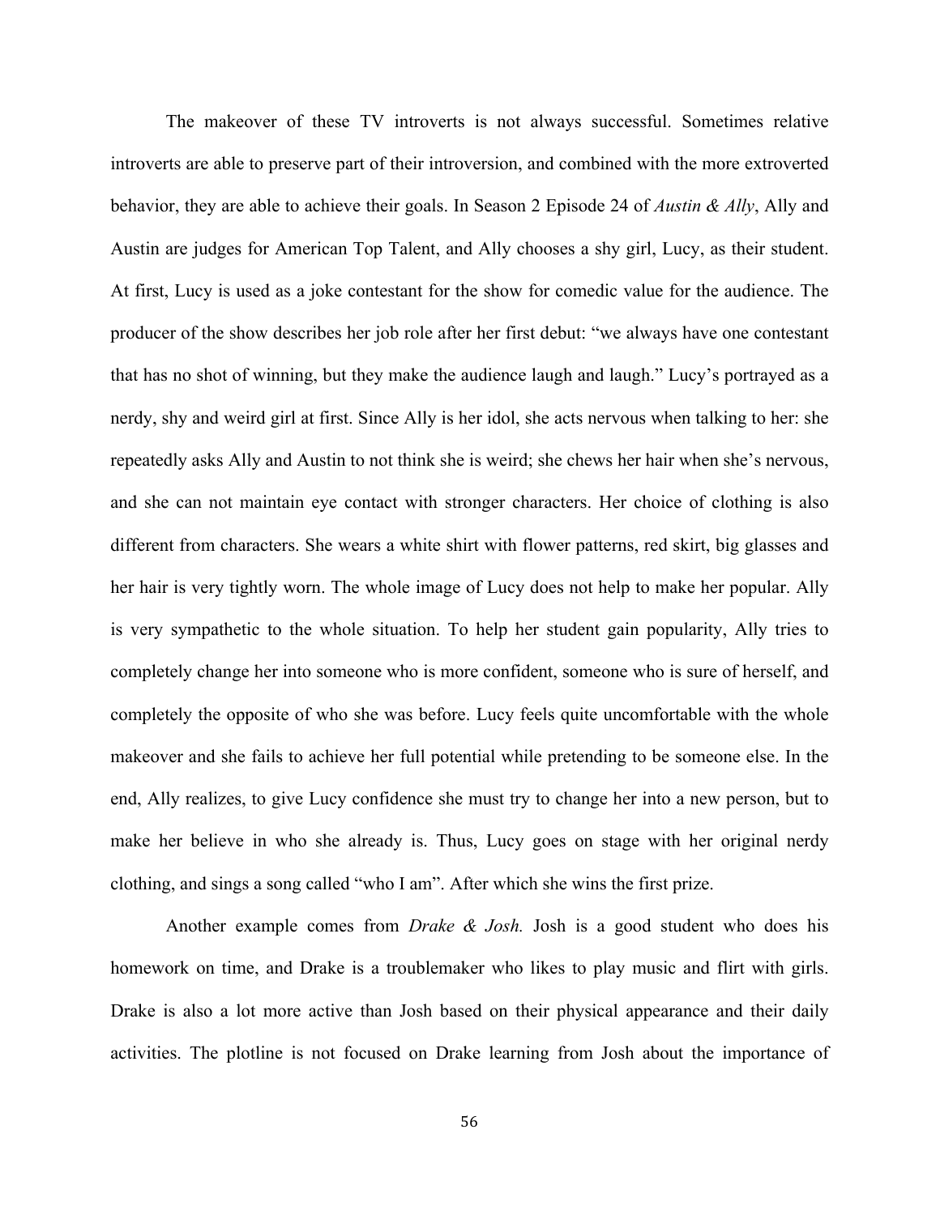The makeover of these TV introverts is not always successful. Sometimes relative introverts are able to preserve part of their introversion, and combined with the more extroverted behavior, they are able to achieve their goals. In Season 2 Episode 24 of *Austin & Ally*, Ally and Austin are judges for American Top Talent, and Ally chooses a shy girl, Lucy, as their student. At first, Lucy is used as a joke contestant for the show for comedic value for the audience. The producer of the show describes her job role after her first debut: "we always have one contestant that has no shot of winning, but they make the audience laugh and laugh." Lucy's portrayed as a nerdy, shy and weird girl at first. Since Ally is her idol, she acts nervous when talking to her: she repeatedly asks Ally and Austin to not think she is weird; she chews her hair when she's nervous, and she can not maintain eye contact with stronger characters. Her choice of clothing is also different from characters. She wears a white shirt with flower patterns, red skirt, big glasses and her hair is very tightly worn. The whole image of Lucy does not help to make her popular. Ally is very sympathetic to the whole situation. To help her student gain popularity, Ally tries to completely change her into someone who is more confident, someone who is sure of herself, and completely the opposite of who she was before. Lucy feels quite uncomfortable with the whole makeover and she fails to achieve her full potential while pretending to be someone else. In the end, Ally realizes, to give Lucy confidence she must try to change her into a new person, but to make her believe in who she already is. Thus, Lucy goes on stage with her original nerdy clothing, and sings a song called "who I am". After which she wins the first prize.

Another example comes from *Drake & Josh.* Josh is a good student who does his homework on time, and Drake is a troublemaker who likes to play music and flirt with girls. Drake is also a lot more active than Josh based on their physical appearance and their daily activities. The plotline is not focused on Drake learning from Josh about the importance of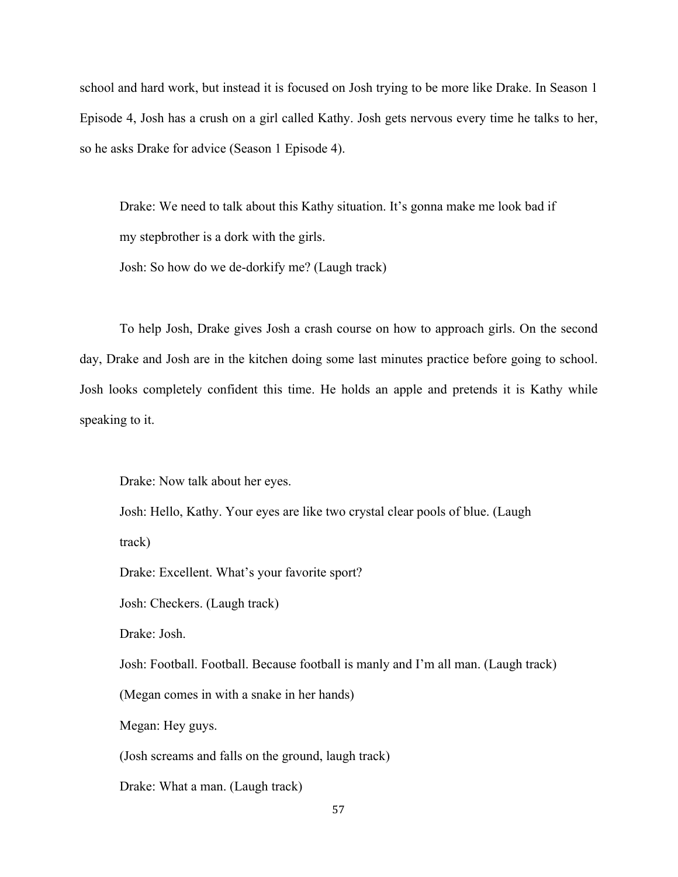school and hard work, but instead it is focused on Josh trying to be more like Drake. In Season 1 Episode 4, Josh has a crush on a girl called Kathy. Josh gets nervous every time he talks to her, so he asks Drake for advice (Season 1 Episode 4).

> Drake: We need to talk about this Kathy situation. It's gonna make me look bad if my stepbrother is a dork with the girls.
>
> Josh: So how do we de-dorkify me? (Laugh track)

To help Josh, Drake gives Josh a crash course on how to approach girls. On the second day, Drake and Josh are in the kitchen doing some last minutes practice before going to school. Josh looks completely confident this time. He holds an apple and pretends it is Kathy while speaking to it.

> Drake: Now talk about her eyes.
>
> Josh: Hello, Kathy. Your eyes are like two crystal clear pools of blue. (Laugh track)
>
> Drake: Excellent. What's your favorite sport?
>
> Josh: Checkers. (Laugh track)
>
> Drake: Josh.
>
> Josh: Football. Football. Because football is manly and I'm all man. (Laugh track)
>
> (Megan comes in with a snake in her hands)
>
> Megan: Hey guys.
>
> (Josh screams and falls on the ground, laugh track)
>
> Drake: What a man. (Laugh track)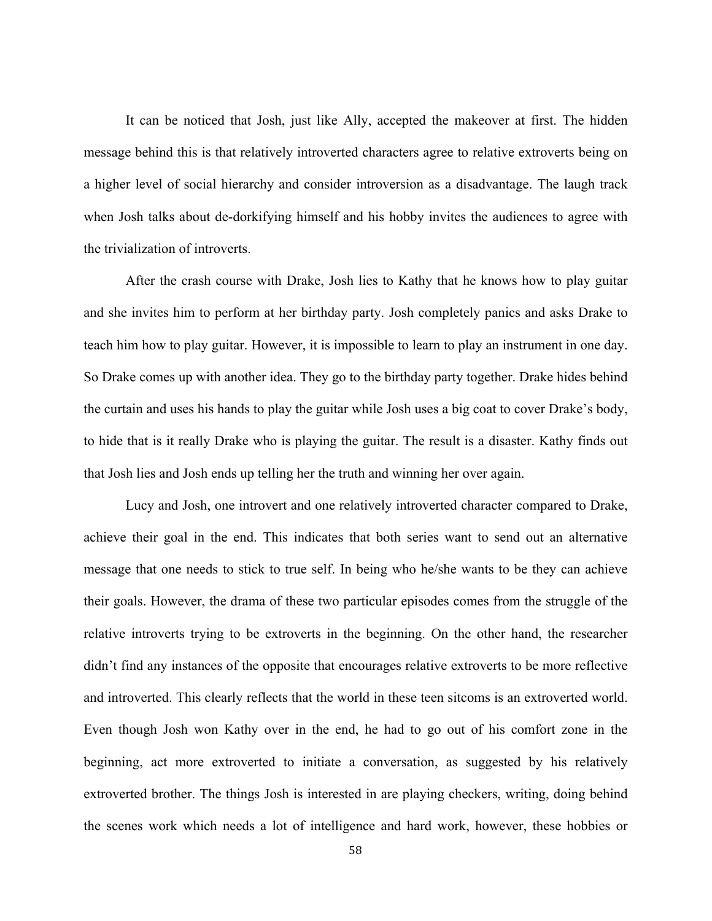It can be noticed that Josh, just like Ally, accepted the makeover at first. The hidden message behind this is that relatively introverted characters agree to relative extroverts being on a higher level of social hierarchy and consider introversion as a disadvantage. The laugh track when Josh talks about de-dorkifying himself and his hobby invites the audiences to agree with the trivialization of introverts.

After the crash course with Drake, Josh lies to Kathy that he knows how to play guitar and she invites him to perform at her birthday party. Josh completely panics and asks Drake to teach him how to play guitar. However, it is impossible to learn to play an instrument in one day. So Drake comes up with another idea. They go to the birthday party together. Drake hides behind the curtain and uses his hands to play the guitar while Josh uses a big coat to cover Drake's body, to hide that is it really Drake who is playing the guitar. The result is a disaster. Kathy finds out that Josh lies and Josh ends up telling her the truth and winning her over again.

Lucy and Josh, one introvert and one relatively introverted character compared to Drake, achieve their goal in the end. This indicates that both series want to send out an alternative message that one needs to stick to true self. In being who he/she wants to be they can achieve their goals. However, the drama of these two particular episodes comes from the struggle of the relative introverts trying to be extroverts in the beginning. On the other hand, the researcher didn't find any instances of the opposite that encourages relative extroverts to be more reflective and introverted. This clearly reflects that the world in these teen sitcoms is an extroverted world. Even though Josh won Kathy over in the end, he had to go out of his comfort zone in the beginning, act more extroverted to initiate a conversation, as suggested by his relatively extroverted brother. The things Josh is interested in are playing checkers, writing, doing behind the scenes work which needs a lot of intelligence and hard work, however, these hobbies or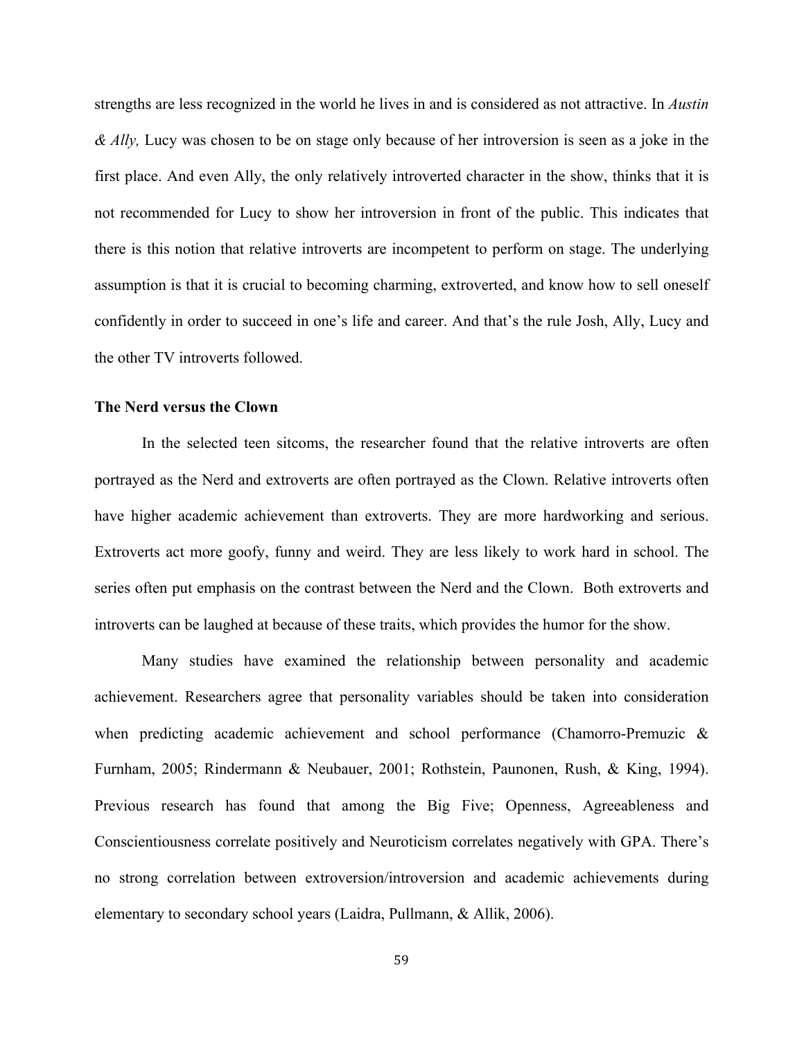strengths are less recognized in the world he lives in and is considered as not attractive. In *Austin & Ally,* Lucy was chosen to be on stage only because of her introversion is seen as a joke in the first place. And even Ally, the only relatively introverted character in the show, thinks that it is not recommended for Lucy to show her introversion in front of the public. This indicates that there is this notion that relative introverts are incompetent to perform on stage. The underlying assumption is that it is crucial to becoming charming, extroverted, and know how to sell oneself confidently in order to succeed in one's life and career. And that's the rule Josh, Ally, Lucy and the other TV introverts followed.

**The Nerd versus the Clown**

In the selected teen sitcoms, the researcher found that the relative introverts are often portrayed as the Nerd and extroverts are often portrayed as the Clown. Relative introverts often have higher academic achievement than extroverts. They are more hardworking and serious. Extroverts act more goofy, funny and weird. They are less likely to work hard in school. The series often put emphasis on the contrast between the Nerd and the Clown. Both extroverts and introverts can be laughed at because of these traits, which provides the humor for the show.

Many studies have examined the relationship between personality and academic achievement. Researchers agree that personality variables should be taken into consideration when predicting academic achievement and school performance (Chamorro-Premuzic & Furnham, 2005; Rindermann & Neubauer, 2001; Rothstein, Paunonen, Rush, & King, 1994). Previous research has found that among the Big Five; Openness, Agreeableness and Conscientiousness correlate positively and Neuroticism correlates negatively with GPA. There's no strong correlation between extroversion/introversion and academic achievements during elementary to secondary school years (Laidra, Pullmann, & Allik, 2006).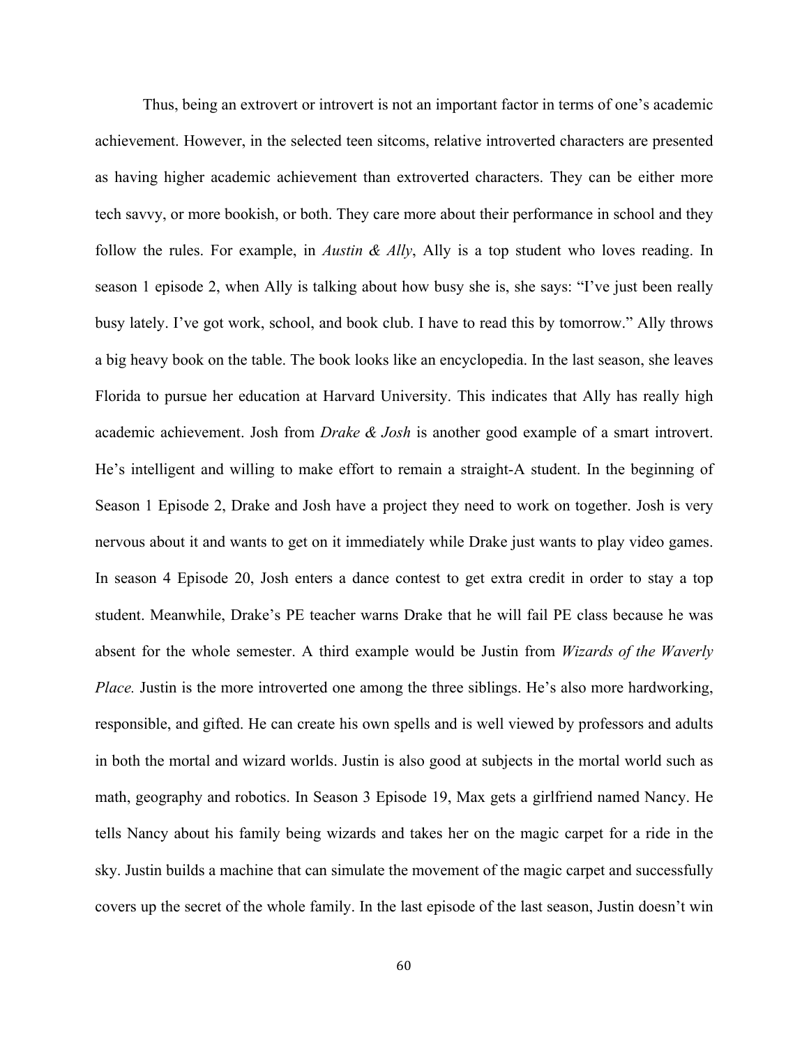Thus, being an extrovert or introvert is not an important factor in terms of one's academic achievement. However, in the selected teen sitcoms, relative introverted characters are presented as having higher academic achievement than extroverted characters. They can be either more tech savvy, or more bookish, or both. They care more about their performance in school and they follow the rules. For example, in *Austin & Ally*, Ally is a top student who loves reading. In season 1 episode 2, when Ally is talking about how busy she is, she says: "I've just been really busy lately. I've got work, school, and book club. I have to read this by tomorrow." Ally throws a big heavy book on the table. The book looks like an encyclopedia. In the last season, she leaves Florida to pursue her education at Harvard University. This indicates that Ally has really high academic achievement. Josh from *Drake & Josh* is another good example of a smart introvert. He's intelligent and willing to make effort to remain a straight-A student. In the beginning of Season 1 Episode 2, Drake and Josh have a project they need to work on together. Josh is very nervous about it and wants to get on it immediately while Drake just wants to play video games. In season 4 Episode 20, Josh enters a dance contest to get extra credit in order to stay a top student. Meanwhile, Drake's PE teacher warns Drake that he will fail PE class because he was absent for the whole semester. A third example would be Justin from *Wizards of the Waverly Place.* Justin is the more introverted one among the three siblings. He's also more hardworking, responsible, and gifted. He can create his own spells and is well viewed by professors and adults in both the mortal and wizard worlds. Justin is also good at subjects in the mortal world such as math, geography and robotics. In Season 3 Episode 19, Max gets a girlfriend named Nancy. He tells Nancy about his family being wizards and takes her on the magic carpet for a ride in the sky. Justin builds a machine that can simulate the movement of the magic carpet and successfully covers up the secret of the whole family. In the last episode of the last season, Justin doesn't win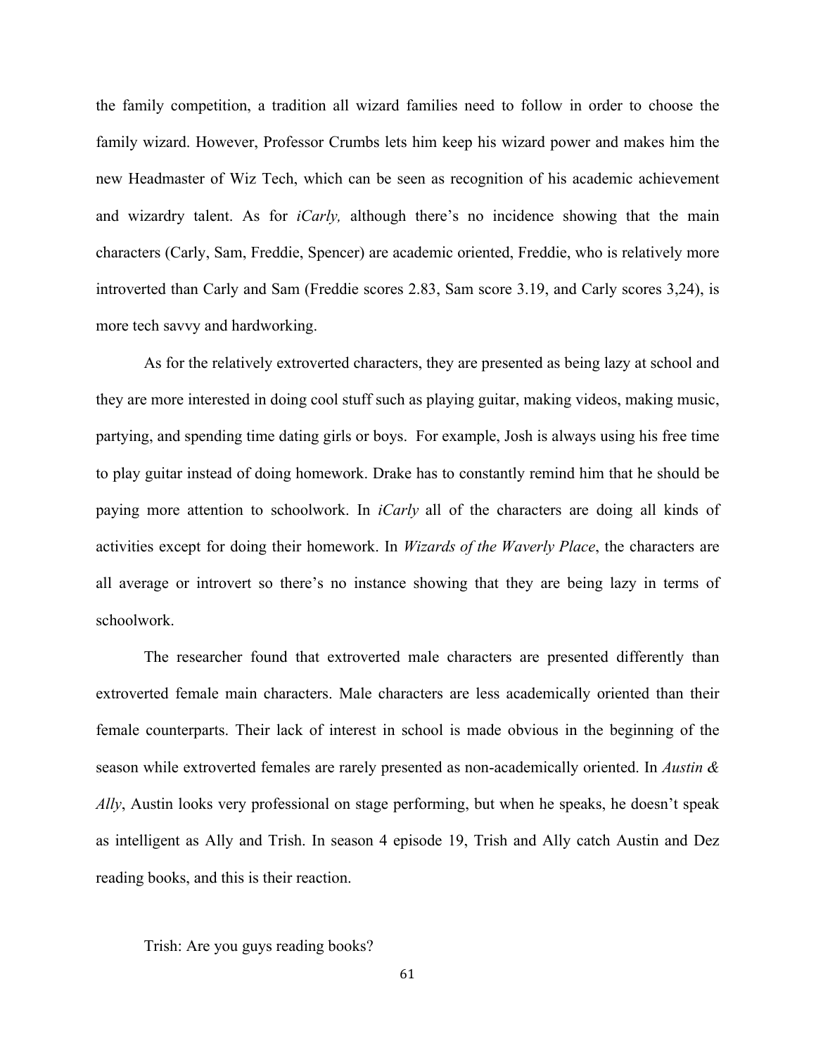the family competition, a tradition all wizard families need to follow in order to choose the family wizard. However, Professor Crumbs lets him keep his wizard power and makes him the new Headmaster of Wiz Tech, which can be seen as recognition of his academic achievement and wizardry talent. As for *iCarly,* although there's no incidence showing that the main characters (Carly, Sam, Freddie, Spencer) are academic oriented, Freddie, who is relatively more introverted than Carly and Sam (Freddie scores 2.83, Sam score 3.19, and Carly scores 3,24), is more tech savvy and hardworking.

As for the relatively extroverted characters, they are presented as being lazy at school and they are more interested in doing cool stuff such as playing guitar, making videos, making music, partying, and spending time dating girls or boys. For example, Josh is always using his free time to play guitar instead of doing homework. Drake has to constantly remind him that he should be paying more attention to schoolwork. In *iCarly* all of the characters are doing all kinds of activities except for doing their homework. In *Wizards of the Waverly Place*, the characters are all average or introvert so there's no instance showing that they are being lazy in terms of schoolwork.

The researcher found that extroverted male characters are presented differently than extroverted female main characters. Male characters are less academically oriented than their female counterparts. Their lack of interest in school is made obvious in the beginning of the season while extroverted females are rarely presented as non-academically oriented. In *Austin & Ally*, Austin looks very professional on stage performing, but when he speaks, he doesn't speak as intelligent as Ally and Trish. In season 4 episode 19, Trish and Ally catch Austin and Dez reading books, and this is their reaction.

Trish: Are you guys reading books?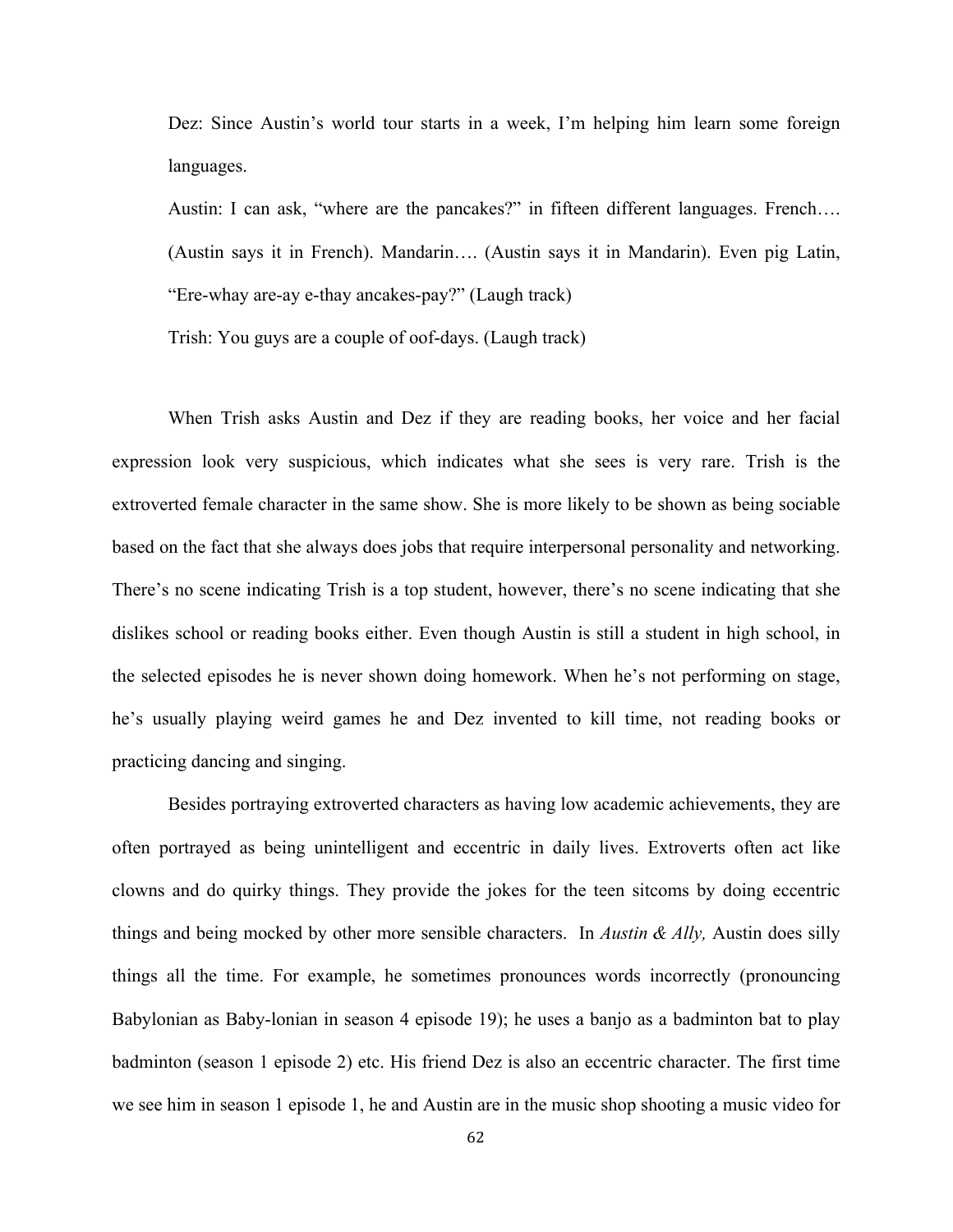> Dez: Since Austin's world tour starts in a week, I'm helping him learn some foreign languages.
>
> Austin: I can ask, "where are the pancakes?" in fifteen different languages. French…. (Austin says it in French). Mandarin…. (Austin says it in Mandarin). Even pig Latin, "Ere-whay are-ay e-thay ancakes-pay?" (Laugh track)
>
> Trish: You guys are a couple of oof-days. (Laugh track)

When Trish asks Austin and Dez if they are reading books, her voice and her facial expression look very suspicious, which indicates what she sees is very rare. Trish is the extroverted female character in the same show. She is more likely to be shown as being sociable based on the fact that she always does jobs that require interpersonal personality and networking. There's no scene indicating Trish is a top student, however, there's no scene indicating that she dislikes school or reading books either. Even though Austin is still a student in high school, in the selected episodes he is never shown doing homework. When he's not performing on stage, he's usually playing weird games he and Dez invented to kill time, not reading books or practicing dancing and singing.

Besides portraying extroverted characters as having low academic achievements, they are often portrayed as being unintelligent and eccentric in daily lives. Extroverts often act like clowns and do quirky things. They provide the jokes for the teen sitcoms by doing eccentric things and being mocked by other more sensible characters. In *Austin & Ally,* Austin does silly things all the time. For example, he sometimes pronounces words incorrectly (pronouncing Babylonian as Baby-lonian in season 4 episode 19); he uses a banjo as a badminton bat to play badminton (season 1 episode 2) etc. His friend Dez is also an eccentric character. The first time we see him in season 1 episode 1, he and Austin are in the music shop shooting a music video for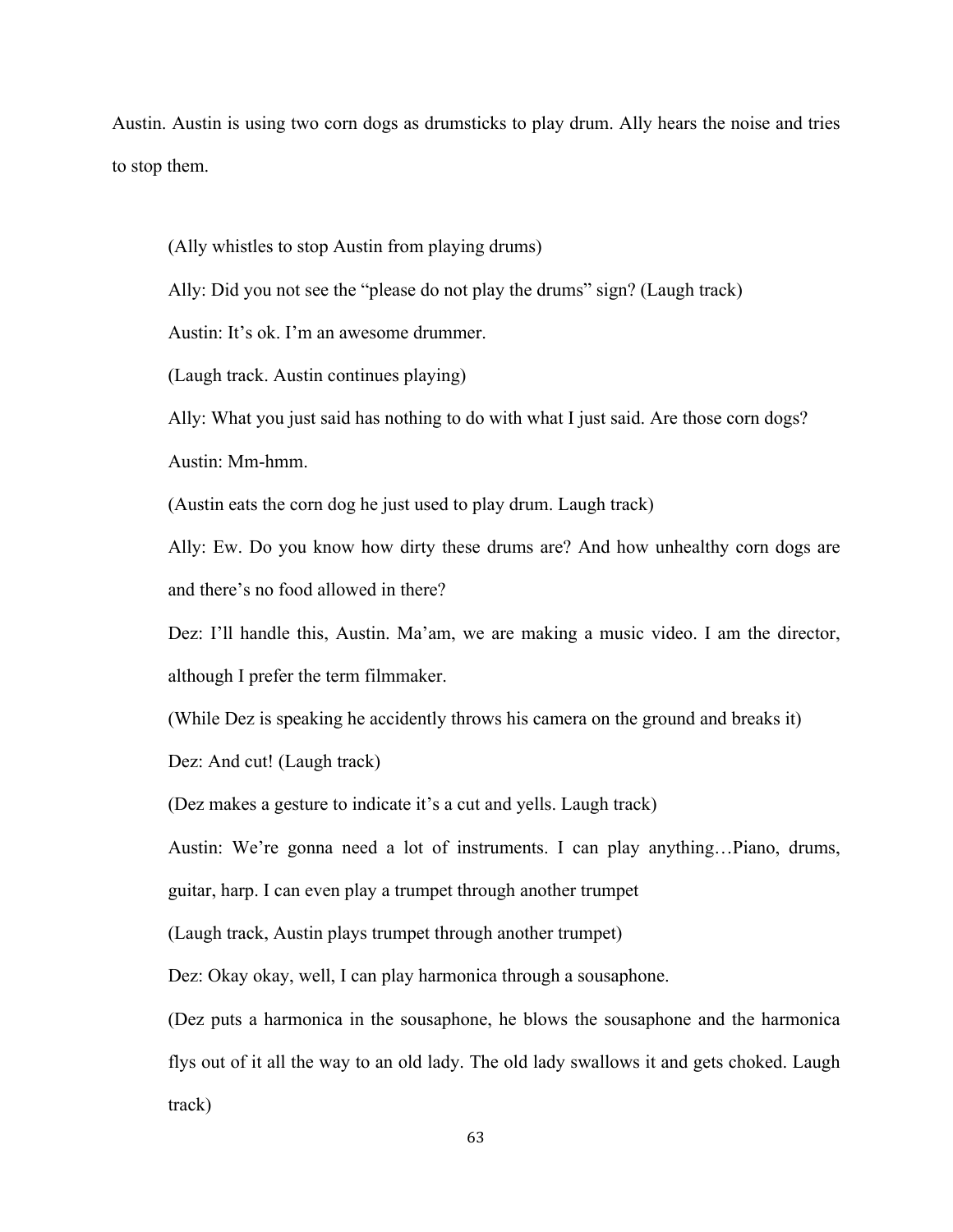Austin. Austin is using two corn dogs as drumsticks to play drum. Ally hears the noise and tries to stop them.

> (Ally whistles to stop Austin from playing drums)
>
> Ally: Did you not see the "please do not play the drums" sign? (Laugh track)
>
> Austin: It's ok. I'm an awesome drummer.
>
> (Laugh track. Austin continues playing)
>
> Ally: What you just said has nothing to do with what I just said. Are those corn dogs?
>
> Austin: Mm-hmm.
>
> (Austin eats the corn dog he just used to play drum. Laugh track)
>
> Ally: Ew. Do you know how dirty these drums are? And how unhealthy corn dogs are and there's no food allowed in there?
>
> Dez: I'll handle this, Austin. Ma'am, we are making a music video. I am the director, although I prefer the term filmmaker.
>
> (While Dez is speaking he accidently throws his camera on the ground and breaks it)
>
> Dez: And cut! (Laugh track)
>
> (Dez makes a gesture to indicate it's a cut and yells. Laugh track)
>
> Austin: We're gonna need a lot of instruments. I can play anything…Piano, drums, guitar, harp. I can even play a trumpet through another trumpet
>
> (Laugh track, Austin plays trumpet through another trumpet)
>
> Dez: Okay okay, well, I can play harmonica through a sousaphone.
>
> (Dez puts a harmonica in the sousaphone, he blows the sousaphone and the harmonica flys out of it all the way to an old lady. The old lady swallows it and gets choked. Laugh track)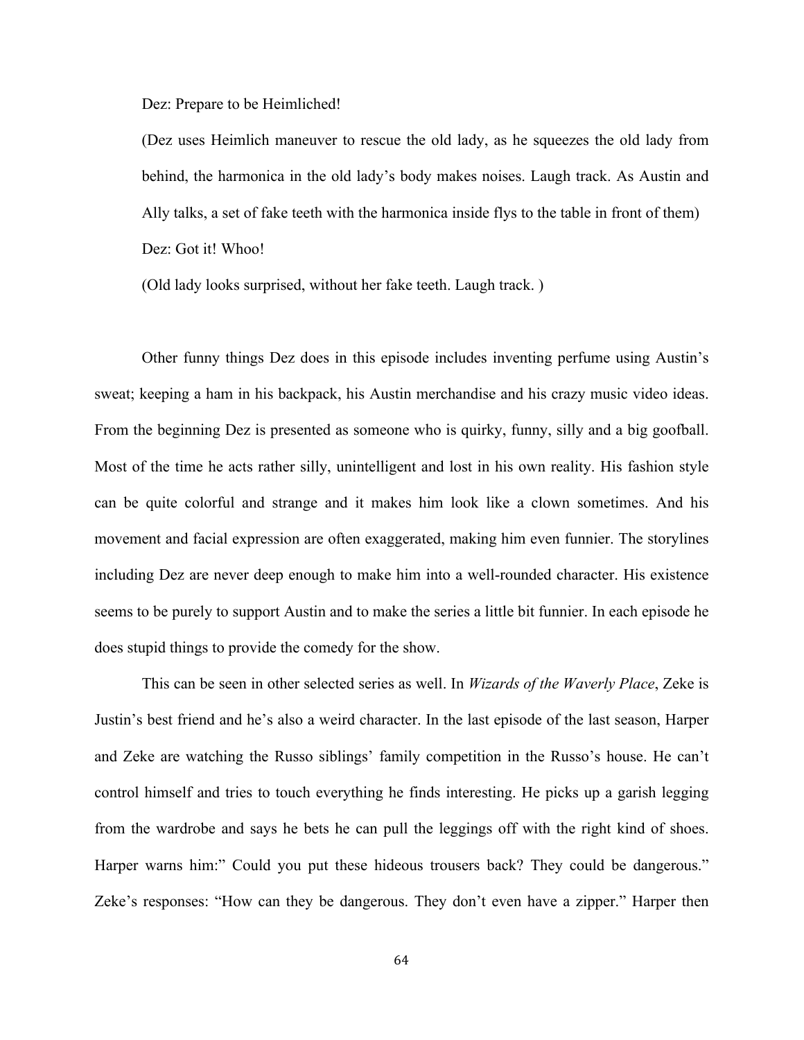Dez: Prepare to be Heimliched!

(Dez uses Heimlich maneuver to rescue the old lady, as he squeezes the old lady from behind, the harmonica in the old lady's body makes noises. Laugh track. As Austin and Ally talks, a set of fake teeth with the harmonica inside flys to the table in front of them)

Dez: Got it! Whoo!

(Old lady looks surprised, without her fake teeth. Laugh track. )

Other funny things Dez does in this episode includes inventing perfume using Austin's sweat; keeping a ham in his backpack, his Austin merchandise and his crazy music video ideas. From the beginning Dez is presented as someone who is quirky, funny, silly and a big goofball. Most of the time he acts rather silly, unintelligent and lost in his own reality. His fashion style can be quite colorful and strange and it makes him look like a clown sometimes. And his movement and facial expression are often exaggerated, making him even funnier. The storylines including Dez are never deep enough to make him into a well-rounded character. His existence seems to be purely to support Austin and to make the series a little bit funnier. In each episode he does stupid things to provide the comedy for the show.

This can be seen in other selected series as well. In *Wizards of the Waverly Place*, Zeke is Justin's best friend and he's also a weird character. In the last episode of the last season, Harper and Zeke are watching the Russo siblings' family competition in the Russo's house. He can't control himself and tries to touch everything he finds interesting. He picks up a garish legging from the wardrobe and says he bets he can pull the leggings off with the right kind of shoes. Harper warns him:" Could you put these hideous trousers back? They could be dangerous." Zeke's responses: "How can they be dangerous. They don't even have a zipper." Harper then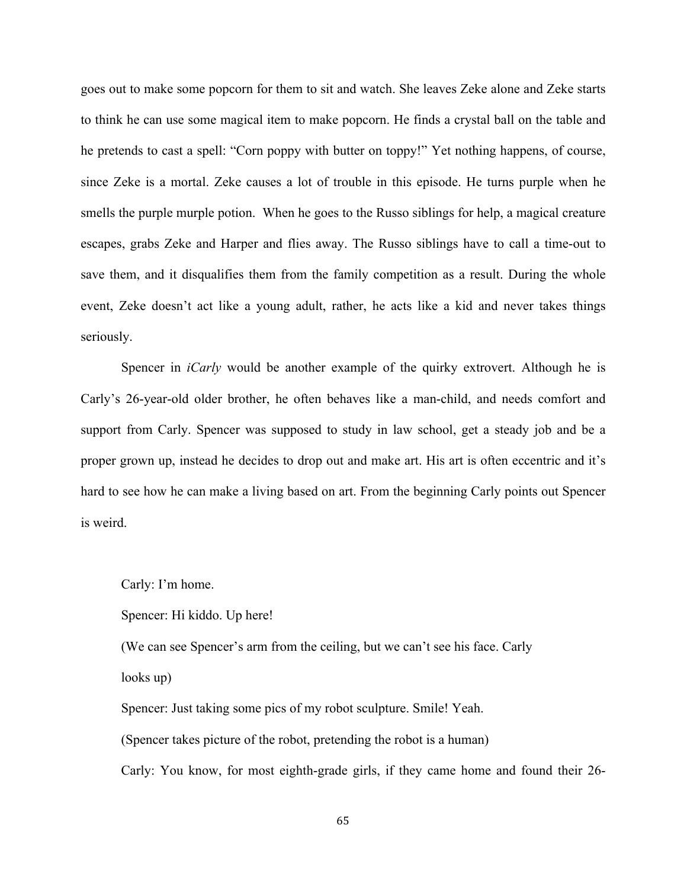goes out to make some popcorn for them to sit and watch. She leaves Zeke alone and Zeke starts to think he can use some magical item to make popcorn. He finds a crystal ball on the table and he pretends to cast a spell: "Corn poppy with butter on toppy!" Yet nothing happens, of course, since Zeke is a mortal. Zeke causes a lot of trouble in this episode. He turns purple when he smells the purple murple potion. When he goes to the Russo siblings for help, a magical creature escapes, grabs Zeke and Harper and flies away. The Russo siblings have to call a time-out to save them, and it disqualifies them from the family competition as a result. During the whole event, Zeke doesn't act like a young adult, rather, he acts like a kid and never takes things seriously.

Spencer in *iCarly* would be another example of the quirky extrovert. Although he is Carly's 26-year-old older brother, he often behaves like a man-child, and needs comfort and support from Carly. Spencer was supposed to study in law school, get a steady job and be a proper grown up, instead he decides to drop out and make art. His art is often eccentric and it's hard to see how he can make a living based on art. From the beginning Carly points out Spencer is weird.

> Carly: I'm home.
>
> Spencer: Hi kiddo. Up here!
>
> (We can see Spencer's arm from the ceiling, but we can't see his face. Carly looks up)
>
> Spencer: Just taking some pics of my robot sculpture. Smile! Yeah.
>
> (Spencer takes picture of the robot, pretending the robot is a human)
>
> Carly: You know, for most eighth-grade girls, if they came home and found their 26-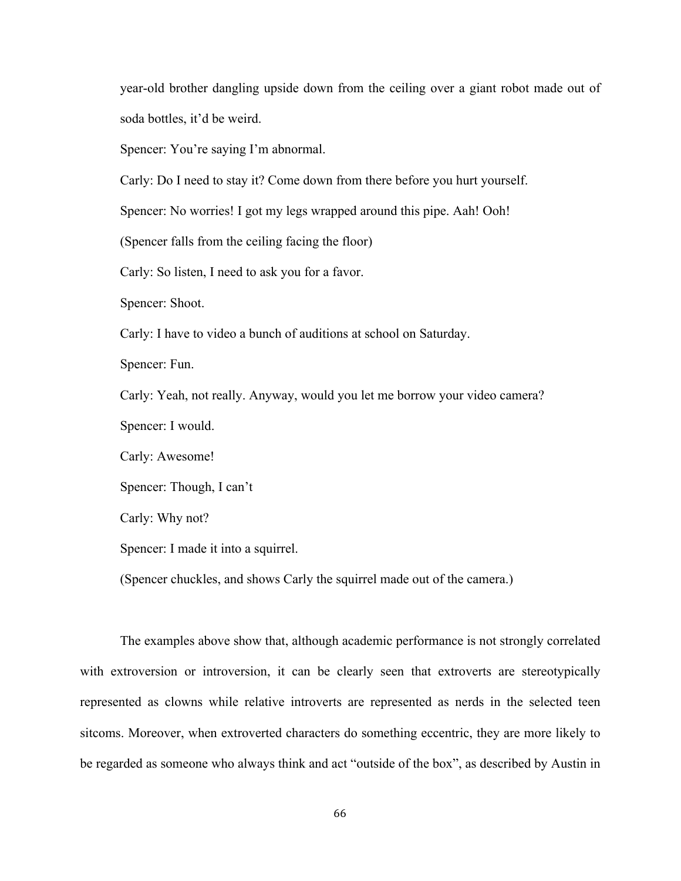year-old brother dangling upside down from the ceiling over a giant robot made out of soda bottles, it'd be weird.

Spencer: You're saying I'm abnormal.

Carly: Do I need to stay it? Come down from there before you hurt yourself.

Spencer: No worries! I got my legs wrapped around this pipe. Aah! Ooh!

(Spencer falls from the ceiling facing the floor)

Carly: So listen, I need to ask you for a favor.

Spencer: Shoot.

Carly: I have to video a bunch of auditions at school on Saturday.

Spencer: Fun.

Carly: Yeah, not really. Anyway, would you let me borrow your video camera?

Spencer: I would.

Carly: Awesome!

Spencer: Though, I can't

Carly: Why not?

Spencer: I made it into a squirrel.

(Spencer chuckles, and shows Carly the squirrel made out of the camera.)

The examples above show that, although academic performance is not strongly correlated with extroversion or introversion, it can be clearly seen that extroverts are stereotypically represented as clowns while relative introverts are represented as nerds in the selected teen sitcoms. Moreover, when extroverted characters do something eccentric, they are more likely to be regarded as someone who always think and act "outside of the box", as described by Austin in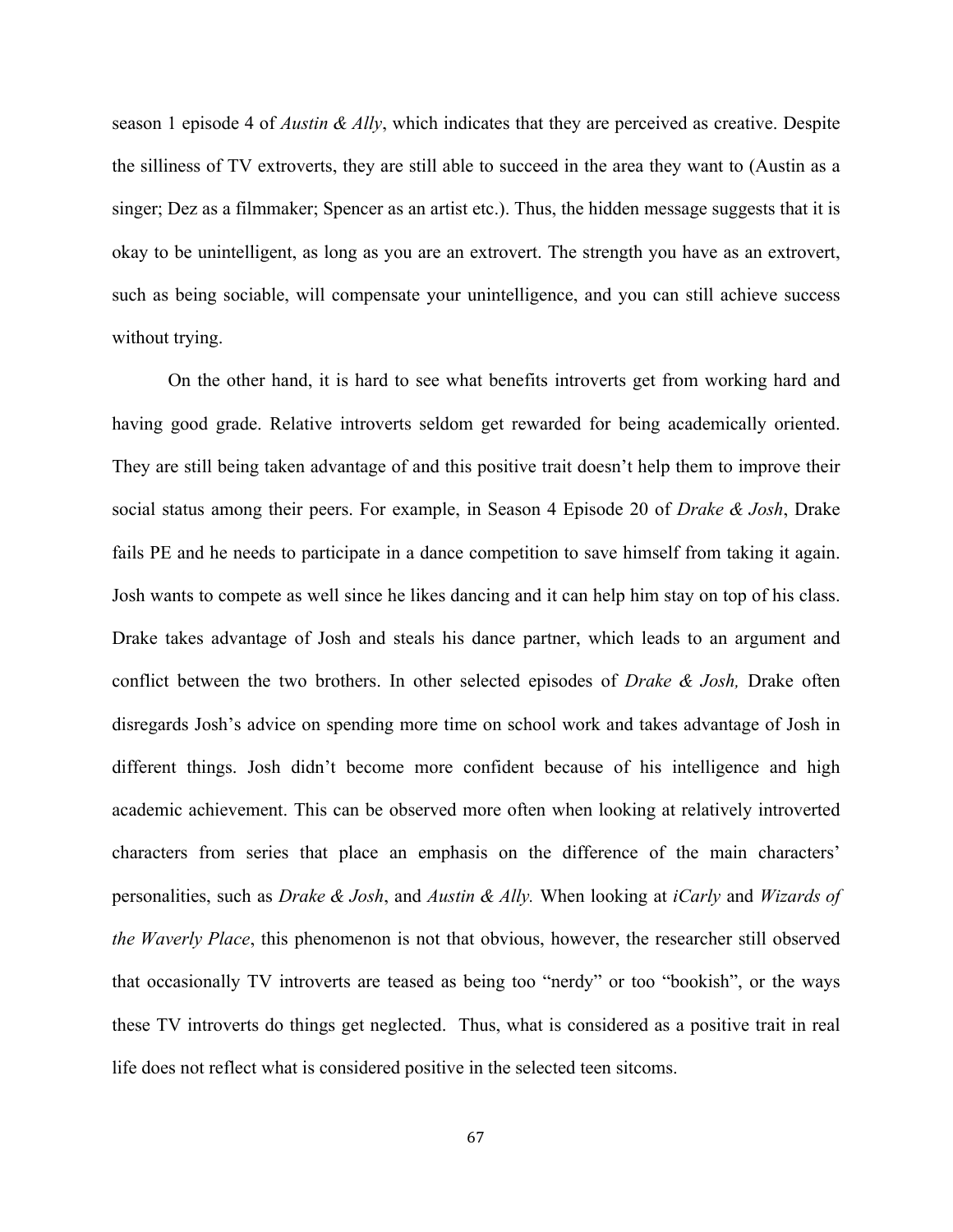season 1 episode 4 of *Austin & Ally*, which indicates that they are perceived as creative. Despite the silliness of TV extroverts, they are still able to succeed in the area they want to (Austin as a singer; Dez as a filmmaker; Spencer as an artist etc.). Thus, the hidden message suggests that it is okay to be unintelligent, as long as you are an extrovert. The strength you have as an extrovert, such as being sociable, will compensate your unintelligence, and you can still achieve success without trying.

On the other hand, it is hard to see what benefits introverts get from working hard and having good grade. Relative introverts seldom get rewarded for being academically oriented. They are still being taken advantage of and this positive trait doesn't help them to improve their social status among their peers. For example, in Season 4 Episode 20 of *Drake & Josh*, Drake fails PE and he needs to participate in a dance competition to save himself from taking it again. Josh wants to compete as well since he likes dancing and it can help him stay on top of his class. Drake takes advantage of Josh and steals his dance partner, which leads to an argument and conflict between the two brothers. In other selected episodes of *Drake & Josh,* Drake often disregards Josh's advice on spending more time on school work and takes advantage of Josh in different things. Josh didn't become more confident because of his intelligence and high academic achievement. This can be observed more often when looking at relatively introverted characters from series that place an emphasis on the difference of the main characters' personalities, such as *Drake & Josh*, and *Austin & Ally.* When looking at *iCarly* and *Wizards of the Waverly Place*, this phenomenon is not that obvious, however, the researcher still observed that occasionally TV introverts are teased as being too "nerdy" or too "bookish", or the ways these TV introverts do things get neglected. Thus, what is considered as a positive trait in real life does not reflect what is considered positive in the selected teen sitcoms.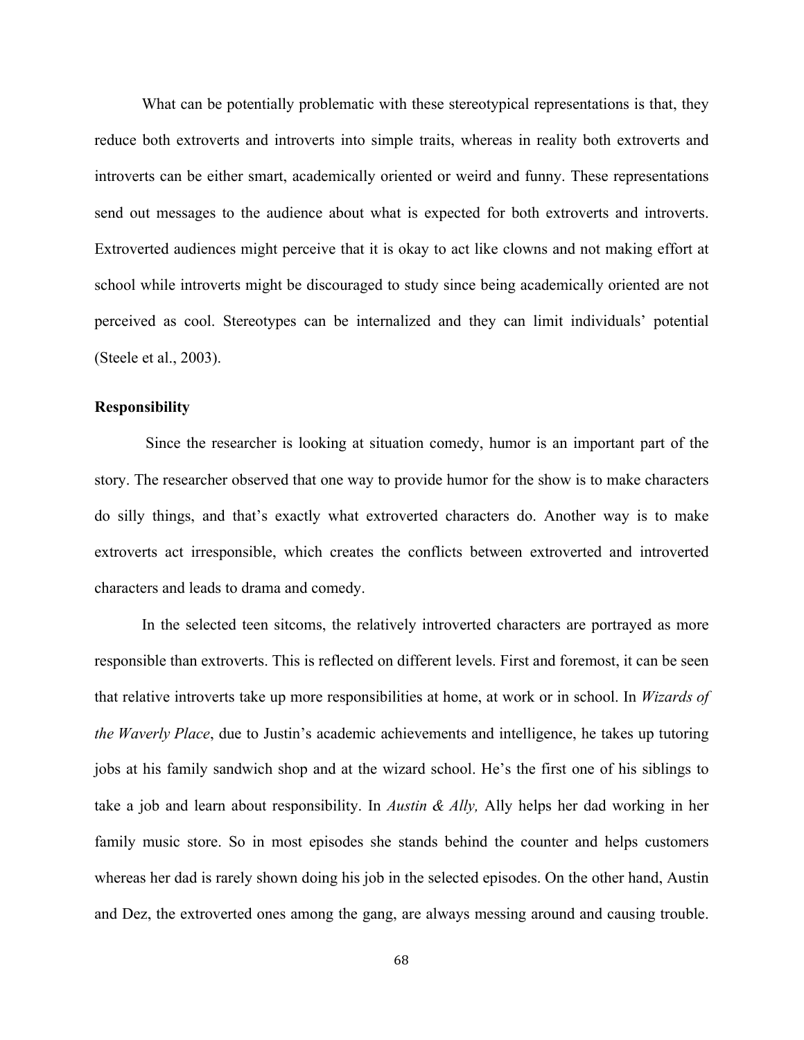What can be potentially problematic with these stereotypical representations is that, they reduce both extroverts and introverts into simple traits, whereas in reality both extroverts and introverts can be either smart, academically oriented or weird and funny. These representations send out messages to the audience about what is expected for both extroverts and introverts. Extroverted audiences might perceive that it is okay to act like clowns and not making effort at school while introverts might be discouraged to study since being academically oriented are not perceived as cool. Stereotypes can be internalized and they can limit individuals' potential (Steele et al., 2003).

**Responsibility**

Since the researcher is looking at situation comedy, humor is an important part of the story. The researcher observed that one way to provide humor for the show is to make characters do silly things, and that's exactly what extroverted characters do. Another way is to make extroverts act irresponsible, which creates the conflicts between extroverted and introverted characters and leads to drama and comedy.

In the selected teen sitcoms, the relatively introverted characters are portrayed as more responsible than extroverts. This is reflected on different levels. First and foremost, it can be seen that relative introverts take up more responsibilities at home, at work or in school. In *Wizards of the Waverly Place*, due to Justin's academic achievements and intelligence, he takes up tutoring jobs at his family sandwich shop and at the wizard school. He's the first one of his siblings to take a job and learn about responsibility. In *Austin & Ally,* Ally helps her dad working in her family music store. So in most episodes she stands behind the counter and helps customers whereas her dad is rarely shown doing his job in the selected episodes. On the other hand, Austin and Dez, the extroverted ones among the gang, are always messing around and causing trouble.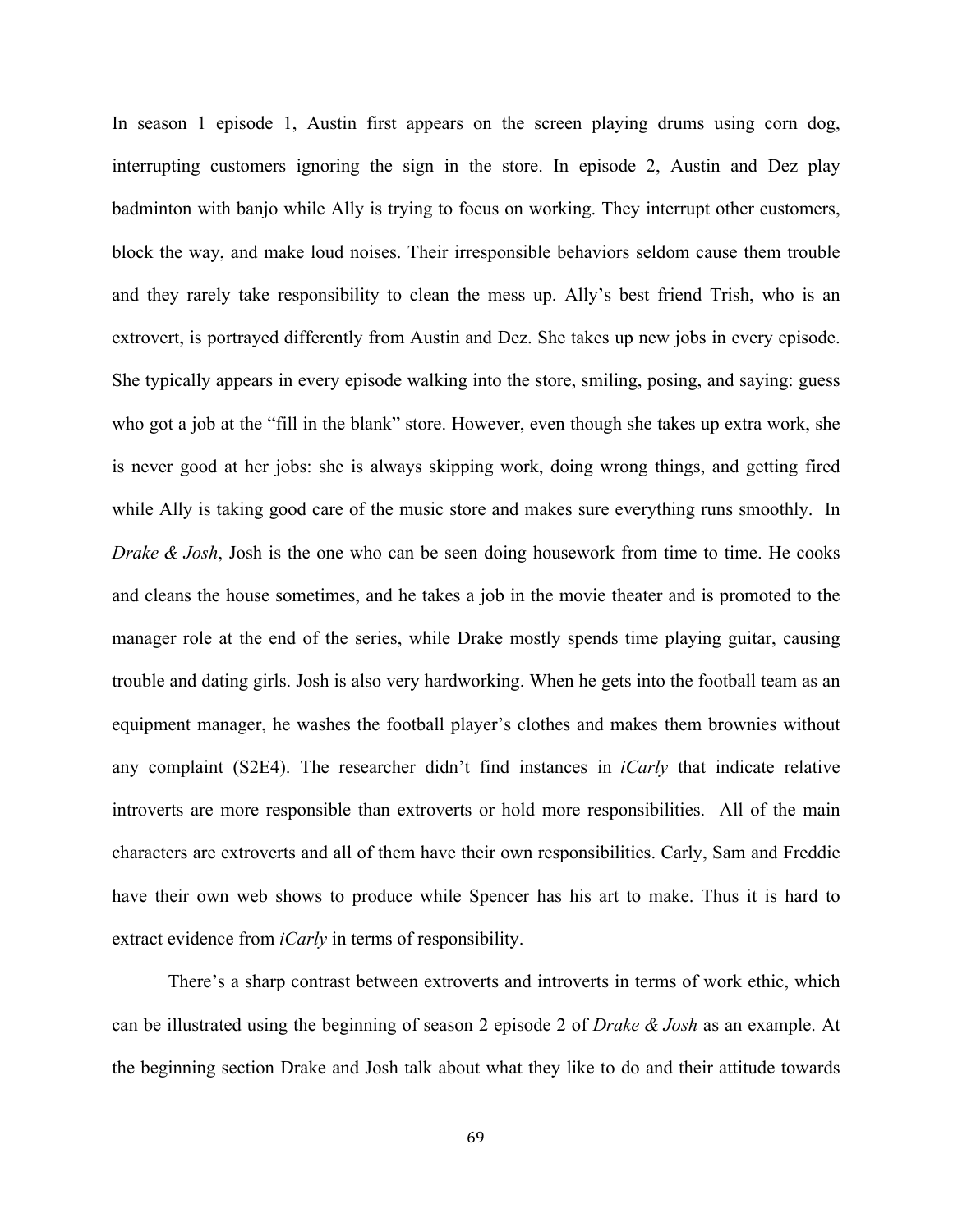In season 1 episode 1, Austin first appears on the screen playing drums using corn dog, interrupting customers ignoring the sign in the store. In episode 2, Austin and Dez play badminton with banjo while Ally is trying to focus on working. They interrupt other customers, block the way, and make loud noises. Their irresponsible behaviors seldom cause them trouble and they rarely take responsibility to clean the mess up. Ally's best friend Trish, who is an extrovert, is portrayed differently from Austin and Dez. She takes up new jobs in every episode. She typically appears in every episode walking into the store, smiling, posing, and saying: guess who got a job at the "fill in the blank" store. However, even though she takes up extra work, she is never good at her jobs: she is always skipping work, doing wrong things, and getting fired while Ally is taking good care of the music store and makes sure everything runs smoothly. In *Drake & Josh*, Josh is the one who can be seen doing housework from time to time. He cooks and cleans the house sometimes, and he takes a job in the movie theater and is promoted to the manager role at the end of the series, while Drake mostly spends time playing guitar, causing trouble and dating girls. Josh is also very hardworking. When he gets into the football team as an equipment manager, he washes the football player's clothes and makes them brownies without any complaint (S2E4). The researcher didn't find instances in *iCarly* that indicate relative introverts are more responsible than extroverts or hold more responsibilities. All of the main characters are extroverts and all of them have their own responsibilities. Carly, Sam and Freddie have their own web shows to produce while Spencer has his art to make. Thus it is hard to extract evidence from *iCarly* in terms of responsibility.

There's a sharp contrast between extroverts and introverts in terms of work ethic, which can be illustrated using the beginning of season 2 episode 2 of *Drake & Josh* as an example. At the beginning section Drake and Josh talk about what they like to do and their attitude towards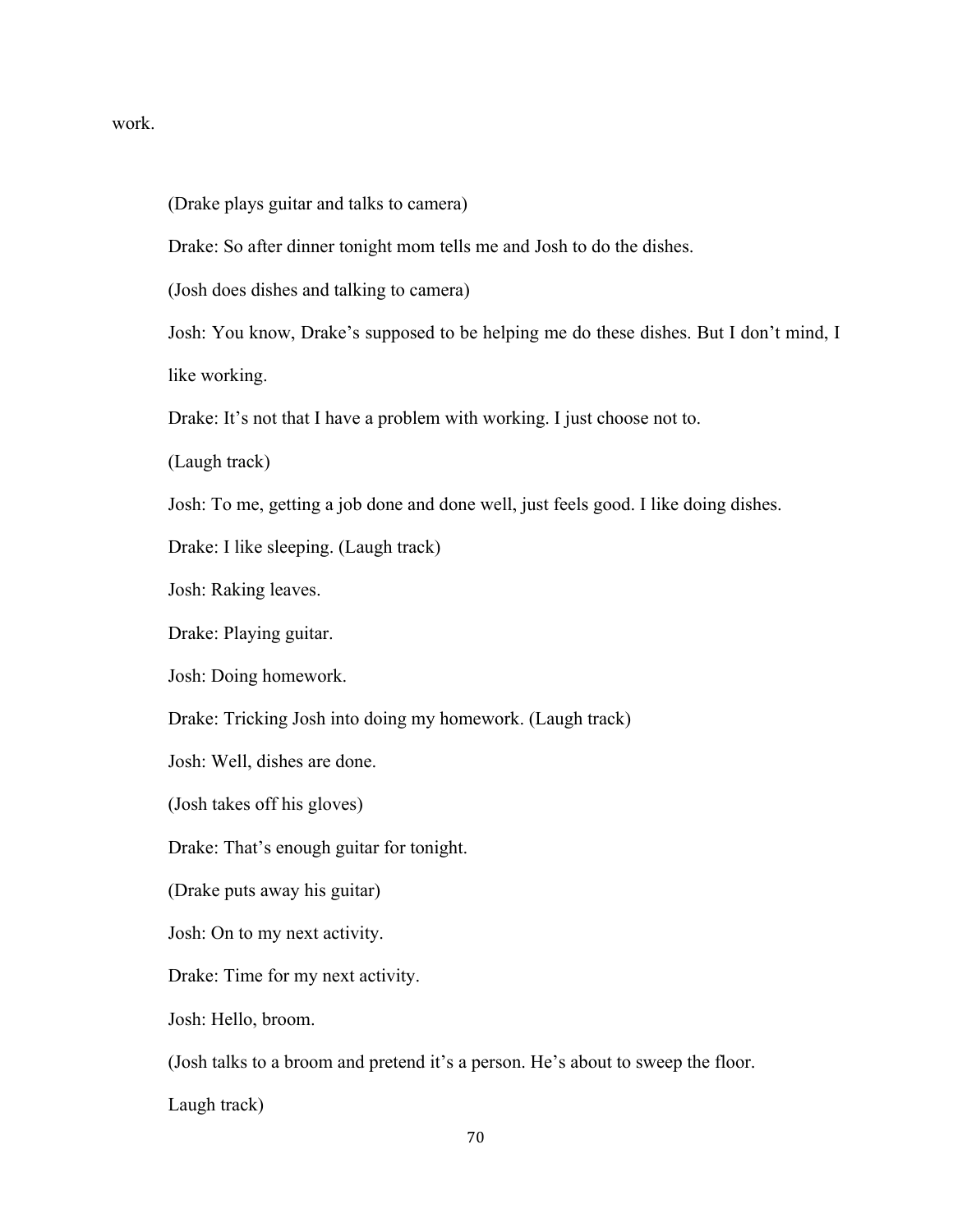work.

(Drake plays guitar and talks to camera)

Drake: So after dinner tonight mom tells me and Josh to do the dishes.

(Josh does dishes and talking to camera)

Josh: You know, Drake's supposed to be helping me do these dishes. But I don't mind, I like working.

Drake: It's not that I have a problem with working. I just choose not to.

(Laugh track)

Josh: To me, getting a job done and done well, just feels good. I like doing dishes.

Drake: I like sleeping. (Laugh track)

Josh: Raking leaves.

Drake: Playing guitar.

Josh: Doing homework.

Drake: Tricking Josh into doing my homework. (Laugh track)

Josh: Well, dishes are done.

(Josh takes off his gloves)

Drake: That's enough guitar for tonight.

(Drake puts away his guitar)

Josh: On to my next activity.

Drake: Time for my next activity.

Josh: Hello, broom.

(Josh talks to a broom and pretend it's a person. He's about to sweep the floor.

Laugh track)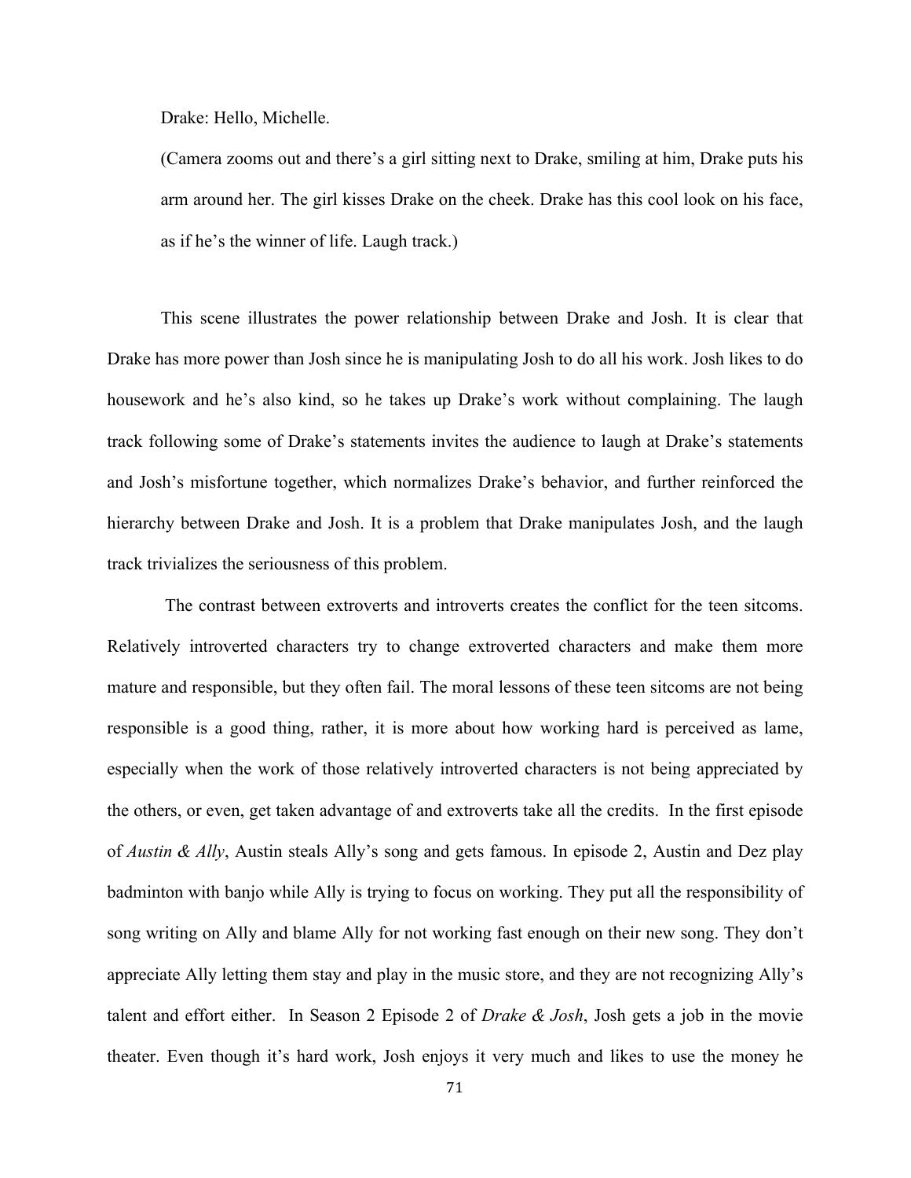Drake: Hello, Michelle.

(Camera zooms out and there's a girl sitting next to Drake, smiling at him, Drake puts his arm around her. The girl kisses Drake on the cheek. Drake has this cool look on his face, as if he's the winner of life. Laugh track.)

This scene illustrates the power relationship between Drake and Josh. It is clear that Drake has more power than Josh since he is manipulating Josh to do all his work. Josh likes to do housework and he's also kind, so he takes up Drake's work without complaining. The laugh track following some of Drake's statements invites the audience to laugh at Drake's statements and Josh's misfortune together, which normalizes Drake's behavior, and further reinforced the hierarchy between Drake and Josh. It is a problem that Drake manipulates Josh, and the laugh track trivializes the seriousness of this problem.

The contrast between extroverts and introverts creates the conflict for the teen sitcoms. Relatively introverted characters try to change extroverted characters and make them more mature and responsible, but they often fail. The moral lessons of these teen sitcoms are not being responsible is a good thing, rather, it is more about how working hard is perceived as lame, especially when the work of those relatively introverted characters is not being appreciated by the others, or even, get taken advantage of and extroverts take all the credits. In the first episode of *Austin & Ally*, Austin steals Ally's song and gets famous. In episode 2, Austin and Dez play badminton with banjo while Ally is trying to focus on working. They put all the responsibility of song writing on Ally and blame Ally for not working fast enough on their new song. They don't appreciate Ally letting them stay and play in the music store, and they are not recognizing Ally's talent and effort either. In Season 2 Episode 2 of *Drake & Josh*, Josh gets a job in the movie theater. Even though it's hard work, Josh enjoys it very much and likes to use the money he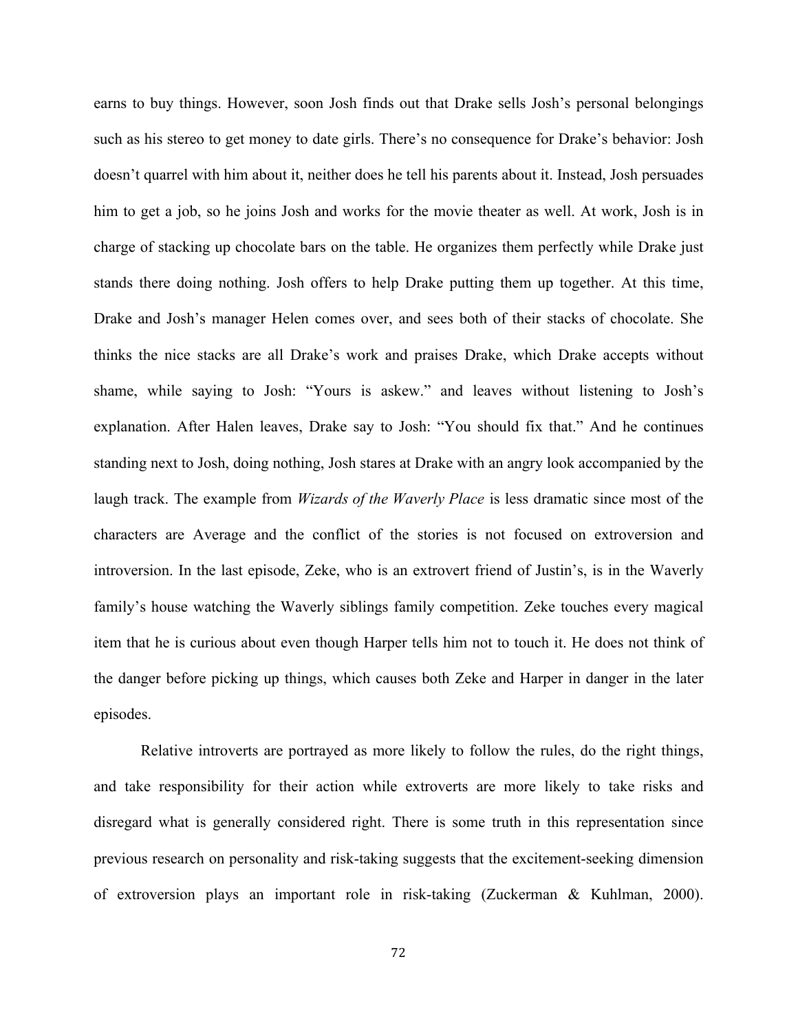earns to buy things. However, soon Josh finds out that Drake sells Josh's personal belongings such as his stereo to get money to date girls. There's no consequence for Drake's behavior: Josh doesn't quarrel with him about it, neither does he tell his parents about it. Instead, Josh persuades him to get a job, so he joins Josh and works for the movie theater as well. At work, Josh is in charge of stacking up chocolate bars on the table. He organizes them perfectly while Drake just stands there doing nothing. Josh offers to help Drake putting them up together. At this time, Drake and Josh's manager Helen comes over, and sees both of their stacks of chocolate. She thinks the nice stacks are all Drake's work and praises Drake, which Drake accepts without shame, while saying to Josh: "Yours is askew." and leaves without listening to Josh's explanation. After Halen leaves, Drake say to Josh: "You should fix that." And he continues standing next to Josh, doing nothing, Josh stares at Drake with an angry look accompanied by the laugh track. The example from *Wizards of the Waverly Place* is less dramatic since most of the characters are Average and the conflict of the stories is not focused on extroversion and introversion. In the last episode, Zeke, who is an extrovert friend of Justin's, is in the Waverly family's house watching the Waverly siblings family competition. Zeke touches every magical item that he is curious about even though Harper tells him not to touch it. He does not think of the danger before picking up things, which causes both Zeke and Harper in danger in the later episodes.

Relative introverts are portrayed as more likely to follow the rules, do the right things, and take responsibility for their action while extroverts are more likely to take risks and disregard what is generally considered right. There is some truth in this representation since previous research on personality and risk-taking suggests that the excitement-seeking dimension of extroversion plays an important role in risk-taking (Zuckerman & Kuhlman, 2000).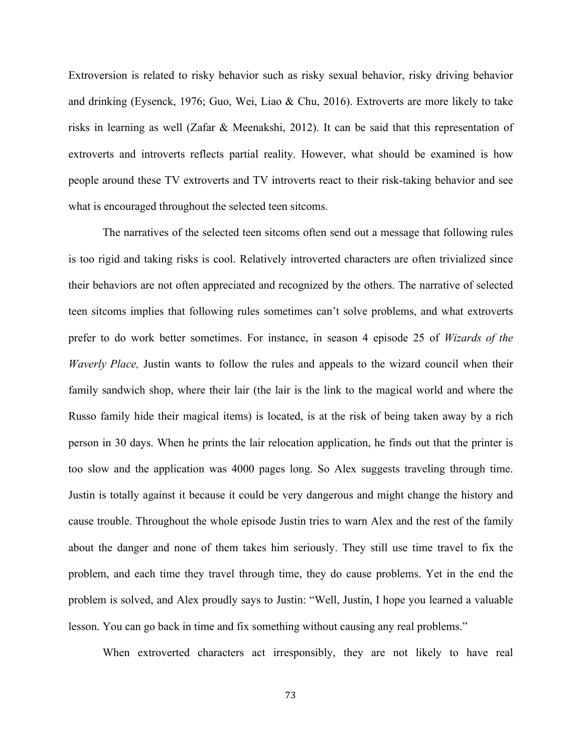Extroversion is related to risky behavior such as risky sexual behavior, risky driving behavior and drinking (Eysenck, 1976; Guo, Wei, Liao & Chu, 2016). Extroverts are more likely to take risks in learning as well (Zafar & Meenakshi, 2012). It can be said that this representation of extroverts and introverts reflects partial reality. However, what should be examined is how people around these TV extroverts and TV introverts react to their risk-taking behavior and see what is encouraged throughout the selected teen sitcoms.

The narratives of the selected teen sitcoms often send out a message that following rules is too rigid and taking risks is cool. Relatively introverted characters are often trivialized since their behaviors are not often appreciated and recognized by the others. The narrative of selected teen sitcoms implies that following rules sometimes can't solve problems, and what extroverts prefer to do work better sometimes. For instance, in season 4 episode 25 of *Wizards of the Waverly Place,* Justin wants to follow the rules and appeals to the wizard council when their family sandwich shop, where their lair (the lair is the link to the magical world and where the Russo family hide their magical items) is located, is at the risk of being taken away by a rich person in 30 days. When he prints the lair relocation application, he finds out that the printer is too slow and the application was 4000 pages long. So Alex suggests traveling through time. Justin is totally against it because it could be very dangerous and might change the history and cause trouble. Throughout the whole episode Justin tries to warn Alex and the rest of the family about the danger and none of them takes him seriously. They still use time travel to fix the problem, and each time they travel through time, they do cause problems. Yet in the end the problem is solved, and Alex proudly says to Justin: "Well, Justin, I hope you learned a valuable lesson. You can go back in time and fix something without causing any real problems."

When extroverted characters act irresponsibly, they are not likely to have real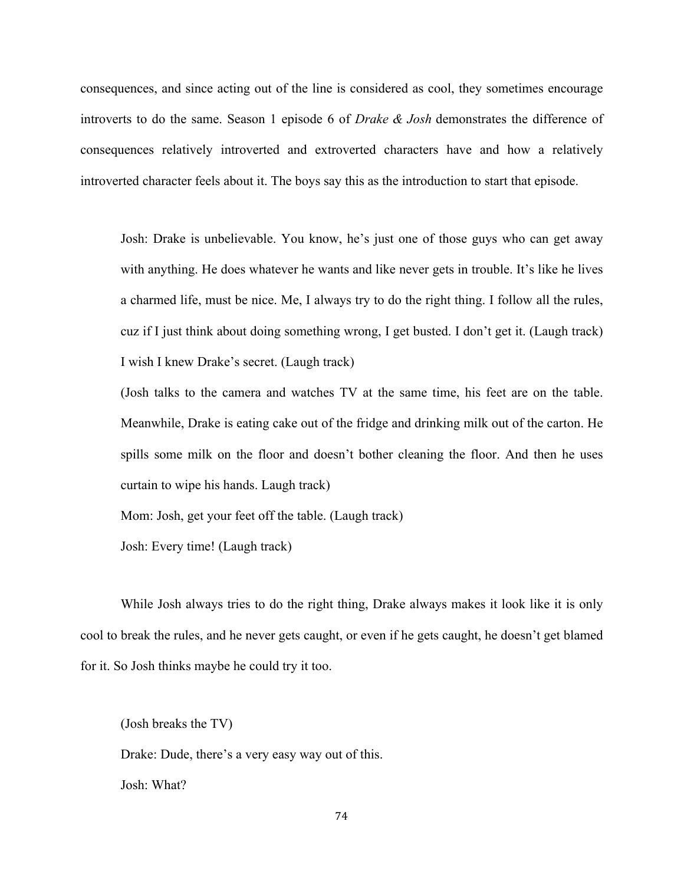consequences, and since acting out of the line is considered as cool, they sometimes encourage introverts to do the same. Season 1 episode 6 of *Drake & Josh* demonstrates the difference of consequences relatively introverted and extroverted characters have and how a relatively introverted character feels about it. The boys say this as the introduction to start that episode.

> Josh: Drake is unbelievable. You know, he's just one of those guys who can get away with anything. He does whatever he wants and like never gets in trouble. It's like he lives a charmed life, must be nice. Me, I always try to do the right thing. I follow all the rules, cuz if I just think about doing something wrong, I get busted. I don't get it. (Laugh track) I wish I knew Drake's secret. (Laugh track)
>
> (Josh talks to the camera and watches TV at the same time, his feet are on the table. Meanwhile, Drake is eating cake out of the fridge and drinking milk out of the carton. He spills some milk on the floor and doesn't bother cleaning the floor. And then he uses curtain to wipe his hands. Laugh track)
>
> Mom: Josh, get your feet off the table. (Laugh track)
>
> Josh: Every time! (Laugh track)

While Josh always tries to do the right thing, Drake always makes it look like it is only cool to break the rules, and he never gets caught, or even if he gets caught, he doesn't get blamed for it. So Josh thinks maybe he could try it too.

> (Josh breaks the TV)
>
> Drake: Dude, there's a very easy way out of this.
>
> Josh: What?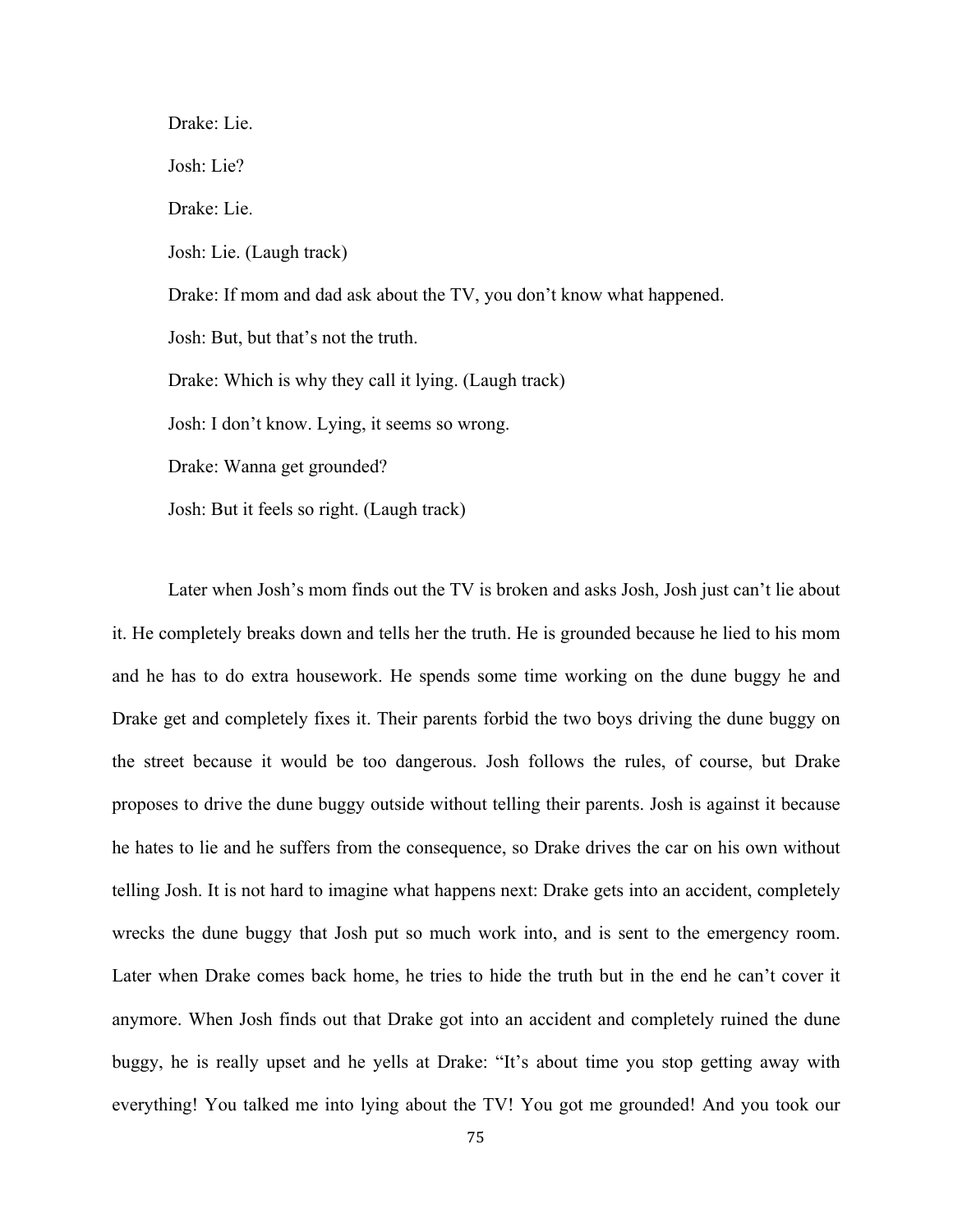Drake: Lie.

Josh: Lie?

Drake: Lie.

Josh: Lie. (Laugh track)

Drake: If mom and dad ask about the TV, you don't know what happened.

Josh: But, but that's not the truth.

Drake: Which is why they call it lying. (Laugh track)

Josh: I don't know. Lying, it seems so wrong.

Drake: Wanna get grounded?

Josh: But it feels so right. (Laugh track)

Later when Josh's mom finds out the TV is broken and asks Josh, Josh just can't lie about it. He completely breaks down and tells her the truth. He is grounded because he lied to his mom and he has to do extra housework. He spends some time working on the dune buggy he and Drake get and completely fixes it. Their parents forbid the two boys driving the dune buggy on the street because it would be too dangerous. Josh follows the rules, of course, but Drake proposes to drive the dune buggy outside without telling their parents. Josh is against it because he hates to lie and he suffers from the consequence, so Drake drives the car on his own without telling Josh. It is not hard to imagine what happens next: Drake gets into an accident, completely wrecks the dune buggy that Josh put so much work into, and is sent to the emergency room. Later when Drake comes back home, he tries to hide the truth but in the end he can't cover it anymore. When Josh finds out that Drake got into an accident and completely ruined the dune buggy, he is really upset and he yells at Drake: "It's about time you stop getting away with everything! You talked me into lying about the TV! You got me grounded! And you took our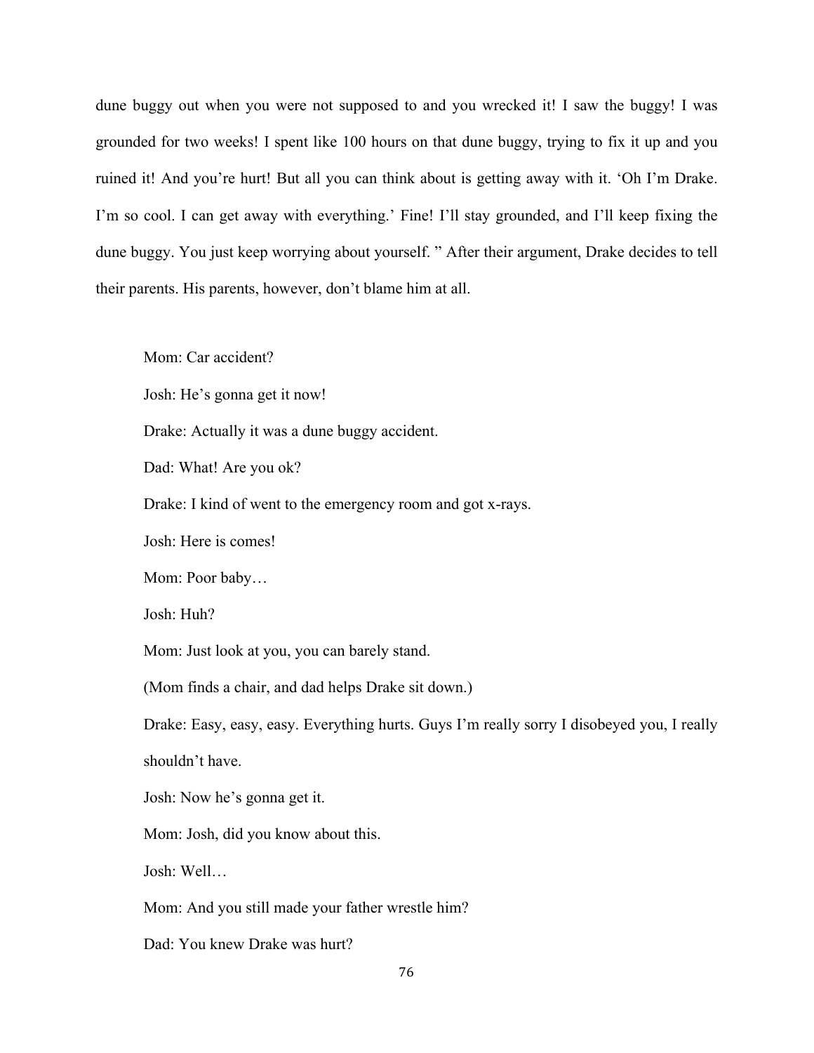dune buggy out when you were not supposed to and you wrecked it! I saw the buggy! I was grounded for two weeks! I spent like 100 hours on that dune buggy, trying to fix it up and you ruined it! And you're hurt! But all you can think about is getting away with it. 'Oh I'm Drake. I'm so cool. I can get away with everything.' Fine! I'll stay grounded, and I'll keep fixing the dune buggy. You just keep worrying about yourself. " After their argument, Drake decides to tell their parents. His parents, however, don't blame him at all.

Mom: Car accident?

Josh: He's gonna get it now!

Drake: Actually it was a dune buggy accident.

Dad: What! Are you ok?

Drake: I kind of went to the emergency room and got x-rays.

Josh: Here is comes!

Mom: Poor baby…

Josh: Huh?

Mom: Just look at you, you can barely stand.

(Mom finds a chair, and dad helps Drake sit down.)

Drake: Easy, easy, easy. Everything hurts. Guys I'm really sorry I disobeyed you, I really shouldn't have.

Josh: Now he's gonna get it.

Mom: Josh, did you know about this.

Josh: Well…

Mom: And you still made your father wrestle him?

Dad: You knew Drake was hurt?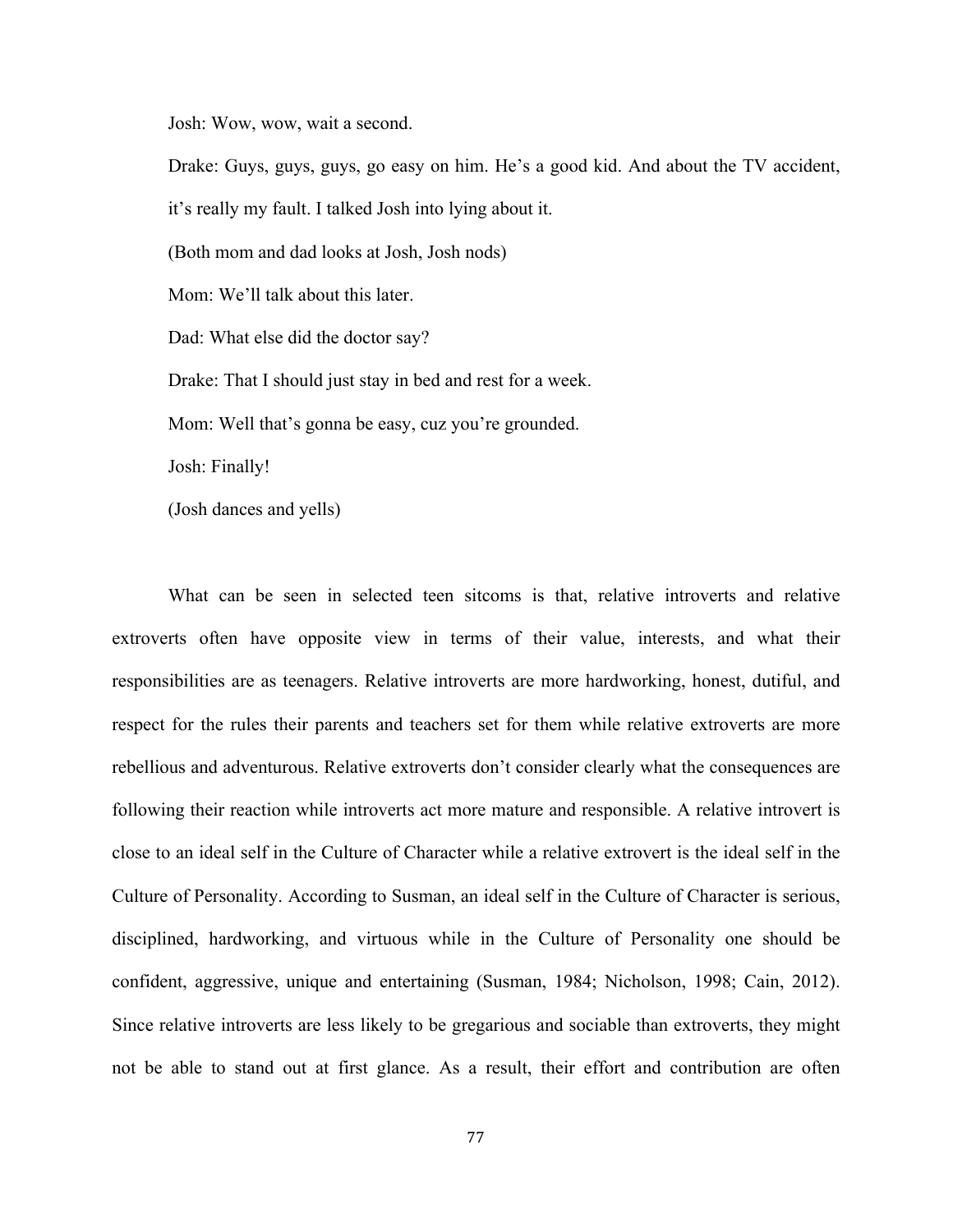Josh: Wow, wow, wait a second.

Drake: Guys, guys, guys, go easy on him. He's a good kid. And about the TV accident, it's really my fault. I talked Josh into lying about it.

(Both mom and dad looks at Josh, Josh nods)

Mom: We'll talk about this later.

Dad: What else did the doctor say?

Drake: That I should just stay in bed and rest for a week.

Mom: Well that's gonna be easy, cuz you're grounded.

Josh: Finally!

(Josh dances and yells)

What can be seen in selected teen sitcoms is that, relative introverts and relative extroverts often have opposite view in terms of their value, interests, and what their responsibilities are as teenagers. Relative introverts are more hardworking, honest, dutiful, and respect for the rules their parents and teachers set for them while relative extroverts are more rebellious and adventurous. Relative extroverts don't consider clearly what the consequences are following their reaction while introverts act more mature and responsible. A relative introvert is close to an ideal self in the Culture of Character while a relative extrovert is the ideal self in the Culture of Personality. According to Susman, an ideal self in the Culture of Character is serious, disciplined, hardworking, and virtuous while in the Culture of Personality one should be confident, aggressive, unique and entertaining (Susman, 1984; Nicholson, 1998; Cain, 2012). Since relative introverts are less likely to be gregarious and sociable than extroverts, they might not be able to stand out at first glance. As a result, their effort and contribution are often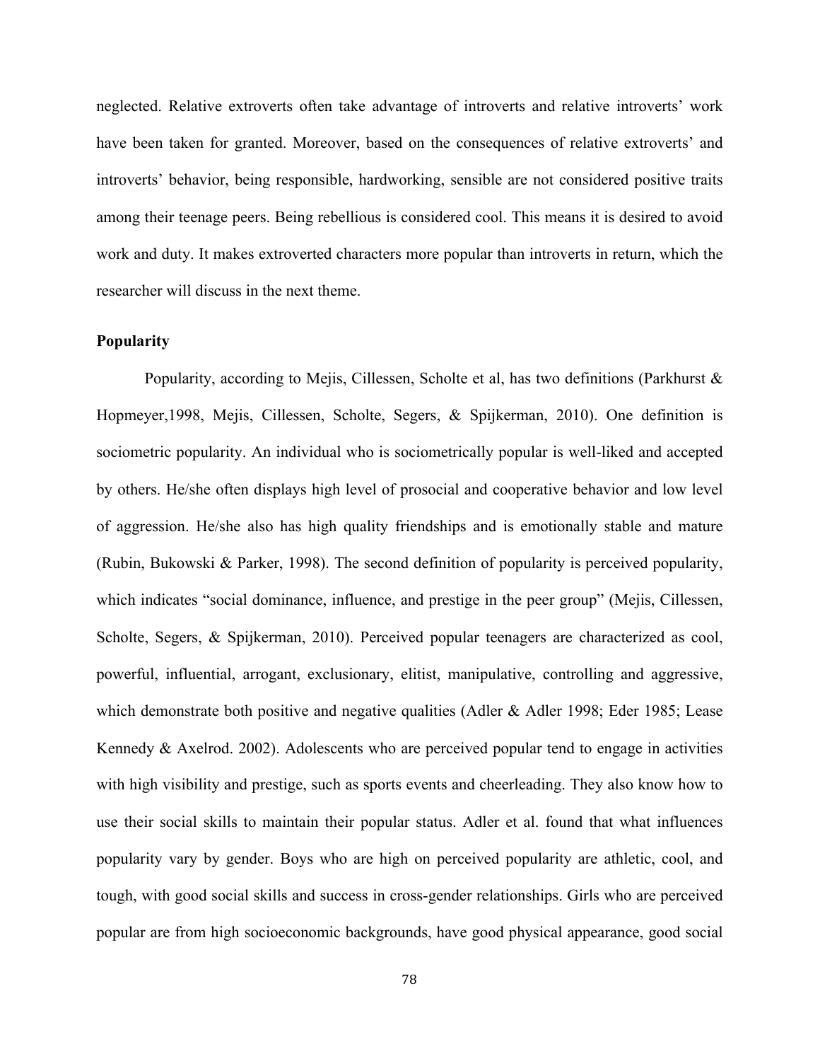neglected. Relative extroverts often take advantage of introverts and relative introverts' work have been taken for granted. Moreover, based on the consequences of relative extroverts' and introverts' behavior, being responsible, hardworking, sensible are not considered positive traits among their teenage peers. Being rebellious is considered cool. This means it is desired to avoid work and duty. It makes extroverted characters more popular than introverts in return, which the researcher will discuss in the next theme.

**Popularity**

Popularity, according to Mejis, Cillessen, Scholte et al, has two definitions (Parkhurst & Hopmeyer,1998, Mejis, Cillessen, Scholte, Segers, & Spijkerman, 2010). One definition is sociometric popularity. An individual who is sociometrically popular is well-liked and accepted by others. He/she often displays high level of prosocial and cooperative behavior and low level of aggression. He/she also has high quality friendships and is emotionally stable and mature (Rubin, Bukowski & Parker, 1998). The second definition of popularity is perceived popularity, which indicates "social dominance, influence, and prestige in the peer group" (Mejis, Cillessen, Scholte, Segers, & Spijkerman, 2010). Perceived popular teenagers are characterized as cool, powerful, influential, arrogant, exclusionary, elitist, manipulative, controlling and aggressive, which demonstrate both positive and negative qualities (Adler & Adler 1998; Eder 1985; Lease Kennedy & Axelrod. 2002). Adolescents who are perceived popular tend to engage in activities with high visibility and prestige, such as sports events and cheerleading. They also know how to use their social skills to maintain their popular status. Adler et al. found that what influences popularity vary by gender. Boys who are high on perceived popularity are athletic, cool, and tough, with good social skills and success in cross-gender relationships. Girls who are perceived popular are from high socioeconomic backgrounds, have good physical appearance, good social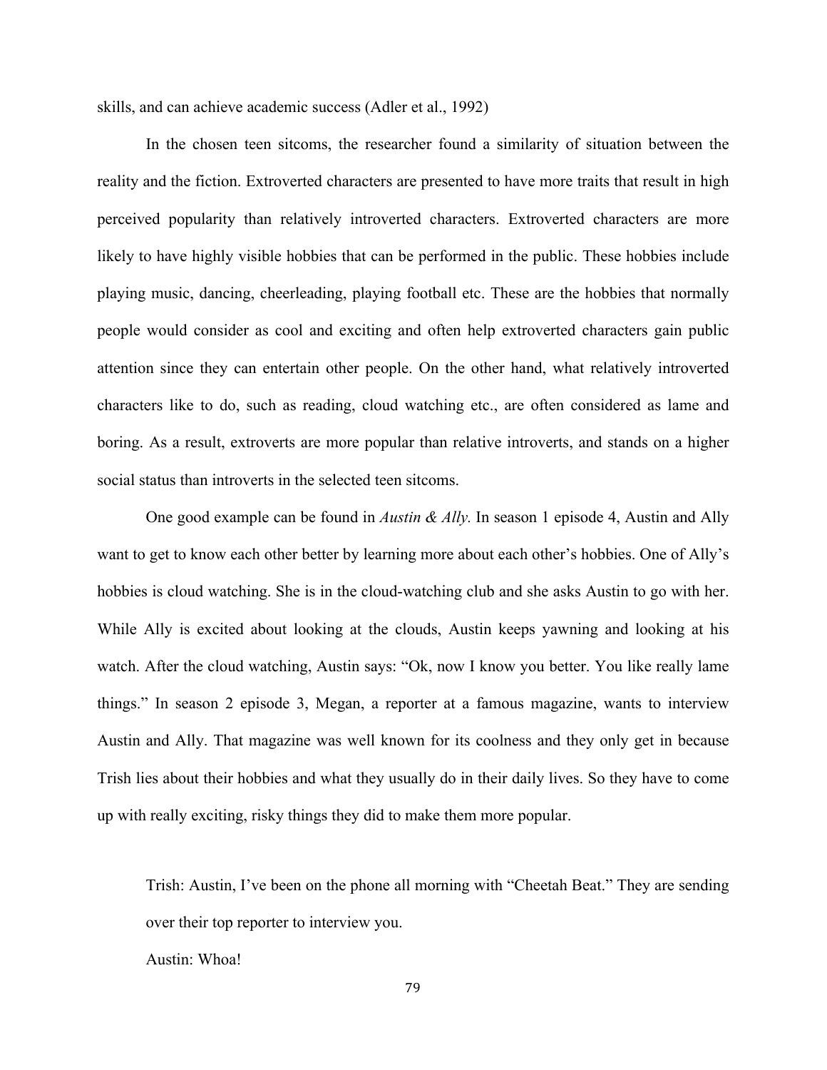skills, and can achieve academic success (Adler et al., 1992)

In the chosen teen sitcoms, the researcher found a similarity of situation between the reality and the fiction. Extroverted characters are presented to have more traits that result in high perceived popularity than relatively introverted characters. Extroverted characters are more likely to have highly visible hobbies that can be performed in the public. These hobbies include playing music, dancing, cheerleading, playing football etc. These are the hobbies that normally people would consider as cool and exciting and often help extroverted characters gain public attention since they can entertain other people. On the other hand, what relatively introverted characters like to do, such as reading, cloud watching etc., are often considered as lame and boring. As a result, extroverts are more popular than relative introverts, and stands on a higher social status than introverts in the selected teen sitcoms.

One good example can be found in *Austin & Ally.* In season 1 episode 4, Austin and Ally want to get to know each other better by learning more about each other's hobbies. One of Ally's hobbies is cloud watching. She is in the cloud-watching club and she asks Austin to go with her. While Ally is excited about looking at the clouds, Austin keeps yawning and looking at his watch. After the cloud watching, Austin says: "Ok, now I know you better. You like really lame things." In season 2 episode 3, Megan, a reporter at a famous magazine, wants to interview Austin and Ally. That magazine was well known for its coolness and they only get in because Trish lies about their hobbies and what they usually do in their daily lives. So they have to come up with really exciting, risky things they did to make them more popular.

> Trish: Austin, I've been on the phone all morning with "Cheetah Beat." They are sending over their top reporter to interview you.
>
> Austin: Whoa!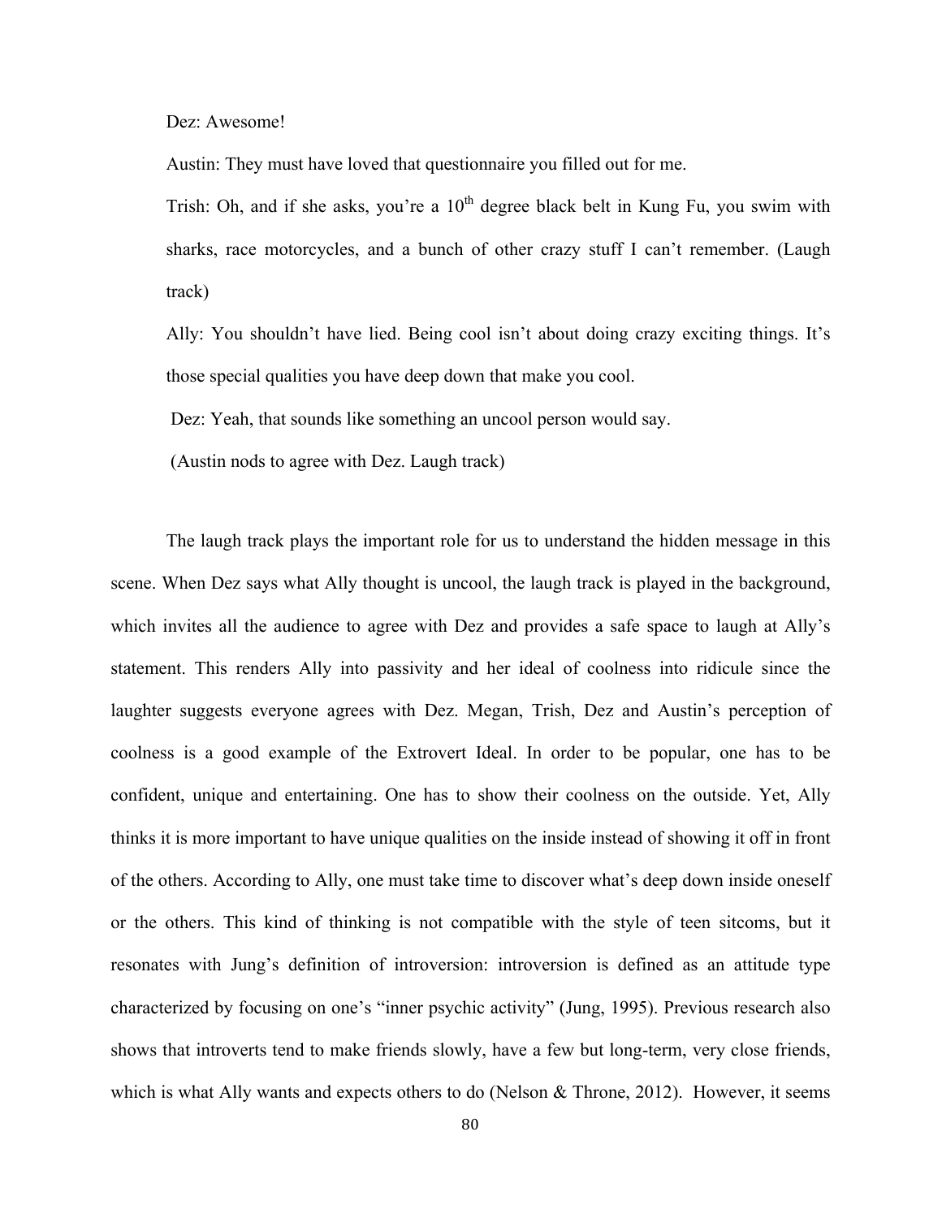Dez: Awesome!

Austin: They must have loved that questionnaire you filled out for me.

Trish: Oh, and if she asks, you're a $10^{th}$ degree black belt in Kung Fu, you swim with sharks, race motorcycles, and a bunch of other crazy stuff I can't remember. (Laugh track)

Ally: You shouldn't have lied. Being cool isn't about doing crazy exciting things. It's those special qualities you have deep down that make you cool.

Dez: Yeah, that sounds like something an uncool person would say.

(Austin nods to agree with Dez. Laugh track)

The laugh track plays the important role for us to understand the hidden message in this scene. When Dez says what Ally thought is uncool, the laugh track is played in the background, which invites all the audience to agree with Dez and provides a safe space to laugh at Ally's statement. This renders Ally into passivity and her ideal of coolness into ridicule since the laughter suggests everyone agrees with Dez. Megan, Trish, Dez and Austin's perception of coolness is a good example of the Extrovert Ideal. In order to be popular, one has to be confident, unique and entertaining. One has to show their coolness on the outside. Yet, Ally thinks it is more important to have unique qualities on the inside instead of showing it off in front of the others. According to Ally, one must take time to discover what's deep down inside oneself or the others. This kind of thinking is not compatible with the style of teen sitcoms, but it resonates with Jung's definition of introversion: introversion is defined as an attitude type characterized by focusing on one's "inner psychic activity" (Jung, 1995). Previous research also shows that introverts tend to make friends slowly, have a few but long-term, very close friends, which is what Ally wants and expects others to do (Nelson & Throne, 2012). However, it seems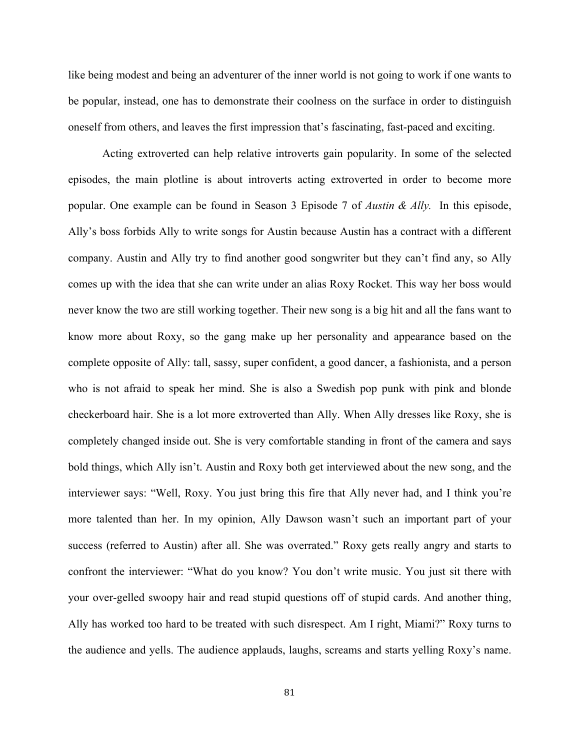like being modest and being an adventurer of the inner world is not going to work if one wants to be popular, instead, one has to demonstrate their coolness on the surface in order to distinguish oneself from others, and leaves the first impression that's fascinating, fast-paced and exciting.

Acting extroverted can help relative introverts gain popularity. In some of the selected episodes, the main plotline is about introverts acting extroverted in order to become more popular. One example can be found in Season 3 Episode 7 of *Austin & Ally.* In this episode, Ally's boss forbids Ally to write songs for Austin because Austin has a contract with a different company. Austin and Ally try to find another good songwriter but they can't find any, so Ally comes up with the idea that she can write under an alias Roxy Rocket. This way her boss would never know the two are still working together. Their new song is a big hit and all the fans want to know more about Roxy, so the gang make up her personality and appearance based on the complete opposite of Ally: tall, sassy, super confident, a good dancer, a fashionista, and a person who is not afraid to speak her mind. She is also a Swedish pop punk with pink and blonde checkerboard hair. She is a lot more extroverted than Ally. When Ally dresses like Roxy, she is completely changed inside out. She is very comfortable standing in front of the camera and says bold things, which Ally isn't. Austin and Roxy both get interviewed about the new song, and the interviewer says: "Well, Roxy. You just bring this fire that Ally never had, and I think you're more talented than her. In my opinion, Ally Dawson wasn't such an important part of your success (referred to Austin) after all. She was overrated." Roxy gets really angry and starts to confront the interviewer: "What do you know? You don't write music. You just sit there with your over-gelled swoopy hair and read stupid questions off of stupid cards. And another thing, Ally has worked too hard to be treated with such disrespect. Am I right, Miami?" Roxy turns to the audience and yells. The audience applauds, laughs, screams and starts yelling Roxy's name.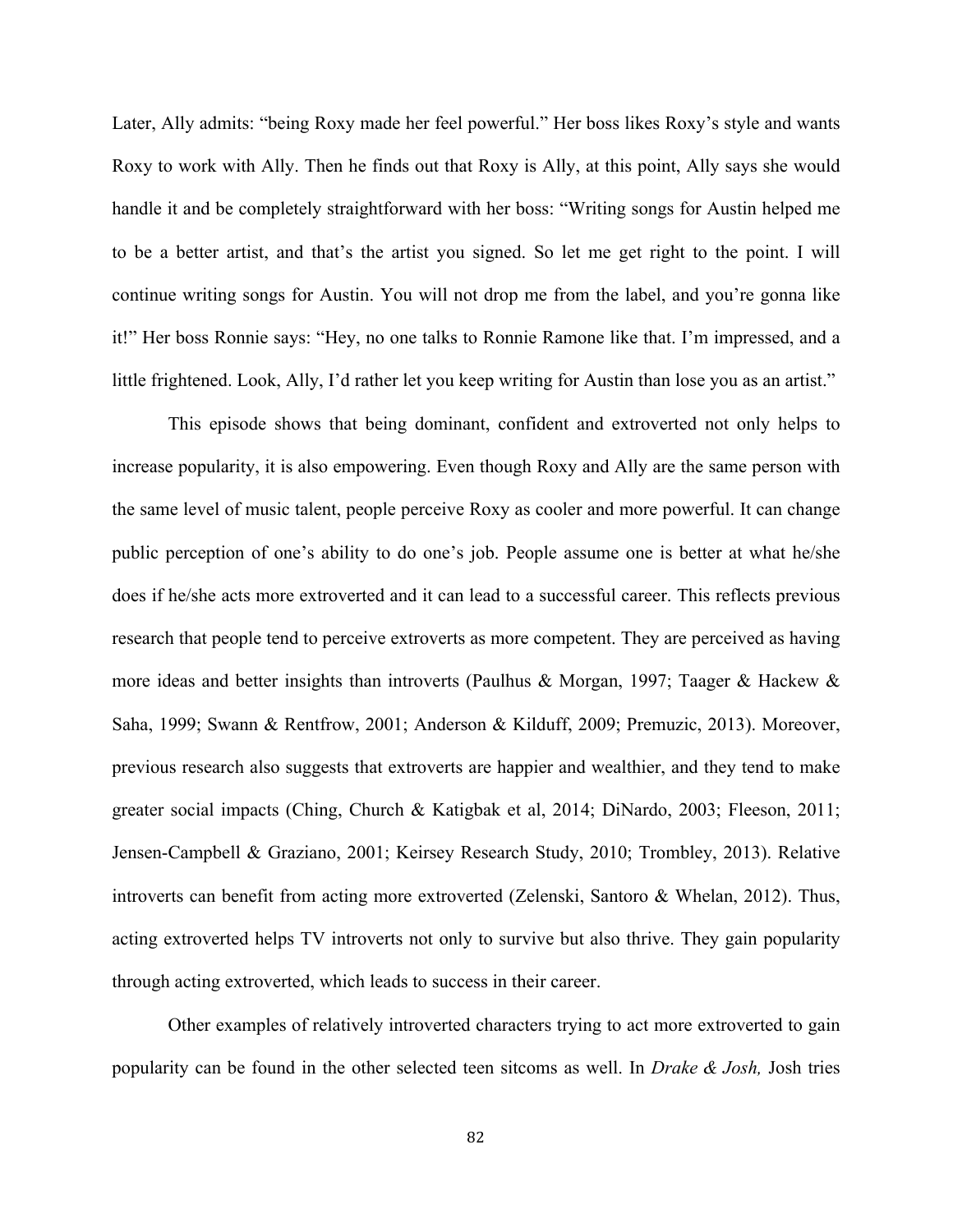Later, Ally admits: "being Roxy made her feel powerful." Her boss likes Roxy's style and wants Roxy to work with Ally. Then he finds out that Roxy is Ally, at this point, Ally says she would handle it and be completely straightforward with her boss: "Writing songs for Austin helped me to be a better artist, and that's the artist you signed. So let me get right to the point. I will continue writing songs for Austin. You will not drop me from the label, and you're gonna like it!" Her boss Ronnie says: "Hey, no one talks to Ronnie Ramone like that. I'm impressed, and a little frightened. Look, Ally, I'd rather let you keep writing for Austin than lose you as an artist."

This episode shows that being dominant, confident and extroverted not only helps to increase popularity, it is also empowering. Even though Roxy and Ally are the same person with the same level of music talent, people perceive Roxy as cooler and more powerful. It can change public perception of one's ability to do one's job. People assume one is better at what he/she does if he/she acts more extroverted and it can lead to a successful career. This reflects previous research that people tend to perceive extroverts as more competent. They are perceived as having more ideas and better insights than introverts (Paulhus & Morgan, 1997; Taager & Hackew & Saha, 1999; Swann & Rentfrow, 2001; Anderson & Kilduff, 2009; Premuzic, 2013). Moreover, previous research also suggests that extroverts are happier and wealthier, and they tend to make greater social impacts (Ching, Church & Katigbak et al, 2014; DiNardo, 2003; Fleeson, 2011; Jensen-Campbell & Graziano, 2001; Keirsey Research Study, 2010; Trombley, 2013). Relative introverts can benefit from acting more extroverted (Zelenski, Santoro & Whelan, 2012). Thus, acting extroverted helps TV introverts not only to survive but also thrive. They gain popularity through acting extroverted, which leads to success in their career.

Other examples of relatively introverted characters trying to act more extroverted to gain popularity can be found in the other selected teen sitcoms as well. In *Drake & Josh,* Josh tries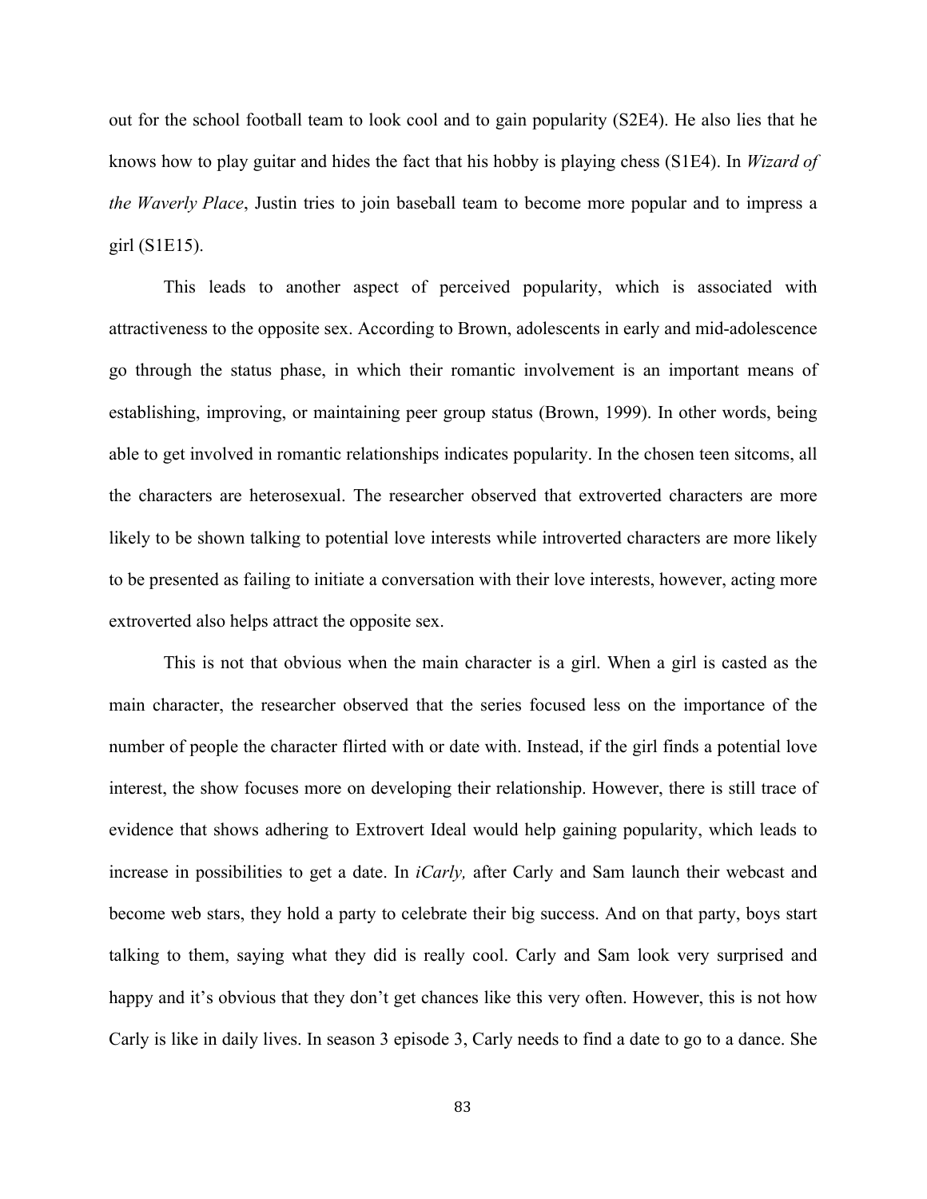out for the school football team to look cool and to gain popularity (S2E4). He also lies that he knows how to play guitar and hides the fact that his hobby is playing chess (S1E4). In *Wizard of the Waverly Place*, Justin tries to join baseball team to become more popular and to impress a girl (S1E15).

This leads to another aspect of perceived popularity, which is associated with attractiveness to the opposite sex. According to Brown, adolescents in early and mid-adolescence go through the status phase, in which their romantic involvement is an important means of establishing, improving, or maintaining peer group status (Brown, 1999). In other words, being able to get involved in romantic relationships indicates popularity. In the chosen teen sitcoms, all the characters are heterosexual. The researcher observed that extroverted characters are more likely to be shown talking to potential love interests while introverted characters are more likely to be presented as failing to initiate a conversation with their love interests, however, acting more extroverted also helps attract the opposite sex.

This is not that obvious when the main character is a girl. When a girl is casted as the main character, the researcher observed that the series focused less on the importance of the number of people the character flirted with or date with. Instead, if the girl finds a potential love interest, the show focuses more on developing their relationship. However, there is still trace of evidence that shows adhering to Extrovert Ideal would help gaining popularity, which leads to increase in possibilities to get a date. In *iCarly,* after Carly and Sam launch their webcast and become web stars, they hold a party to celebrate their big success. And on that party, boys start talking to them, saying what they did is really cool. Carly and Sam look very surprised and happy and it's obvious that they don't get chances like this very often. However, this is not how Carly is like in daily lives. In season 3 episode 3, Carly needs to find a date to go to a dance. She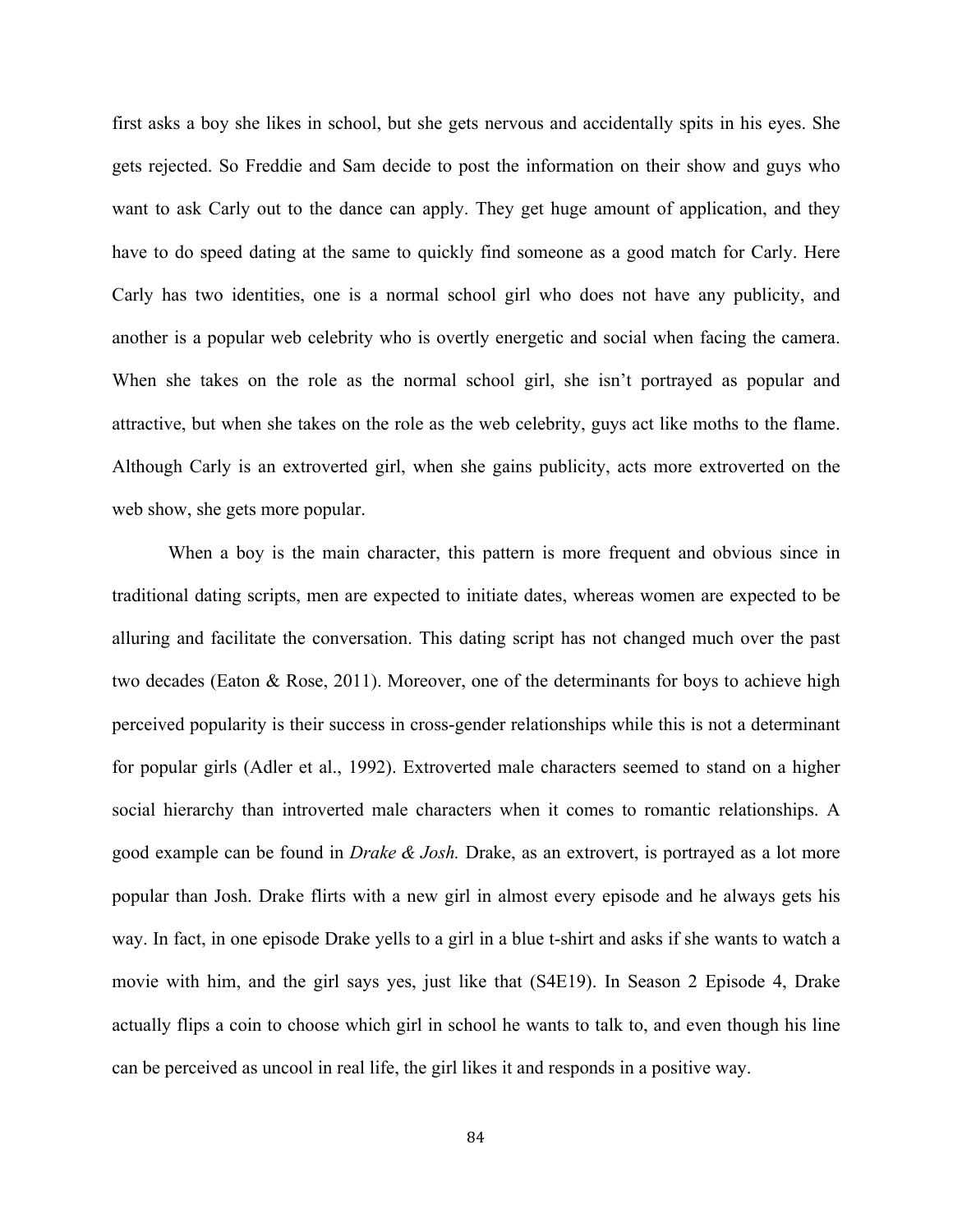first asks a boy she likes in school, but she gets nervous and accidentally spits in his eyes. She gets rejected. So Freddie and Sam decide to post the information on their show and guys who want to ask Carly out to the dance can apply. They get huge amount of application, and they have to do speed dating at the same to quickly find someone as a good match for Carly. Here Carly has two identities, one is a normal school girl who does not have any publicity, and another is a popular web celebrity who is overtly energetic and social when facing the camera. When she takes on the role as the normal school girl, she isn't portrayed as popular and attractive, but when she takes on the role as the web celebrity, guys act like moths to the flame. Although Carly is an extroverted girl, when she gains publicity, acts more extroverted on the web show, she gets more popular.

When a boy is the main character, this pattern is more frequent and obvious since in traditional dating scripts, men are expected to initiate dates, whereas women are expected to be alluring and facilitate the conversation. This dating script has not changed much over the past two decades (Eaton & Rose, 2011). Moreover, one of the determinants for boys to achieve high perceived popularity is their success in cross-gender relationships while this is not a determinant for popular girls (Adler et al., 1992). Extroverted male characters seemed to stand on a higher social hierarchy than introverted male characters when it comes to romantic relationships. A good example can be found in *Drake & Josh.* Drake, as an extrovert, is portrayed as a lot more popular than Josh. Drake flirts with a new girl in almost every episode and he always gets his way. In fact, in one episode Drake yells to a girl in a blue t-shirt and asks if she wants to watch a movie with him, and the girl says yes, just like that (S4E19). In Season 2 Episode 4, Drake actually flips a coin to choose which girl in school he wants to talk to, and even though his line can be perceived as uncool in real life, the girl likes it and responds in a positive way.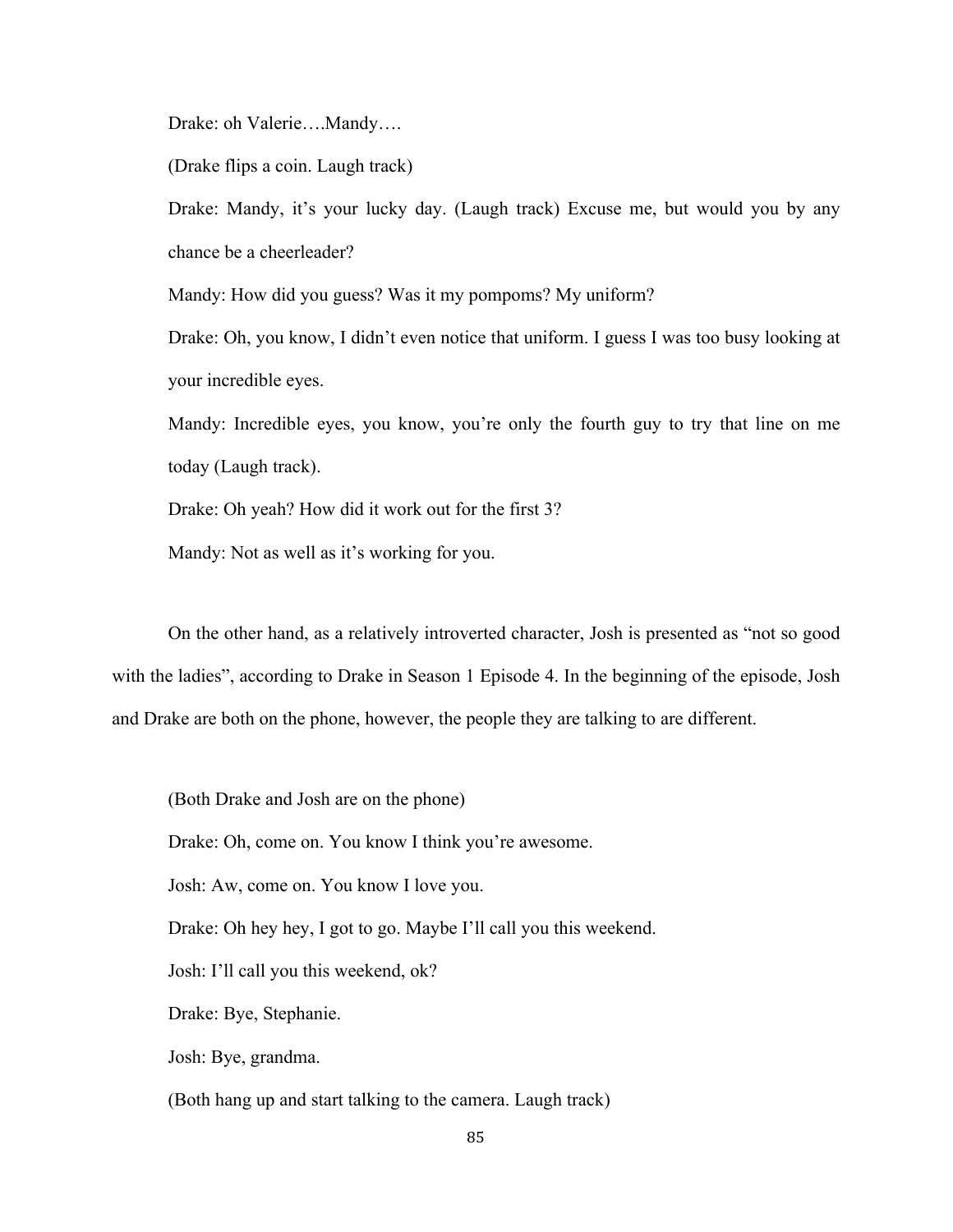Drake: oh Valerie….Mandy….

(Drake flips a coin. Laugh track)

Drake: Mandy, it's your lucky day. (Laugh track) Excuse me, but would you by any chance be a cheerleader?

Mandy: How did you guess? Was it my pompoms? My uniform?

Drake: Oh, you know, I didn't even notice that uniform. I guess I was too busy looking at your incredible eyes.

Mandy: Incredible eyes, you know, you're only the fourth guy to try that line on me today (Laugh track).

Drake: Oh yeah? How did it work out for the first 3?

Mandy: Not as well as it's working for you.

On the other hand, as a relatively introverted character, Josh is presented as "not so good with the ladies", according to Drake in Season 1 Episode 4. In the beginning of the episode, Josh and Drake are both on the phone, however, the people they are talking to are different.

(Both Drake and Josh are on the phone)

Drake: Oh, come on. You know I think you're awesome.

Josh: Aw, come on. You know I love you.

Drake: Oh hey hey, I got to go. Maybe I'll call you this weekend.

Josh: I'll call you this weekend, ok?

Drake: Bye, Stephanie.

Josh: Bye, grandma.

(Both hang up and start talking to the camera. Laugh track)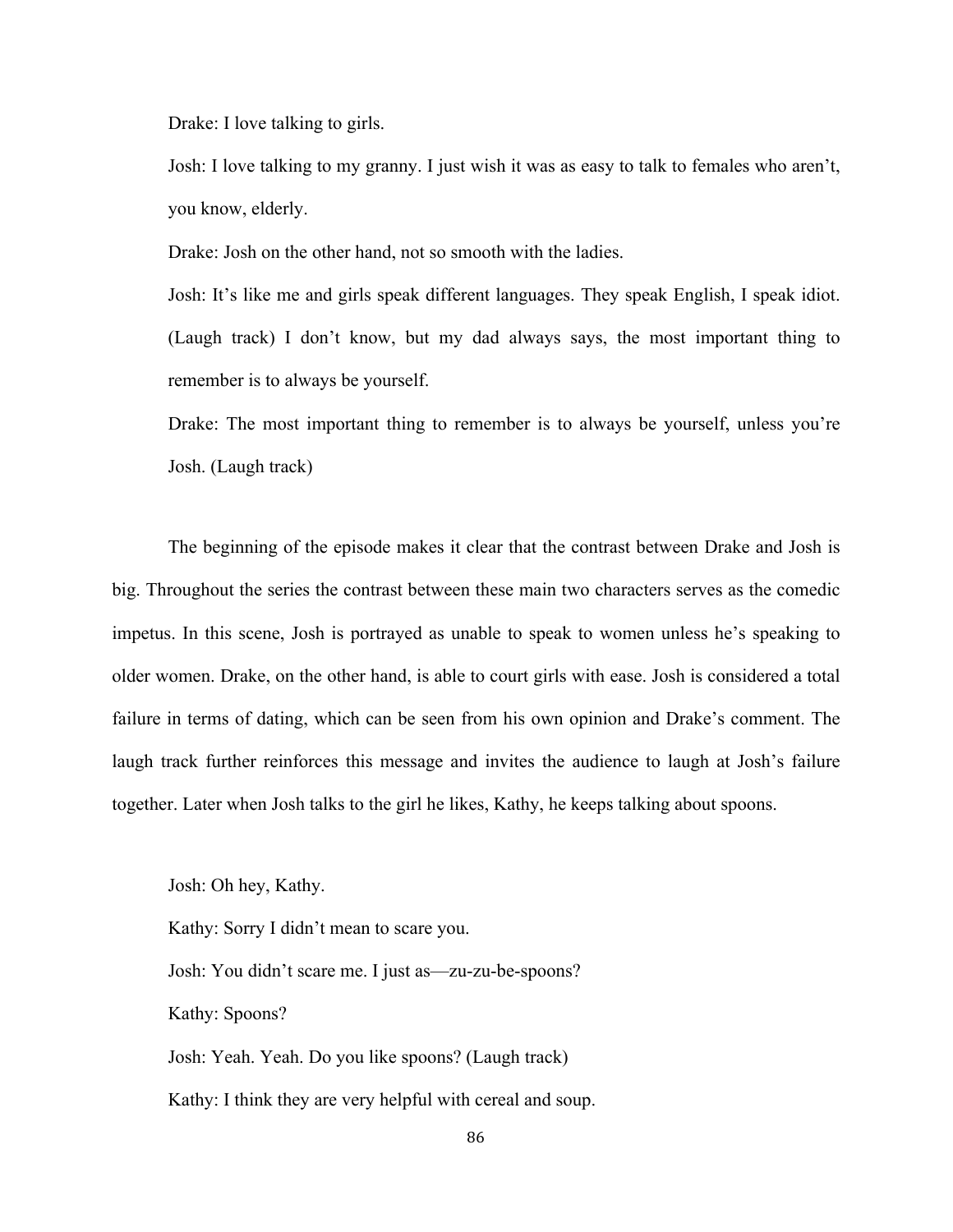Drake: I love talking to girls.

Josh: I love talking to my granny. I just wish it was as easy to talk to females who aren't, you know, elderly.

Drake: Josh on the other hand, not so smooth with the ladies.

Josh: It's like me and girls speak different languages. They speak English, I speak idiot. (Laugh track) I don't know, but my dad always says, the most important thing to remember is to always be yourself.

Drake: The most important thing to remember is to always be yourself, unless you're Josh. (Laugh track)

The beginning of the episode makes it clear that the contrast between Drake and Josh is big. Throughout the series the contrast between these main two characters serves as the comedic impetus. In this scene, Josh is portrayed as unable to speak to women unless he's speaking to older women. Drake, on the other hand, is able to court girls with ease. Josh is considered a total failure in terms of dating, which can be seen from his own opinion and Drake's comment. The laugh track further reinforces this message and invites the audience to laugh at Josh's failure together. Later when Josh talks to the girl he likes, Kathy, he keeps talking about spoons.

Josh: Oh hey, Kathy.

Kathy: Sorry I didn't mean to scare you.

Josh: You didn't scare me. I just as—zu-zu-be-spoons?

Kathy: Spoons?

Josh: Yeah. Yeah. Do you like spoons? (Laugh track)

Kathy: I think they are very helpful with cereal and soup.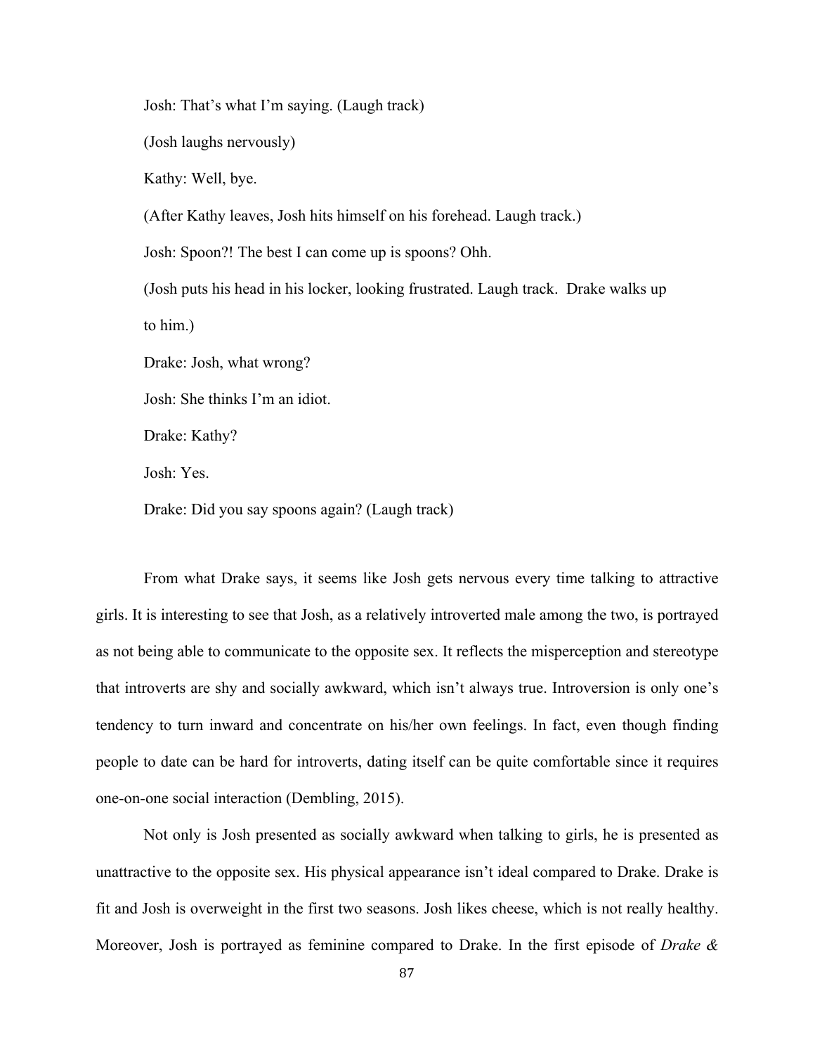Josh: That's what I'm saying. (Laugh track)

(Josh laughs nervously)

Kathy: Well, bye.

(After Kathy leaves, Josh hits himself on his forehead. Laugh track.)

Josh: Spoon?! The best I can come up is spoons? Ohh.

(Josh puts his head in his locker, looking frustrated. Laugh track. Drake walks up to him.)

Drake: Josh, what wrong?

Josh: She thinks I'm an idiot.

Drake: Kathy?

Josh: Yes.

Drake: Did you say spoons again? (Laugh track)

From what Drake says, it seems like Josh gets nervous every time talking to attractive girls. It is interesting to see that Josh, as a relatively introverted male among the two, is portrayed as not being able to communicate to the opposite sex. It reflects the misperception and stereotype that introverts are shy and socially awkward, which isn't always true. Introversion is only one's tendency to turn inward and concentrate on his/her own feelings. In fact, even though finding people to date can be hard for introverts, dating itself can be quite comfortable since it requires one-on-one social interaction (Dembling, 2015).

Not only is Josh presented as socially awkward when talking to girls, he is presented as unattractive to the opposite sex. His physical appearance isn't ideal compared to Drake. Drake is fit and Josh is overweight in the first two seasons. Josh likes cheese, which is not really healthy. Moreover, Josh is portrayed as feminine compared to Drake. In the first episode of *Drake &*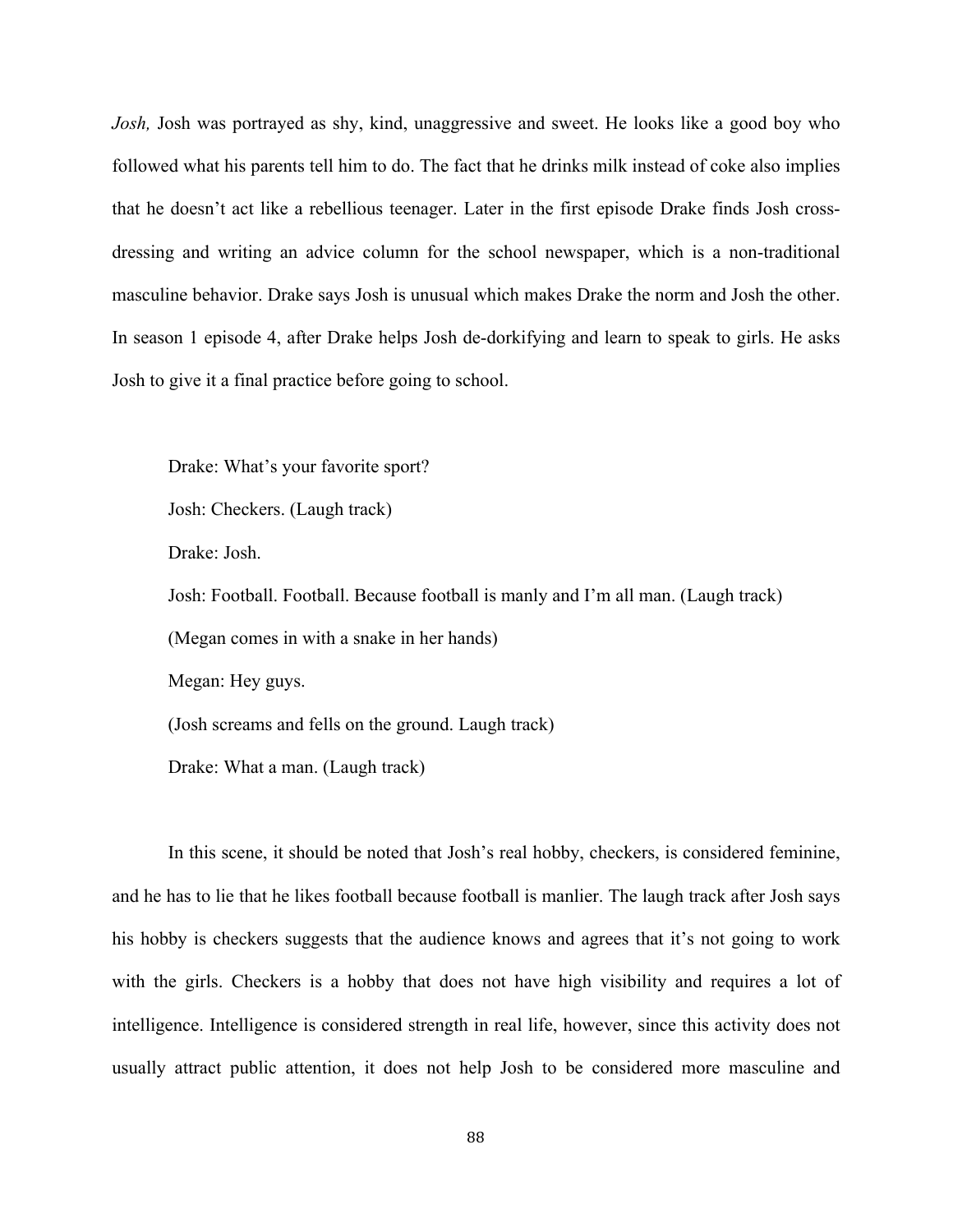*Josh,* Josh was portrayed as shy, kind, unaggressive and sweet. He looks like a good boy who followed what his parents tell him to do. The fact that he drinks milk instead of coke also implies that he doesn't act like a rebellious teenager. Later in the first episode Drake finds Josh cross-dressing and writing an advice column for the school newspaper, which is a non-traditional masculine behavior. Drake says Josh is unusual which makes Drake the norm and Josh the other. In season 1 episode 4, after Drake helps Josh de-dorkifying and learn to speak to girls. He asks Josh to give it a final practice before going to school.

> Drake: What's your favorite sport?
>
> Josh: Checkers. (Laugh track)
>
> Drake: Josh.
>
> Josh: Football. Football. Because football is manly and I'm all man. (Laugh track)
>
> (Megan comes in with a snake in her hands)
>
> Megan: Hey guys.
>
> (Josh screams and fells on the ground. Laugh track)
>
> Drake: What a man. (Laugh track)

In this scene, it should be noted that Josh's real hobby, checkers, is considered feminine, and he has to lie that he likes football because football is manlier. The laugh track after Josh says his hobby is checkers suggests that the audience knows and agrees that it's not going to work with the girls. Checkers is a hobby that does not have high visibility and requires a lot of intelligence. Intelligence is considered strength in real life, however, since this activity does not usually attract public attention, it does not help Josh to be considered more masculine and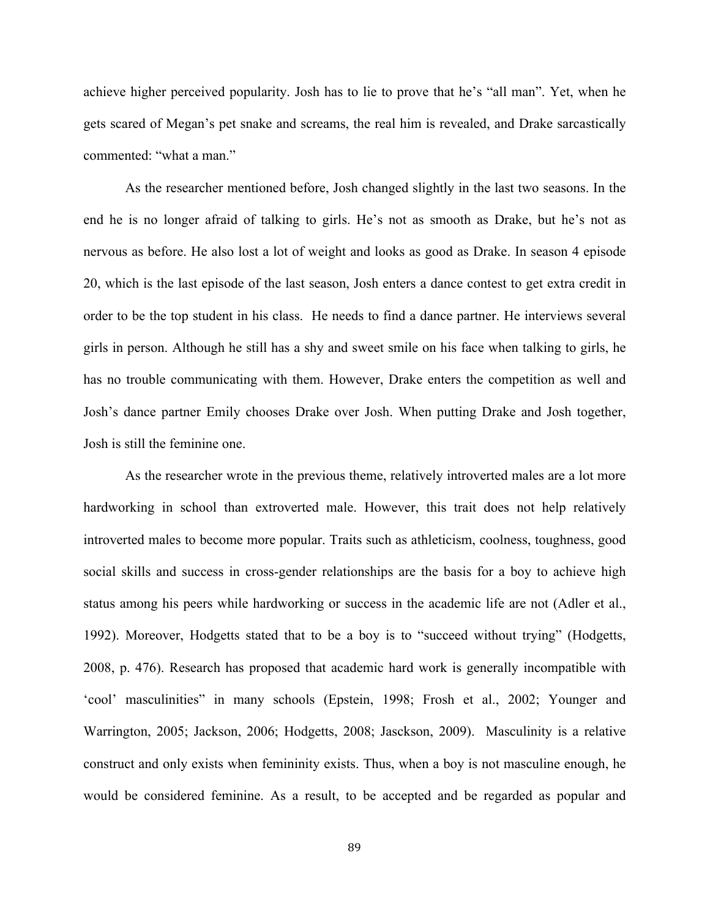achieve higher perceived popularity. Josh has to lie to prove that he's "all man". Yet, when he gets scared of Megan's pet snake and screams, the real him is revealed, and Drake sarcastically commented: "what a man."

As the researcher mentioned before, Josh changed slightly in the last two seasons. In the end he is no longer afraid of talking to girls. He's not as smooth as Drake, but he's not as nervous as before. He also lost a lot of weight and looks as good as Drake. In season 4 episode 20, which is the last episode of the last season, Josh enters a dance contest to get extra credit in order to be the top student in his class. He needs to find a dance partner. He interviews several girls in person. Although he still has a shy and sweet smile on his face when talking to girls, he has no trouble communicating with them. However, Drake enters the competition as well and Josh's dance partner Emily chooses Drake over Josh. When putting Drake and Josh together, Josh is still the feminine one.

As the researcher wrote in the previous theme, relatively introverted males are a lot more hardworking in school than extroverted male. However, this trait does not help relatively introverted males to become more popular. Traits such as athleticism, coolness, toughness, good social skills and success in cross-gender relationships are the basis for a boy to achieve high status among his peers while hardworking or success in the academic life are not (Adler et al., 1992). Moreover, Hodgetts stated that to be a boy is to "succeed without trying" (Hodgetts, 2008, p. 476). Research has proposed that academic hard work is generally incompatible with 'cool' masculinities" in many schools (Epstein, 1998; Frosh et al., 2002; Younger and Warrington, 2005; Jackson, 2006; Hodgetts, 2008; Jasckson, 2009). Masculinity is a relative construct and only exists when femininity exists. Thus, when a boy is not masculine enough, he would be considered feminine. As a result, to be accepted and be regarded as popular and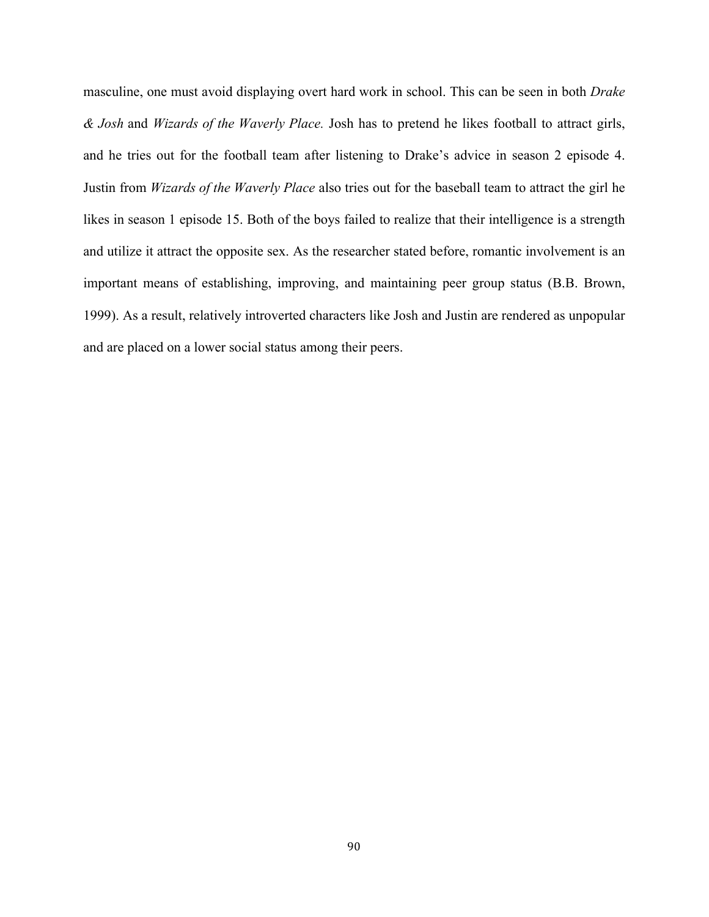masculine, one must avoid displaying overt hard work in school. This can be seen in both *Drake & Josh* and *Wizards of the Waverly Place.* Josh has to pretend he likes football to attract girls, and he tries out for the football team after listening to Drake's advice in season 2 episode 4. Justin from *Wizards of the Waverly Place* also tries out for the baseball team to attract the girl he likes in season 1 episode 15. Both of the boys failed to realize that their intelligence is a strength and utilize it attract the opposite sex. As the researcher stated before, romantic involvement is an important means of establishing, improving, and maintaining peer group status (B.B. Brown, 1999). As a result, relatively introverted characters like Josh and Justin are rendered as unpopular and are placed on a lower social status among their peers.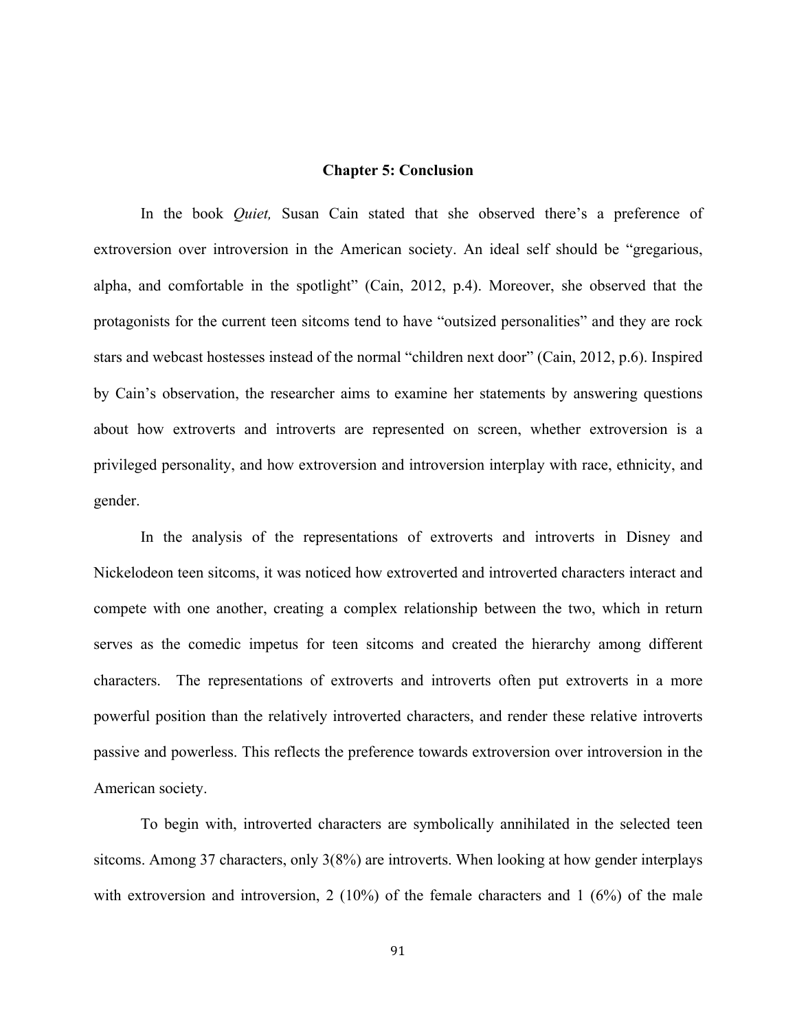# Chapter 5: Conclusion

In the book *Quiet,* Susan Cain stated that she observed there's a preference of extroversion over introversion in the American society. An ideal self should be "gregarious, alpha, and comfortable in the spotlight" (Cain, 2012, p.4). Moreover, she observed that the protagonists for the current teen sitcoms tend to have "outsized personalities" and they are rock stars and webcast hostesses instead of the normal "children next door" (Cain, 2012, p.6). Inspired by Cain's observation, the researcher aims to examine her statements by answering questions about how extroverts and introverts are represented on screen, whether extroversion is a privileged personality, and how extroversion and introversion interplay with race, ethnicity, and gender.

In the analysis of the representations of extroverts and introverts in Disney and Nickelodeon teen sitcoms, it was noticed how extroverted and introverted characters interact and compete with one another, creating a complex relationship between the two, which in return serves as the comedic impetus for teen sitcoms and created the hierarchy among different characters. The representations of extroverts and introverts often put extroverts in a more powerful position than the relatively introverted characters, and render these relative introverts passive and powerless. This reflects the preference towards extroversion over introversion in the American society.

To begin with, introverted characters are symbolically annihilated in the selected teen sitcoms. Among 37 characters, only 3(8%) are introverts. When looking at how gender interplays with extroversion and introversion, 2 (10%) of the female characters and 1 (6%) of the male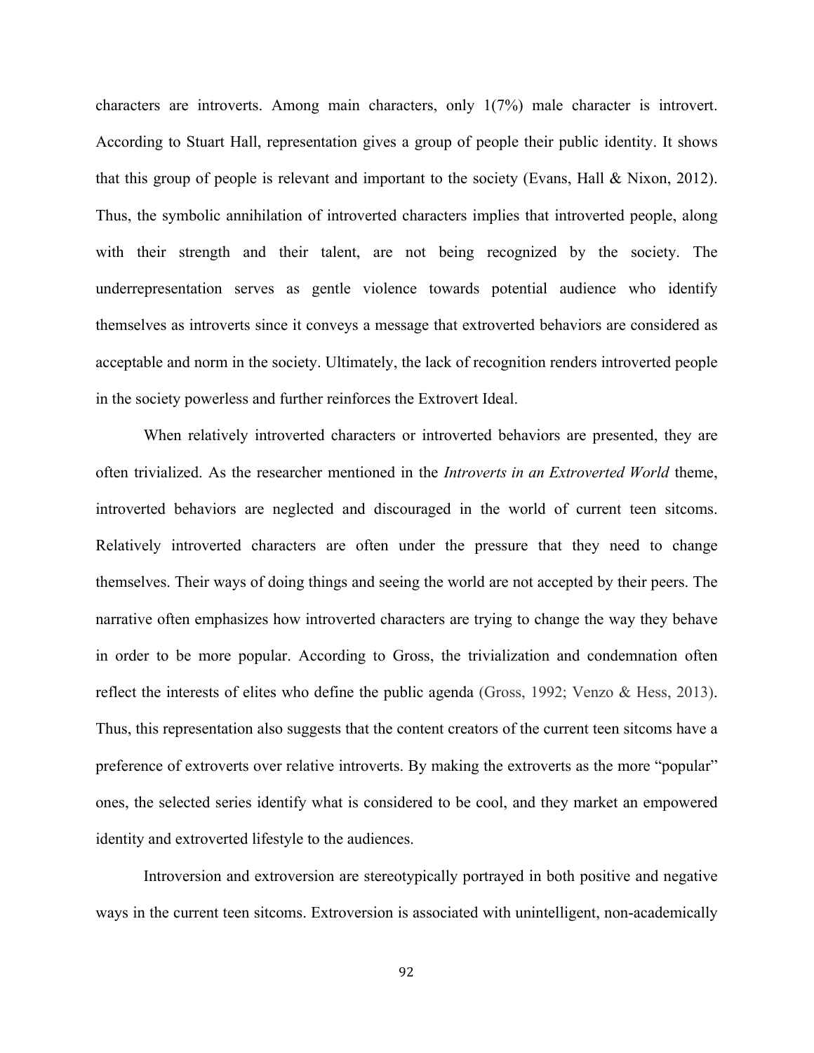characters are introverts. Among main characters, only 1(7%) male character is introvert. According to Stuart Hall, representation gives a group of people their public identity. It shows that this group of people is relevant and important to the society (Evans, Hall & Nixon, 2012). Thus, the symbolic annihilation of introverted characters implies that introverted people, along with their strength and their talent, are not being recognized by the society. The underrepresentation serves as gentle violence towards potential audience who identify themselves as introverts since it conveys a message that extroverted behaviors are considered as acceptable and norm in the society. Ultimately, the lack of recognition renders introverted people in the society powerless and further reinforces the Extrovert Ideal.

When relatively introverted characters or introverted behaviors are presented, they are often trivialized. As the researcher mentioned in the *Introverts in an Extroverted World* theme, introverted behaviors are neglected and discouraged in the world of current teen sitcoms. Relatively introverted characters are often under the pressure that they need to change themselves. Their ways of doing things and seeing the world are not accepted by their peers. The narrative often emphasizes how introverted characters are trying to change the way they behave in order to be more popular. According to Gross, the trivialization and condemnation often reflect the interests of elites who define the public agenda (Gross, 1992; Venzo & Hess, 2013). Thus, this representation also suggests that the content creators of the current teen sitcoms have a preference of extroverts over relative introverts. By making the extroverts as the more "popular" ones, the selected series identify what is considered to be cool, and they market an empowered identity and extroverted lifestyle to the audiences.

Introversion and extroversion are stereotypically portrayed in both positive and negative ways in the current teen sitcoms. Extroversion is associated with unintelligent, non-academically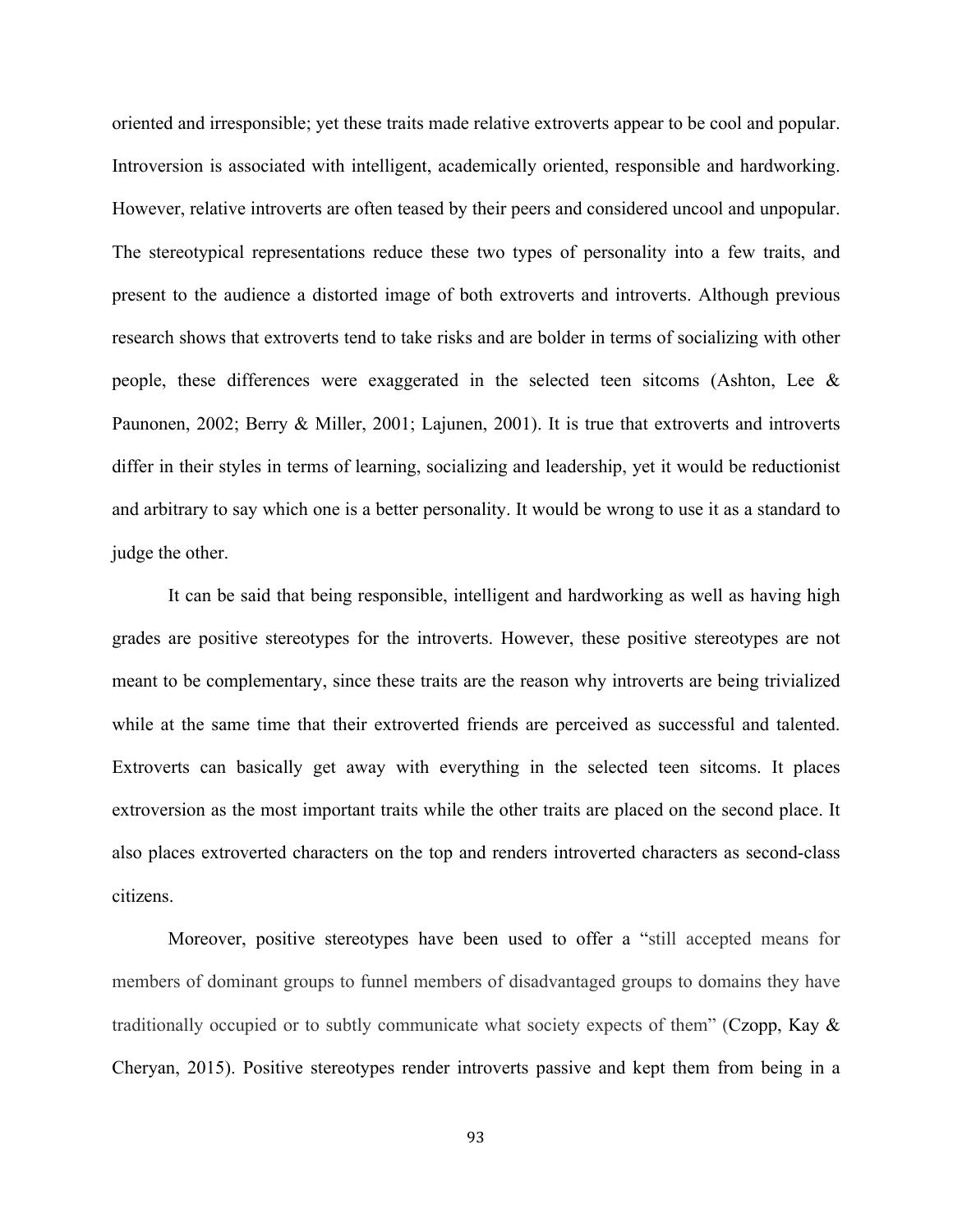oriented and irresponsible; yet these traits made relative extroverts appear to be cool and popular. Introversion is associated with intelligent, academically oriented, responsible and hardworking. However, relative introverts are often teased by their peers and considered uncool and unpopular. The stereotypical representations reduce these two types of personality into a few traits, and present to the audience a distorted image of both extroverts and introverts. Although previous research shows that extroverts tend to take risks and are bolder in terms of socializing with other people, these differences were exaggerated in the selected teen sitcoms (Ashton, Lee & Paunonen, 2002; Berry & Miller, 2001; Lajunen, 2001). It is true that extroverts and introverts differ in their styles in terms of learning, socializing and leadership, yet it would be reductionist and arbitrary to say which one is a better personality. It would be wrong to use it as a standard to judge the other.

It can be said that being responsible, intelligent and hardworking as well as having high grades are positive stereotypes for the introverts. However, these positive stereotypes are not meant to be complementary, since these traits are the reason why introverts are being trivialized while at the same time that their extroverted friends are perceived as successful and talented. Extroverts can basically get away with everything in the selected teen sitcoms. It places extroversion as the most important traits while the other traits are placed on the second place. It also places extroverted characters on the top and renders introverted characters as second-class citizens.

Moreover, positive stereotypes have been used to offer a "still accepted means for members of dominant groups to funnel members of disadvantaged groups to domains they have traditionally occupied or to subtly communicate what society expects of them" (Czopp, Kay & Cheryan, 2015). Positive stereotypes render introverts passive and kept them from being in a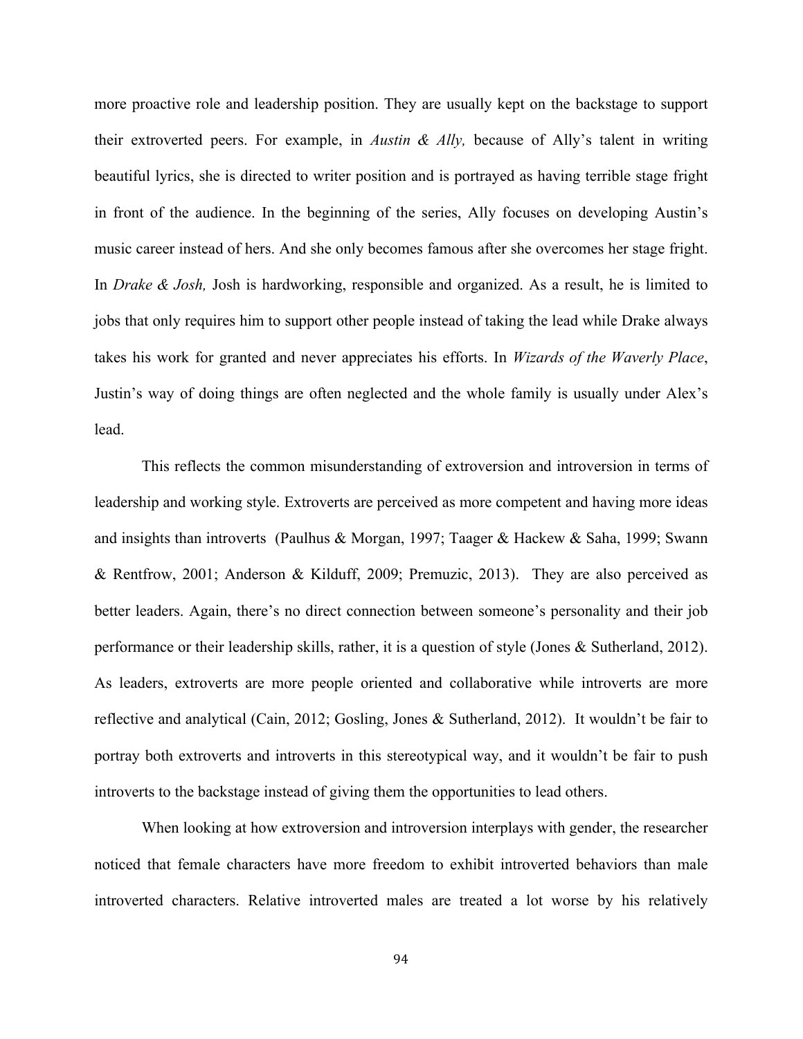more proactive role and leadership position. They are usually kept on the backstage to support their extroverted peers. For example, in *Austin & Ally,* because of Ally's talent in writing beautiful lyrics, she is directed to writer position and is portrayed as having terrible stage fright in front of the audience. In the beginning of the series, Ally focuses on developing Austin's music career instead of hers. And she only becomes famous after she overcomes her stage fright. In *Drake & Josh,* Josh is hardworking, responsible and organized. As a result, he is limited to jobs that only requires him to support other people instead of taking the lead while Drake always takes his work for granted and never appreciates his efforts. In *Wizards of the Waverly Place*, Justin's way of doing things are often neglected and the whole family is usually under Alex's lead.

This reflects the common misunderstanding of extroversion and introversion in terms of leadership and working style. Extroverts are perceived as more competent and having more ideas and insights than introverts (Paulhus & Morgan, 1997; Taager & Hackew & Saha, 1999; Swann & Rentfrow, 2001; Anderson & Kilduff, 2009; Premuzic, 2013). They are also perceived as better leaders. Again, there's no direct connection between someone's personality and their job performance or their leadership skills, rather, it is a question of style (Jones & Sutherland, 2012). As leaders, extroverts are more people oriented and collaborative while introverts are more reflective and analytical (Cain, 2012; Gosling, Jones & Sutherland, 2012). It wouldn't be fair to portray both extroverts and introverts in this stereotypical way, and it wouldn't be fair to push introverts to the backstage instead of giving them the opportunities to lead others.

When looking at how extroversion and introversion interplays with gender, the researcher noticed that female characters have more freedom to exhibit introverted behaviors than male introverted characters. Relative introverted males are treated a lot worse by his relatively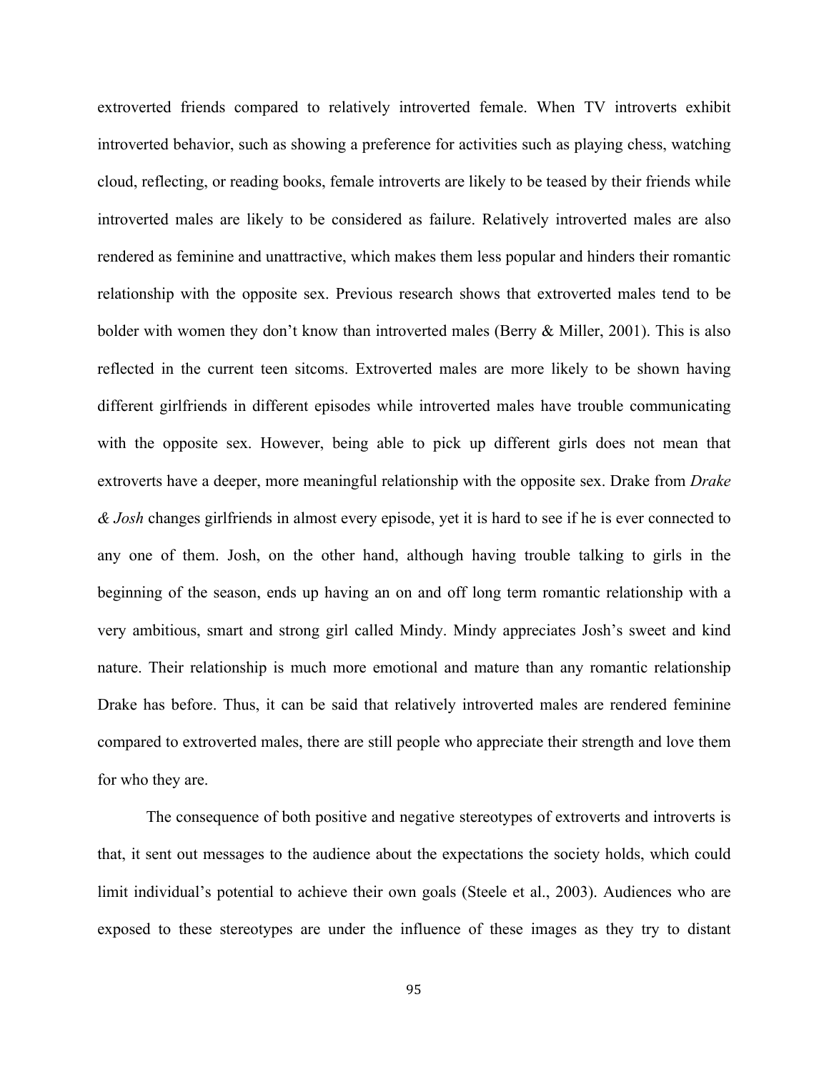extroverted friends compared to relatively introverted female. When TV introverts exhibit introverted behavior, such as showing a preference for activities such as playing chess, watching cloud, reflecting, or reading books, female introverts are likely to be teased by their friends while introverted males are likely to be considered as failure. Relatively introverted males are also rendered as feminine and unattractive, which makes them less popular and hinders their romantic relationship with the opposite sex. Previous research shows that extroverted males tend to be bolder with women they don't know than introverted males (Berry & Miller, 2001). This is also reflected in the current teen sitcoms. Extroverted males are more likely to be shown having different girlfriends in different episodes while introverted males have trouble communicating with the opposite sex. However, being able to pick up different girls does not mean that extroverts have a deeper, more meaningful relationship with the opposite sex. Drake from *Drake & Josh* changes girlfriends in almost every episode, yet it is hard to see if he is ever connected to any one of them. Josh, on the other hand, although having trouble talking to girls in the beginning of the season, ends up having an on and off long term romantic relationship with a very ambitious, smart and strong girl called Mindy. Mindy appreciates Josh's sweet and kind nature. Their relationship is much more emotional and mature than any romantic relationship Drake has before. Thus, it can be said that relatively introverted males are rendered feminine compared to extroverted males, there are still people who appreciate their strength and love them for who they are.

The consequence of both positive and negative stereotypes of extroverts and introverts is that, it sent out messages to the audience about the expectations the society holds, which could limit individual's potential to achieve their own goals (Steele et al., 2003). Audiences who are exposed to these stereotypes are under the influence of these images as they try to distant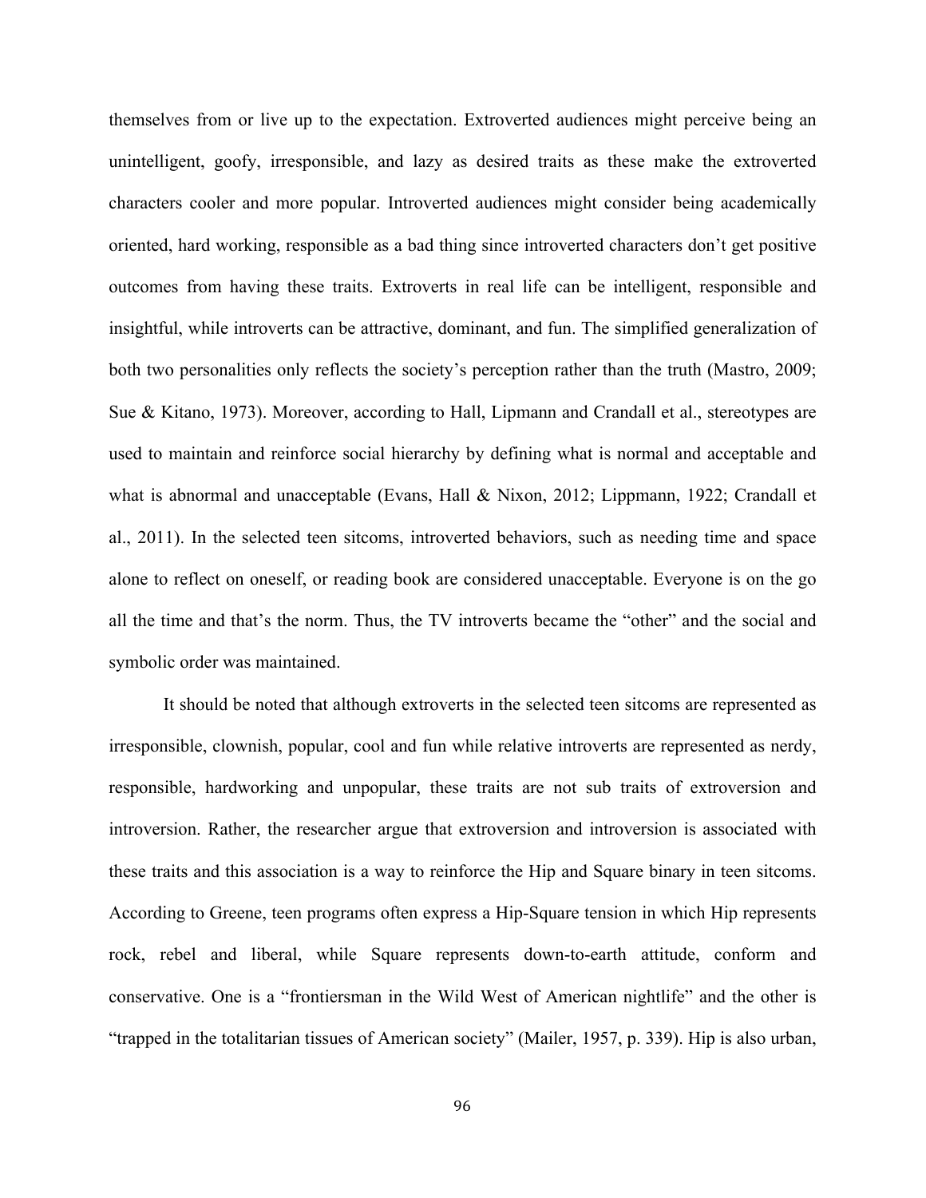themselves from or live up to the expectation. Extroverted audiences might perceive being an unintelligent, goofy, irresponsible, and lazy as desired traits as these make the extroverted characters cooler and more popular. Introverted audiences might consider being academically oriented, hard working, responsible as a bad thing since introverted characters don't get positive outcomes from having these traits. Extroverts in real life can be intelligent, responsible and insightful, while introverts can be attractive, dominant, and fun. The simplified generalization of both two personalities only reflects the society's perception rather than the truth (Mastro, 2009; Sue & Kitano, 1973). Moreover, according to Hall, Lipmann and Crandall et al., stereotypes are used to maintain and reinforce social hierarchy by defining what is normal and acceptable and what is abnormal and unacceptable (Evans, Hall & Nixon, 2012; Lippmann, 1922; Crandall et al., 2011). In the selected teen sitcoms, introverted behaviors, such as needing time and space alone to reflect on oneself, or reading book are considered unacceptable. Everyone is on the go all the time and that's the norm. Thus, the TV introverts became the "other" and the social and symbolic order was maintained.

It should be noted that although extroverts in the selected teen sitcoms are represented as irresponsible, clownish, popular, cool and fun while relative introverts are represented as nerdy, responsible, hardworking and unpopular, these traits are not sub traits of extroversion and introversion. Rather, the researcher argue that extroversion and introversion is associated with these traits and this association is a way to reinforce the Hip and Square binary in teen sitcoms. According to Greene, teen programs often express a Hip-Square tension in which Hip represents rock, rebel and liberal, while Square represents down-to-earth attitude, conform and conservative. One is a "frontiersman in the Wild West of American nightlife" and the other is "trapped in the totalitarian tissues of American society" (Mailer, 1957, p. 339). Hip is also urban,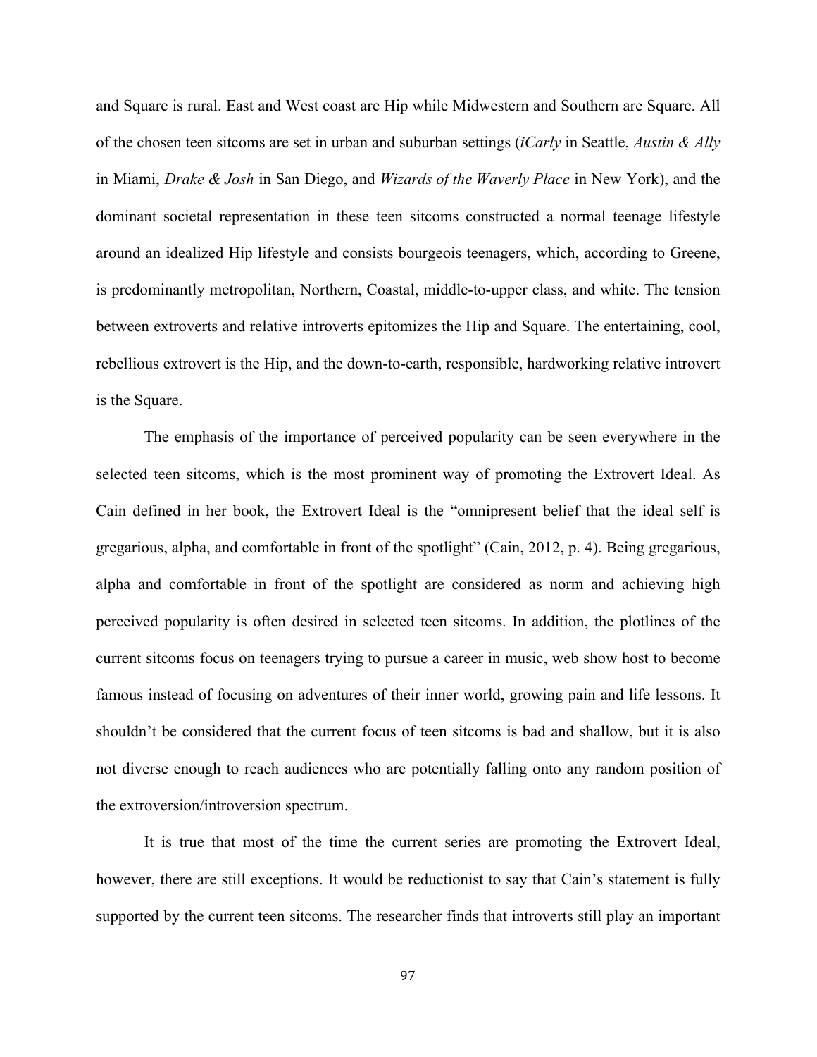and Square is rural. East and West coast are Hip while Midwestern and Southern are Square. All of the chosen teen sitcoms are set in urban and suburban settings (*iCarly* in Seattle, *Austin & Ally* in Miami, *Drake & Josh* in San Diego, and *Wizards of the Waverly Place* in New York), and the dominant societal representation in these teen sitcoms constructed a normal teenage lifestyle around an idealized Hip lifestyle and consists bourgeois teenagers, which, according to Greene, is predominantly metropolitan, Northern, Coastal, middle-to-upper class, and white. The tension between extroverts and relative introverts epitomizes the Hip and Square. The entertaining, cool, rebellious extrovert is the Hip, and the down-to-earth, responsible, hardworking relative introvert is the Square.

The emphasis of the importance of perceived popularity can be seen everywhere in the selected teen sitcoms, which is the most prominent way of promoting the Extrovert Ideal. As Cain defined in her book, the Extrovert Ideal is the "omnipresent belief that the ideal self is gregarious, alpha, and comfortable in front of the spotlight" (Cain, 2012, p. 4). Being gregarious, alpha and comfortable in front of the spotlight are considered as norm and achieving high perceived popularity is often desired in selected teen sitcoms. In addition, the plotlines of the current sitcoms focus on teenagers trying to pursue a career in music, web show host to become famous instead of focusing on adventures of their inner world, growing pain and life lessons. It shouldn't be considered that the current focus of teen sitcoms is bad and shallow, but it is also not diverse enough to reach audiences who are potentially falling onto any random position of the extroversion/introversion spectrum.

It is true that most of the time the current series are promoting the Extrovert Ideal, however, there are still exceptions. It would be reductionist to say that Cain's statement is fully supported by the current teen sitcoms. The researcher finds that introverts still play an important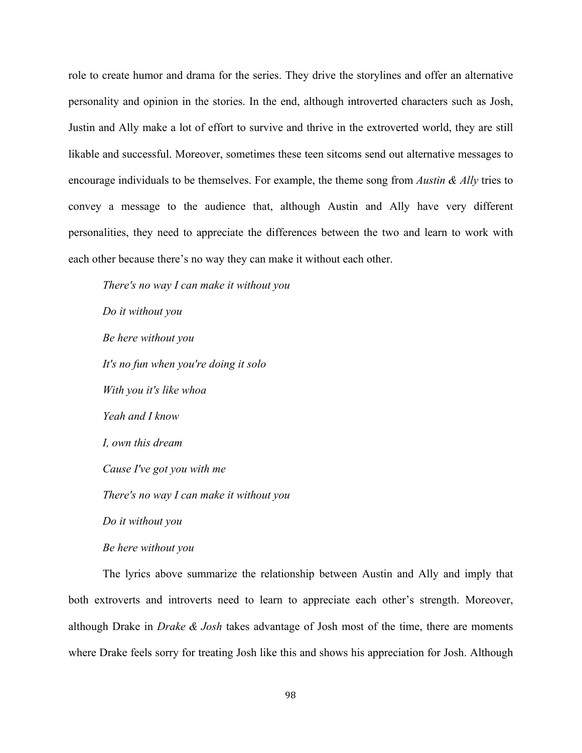role to create humor and drama for the series. They drive the storylines and offer an alternative personality and opinion in the stories. In the end, although introverted characters such as Josh, Justin and Ally make a lot of effort to survive and thrive in the extroverted world, they are still likable and successful. Moreover, sometimes these teen sitcoms send out alternative messages to encourage individuals to be themselves. For example, the theme song from *Austin & Ally* tries to convey a message to the audience that, although Austin and Ally have very different personalities, they need to appreciate the differences between the two and learn to work with each other because there's no way they can make it without each other.

> *There's no way I can make it without you*
>
> *Do it without you*
>
> *Be here without you*
>
> *It's no fun when you're doing it solo*
>
> *With you it's like whoa*
>
> *Yeah and I know*
>
> *I, own this dream*
>
> *Cause I've got you with me*
>
> *There's no way I can make it without you*
>
> *Do it without you*
>
> *Be here without you*

The lyrics above summarize the relationship between Austin and Ally and imply that both extroverts and introverts need to learn to appreciate each other's strength. Moreover, although Drake in *Drake & Josh* takes advantage of Josh most of the time, there are moments where Drake feels sorry for treating Josh like this and shows his appreciation for Josh. Although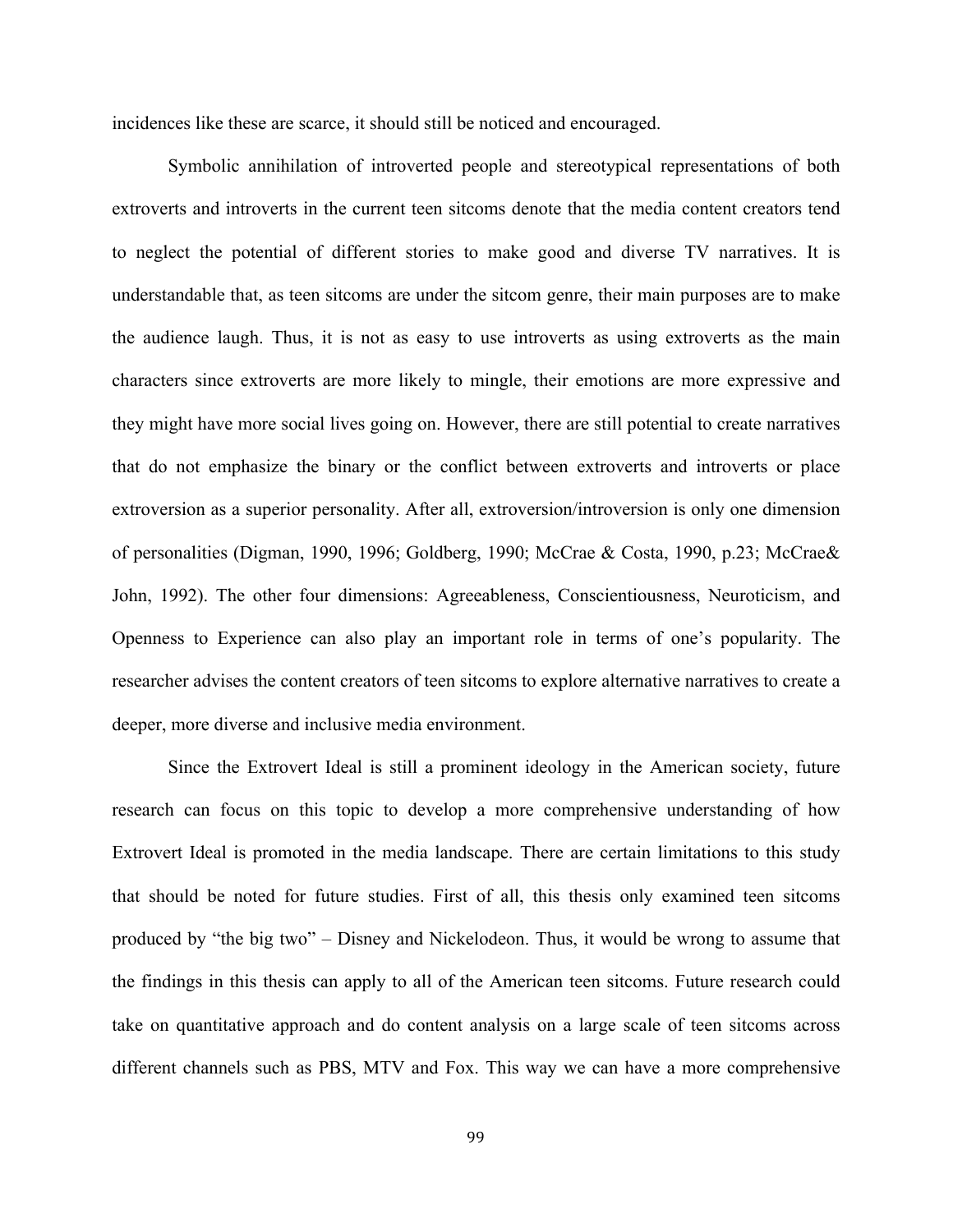incidences like these are scarce, it should still be noticed and encouraged.

Symbolic annihilation of introverted people and stereotypical representations of both extroverts and introverts in the current teen sitcoms denote that the media content creators tend to neglect the potential of different stories to make good and diverse TV narratives. It is understandable that, as teen sitcoms are under the sitcom genre, their main purposes are to make the audience laugh. Thus, it is not as easy to use introverts as using extroverts as the main characters since extroverts are more likely to mingle, their emotions are more expressive and they might have more social lives going on. However, there are still potential to create narratives that do not emphasize the binary or the conflict between extroverts and introverts or place extroversion as a superior personality. After all, extroversion/introversion is only one dimension of personalities (Digman, 1990, 1996; Goldberg, 1990; McCrae & Costa, 1990, p.23; McCrae& John, 1992). The other four dimensions: Agreeableness, Conscientiousness, Neuroticism, and Openness to Experience can also play an important role in terms of one's popularity. The researcher advises the content creators of teen sitcoms to explore alternative narratives to create a deeper, more diverse and inclusive media environment.

Since the Extrovert Ideal is still a prominent ideology in the American society, future research can focus on this topic to develop a more comprehensive understanding of how Extrovert Ideal is promoted in the media landscape. There are certain limitations to this study that should be noted for future studies. First of all, this thesis only examined teen sitcoms produced by "the big two" – Disney and Nickelodeon. Thus, it would be wrong to assume that the findings in this thesis can apply to all of the American teen sitcoms. Future research could take on quantitative approach and do content analysis on a large scale of teen sitcoms across different channels such as PBS, MTV and Fox. This way we can have a more comprehensive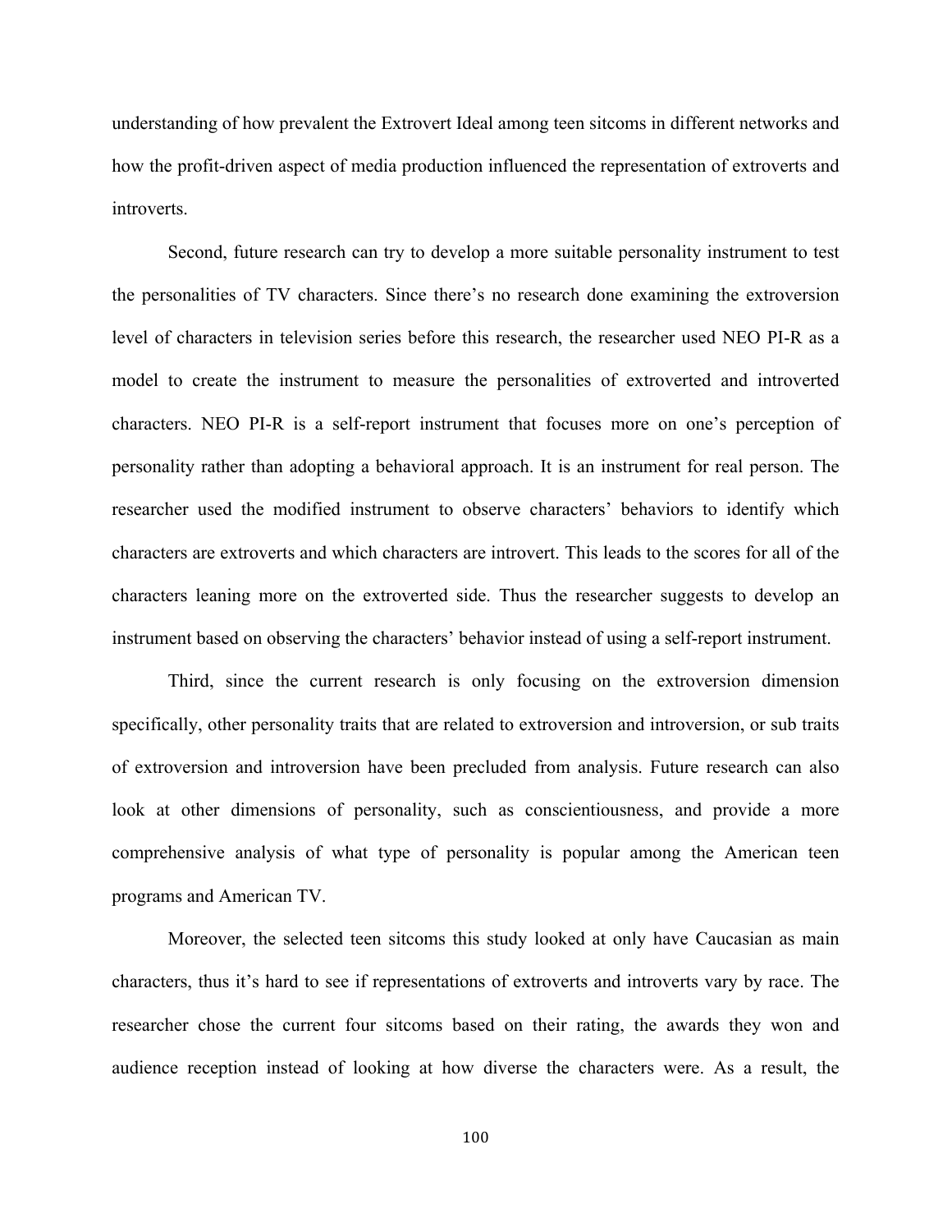understanding of how prevalent the Extrovert Ideal among teen sitcoms in different networks and how the profit-driven aspect of media production influenced the representation of extroverts and introverts.

Second, future research can try to develop a more suitable personality instrument to test the personalities of TV characters. Since there's no research done examining the extroversion level of characters in television series before this research, the researcher used NEO PI-R as a model to create the instrument to measure the personalities of extroverted and introverted characters. NEO PI-R is a self-report instrument that focuses more on one's perception of personality rather than adopting a behavioral approach. It is an instrument for real person. The researcher used the modified instrument to observe characters' behaviors to identify which characters are extroverts and which characters are introvert. This leads to the scores for all of the characters leaning more on the extroverted side. Thus the researcher suggests to develop an instrument based on observing the characters' behavior instead of using a self-report instrument.

Third, since the current research is only focusing on the extroversion dimension specifically, other personality traits that are related to extroversion and introversion, or sub traits of extroversion and introversion have been precluded from analysis. Future research can also look at other dimensions of personality, such as conscientiousness, and provide a more comprehensive analysis of what type of personality is popular among the American teen programs and American TV.

Moreover, the selected teen sitcoms this study looked at only have Caucasian as main characters, thus it's hard to see if representations of extroverts and introverts vary by race. The researcher chose the current four sitcoms based on their rating, the awards they won and audience reception instead of looking at how diverse the characters were. As a result, the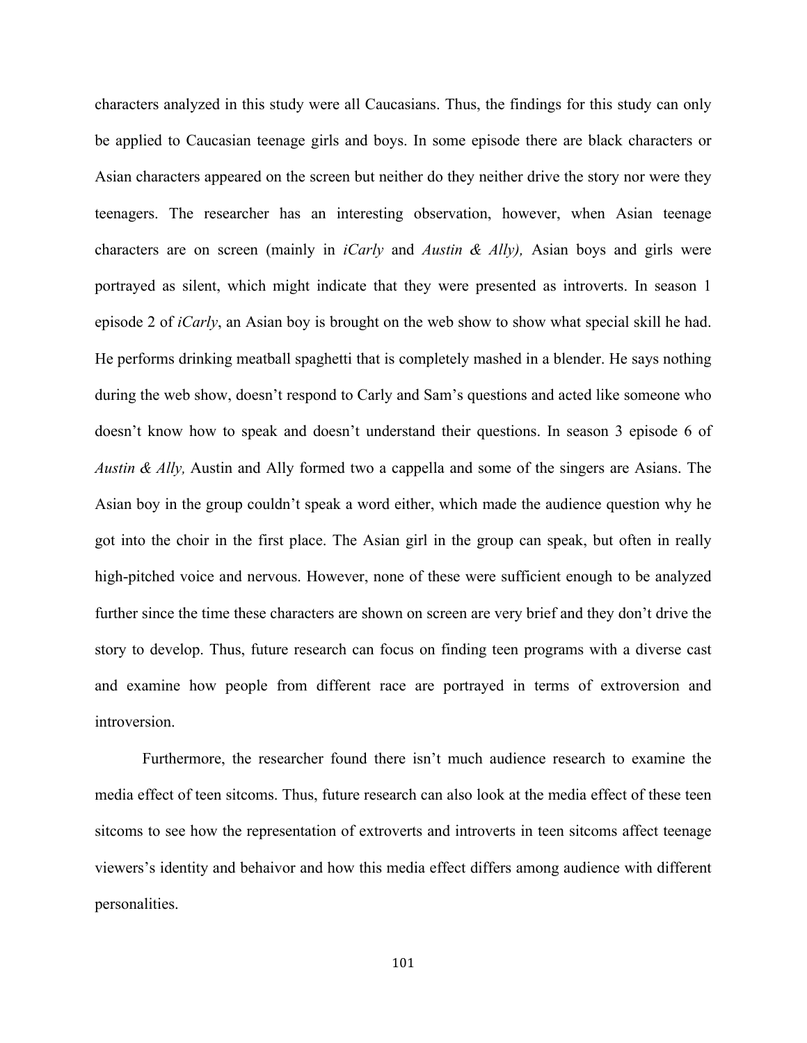characters analyzed in this study were all Caucasians. Thus, the findings for this study can only be applied to Caucasian teenage girls and boys. In some episode there are black characters or Asian characters appeared on the screen but neither do they neither drive the story nor were they teenagers. The researcher has an interesting observation, however, when Asian teenage characters are on screen (mainly in *iCarly* and *Austin & Ally),* Asian boys and girls were portrayed as silent, which might indicate that they were presented as introverts. In season 1 episode 2 of *iCarly*, an Asian boy is brought on the web show to show what special skill he had. He performs drinking meatball spaghetti that is completely mashed in a blender. He says nothing during the web show, doesn't respond to Carly and Sam's questions and acted like someone who doesn't know how to speak and doesn't understand their questions. In season 3 episode 6 of *Austin & Ally,* Austin and Ally formed two a cappella and some of the singers are Asians. The Asian boy in the group couldn't speak a word either, which made the audience question why he got into the choir in the first place. The Asian girl in the group can speak, but often in really high-pitched voice and nervous. However, none of these were sufficient enough to be analyzed further since the time these characters are shown on screen are very brief and they don't drive the story to develop. Thus, future research can focus on finding teen programs with a diverse cast and examine how people from different race are portrayed in terms of extroversion and introversion.

Furthermore, the researcher found there isn't much audience research to examine the media effect of teen sitcoms. Thus, future research can also look at the media effect of these teen sitcoms to see how the representation of extroverts and introverts in teen sitcoms affect teenage viewers's identity and behaivor and how this media effect differs among audience with different personalities.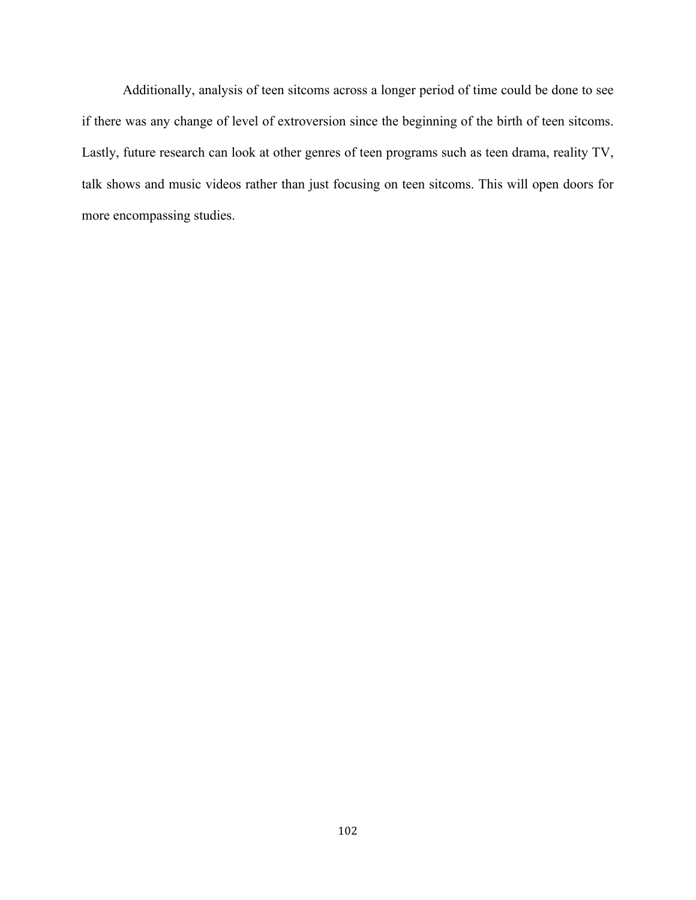Additionally, analysis of teen sitcoms across a longer period of time could be done to see if there was any change of level of extroversion since the beginning of the birth of teen sitcoms. Lastly, future research can look at other genres of teen programs such as teen drama, reality TV, talk shows and music videos rather than just focusing on teen sitcoms. This will open doors for more encompassing studies.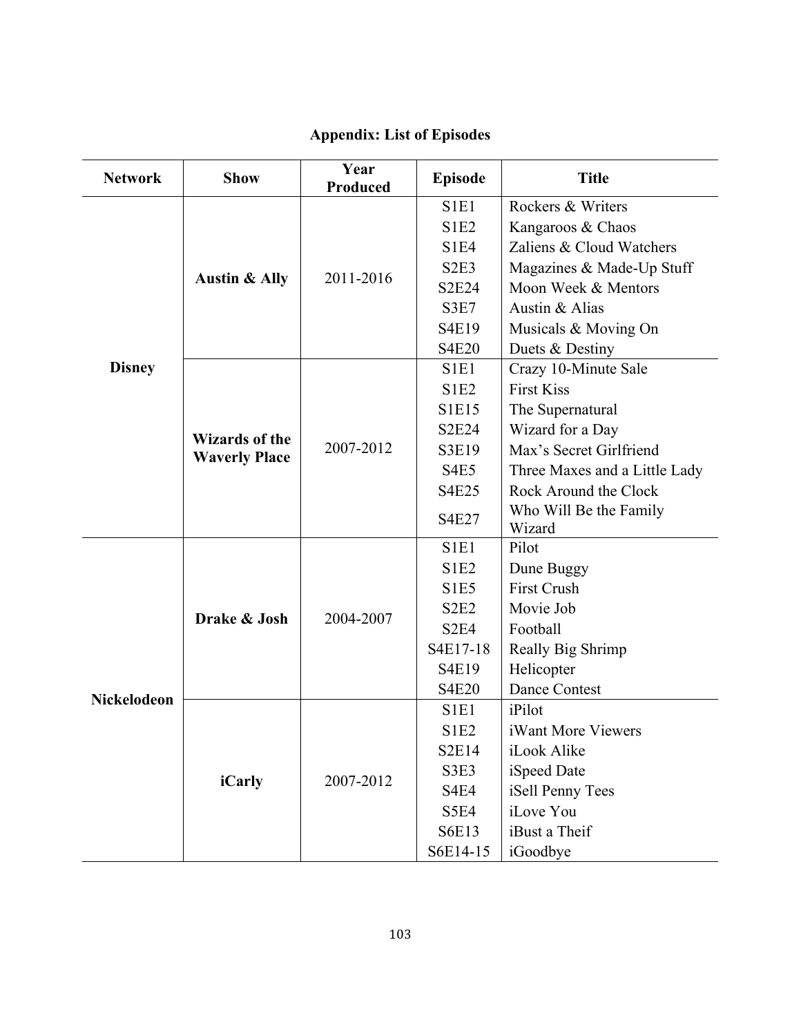## Appendix: List of Episodes

| Network | Show | Year Produced | Episode | Title |
|---|---|---|---|---|
| Disney | Austin & Ally | 2011-2016 | S1E1 | Rockers & Writers |
| | | | S1E2 | Kangaroos & Chaos |
| | | | S1E4 | Zaliens & Cloud Watchers |
| | | | S2E3 | Magazines & Made-Up Stuff |
| | | | S2E24 | Moon Week & Mentors |
| | | | S3E7 | Austin & Alias |
| | | | S4E19 | Musicals & Moving On |
| | | | S4E20 | Duets & Destiny |
| | Wizards of the Waverly Place | 2007-2012 | S1E1 | Crazy 10-Minute Sale |
| | | | S1E2 | First Kiss |
| | | | S1E15 | The Supernatural |
| | | | S2E24 | Wizard for a Day |
| | | | S3E19 | Max's Secret Girlfriend |
| | | | S4E5 | Three Maxes and a Little Lady |
| | | | S4E25 | Rock Around the Clock |
| | | | S4E27 | Who Will Be the Family Wizard |
| Nickelodeon | Drake & Josh | 2004-2007 | S1E1 | Pilot |
| | | | S1E2 | Dune Buggy |
| | | | S1E5 | First Crush |
| | | | S2E2 | Movie Job |
| | | | S2E4 | Football |
| | | | S4E17-18 | Really Big Shrimp |
| | | | S4E19 | Helicopter |
| | | | S4E20 | Dance Contest |
| | iCarly | 2007-2012 | S1E1 | iPilot |
| | | | S1E2 | iWant More Viewers |
| | | | S2E14 | iLook Alike |
| | | | S3E3 | iSpeed Date |
| | | | S4E4 | iSell Penny Tees |
| | | | S5E4 | iLove You |
| | | | S6E13 | iBust a Theif |
| | | | S6E14-15 | iGoodbye |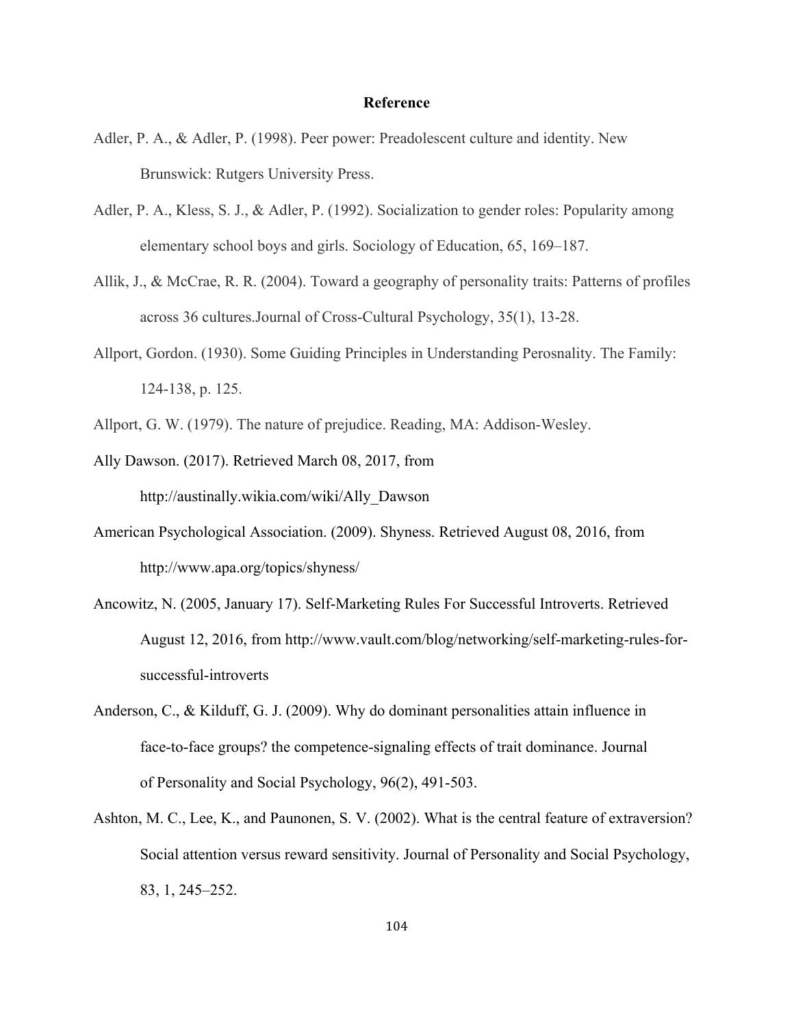# Reference

Adler, P. A., & Adler, P. (1998). Peer power: Preadolescent culture and identity. New Brunswick: Rutgers University Press.

Adler, P. A., Kless, S. J., & Adler, P. (1992). Socialization to gender roles: Popularity among elementary school boys and girls. Sociology of Education, 65, 169–187.

Allik, J., & McCrae, R. R. (2004). Toward a geography of personality traits: Patterns of profiles across 36 cultures.Journal of Cross-Cultural Psychology, 35(1), 13-28.

Allport, Gordon. (1930). Some Guiding Principles in Understanding Perosnality. The Family: 124-138, p. 125.

Allport, G. W. (1979). The nature of prejudice. Reading, MA: Addison-Wesley.

Ally Dawson. (2017). Retrieved March 08, 2017, from http://austinally.wikia.com/wiki/Ally_Dawson

American Psychological Association. (2009). Shyness. Retrieved August 08, 2016, from http://www.apa.org/topics/shyness/

Ancowitz, N. (2005, January 17). Self-Marketing Rules For Successful Introverts. Retrieved August 12, 2016, from http://www.vault.com/blog/networking/self-marketing-rules-for-successful-introverts

Anderson, C., & Kilduff, G. J. (2009). Why do dominant personalities attain influence in face-to-face groups? the competence-signaling effects of trait dominance. Journal of Personality and Social Psychology, 96(2), 491-503.

Ashton, M. C., Lee, K., and Paunonen, S. V. (2002). What is the central feature of extraversion? Social attention versus reward sensitivity. Journal of Personality and Social Psychology, 83, 1, 245–252.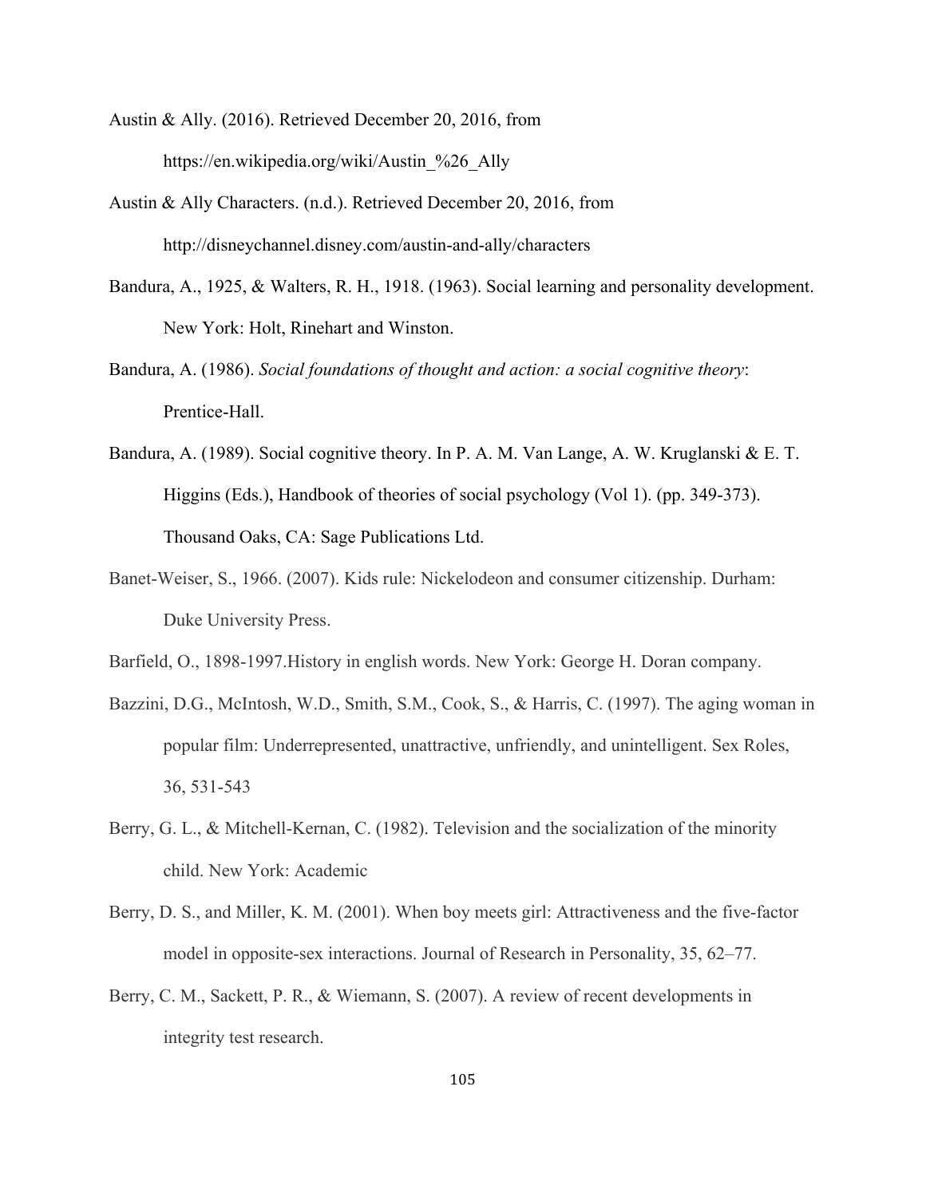Austin & Ally. (2016). Retrieved December 20, 2016, from https://en.wikipedia.org/wiki/Austin_%26_Ally

Austin & Ally Characters. (n.d.). Retrieved December 20, 2016, from http://disneychannel.disney.com/austin-and-ally/characters

Bandura, A., 1925, & Walters, R. H., 1918. (1963). Social learning and personality development. New York: Holt, Rinehart and Winston.

Bandura, A. (1986). *Social foundations of thought and action: a social cognitive theory*: Prentice-Hall.

Bandura, A. (1989). Social cognitive theory. In P. A. M. Van Lange, A. W. Kruglanski & E. T. Higgins (Eds.), Handbook of theories of social psychology (Vol 1). (pp. 349-373). Thousand Oaks, CA: Sage Publications Ltd.

Banet-Weiser, S., 1966. (2007). Kids rule: Nickelodeon and consumer citizenship. Durham: Duke University Press.

Barfield, O., 1898-1997.History in english words. New York: George H. Doran company.

Bazzini, D.G., McIntosh, W.D., Smith, S.M., Cook, S., & Harris, C. (1997). The aging woman in popular film: Underrepresented, unattractive, unfriendly, and unintelligent. Sex Roles, 36, 531-543

Berry, G. L., & Mitchell-Kernan, C. (1982). Television and the socialization of the minority child. New York: Academic

Berry, D. S., and Miller, K. M. (2001). When boy meets girl: Attractiveness and the five-factor model in opposite-sex interactions. Journal of Research in Personality, 35, 62–77.

Berry, C. M., Sackett, P. R., & Wiemann, S. (2007). A review of recent developments in integrity test research.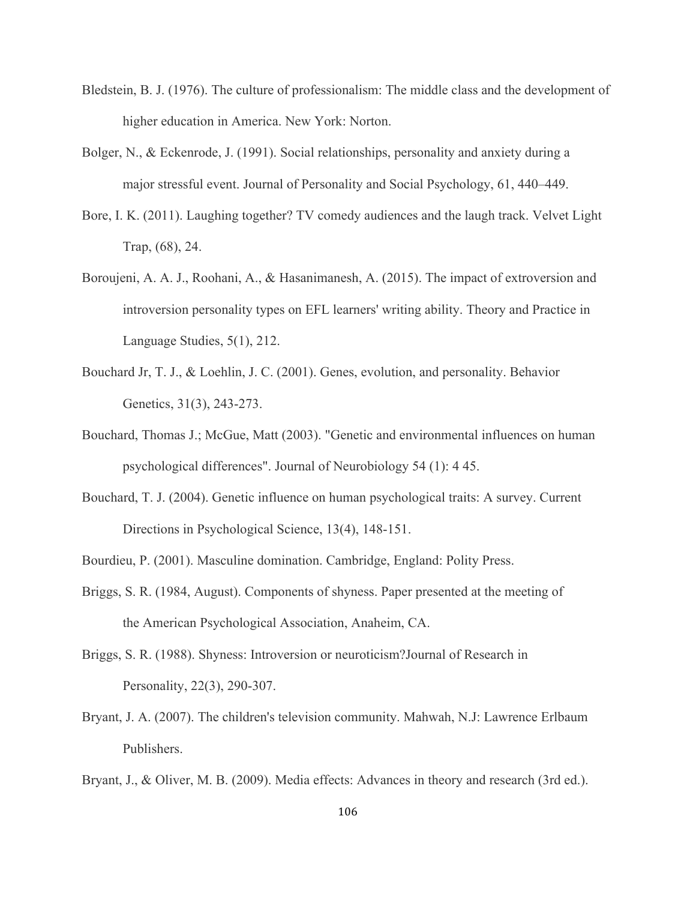Bledstein, B. J. (1976). The culture of professionalism: The middle class and the development of higher education in America. New York: Norton.

Bolger, N., & Eckenrode, J. (1991). Social relationships, personality and anxiety during a major stressful event. Journal of Personality and Social Psychology, 61, 440–449.

Bore, I. K. (2011). Laughing together? TV comedy audiences and the laugh track. Velvet Light Trap, (68), 24.

Boroujeni, A. A. J., Roohani, A., & Hasanimanesh, A. (2015). The impact of extroversion and introversion personality types on EFL learners' writing ability. Theory and Practice in Language Studies, 5(1), 212.

Bouchard Jr, T. J., & Loehlin, J. C. (2001). Genes, evolution, and personality. Behavior Genetics, 31(3), 243-273.

Bouchard, Thomas J.; McGue, Matt (2003). "Genetic and environmental influences on human psychological differences". Journal of Neurobiology 54 (1): 4 45.

Bouchard, T. J. (2004). Genetic influence on human psychological traits: A survey. Current Directions in Psychological Science, 13(4), 148-151.

Bourdieu, P. (2001). Masculine domination. Cambridge, England: Polity Press.

Briggs, S. R. (1984, August). Components of shyness. Paper presented at the meeting of the American Psychological Association, Anaheim, CA.

Briggs, S. R. (1988). Shyness: Introversion or neuroticism?Journal of Research in Personality, 22(3), 290-307.

Bryant, J. A. (2007). The children's television community. Mahwah, N.J: Lawrence Erlbaum Publishers.

Bryant, J., & Oliver, M. B. (2009). Media effects: Advances in theory and research (3rd ed.).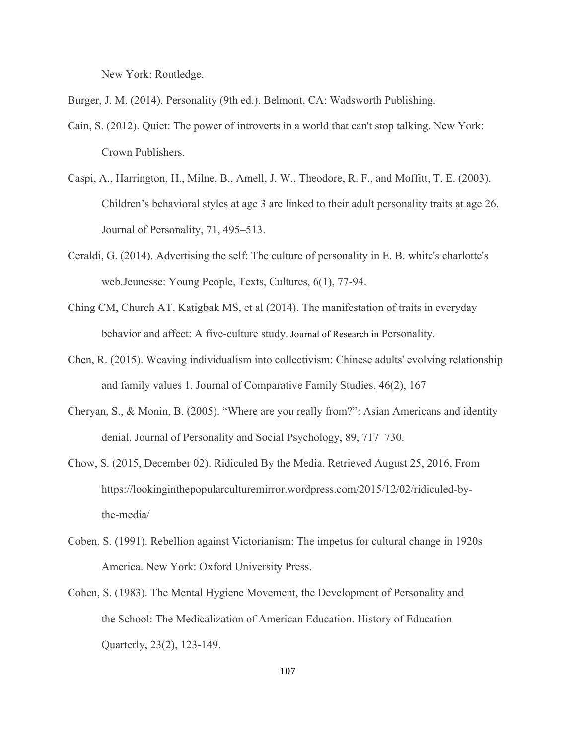New York: Routledge.

Burger, J. M. (2014). Personality (9th ed.). Belmont, CA: Wadsworth Publishing.

Cain, S. (2012). Quiet: The power of introverts in a world that can't stop talking. New York: Crown Publishers.

Caspi, A., Harrington, H., Milne, B., Amell, J. W., Theodore, R. F., and Moffitt, T. E. (2003). Children's behavioral styles at age 3 are linked to their adult personality traits at age 26. Journal of Personality, 71, 495–513.

Ceraldi, G. (2014). Advertising the self: The culture of personality in E. B. white's charlotte's web.Jeunesse: Young People, Texts, Cultures, 6(1), 77-94.

Ching CM, Church AT, Katigbak MS, et al (2014). The manifestation of traits in everyday behavior and affect: A five-culture study. Journal of Research in Personality.

Chen, R. (2015). Weaving individualism into collectivism: Chinese adults' evolving relationship and family values 1. Journal of Comparative Family Studies, 46(2), 167

Cheryan, S., & Monin, B. (2005). "Where are you really from?": Asian Americans and identity denial. Journal of Personality and Social Psychology, 89, 717–730.

Chow, S. (2015, December 02). Ridiculed By the Media. Retrieved August 25, 2016, From https://lookinginthepopularculturemirror.wordpress.com/2015/12/02/ridiculed-by-the-media/

Coben, S. (1991). Rebellion against Victorianism: The impetus for cultural change in 1920s America. New York: Oxford University Press.

Cohen, S. (1983). The Mental Hygiene Movement, the Development of Personality and the School: The Medicalization of American Education. History of Education Quarterly, 23(2), 123-149.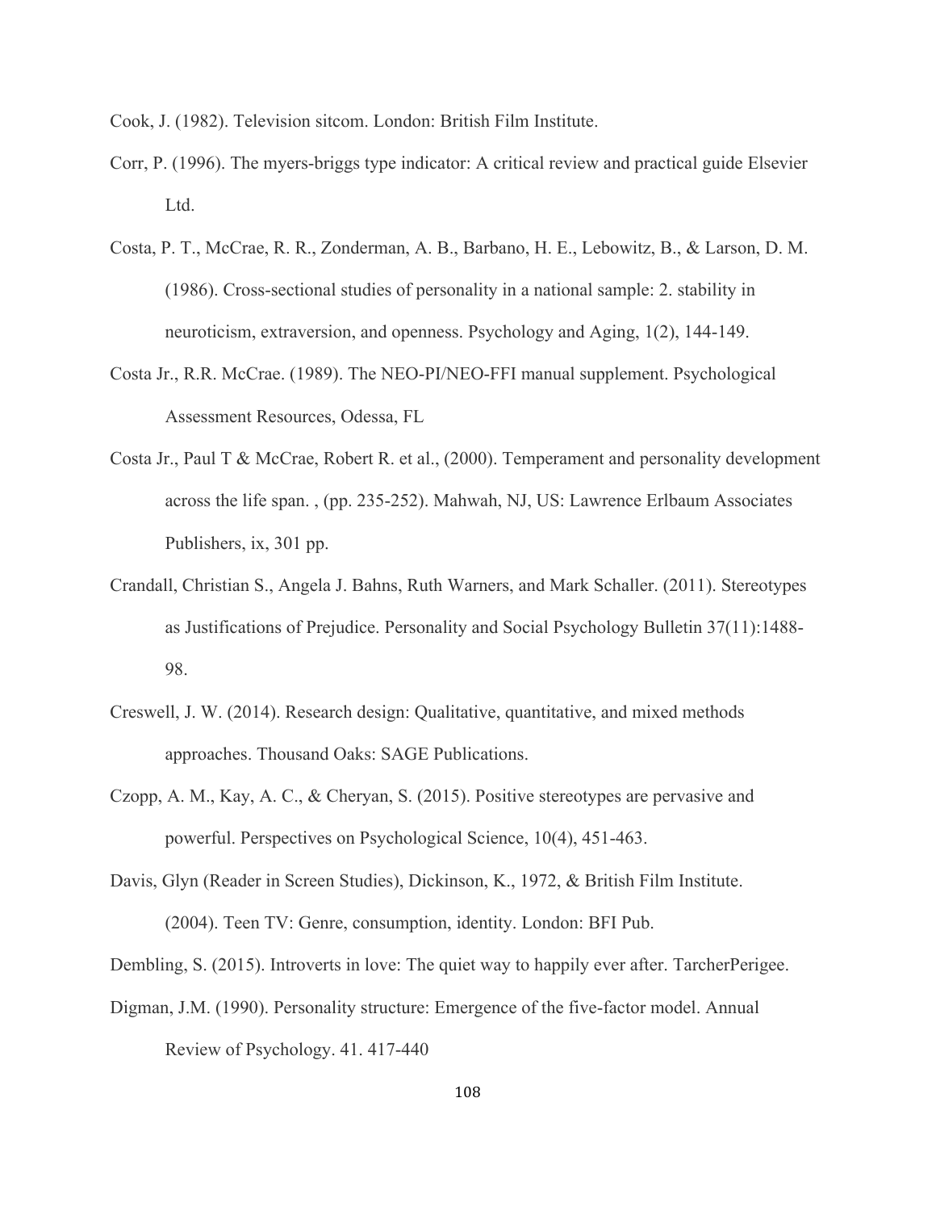Cook, J. (1982). Television sitcom. London: British Film Institute.

Corr, P. (1996). The myers-briggs type indicator: A critical review and practical guide Elsevier Ltd.

Costa, P. T., McCrae, R. R., Zonderman, A. B., Barbano, H. E., Lebowitz, B., & Larson, D. M. (1986). Cross-sectional studies of personality in a national sample: 2. stability in neuroticism, extraversion, and openness. Psychology and Aging, 1(2), 144-149.

Costa Jr., R.R. McCrae. (1989). The NEO-PI/NEO-FFI manual supplement. Psychological Assessment Resources, Odessa, FL

Costa Jr., Paul T & McCrae, Robert R. et al., (2000). Temperament and personality development across the life span. , (pp. 235-252). Mahwah, NJ, US: Lawrence Erlbaum Associates Publishers, ix, 301 pp.

Crandall, Christian S., Angela J. Bahns, Ruth Warners, and Mark Schaller. (2011). Stereotypes as Justifications of Prejudice. Personality and Social Psychology Bulletin 37(11):1488-98.

Creswell, J. W. (2014). Research design: Qualitative, quantitative, and mixed methods approaches. Thousand Oaks: SAGE Publications.

Czopp, A. M., Kay, A. C., & Cheryan, S. (2015). Positive stereotypes are pervasive and powerful. Perspectives on Psychological Science, 10(4), 451-463.

Davis, Glyn (Reader in Screen Studies), Dickinson, K., 1972, & British Film Institute. (2004). Teen TV: Genre, consumption, identity. London: BFI Pub.

Dembling, S. (2015). Introverts in love: The quiet way to happily ever after. TarcherPerigee.

Digman, J.M. (1990). Personality structure: Emergence of the five-factor model. Annual Review of Psychology. 41. 417-440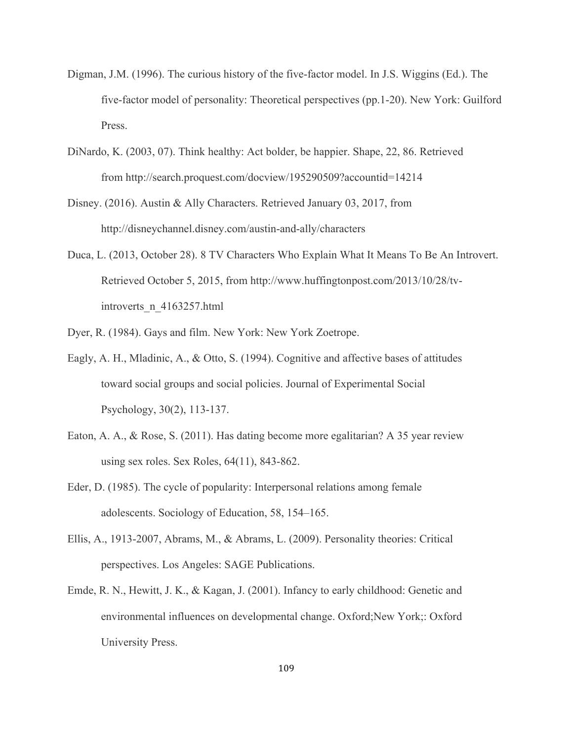Digman, J.M. (1996). The curious history of the five-factor model. In J.S. Wiggins (Ed.). The five-factor model of personality: Theoretical perspectives (pp.1-20). New York: Guilford Press.

DiNardo, K. (2003, 07). Think healthy: Act bolder, be happier. Shape, 22, 86. Retrieved from http://search.proquest.com/docview/195290509?accountid=14214

Disney. (2016). Austin & Ally Characters. Retrieved January 03, 2017, from http://disneychannel.disney.com/austin-and-ally/characters

Duca, L. (2013, October 28). 8 TV Characters Who Explain What It Means To Be An Introvert. Retrieved October 5, 2015, from http://www.huffingtonpost.com/2013/10/28/tv-introverts_n_4163257.html

Dyer, R. (1984). Gays and film. New York: New York Zoetrope.

Eagly, A. H., Mladinic, A., & Otto, S. (1994). Cognitive and affective bases of attitudes toward social groups and social policies. Journal of Experimental Social Psychology, 30(2), 113-137.

Eaton, A. A., & Rose, S. (2011). Has dating become more egalitarian? A 35 year review using sex roles. Sex Roles, 64(11), 843-862.

Eder, D. (1985). The cycle of popularity: Interpersonal relations among female adolescents. Sociology of Education, 58, 154–165.

Ellis, A., 1913-2007, Abrams, M., & Abrams, L. (2009). Personality theories: Critical perspectives. Los Angeles: SAGE Publications.

Emde, R. N., Hewitt, J. K., & Kagan, J. (2001). Infancy to early childhood: Genetic and environmental influences on developmental change. Oxford;New York;: Oxford University Press.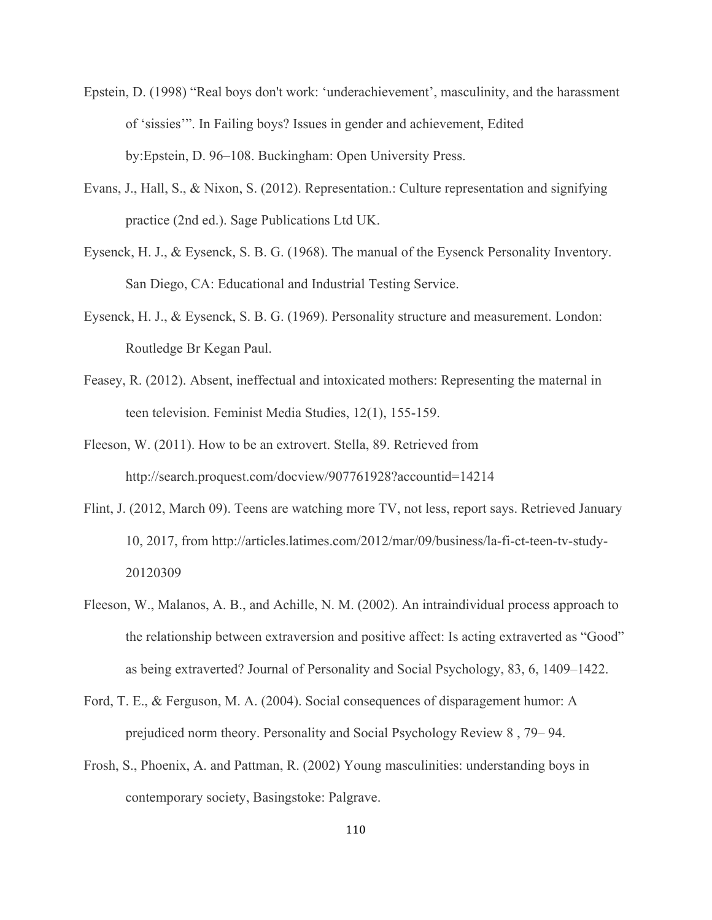Epstein, D. (1998) “Real boys don't work: ‘underachievement’, masculinity, and the harassment of ‘sissies’”. In Failing boys? Issues in gender and achievement, Edited by:Epstein, D. 96–108. Buckingham: Open University Press.

Evans, J., Hall, S., & Nixon, S. (2012). Representation.: Culture representation and signifying practice (2nd ed.). Sage Publications Ltd UK.

Eysenck, H. J., & Eysenck, S. B. G. (1968). The manual of the Eysenck Personality Inventory. San Diego, CA: Educational and Industrial Testing Service.

Eysenck, H. J., & Eysenck, S. B. G. (1969). Personality structure and measurement. London: Routledge Br Kegan Paul.

Feasey, R. (2012). Absent, ineffectual and intoxicated mothers: Representing the maternal in teen television. Feminist Media Studies, 12(1), 155-159.

Fleeson, W. (2011). How to be an extrovert. Stella, 89. Retrieved from http://search.proquest.com/docview/907761928?accountid=14214

Flint, J. (2012, March 09). Teens are watching more TV, not less, report says. Retrieved January 10, 2017, from http://articles.latimes.com/2012/mar/09/business/la-fi-ct-teen-tv-study-20120309

Fleeson, W., Malanos, A. B., and Achille, N. M. (2002). An intraindividual process approach to the relationship between extraversion and positive affect: Is acting extraverted as “Good” as being extraverted? Journal of Personality and Social Psychology, 83, 6, 1409–1422.

Ford, T. E., & Ferguson, M. A. (2004). Social consequences of disparagement humor: A prejudiced norm theory. Personality and Social Psychology Review 8 , 79– 94.

Frosh, S., Phoenix, A. and Pattman, R. (2002) Young masculinities: understanding boys in contemporary society, Basingstoke: Palgrave.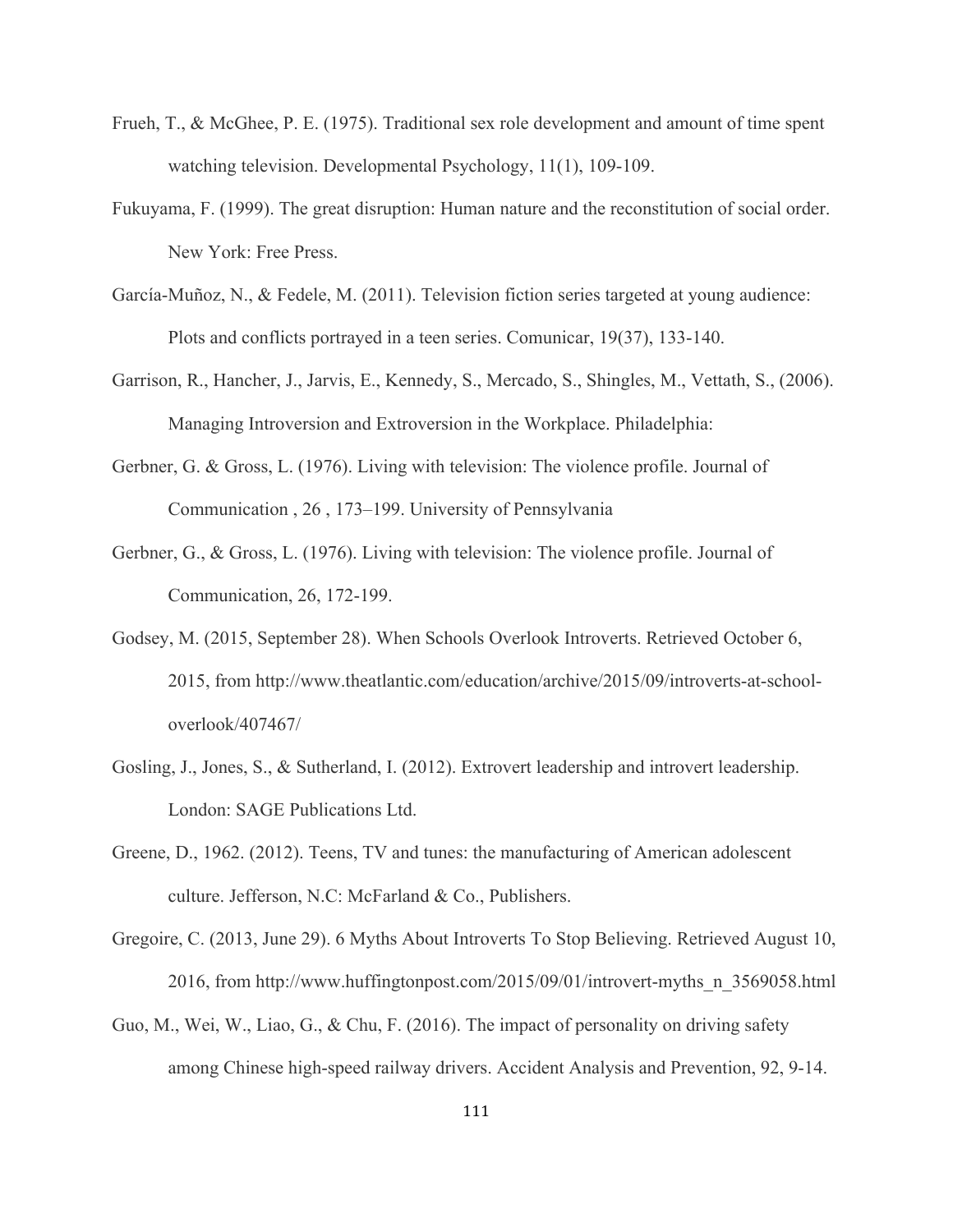Frueh, T., & McGhee, P. E. (1975). Traditional sex role development and amount of time spent watching television. Developmental Psychology, 11(1), 109-109.

Fukuyama, F. (1999). The great disruption: Human nature and the reconstitution of social order. New York: Free Press.

García-Muñoz, N., & Fedele, M. (2011). Television fiction series targeted at young audience: Plots and conflicts portrayed in a teen series. Comunicar, 19(37), 133-140.

Garrison, R., Hancher, J., Jarvis, E., Kennedy, S., Mercado, S., Shingles, M., Vettath, S., (2006). Managing Introversion and Extroversion in the Workplace. Philadelphia:

Gerbner, G. & Gross, L. (1976). Living with television: The violence profile. Journal of Communication , 26 , 173–199. University of Pennsylvania

Gerbner, G., & Gross, L. (1976). Living with television: The violence profile. Journal of Communication, 26, 172-199.

Godsey, M. (2015, September 28). When Schools Overlook Introverts. Retrieved October 6, 2015, from http://www.theatlantic.com/education/archive/2015/09/introverts-at-school-overlook/407467/

Gosling, J., Jones, S., & Sutherland, I. (2012). Extrovert leadership and introvert leadership. London: SAGE Publications Ltd.

Greene, D., 1962. (2012). Teens, TV and tunes: the manufacturing of American adolescent culture. Jefferson, N.C: McFarland & Co., Publishers.

Gregoire, C. (2013, June 29). 6 Myths About Introverts To Stop Believing. Retrieved August 10, 2016, from http://www.huffingtonpost.com/2015/09/01/introvert-myths_n_3569058.html

Guo, M., Wei, W., Liao, G., & Chu, F. (2016). The impact of personality on driving safety among Chinese high-speed railway drivers. Accident Analysis and Prevention, 92, 9-14.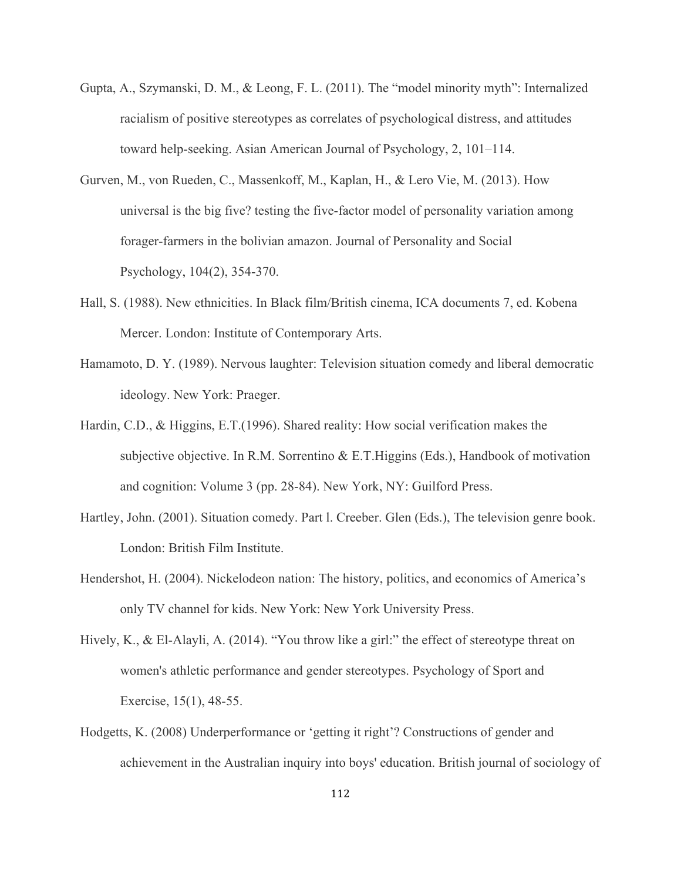Gupta, A., Szymanski, D. M., & Leong, F. L. (2011). The "model minority myth": Internalized racialism of positive stereotypes as correlates of psychological distress, and attitudes toward help-seeking. Asian American Journal of Psychology, 2, 101–114.

Gurven, M., von Rueden, C., Massenkoff, M., Kaplan, H., & Lero Vie, M. (2013). How universal is the big five? testing the five-factor model of personality variation among forager-farmers in the bolivian amazon. Journal of Personality and Social Psychology, 104(2), 354-370.

Hall, S. (1988). New ethnicities. In Black film/British cinema, ICA documents 7, ed. Kobena Mercer. London: Institute of Contemporary Arts.

Hamamoto, D. Y. (1989). Nervous laughter: Television situation comedy and liberal democratic ideology. New York: Praeger.

Hardin, C.D., & Higgins, E.T.(1996). Shared reality: How social verification makes the subjective objective. In R.M. Sorrentino & E.T.Higgins (Eds.), Handbook of motivation and cognition: Volume 3 (pp. 28-84). New York, NY: Guilford Press.

Hartley, John. (2001). Situation comedy. Part l. Creeber. Glen (Eds.), The television genre book. London: British Film Institute.

Hendershot, H. (2004). Nickelodeon nation: The history, politics, and economics of America's only TV channel for kids. New York: New York University Press.

Hively, K., & El-Alayli, A. (2014). "You throw like a girl:" the effect of stereotype threat on women's athletic performance and gender stereotypes. Psychology of Sport and Exercise, 15(1), 48-55.

Hodgetts, K. (2008) Underperformance or 'getting it right'? Constructions of gender and achievement in the Australian inquiry into boys' education. British journal of sociology of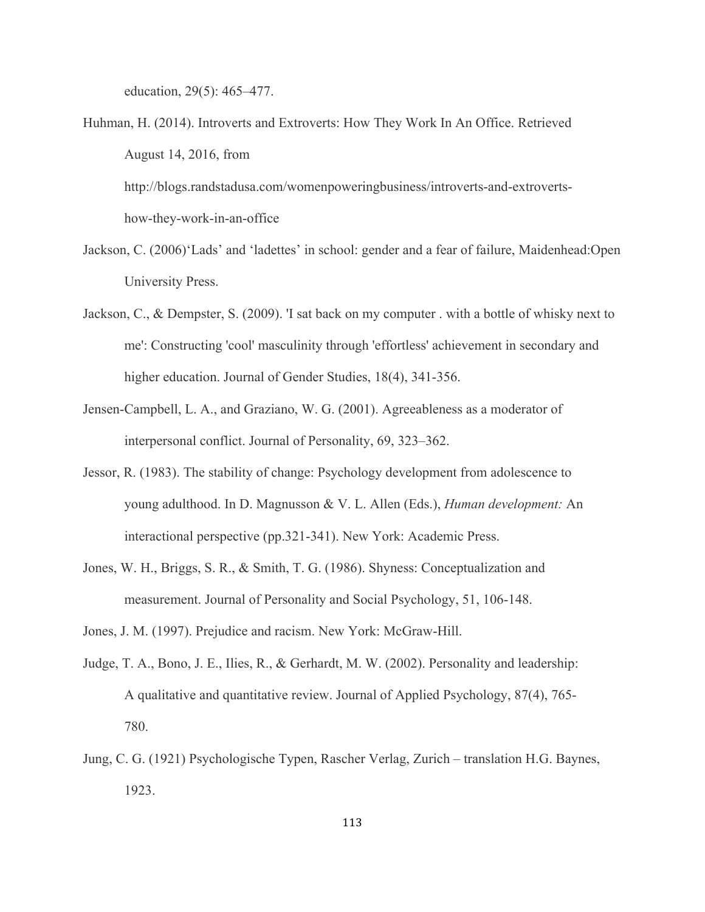education, 29(5): 465–477.

Huhman, H. (2014). Introverts and Extroverts: How They Work In An Office. Retrieved August 14, 2016, from http://blogs.randstadusa.com/womenpoweringbusiness/introverts-and-extroverts-how-they-work-in-an-office

Jackson, C. (2006)'Lads' and 'ladettes' in school: gender and a fear of failure, Maidenhead:Open University Press.

Jackson, C., & Dempster, S. (2009). 'I sat back on my computer . with a bottle of whisky next to me': Constructing 'cool' masculinity through 'effortless' achievement in secondary and higher education. Journal of Gender Studies, 18(4), 341-356.

Jensen-Campbell, L. A., and Graziano, W. G. (2001). Agreeableness as a moderator of interpersonal conflict. Journal of Personality, 69, 323–362.

Jessor, R. (1983). The stability of change: Psychology development from adolescence to young adulthood. In D. Magnusson & V. L. Allen (Eds.), *Human development:* An interactional perspective (pp.321-341). New York: Academic Press.

Jones, W. H., Briggs, S. R., & Smith, T. G. (1986). Shyness: Conceptualization and measurement. Journal of Personality and Social Psychology, 51, 106-148.

Jones, J. M. (1997). Prejudice and racism. New York: McGraw-Hill.

Judge, T. A., Bono, J. E., Ilies, R., & Gerhardt, M. W. (2002). Personality and leadership: A qualitative and quantitative review. Journal of Applied Psychology, 87(4), 765-780.

Jung, C. G. (1921) Psychologische Typen, Rascher Verlag, Zurich – translation H.G. Baynes, 1923.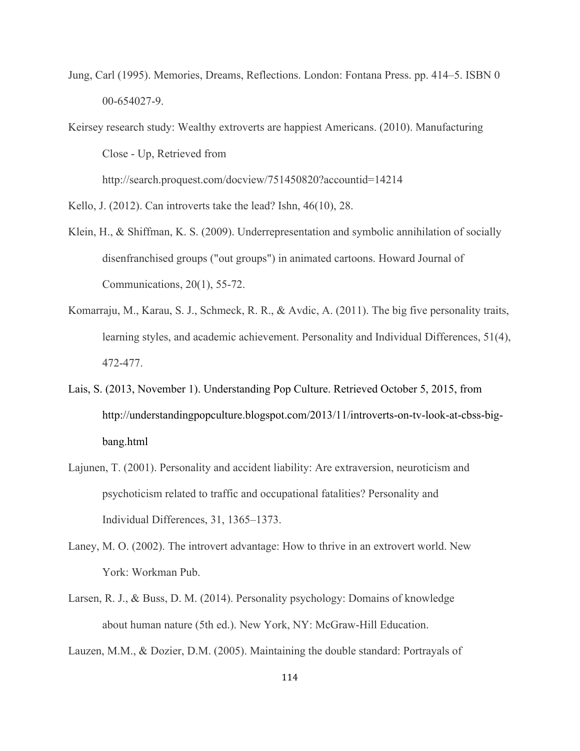Jung, Carl (1995). Memories, Dreams, Reflections. London: Fontana Press. pp. 414–5. ISBN 0 00-654027-9.

Keirsey research study: Wealthy extroverts are happiest Americans. (2010). Manufacturing Close - Up, Retrieved from http://search.proquest.com/docview/751450820?accountid=14214

Kello, J. (2012). Can introverts take the lead? Ishn, 46(10), 28.

Klein, H., & Shiffman, K. S. (2009). Underrepresentation and symbolic annihilation of socially disenfranchised groups ("out groups") in animated cartoons. Howard Journal of Communications, 20(1), 55-72.

Komarraju, M., Karau, S. J., Schmeck, R. R., & Avdic, A. (2011). The big five personality traits, learning styles, and academic achievement. Personality and Individual Differences, 51(4), 472-477.

Lais, S. (2013, November 1). Understanding Pop Culture. Retrieved October 5, 2015, from http://understandingpopculture.blogspot.com/2013/11/introverts-on-tv-look-at-cbss-big-bang.html

Lajunen, T. (2001). Personality and accident liability: Are extraversion, neuroticism and psychoticism related to traffic and occupational fatalities? Personality and Individual Differences, 31, 1365–1373.

Laney, M. O. (2002). The introvert advantage: How to thrive in an extrovert world. New York: Workman Pub.

Larsen, R. J., & Buss, D. M. (2014). Personality psychology: Domains of knowledge about human nature (5th ed.). New York, NY: McGraw-Hill Education.

Lauzen, M.M., & Dozier, D.M. (2005). Maintaining the double standard: Portrayals of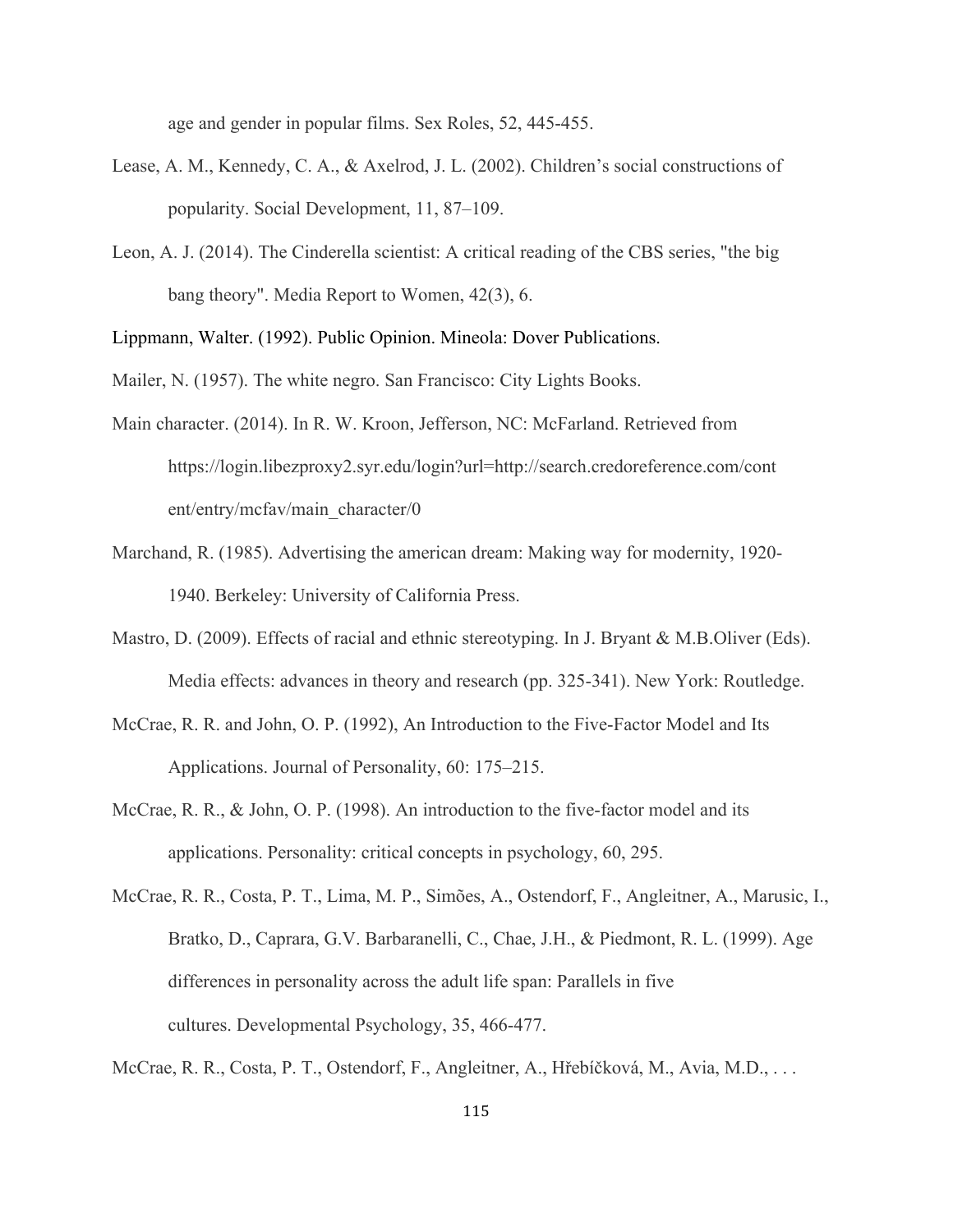age and gender in popular films. Sex Roles, 52, 445-455.

Lease, A. M., Kennedy, C. A., & Axelrod, J. L. (2002). Children's social constructions of popularity. Social Development, 11, 87–109.

Leon, A. J. (2014). The Cinderella scientist: A critical reading of the CBS series, "the big bang theory". Media Report to Women, 42(3), 6.

Lippmann, Walter. (1992). Public Opinion. Mineola: Dover Publications.

Mailer, N. (1957). The white negro. San Francisco: City Lights Books.

Main character. (2014). In R. W. Kroon, Jefferson, NC: McFarland. Retrieved from https://login.libezproxy2.syr.edu/login?url=http://search.credoreference.com/content/entry/mcfav/main_character/0

Marchand, R. (1985). Advertising the american dream: Making way for modernity, 1920-1940. Berkeley: University of California Press.

Mastro, D. (2009). Effects of racial and ethnic stereotyping. In J. Bryant & M.B.Oliver (Eds). Media effects: advances in theory and research (pp. 325-341). New York: Routledge.

McCrae, R. R. and John, O. P. (1992), An Introduction to the Five-Factor Model and Its Applications. Journal of Personality, 60: 175–215.

McCrae, R. R., & John, O. P. (1998). An introduction to the five-factor model and its applications. Personality: critical concepts in psychology, 60, 295.

McCrae, R. R., Costa, P. T., Lima, M. P., Simões, A., Ostendorf, F., Angleitner, A., Marusic, I., Bratko, D., Caprara, G.V. Barbaranelli, C., Chae, J.H., & Piedmont, R. L. (1999). Age differences in personality across the adult life span: Parallels in five cultures. Developmental Psychology, 35, 466-477.

McCrae, R. R., Costa, P. T., Ostendorf, F., Angleitner, A., Hřebíčková, M., Avia, M.D., . . .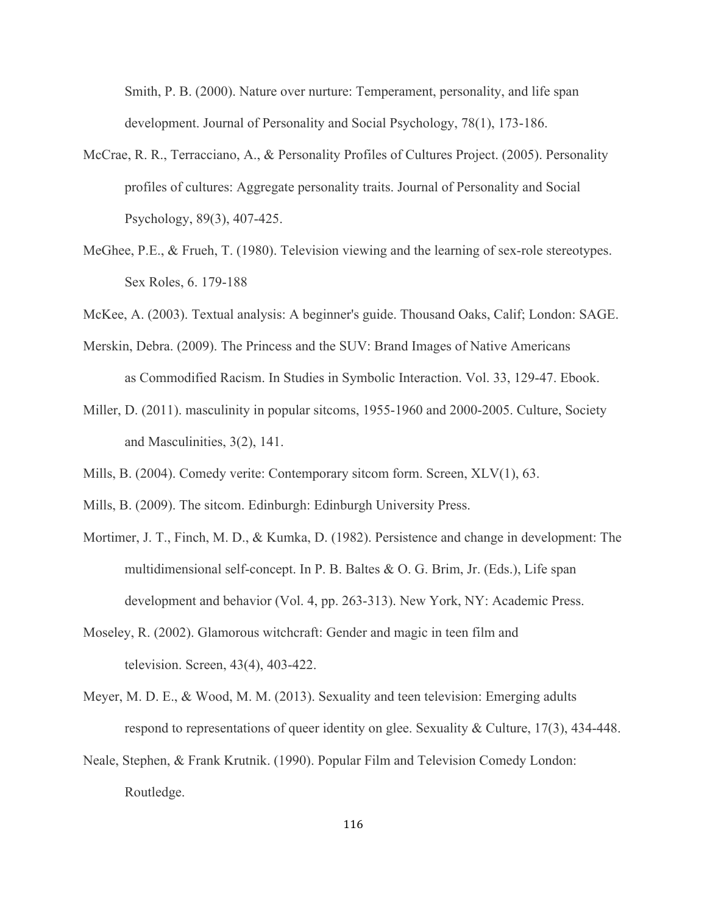Smith, P. B. (2000). Nature over nurture: Temperament, personality, and life span development. Journal of Personality and Social Psychology, 78(1), 173-186.

McCrae, R. R., Terracciano, A., & Personality Profiles of Cultures Project. (2005). Personality profiles of cultures: Aggregate personality traits. Journal of Personality and Social Psychology, 89(3), 407-425.

MeGhee, P.E., & Frueh, T. (1980). Television viewing and the learning of sex-role stereotypes. Sex Roles, 6. 179-188

McKee, A. (2003). Textual analysis: A beginner's guide. Thousand Oaks, Calif; London: SAGE.

Merskin, Debra. (2009). The Princess and the SUV: Brand Images of Native Americans as Commodified Racism. In Studies in Symbolic Interaction. Vol. 33, 129-47. Ebook.

Miller, D. (2011). masculinity in popular sitcoms, 1955-1960 and 2000-2005. Culture, Society and Masculinities, 3(2), 141.

Mills, B. (2004). Comedy verite: Contemporary sitcom form. Screen, XLV(1), 63.

Mills, B. (2009). The sitcom. Edinburgh: Edinburgh University Press.

Mortimer, J. T., Finch, M. D., & Kumka, D. (1982). Persistence and change in development: The multidimensional self-concept. In P. B. Baltes & O. G. Brim, Jr. (Eds.), Life span development and behavior (Vol. 4, pp. 263-313). New York, NY: Academic Press.

Moseley, R. (2002). Glamorous witchcraft: Gender and magic in teen film and television. Screen, 43(4), 403-422.

Meyer, M. D. E., & Wood, M. M. (2013). Sexuality and teen television: Emerging adults respond to representations of queer identity on glee. Sexuality & Culture, 17(3), 434-448.

Neale, Stephen, & Frank Krutnik. (1990). Popular Film and Television Comedy London: Routledge.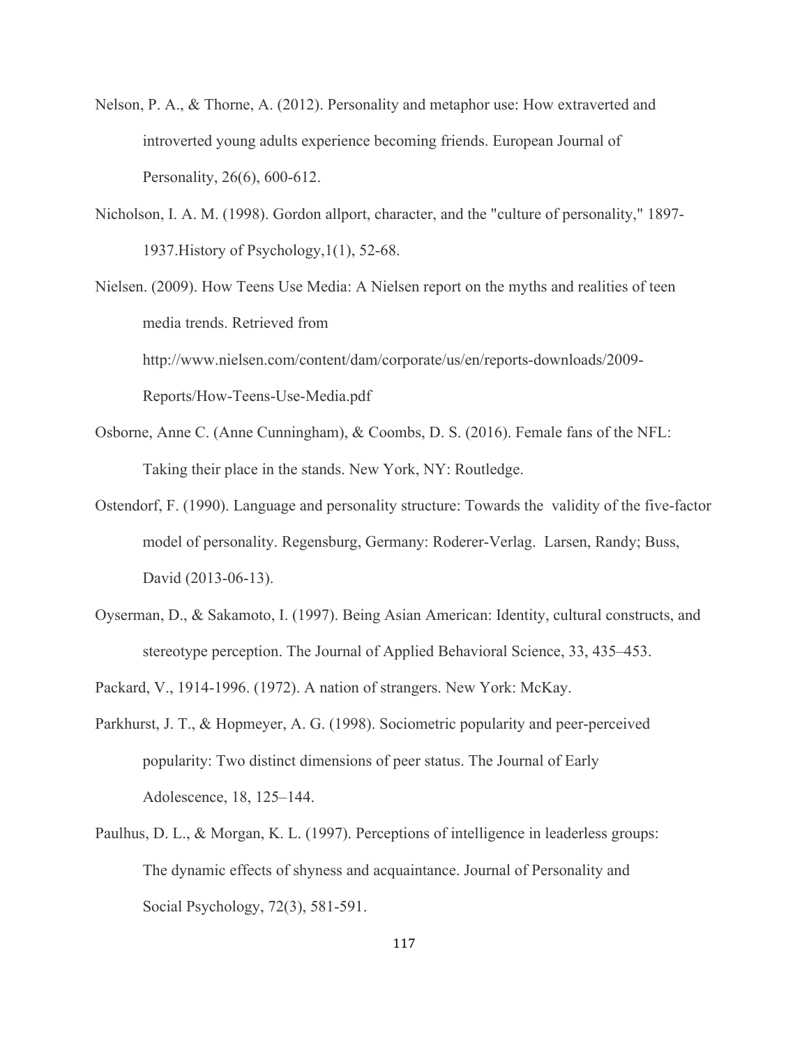Nelson, P. A., & Thorne, A. (2012). Personality and metaphor use: How extraverted and introverted young adults experience becoming friends. European Journal of Personality, 26(6), 600-612.

Nicholson, I. A. M. (1998). Gordon allport, character, and the "culture of personality," 1897-1937.History of Psychology,1(1), 52-68.

Nielsen. (2009). How Teens Use Media: A Nielsen report on the myths and realities of teen media trends. Retrieved from http://www.nielsen.com/content/dam/corporate/us/en/reports-downloads/2009-Reports/How-Teens-Use-Media.pdf

Osborne, Anne C. (Anne Cunningham), & Coombs, D. S. (2016). Female fans of the NFL: Taking their place in the stands. New York, NY: Routledge.

Ostendorf, F. (1990). Language and personality structure: Towards the validity of the five-factor model of personality. Regensburg, Germany: Roderer-Verlag. Larsen, Randy; Buss, David (2013-06-13).

Oyserman, D., & Sakamoto, I. (1997). Being Asian American: Identity, cultural constructs, and stereotype perception. The Journal of Applied Behavioral Science, 33, 435–453.

Packard, V., 1914-1996. (1972). A nation of strangers. New York: McKay.

Parkhurst, J. T., & Hopmeyer, A. G. (1998). Sociometric popularity and peer-perceived popularity: Two distinct dimensions of peer status. The Journal of Early Adolescence, 18, 125–144.

Paulhus, D. L., & Morgan, K. L. (1997). Perceptions of intelligence in leaderless groups: The dynamic effects of shyness and acquaintance. Journal of Personality and Social Psychology, 72(3), 581-591.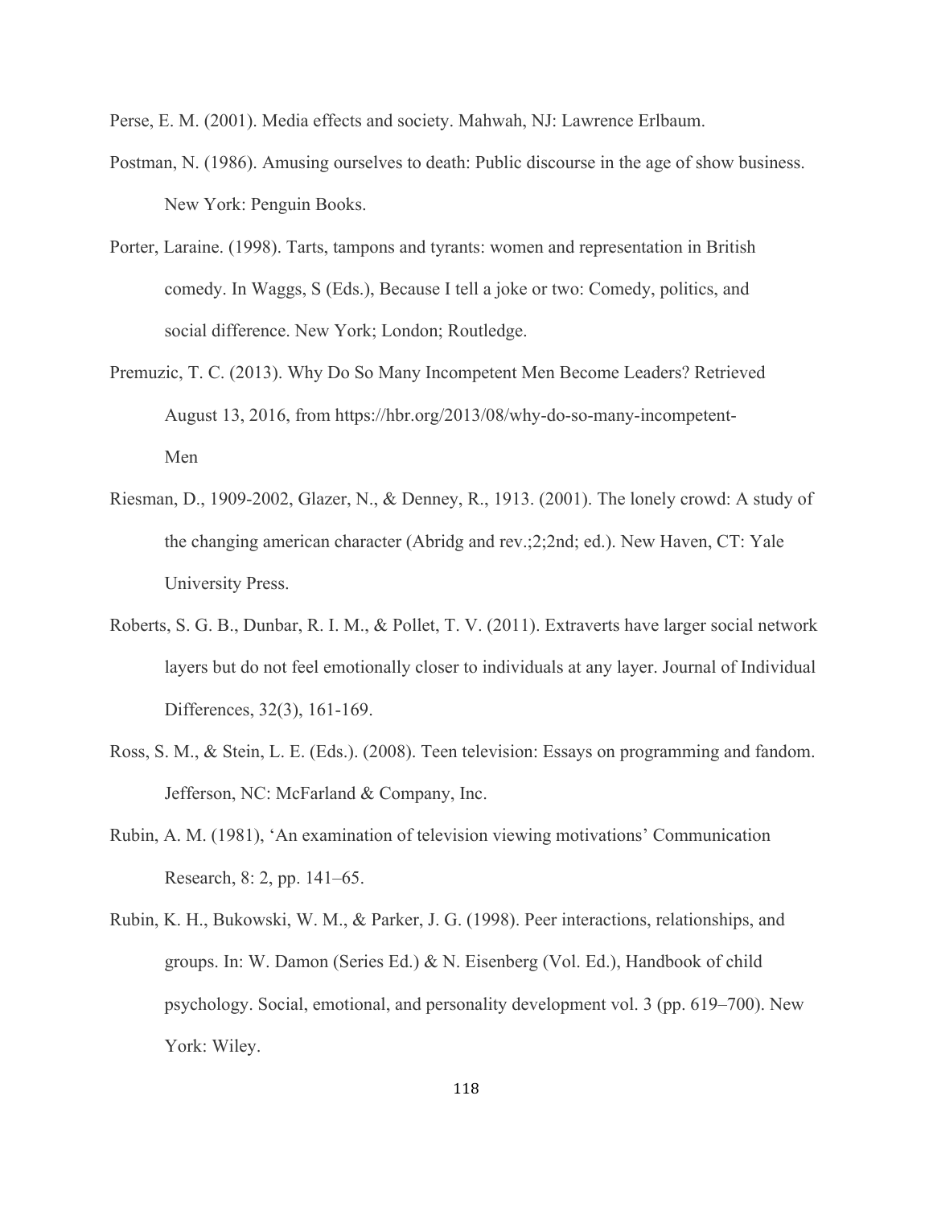Perse, E. M. (2001). Media effects and society. Mahwah, NJ: Lawrence Erlbaum.

Postman, N. (1986). Amusing ourselves to death: Public discourse in the age of show business. New York: Penguin Books.

Porter, Laraine. (1998). Tarts, tampons and tyrants: women and representation in British comedy. In Waggs, S (Eds.), Because I tell a joke or two: Comedy, politics, and social difference. New York; London; Routledge.

Premuzic, T. C. (2013). Why Do So Many Incompetent Men Become Leaders? Retrieved August 13, 2016, from https://hbr.org/2013/08/why-do-so-many-incompetent-Men

Riesman, D., 1909-2002, Glazer, N., & Denney, R., 1913. (2001). The lonely crowd: A study of the changing american character (Abridg and rev.;2;2nd; ed.). New Haven, CT: Yale University Press.

Roberts, S. G. B., Dunbar, R. I. M., & Pollet, T. V. (2011). Extraverts have larger social network layers but do not feel emotionally closer to individuals at any layer. Journal of Individual Differences, 32(3), 161-169.

Ross, S. M., & Stein, L. E. (Eds.). (2008). Teen television: Essays on programming and fandom. Jefferson, NC: McFarland & Company, Inc.

Rubin, A. M. (1981), 'An examination of television viewing motivations' Communication Research, 8: 2, pp. 141–65.

Rubin, K. H., Bukowski, W. M., & Parker, J. G. (1998). Peer interactions, relationships, and groups. In: W. Damon (Series Ed.) & N. Eisenberg (Vol. Ed.), Handbook of child psychology. Social, emotional, and personality development vol. 3 (pp. 619–700). New York: Wiley.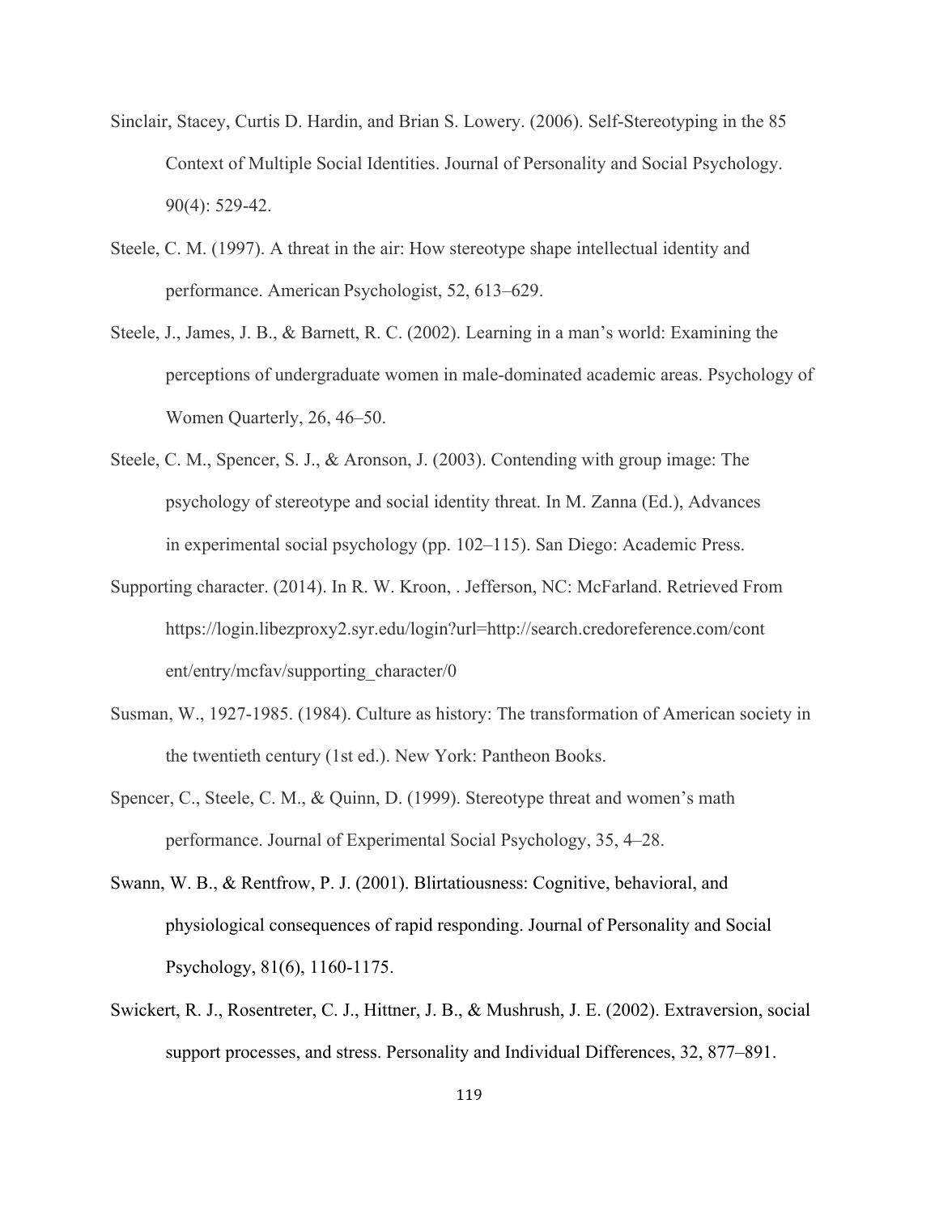Sinclair, Stacey, Curtis D. Hardin, and Brian S. Lowery. (2006). Self-Stereotyping in the 85 Context of Multiple Social Identities. Journal of Personality and Social Psychology. 90(4): 529-42.

Steele, C. M. (1997). A threat in the air: How stereotype shape intellectual identity and performance. American Psychologist, 52, 613–629.

Steele, J., James, J. B., & Barnett, R. C. (2002). Learning in a man's world: Examining the perceptions of undergraduate women in male-dominated academic areas. Psychology of Women Quarterly, 26, 46–50.

Steele, C. M., Spencer, S. J., & Aronson, J. (2003). Contending with group image: The psychology of stereotype and social identity threat. In M. Zanna (Ed.), Advances in experimental social psychology (pp. 102–115). San Diego: Academic Press.

Supporting character. (2014). In R. W. Kroon, . Jefferson, NC: McFarland. Retrieved From https://login.libezproxy2.syr.edu/login?url=http://search.credoreference.com/content/entry/mcfav/supporting_character/0

Susman, W., 1927-1985. (1984). Culture as history: The transformation of American society in the twentieth century (1st ed.). New York: Pantheon Books.

Spencer, C., Steele, C. M., & Quinn, D. (1999). Stereotype threat and women's math performance. Journal of Experimental Social Psychology, 35, 4–28.

Swann, W. B., & Rentfrow, P. J. (2001). Blirtatiousness: Cognitive, behavioral, and physiological consequences of rapid responding. Journal of Personality and Social Psychology, 81(6), 1160-1175.

Swickert, R. J., Rosentreter, C. J., Hittner, J. B., & Mushrush, J. E. (2002). Extraversion, social support processes, and stress. Personality and Individual Differences, 32, 877–891.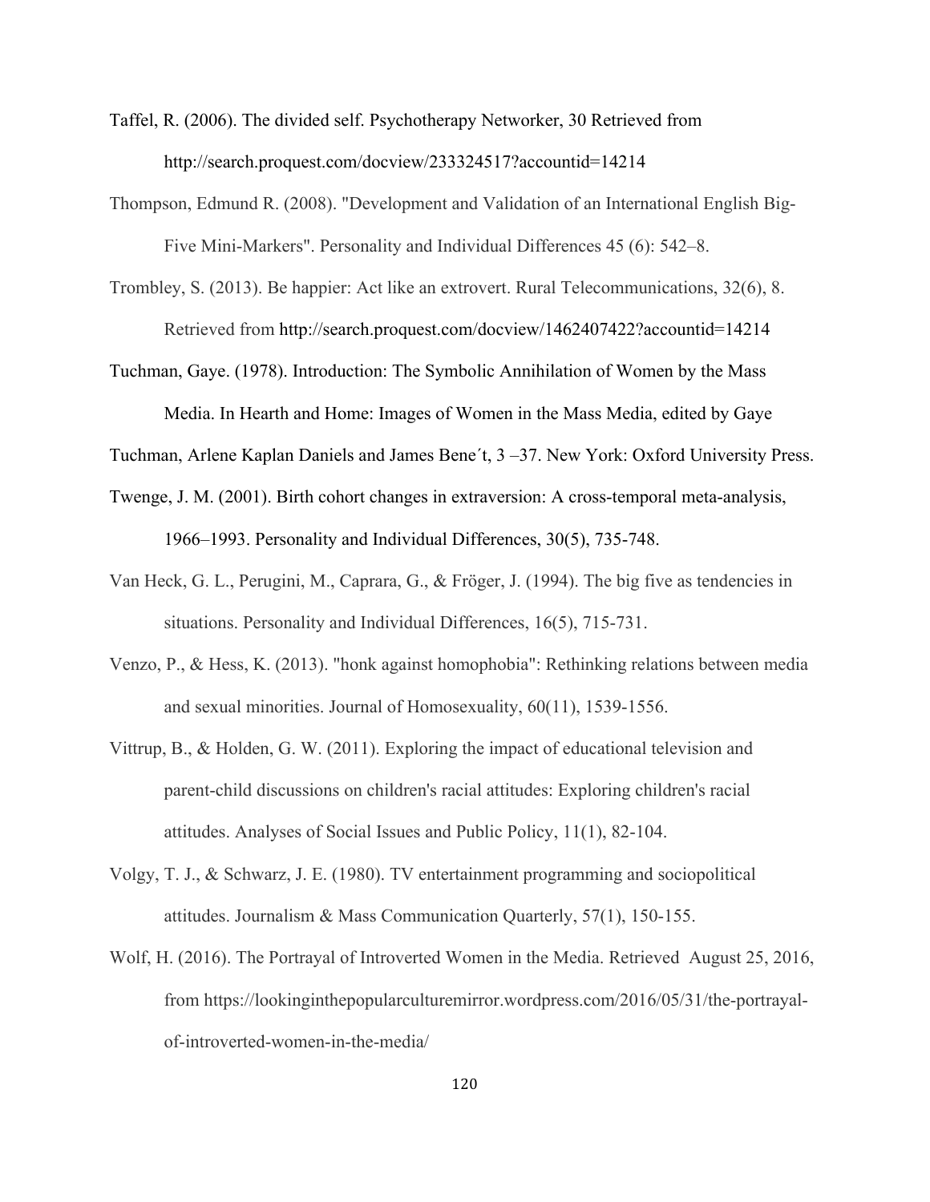Taffel, R. (2006). The divided self. Psychotherapy Networker, 30 Retrieved from http://search.proquest.com/docview/233324517?accountid=14214

Thompson, Edmund R. (2008). "Development and Validation of an International English Big-Five Mini-Markers". Personality and Individual Differences 45 (6): 542–8.

Trombley, S. (2013). Be happier: Act like an extrovert. Rural Telecommunications, 32(6), 8. Retrieved from http://search.proquest.com/docview/1462407422?accountid=14214

Tuchman, Gaye. (1978). Introduction: The Symbolic Annihilation of Women by the Mass Media. In Hearth and Home: Images of Women in the Mass Media, edited by Gaye Tuchman, Arlene Kaplan Daniels and James Bene´t, 3 –37. New York: Oxford University Press.

Twenge, J. M. (2001). Birth cohort changes in extraversion: A cross-temporal meta-analysis, 1966–1993. Personality and Individual Differences, 30(5), 735-748.

Van Heck, G. L., Perugini, M., Caprara, G., & Fröger, J. (1994). The big five as tendencies in situations. Personality and Individual Differences, 16(5), 715-731.

Venzo, P., & Hess, K. (2013). "honk against homophobia": Rethinking relations between media and sexual minorities. Journal of Homosexuality, 60(11), 1539-1556.

Vittrup, B., & Holden, G. W. (2011). Exploring the impact of educational television and parent-child discussions on children's racial attitudes: Exploring children's racial attitudes. Analyses of Social Issues and Public Policy, 11(1), 82-104.

Volgy, T. J., & Schwarz, J. E. (1980). TV entertainment programming and sociopolitical attitudes. Journalism & Mass Communication Quarterly, 57(1), 150-155.

Wolf, H. (2016). The Portrayal of Introverted Women in the Media. Retrieved August 25, 2016, from https://lookinginthepopularculturemirror.wordpress.com/2016/05/31/the-portrayal-of-introverted-women-in-the-media/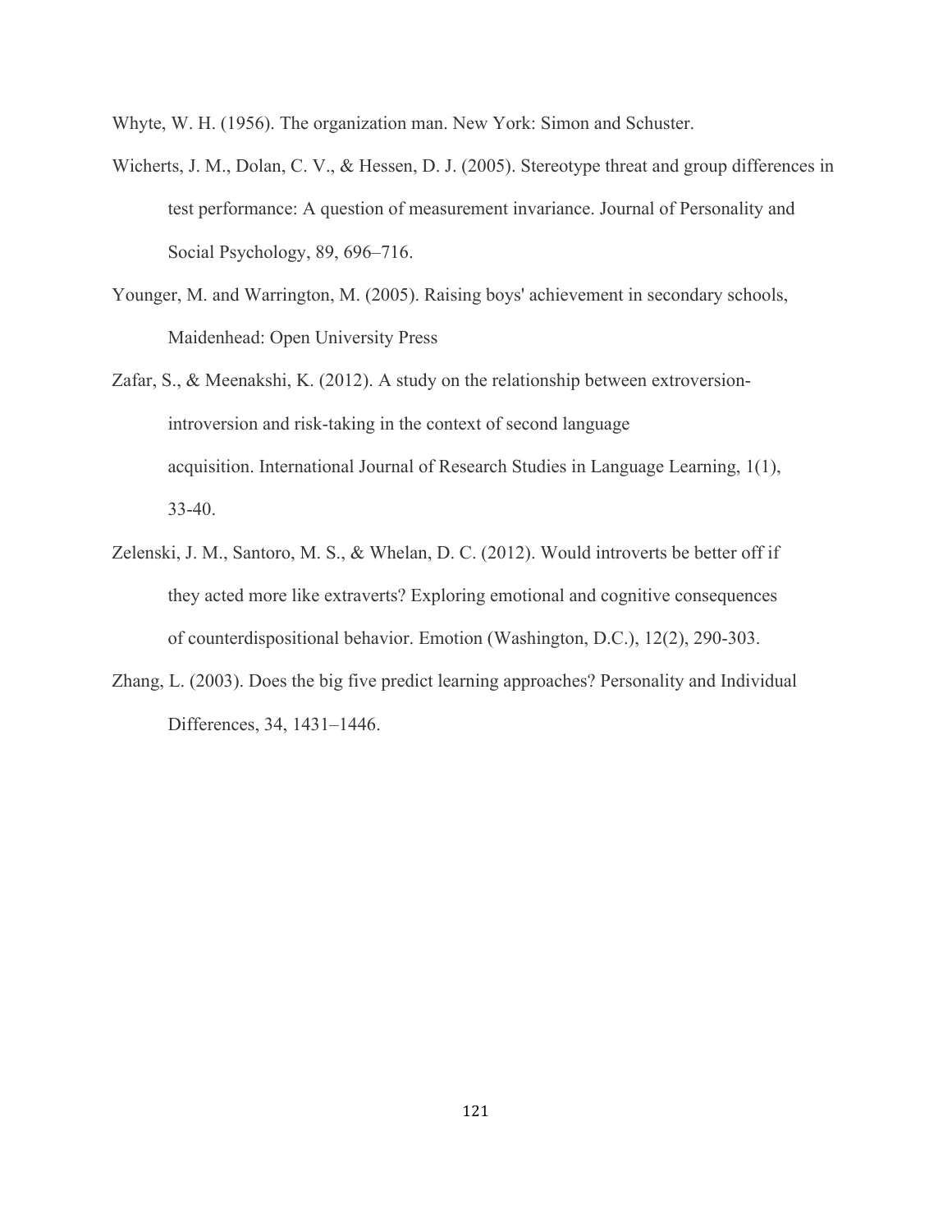Whyte, W. H. (1956). The organization man. New York: Simon and Schuster.

Wicherts, J. M., Dolan, C. V., & Hessen, D. J. (2005). Stereotype threat and group differences in test performance: A question of measurement invariance. Journal of Personality and Social Psychology, 89, 696–716.

Younger, M. and Warrington, M. (2005). Raising boys' achievement in secondary schools, Maidenhead: Open University Press

Zafar, S., & Meenakshi, K. (2012). A study on the relationship between extroversion-introversion and risk-taking in the context of second language acquisition. International Journal of Research Studies in Language Learning, 1(1), 33-40.

Zelenski, J. M., Santoro, M. S., & Whelan, D. C. (2012). Would introverts be better off if they acted more like extraverts? Exploring emotional and cognitive consequences of counterdispositional behavior. Emotion (Washington, D.C.), 12(2), 290-303.

Zhang, L. (2003). Does the big five predict learning approaches? Personality and Individual Differences, 34, 1431–1446.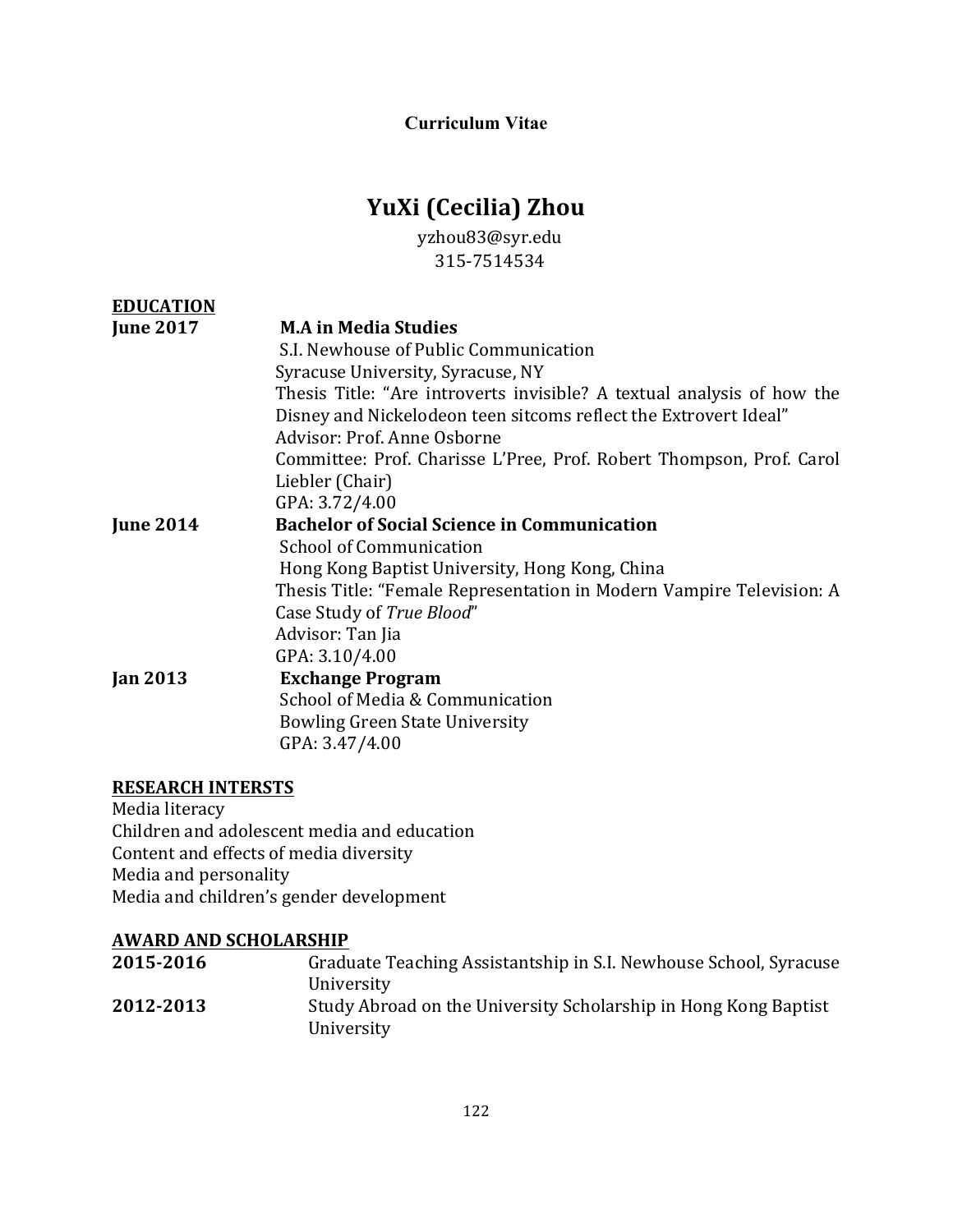**Curriculum Vitae**

# YuXi (Cecilia) Zhou

yzhou83@syr.edu
315-7514534

## EDUCATION

**June 2017** **M.A in Media Studies**
S.I. Newhouse of Public Communication
Syracuse University, Syracuse, NY
Thesis Title: "Are introverts invisible? A textual analysis of how the Disney and Nickelodeon teen sitcoms reflect the Extrovert Ideal"
Advisor: Prof. Anne Osborne
Committee: Prof. Charisse L'Pree, Prof. Robert Thompson, Prof. Carol Liebler (Chair)
GPA: 3.72/4.00

**June 2014** **Bachelor of Social Science in Communication**
School of Communication
Hong Kong Baptist University, Hong Kong, China
Thesis Title: "Female Representation in Modern Vampire Television: A Case Study of *True Blood*"
Advisor: Tan Jia
GPA: 3.10/4.00

**Jan 2013** **Exchange Program**
School of Media & Communication
Bowling Green State University
GPA: 3.47/4.00

## RESEARCH INTERSTS

Media literacy
Children and adolescent media and education
Content and effects of media diversity
Media and personality
Media and children's gender development

## AWARD AND SCHOLARSHIP

**2015-2016** Graduate Teaching Assistantship in S.I. Newhouse School, Syracuse University

**2012-2013** Study Abroad on the University Scholarship in Hong Kong Baptist University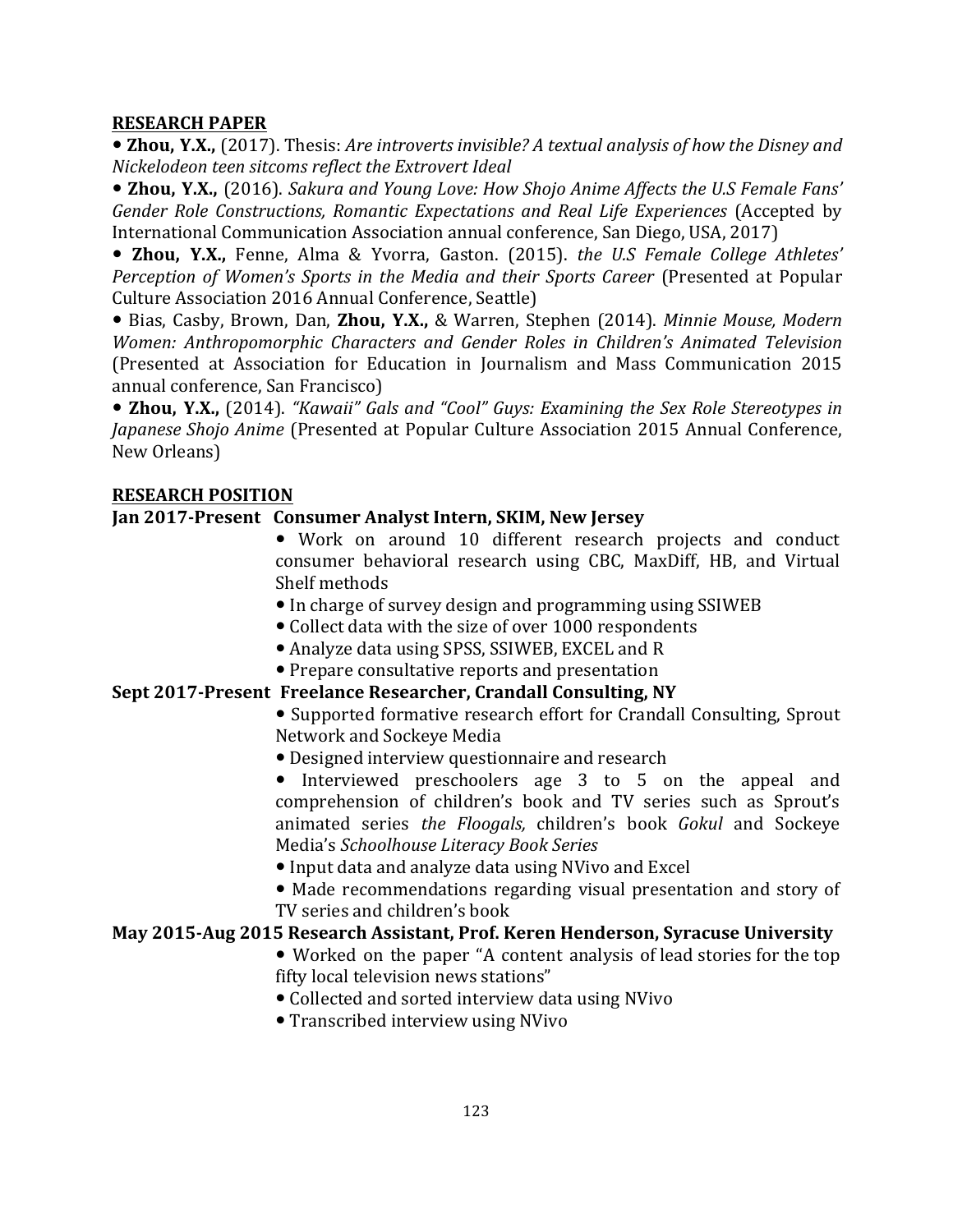## RESEARCH PAPER

- **Zhou, Y.X.,** (2017). Thesis: *Are introverts invisible? A textual analysis of how the Disney and Nickelodeon teen sitcoms reflect the Extrovert Ideal*
- **Zhou, Y.X.,** (2016). *Sakura and Young Love: How Shojo Anime Affects the U.S Female Fans' Gender Role Constructions, Romantic Expectations and Real Life Experiences* (Accepted by International Communication Association annual conference, San Diego, USA, 2017)
- **Zhou, Y.X.,** Fenne, Alma & Yvorra, Gaston. (2015). *the U.S Female College Athletes' Perception of Women's Sports in the Media and their Sports Career* (Presented at Popular Culture Association 2016 Annual Conference, Seattle)
- Bias, Casby, Brown, Dan, **Zhou, Y.X.,** & Warren, Stephen (2014). *Minnie Mouse, Modern Women: Anthropomorphic Characters and Gender Roles in Children's Animated Television* (Presented at Association for Education in Journalism and Mass Communication 2015 annual conference, San Francisco)
- **Zhou, Y.X.,** (2014). *"Kawaii" Gals and "Cool" Guys: Examining the Sex Role Stereotypes in Japanese Shojo Anime* (Presented at Popular Culture Association 2015 Annual Conference, New Orleans)

## RESEARCH POSITION

**Jan 2017-Present Consumer Analyst Intern, SKIM, New Jersey**

- Work on around 10 different research projects and conduct consumer behavioral research using CBC, MaxDiff, HB, and Virtual Shelf methods
- In charge of survey design and programming using SSIWEB
- Collect data with the size of over 1000 respondents
- Analyze data using SPSS, SSIWEB, EXCEL and R
- Prepare consultative reports and presentation

**Sept 2017-Present Freelance Researcher, Crandall Consulting, NY**

- Supported formative research effort for Crandall Consulting, Sprout Network and Sockeye Media
- Designed interview questionnaire and research
- Interviewed preschoolers age 3 to 5 on the appeal and comprehension of children's book and TV series such as Sprout's animated series *the Floogals,* children's book *Gokul* and Sockeye Media's *Schoolhouse Literacy Book Series*
- Input data and analyze data using NVivo and Excel
- Made recommendations regarding visual presentation and story of TV series and children's book

**May 2015-Aug 2015 Research Assistant, Prof. Keren Henderson, Syracuse University**

- Worked on the paper "A content analysis of lead stories for the top fifty local television news stations"
- Collected and sorted interview data using NVivo
- Transcribed interview using NVivo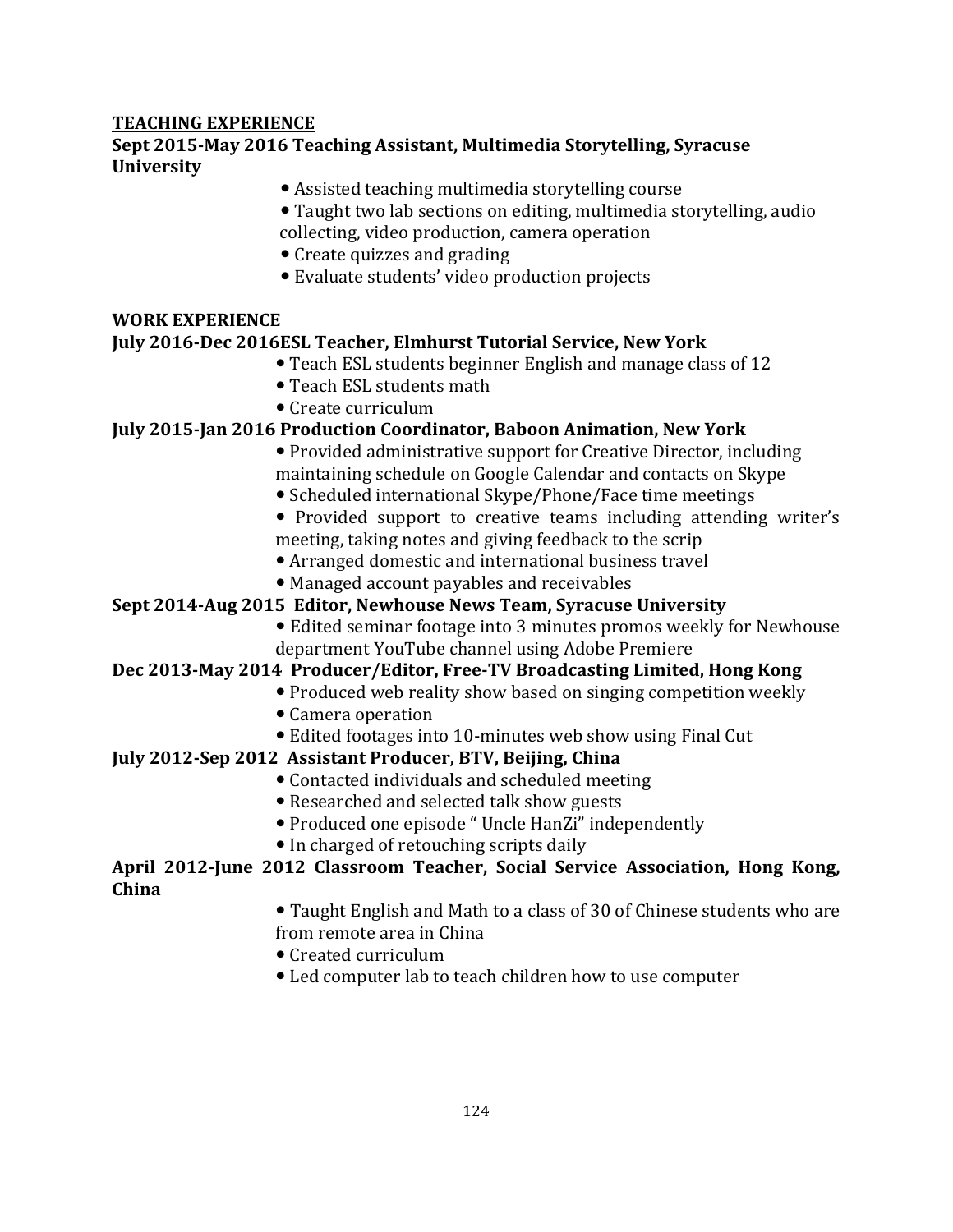**TEACHING EXPERIENCE**

**Sept 2015-May 2016 Teaching Assistant, Multimedia Storytelling, Syracuse University**

- Assisted teaching multimedia storytelling course
- Taught two lab sections on editing, multimedia storytelling, audio collecting, video production, camera operation
- Create quizzes and grading
- Evaluate students' video production projects

**WORK EXPERIENCE**

**July 2016-Dec 2016ESL Teacher, Elmhurst Tutorial Service, New York**

- Teach ESL students beginner English and manage class of 12
- Teach ESL students math
- Create curriculum

**July 2015-Jan 2016 Production Coordinator, Baboon Animation, New York**

- Provided administrative support for Creative Director, including maintaining schedule on Google Calendar and contacts on Skype
- Scheduled international Skype/Phone/Face time meetings
- Provided support to creative teams including attending writer's meeting, taking notes and giving feedback to the scrip
- Arranged domestic and international business travel
- Managed account payables and receivables

**Sept 2014-Aug 2015 Editor, Newhouse News Team, Syracuse University**

- Edited seminar footage into 3 minutes promos weekly for Newhouse department YouTube channel using Adobe Premiere

**Dec 2013-May 2014 Producer/Editor, Free-TV Broadcasting Limited, Hong Kong**

- Produced web reality show based on singing competition weekly
- Camera operation
- Edited footages into 10-minutes web show using Final Cut

**July 2012-Sep 2012 Assistant Producer, BTV, Beijing, China**

- Contacted individuals and scheduled meeting
- Researched and selected talk show guests
- Produced one episode " Uncle HanZi" independently
- In charged of retouching scripts daily

**April 2012-June 2012 Classroom Teacher, Social Service Association, Hong Kong, China**

- Taught English and Math to a class of 30 of Chinese students who are from remote area in China
- Created curriculum
- Led computer lab to teach children how to use computer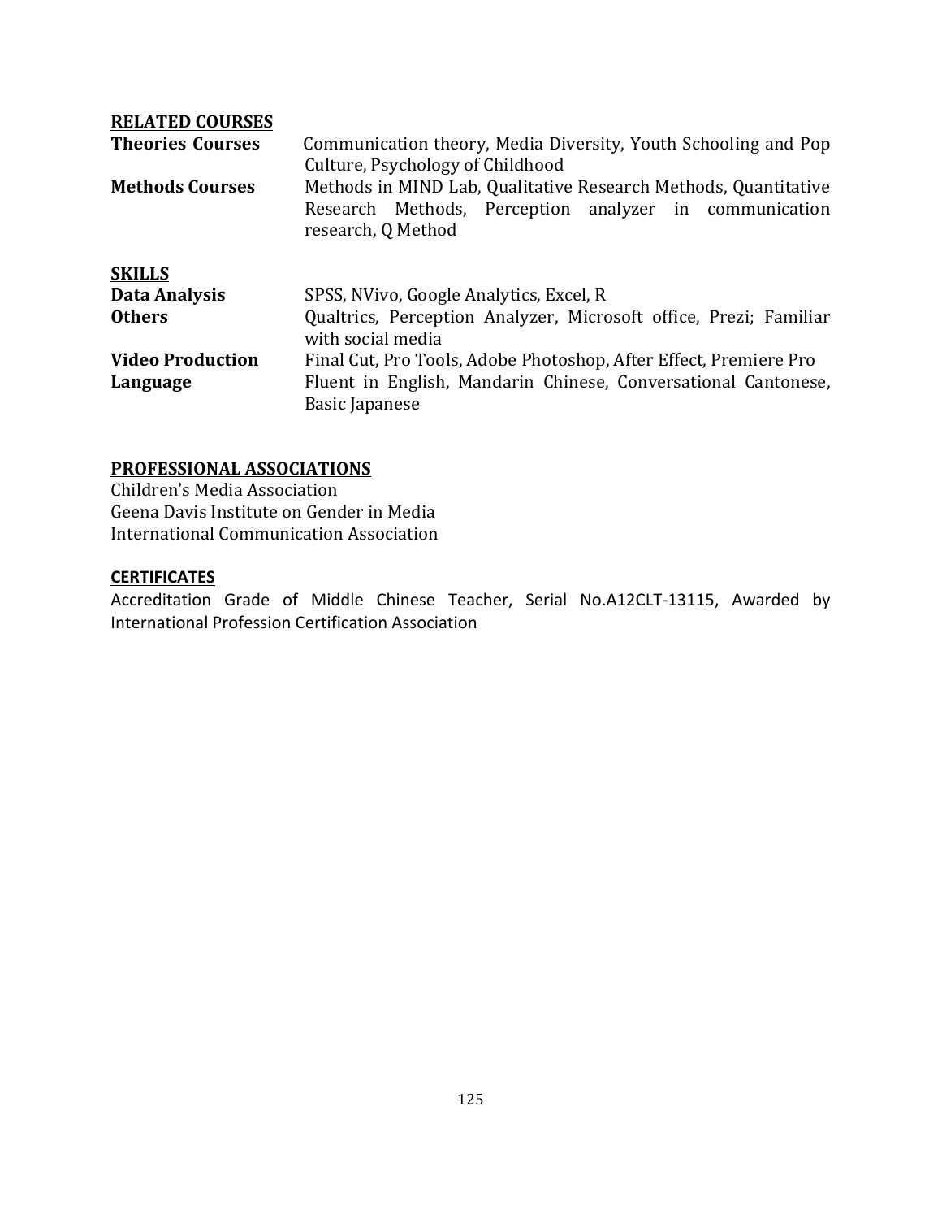## RELATED COURSES

| | |
|---|---|
| **Theories Courses** | Communication theory, Media Diversity, Youth Schooling and Pop Culture, Psychology of Childhood |
| **Methods Courses** | Methods in MIND Lab, Qualitative Research Methods, Quantitative Research Methods, Perception analyzer in communication research, Q Method |

## SKILLS

| | |
|---|---|
| **Data Analysis** | SPSS, NVivo, Google Analytics, Excel, R |
| **Others** | Qualtrics, Perception Analyzer, Microsoft office, Prezi; Familiar with social media |
| **Video Production** | Final Cut, Pro Tools, Adobe Photoshop, After Effect, Premiere Pro |
| **Language** | Fluent in English, Mandarin Chinese, Conversational Cantonese, Basic Japanese |

## PROFESSIONAL ASSOCIATIONS

Children's Media Association
Geena Davis Institute on Gender in Media
International Communication Association

## CERTIFICATES

Accreditation Grade of Middle Chinese Teacher, Serial No.A12CLT-13115, Awarded by International Profession Certification Association